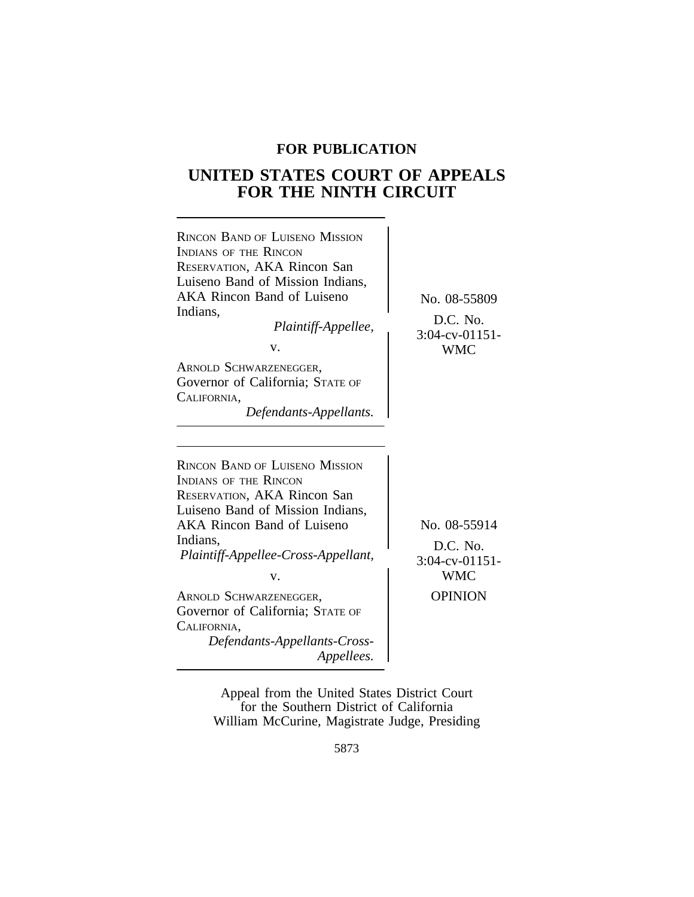**FOR PUBLICATION**

# UNITED STATES COURT OF APPEALS FOR THE NINTH CIRCUIT

RINCON BAND OF LUISENO MISSION INDIANS OF THE RINCON RESERVATION, AKA Rincon San Luiseno Band of Mission Indians, AKA Rincon Band of Luiseno Indians,
*Plaintiff-Appellee,*

v.

ARNOLD SCHWARZENEGGER, Governor of California; STATE OF CALIFORNIA,
*Defendants-Appellants.*

No. 08-55809

D.C. No. 3:04-cv-01151-WMC

---

RINCON BAND OF LUISENO MISSION INDIANS OF THE RINCON RESERVATION, AKA Rincon San Luiseno Band of Mission Indians, AKA Rincon Band of Luiseno Indians,
*Plaintiff-Appellee-Cross-Appellant,*

v.

ARNOLD SCHWARZENEGGER, Governor of California; STATE OF CALIFORNIA,
*Defendants-Appellants-Cross-Appellees.*

No. 08-55914

D.C. No. 3:04-cv-01151-WMC

OPINION

Appeal from the United States District Court
for the Southern District of California
William McCurine, Magistrate Judge, Presiding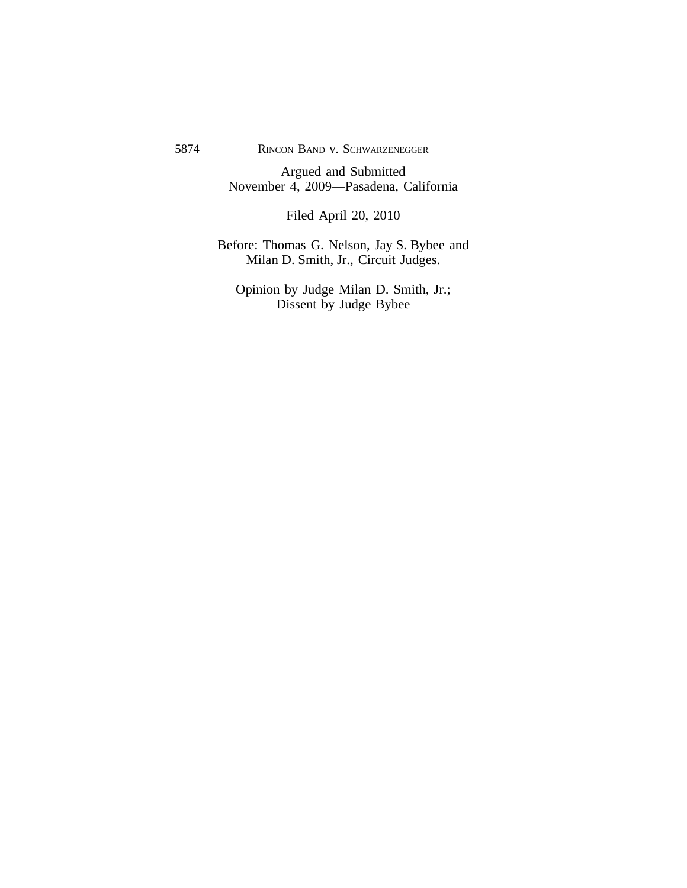Argued and Submitted
November 4, 2009—Pasadena, California

Filed April 20, 2010

Before: Thomas G. Nelson, Jay S. Bybee and
Milan D. Smith, Jr., Circuit Judges.

Opinion by Judge Milan D. Smith, Jr.;
Dissent by Judge Bybee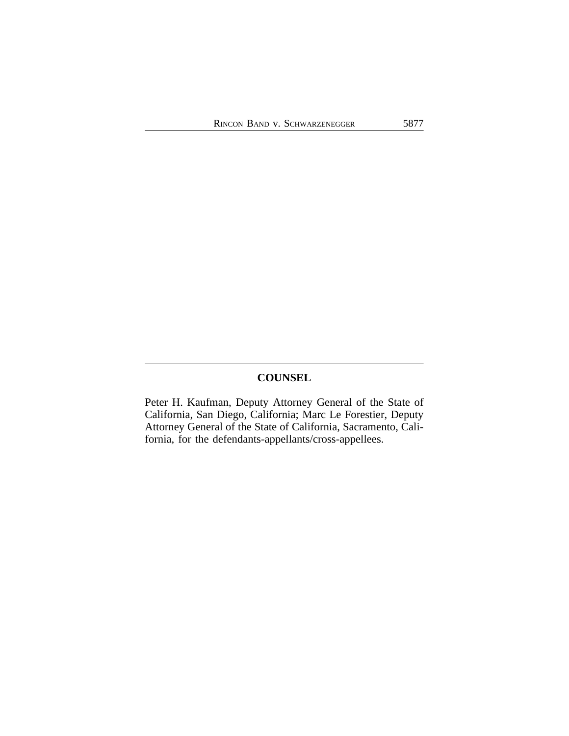## COUNSEL

Peter H. Kaufman, Deputy Attorney General of the State of California, San Diego, California; Marc Le Forestier, Deputy Attorney General of the State of California, Sacramento, California, for the defendants-appellants/cross-appellees.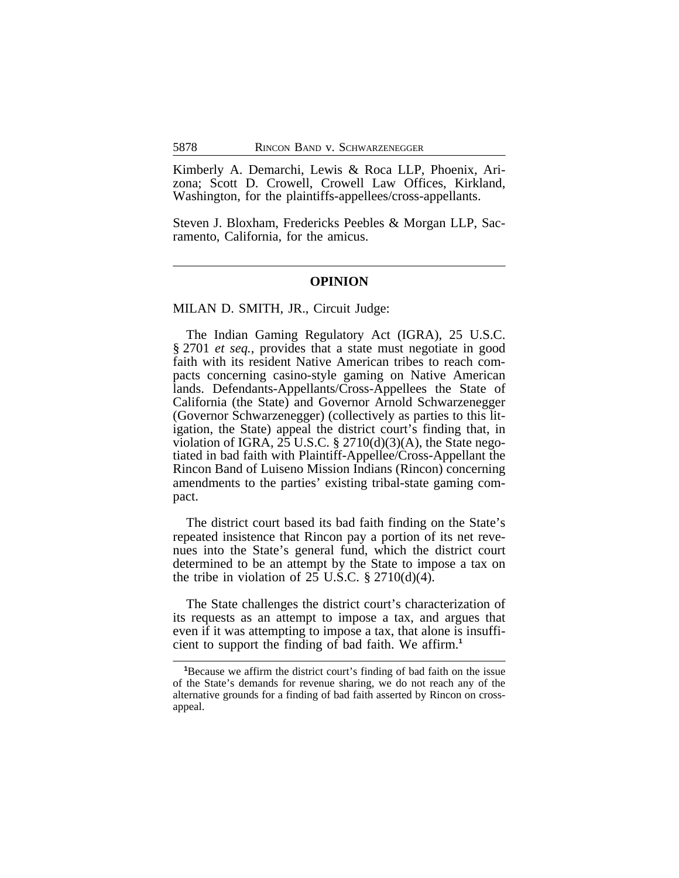Kimberly A. Demarchi, Lewis & Roca LLP, Phoenix, Arizona; Scott D. Crowell, Crowell Law Offices, Kirkland, Washington, for the plaintiffs-appellees/cross-appellants.

Steven J. Bloxham, Fredericks Peebles & Morgan LLP, Sacramento, California, for the amicus.

---

## OPINION

MILAN D. SMITH, JR., Circuit Judge:

The Indian Gaming Regulatory Act (IGRA), 25 U.S.C. § 2701 *et seq.*, provides that a state must negotiate in good faith with its resident Native American tribes to reach compacts concerning casino-style gaming on Native American lands. Defendants-Appellants/Cross-Appellees the State of California (the State) and Governor Arnold Schwarzenegger (Governor Schwarzenegger) (collectively as parties to this litigation, the State) appeal the district court's finding that, in violation of IGRA, 25 U.S.C. § 2710(d)(3)(A), the State negotiated in bad faith with Plaintiff-Appellee/Cross-Appellant the Rincon Band of Luiseno Mission Indians (Rincon) concerning amendments to the parties' existing tribal-state gaming compact.

The district court based its bad faith finding on the State's repeated insistence that Rincon pay a portion of its net revenues into the State's general fund, which the district court determined to be an attempt by the State to impose a tax on the tribe in violation of 25 U.S.C. § 2710(d)(4).

The State challenges the district court's characterization of its requests as an attempt to impose a tax, and argues that even if it was attempting to impose a tax, that alone is insufficient to support the finding of bad faith. We affirm.[1]

---

[1]Because we affirm the district court's finding of bad faith on the issue of the State's demands for revenue sharing, we do not reach any of the alternative grounds for a finding of bad faith asserted by Rincon on cross-appeal.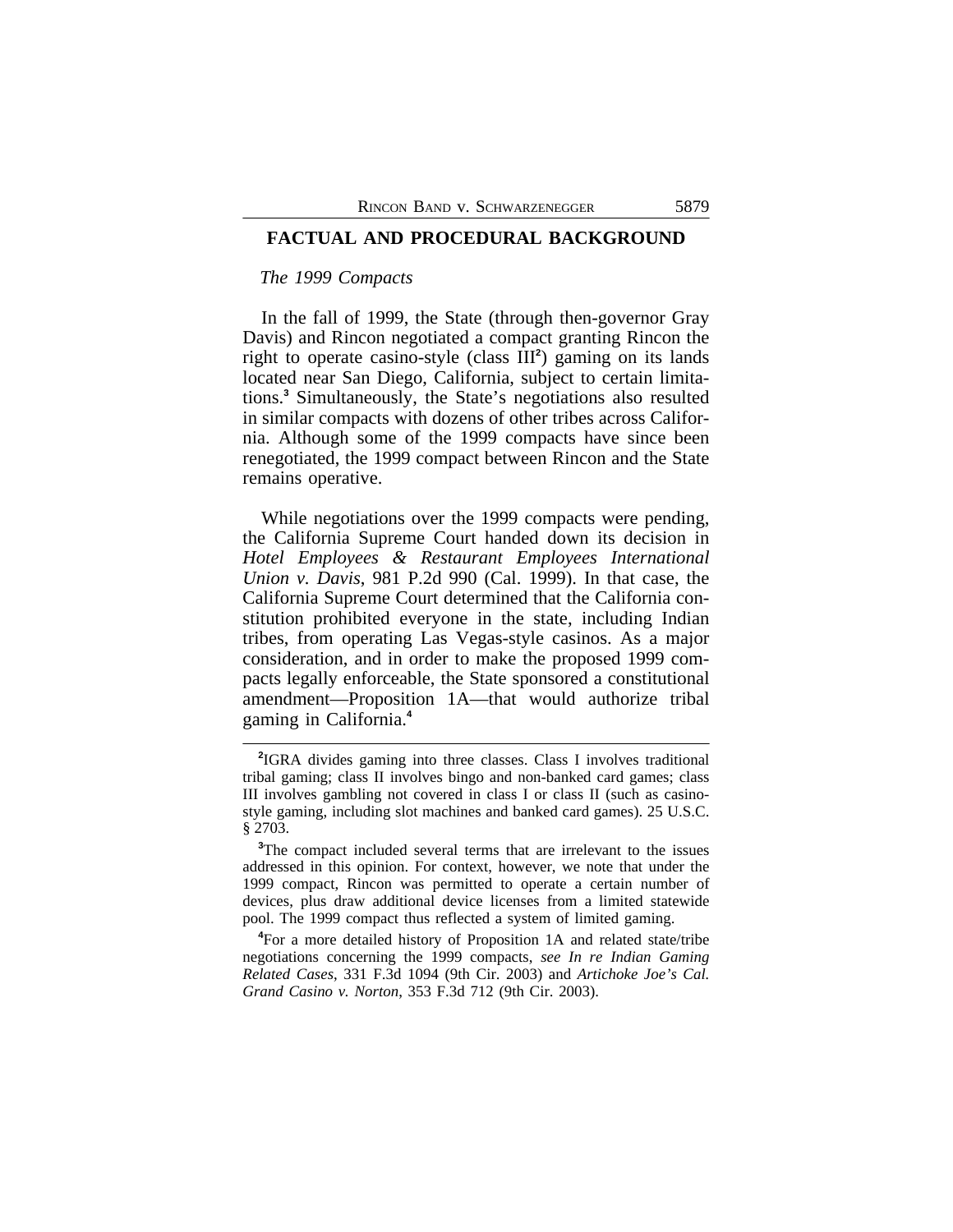## FACTUAL AND PROCEDURAL BACKGROUND

*The 1999 Compacts*

In the fall of 1999, the State (through then-governor Gray Davis) and Rincon negotiated a compact granting Rincon the right to operate casino-style (class III[2]) gaming on its lands located near San Diego, California, subject to certain limitations.[3] Simultaneously, the State's negotiations also resulted in similar compacts with dozens of other tribes across California. Although some of the 1999 compacts have since been renegotiated, the 1999 compact between Rincon and the State remains operative.

While negotiations over the 1999 compacts were pending, the California Supreme Court handed down its decision in *Hotel Employees & Restaurant Employees International Union v. Davis*, 981 P.2d 990 (Cal. 1999). In that case, the California Supreme Court determined that the California constitution prohibited everyone in the state, including Indian tribes, from operating Las Vegas-style casinos. As a major consideration, and in order to make the proposed 1999 compacts legally enforceable, the State sponsored a constitutional amendment—Proposition 1A—that would authorize tribal gaming in California.[4]

---

[2]IGRA divides gaming into three classes. Class I involves traditional tribal gaming; class II involves bingo and non-banked card games; class III involves gambling not covered in class I or class II (such as casino-style gaming, including slot machines and banked card games). 25 U.S.C. § 2703.

[3]The compact included several terms that are irrelevant to the issues addressed in this opinion. For context, however, we note that under the 1999 compact, Rincon was permitted to operate a certain number of devices, plus draw additional device licenses from a limited statewide pool. The 1999 compact thus reflected a system of limited gaming.

[4]For a more detailed history of Proposition 1A and related state/tribe negotiations concerning the 1999 compacts, *see In re Indian Gaming Related Cases*, 331 F.3d 1094 (9th Cir. 2003) and *Artichoke Joe's Cal. Grand Casino v. Norton*, 353 F.3d 712 (9th Cir. 2003).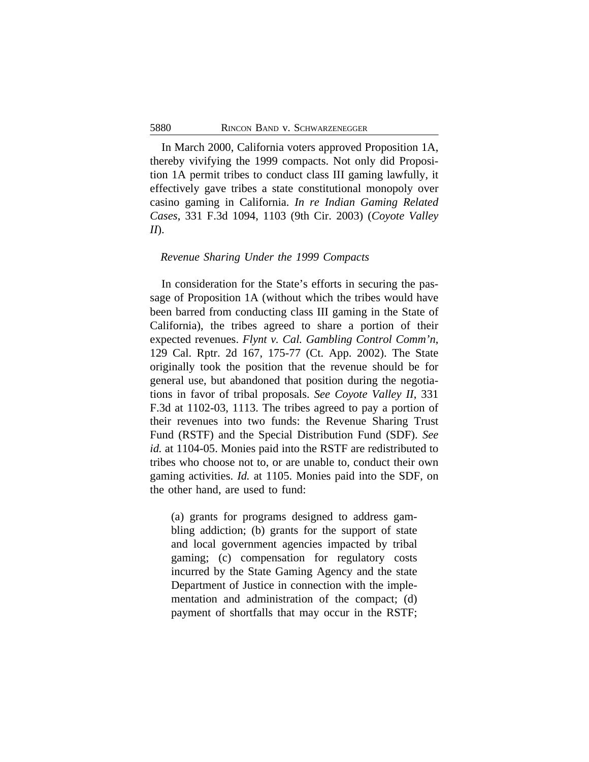In March 2000, California voters approved Proposition 1A, thereby vivifying the 1999 compacts. Not only did Proposition 1A permit tribes to conduct class III gaming lawfully, it effectively gave tribes a state constitutional monopoly over casino gaming in California. *In re Indian Gaming Related Cases*, 331 F.3d 1094, 1103 (9th Cir. 2003) (*Coyote Valley II*).

*Revenue Sharing Under the 1999 Compacts*

In consideration for the State's efforts in securing the passage of Proposition 1A (without which the tribes would have been barred from conducting class III gaming in the State of California), the tribes agreed to share a portion of their expected revenues. *Flynt v. Cal. Gambling Control Comm'n*, 129 Cal. Rptr. 2d 167, 175-77 (Ct. App. 2002). The State originally took the position that the revenue should be for general use, but abandoned that position during the negotiations in favor of tribal proposals. *See Coyote Valley II*, 331 F.3d at 1102-03, 1113. The tribes agreed to pay a portion of their revenues into two funds: the Revenue Sharing Trust Fund (RSTF) and the Special Distribution Fund (SDF). *See id.* at 1104-05. Monies paid into the RSTF are redistributed to tribes who choose not to, or are unable to, conduct their own gaming activities. *Id.* at 1105. Monies paid into the SDF, on the other hand, are used to fund:

> (a) grants for programs designed to address gambling addiction; (b) grants for the support of state and local government agencies impacted by tribal gaming; (c) compensation for regulatory costs incurred by the State Gaming Agency and the state Department of Justice in connection with the implementation and administration of the compact; (d) payment of shortfalls that may occur in the RSTF;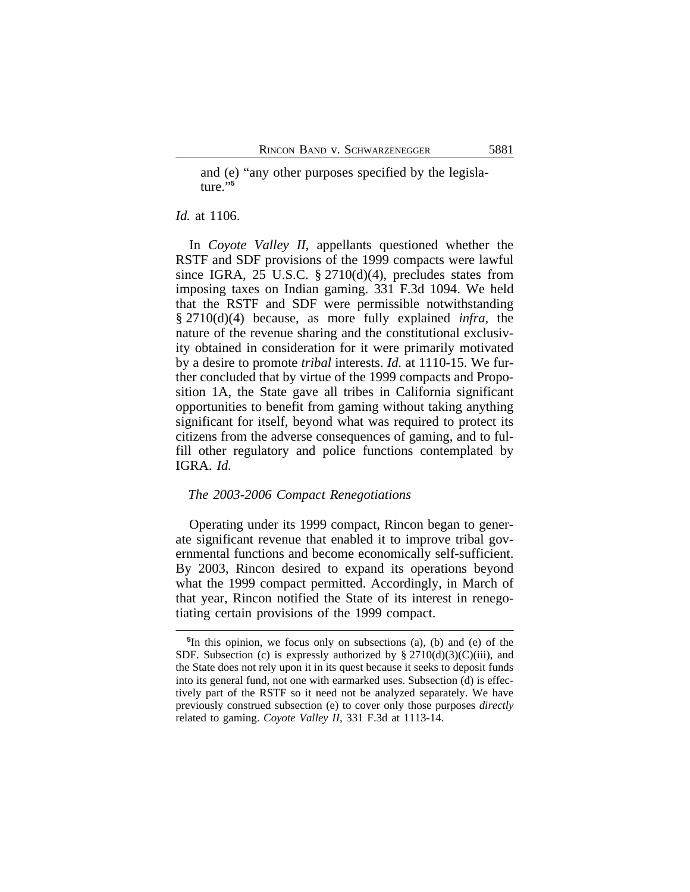> and (e) "any other purposes specified by the legislature."[5]

*Id.* at 1106.

In *Coyote Valley II*, appellants questioned whether the RSTF and SDF provisions of the 1999 compacts were lawful since IGRA, 25 U.S.C. § 2710(d)(4), precludes states from imposing taxes on Indian gaming. 331 F.3d 1094. We held that the RSTF and SDF were permissible notwithstanding § 2710(d)(4) because, as more fully explained *infra*, the nature of the revenue sharing and the constitutional exclusivity obtained in consideration for it were primarily motivated by a desire to promote *tribal* interests. *Id.* at 1110-15. We further concluded that by virtue of the 1999 compacts and Proposition 1A, the State gave all tribes in California significant opportunities to benefit from gaming without taking anything significant for itself, beyond what was required to protect its citizens from the adverse consequences of gaming, and to fulfill other regulatory and police functions contemplated by IGRA. *Id.*

*The 2003-2006 Compact Renegotiations*

Operating under its 1999 compact, Rincon began to generate significant revenue that enabled it to improve tribal governmental functions and become economically self-sufficient. By 2003, Rincon desired to expand its operations beyond what the 1999 compact permitted. Accordingly, in March of that year, Rincon notified the State of its interest in renegotiating certain provisions of the 1999 compact.

---

[5]In this opinion, we focus only on subsections (a), (b) and (e) of the SDF. Subsection (c) is expressly authorized by § 2710(d)(3)(C)(iii), and the State does not rely upon it in its quest because it seeks to deposit funds into its general fund, not one with earmarked uses. Subsection (d) is effectively part of the RSTF so it need not be analyzed separately. We have previously construed subsection (e) to cover only those purposes *directly* related to gaming. *Coyote Valley II*, 331 F.3d at 1113-14.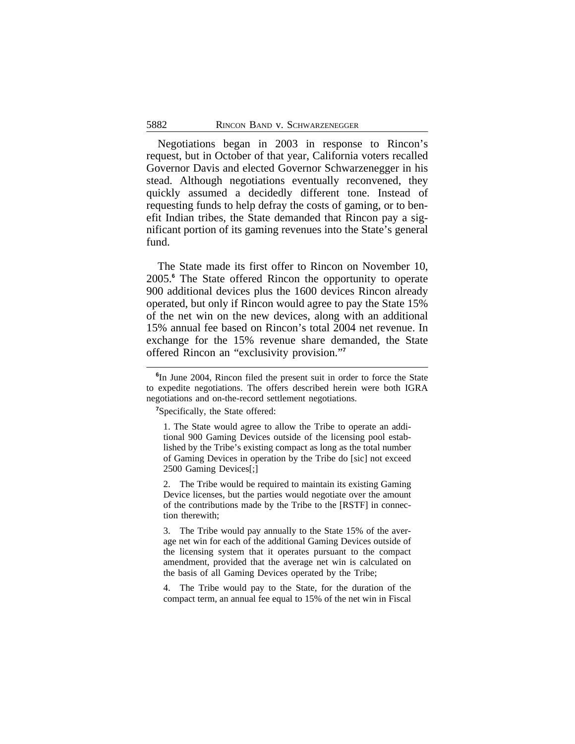Negotiations began in 2003 in response to Rincon's request, but in October of that year, California voters recalled Governor Davis and elected Governor Schwarzenegger in his stead. Although negotiations eventually reconvened, they quickly assumed a decidedly different tone. Instead of requesting funds to help defray the costs of gaming, or to benefit Indian tribes, the State demanded that Rincon pay a significant portion of its gaming revenues into the State's general fund.

The State made its first offer to Rincon on November 10, 2005.[6] The State offered Rincon the opportunity to operate 900 additional devices plus the 1600 devices Rincon already operated, but only if Rincon would agree to pay the State 15% of the net win on the new devices, along with an additional 15% annual fee based on Rincon's total 2004 net revenue. In exchange for the 15% revenue share demanded, the State offered Rincon an "exclusivity provision."[7]

---

[6]In June 2004, Rincon filed the present suit in order to force the State to expedite negotiations. The offers described herein were both IGRA negotiations and on-the-record settlement negotiations.

[7]Specifically, the State offered:

> 1. The State would agree to allow the Tribe to operate an additional 900 Gaming Devices outside of the licensing pool established by the Tribe's existing compact as long as the total number of Gaming Devices in operation by the Tribe do [sic] not exceed 2500 Gaming Devices[;]
>
> 2. The Tribe would be required to maintain its existing Gaming Device licenses, but the parties would negotiate over the amount of the contributions made by the Tribe to the [RSTF] in connection therewith;
>
> 3. The Tribe would pay annually to the State 15% of the average net win for each of the additional Gaming Devices outside of the licensing system that it operates pursuant to the compact amendment, provided that the average net win is calculated on the basis of all Gaming Devices operated by the Tribe;
>
> 4. The Tribe would pay to the State, for the duration of the compact term, an annual fee equal to 15% of the net win in Fiscal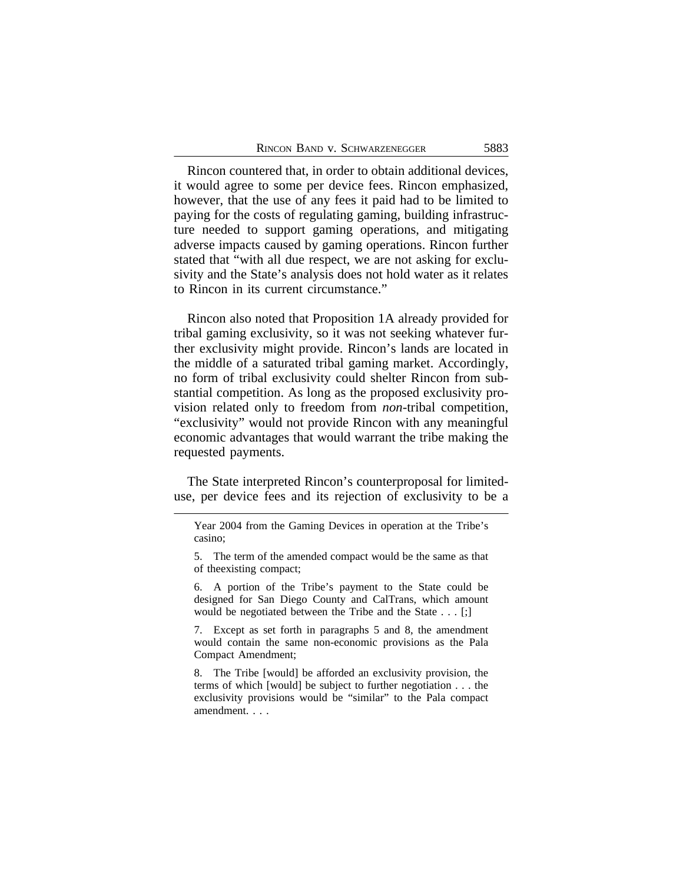Rincon countered that, in order to obtain additional devices, it would agree to some per device fees. Rincon emphasized, however, that the use of any fees it paid had to be limited to paying for the costs of regulating gaming, building infrastructure needed to support gaming operations, and mitigating adverse impacts caused by gaming operations. Rincon further stated that "with all due respect, we are not asking for exclusivity and the State's analysis does not hold water as it relates to Rincon in its current circumstance."

Rincon also noted that Proposition 1A already provided for tribal gaming exclusivity, so it was not seeking whatever further exclusivity might provide. Rincon's lands are located in the middle of a saturated tribal gaming market. Accordingly, no form of tribal exclusivity could shelter Rincon from substantial competition. As long as the proposed exclusivity provision related only to freedom from *non*-tribal competition, "exclusivity" would not provide Rincon with any meaningful economic advantages that would warrant the tribe making the requested payments.

The State interpreted Rincon's counterproposal for limited-use, per device fees and its rejection of exclusivity to be a

---

Year 2004 from the Gaming Devices in operation at the Tribe's casino;

5. The term of the amended compact would be the same as that of theexisting compact;

6. A portion of the Tribe's payment to the State could be designed for San Diego County and CalTrans, which amount would be negotiated between the Tribe and the State . . . [;]

7. Except as set forth in paragraphs 5 and 8, the amendment would contain the same non-economic provisions as the Pala Compact Amendment;

8. The Tribe [would] be afforded an exclusivity provision, the terms of which [would] be subject to further negotiation . . . the exclusivity provisions would be "similar" to the Pala compact amendment. . . .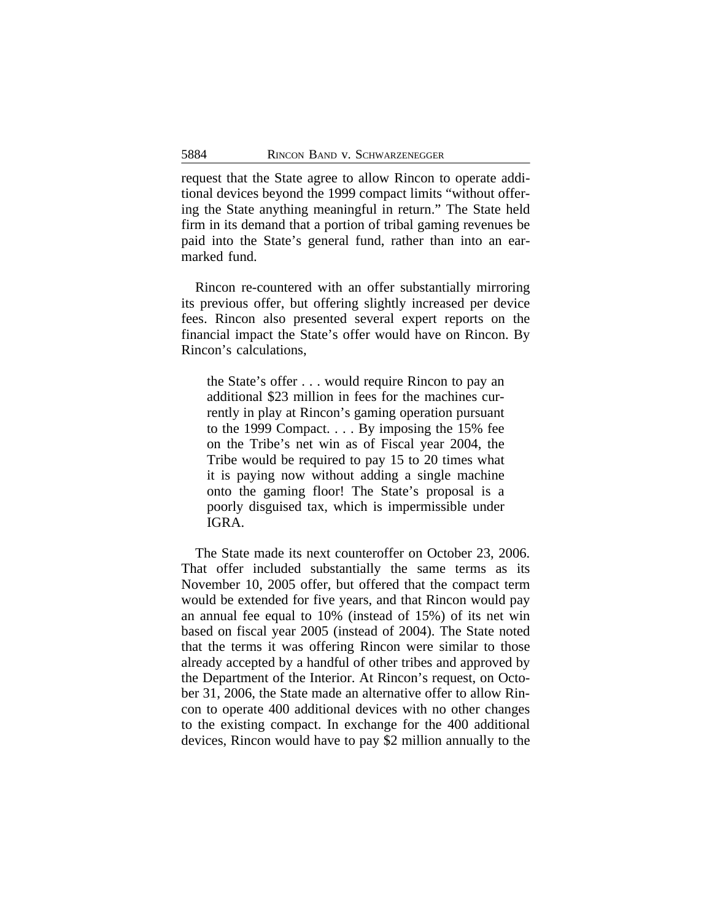request that the State agree to allow Rincon to operate additional devices beyond the 1999 compact limits "without offering the State anything meaningful in return." The State held firm in its demand that a portion of tribal gaming revenues be paid into the State's general fund, rather than into an earmarked fund.

Rincon re-countered with an offer substantially mirroring its previous offer, but offering slightly increased per device fees. Rincon also presented several expert reports on the financial impact the State's offer would have on Rincon. By Rincon's calculations,

> the State's offer . . . would require Rincon to pay an additional $23 million in fees for the machines currently in play at Rincon's gaming operation pursuant to the 1999 Compact. . . . By imposing the 15% fee on the Tribe's net win as of Fiscal year 2004, the Tribe would be required to pay 15 to 20 times what it is paying now without adding a single machine onto the gaming floor! The State's proposal is a poorly disguised tax, which is impermissible under IGRA.

The State made its next counteroffer on October 23, 2006. That offer included substantially the same terms as its November 10, 2005 offer, but offered that the compact term would be extended for five years, and that Rincon would pay an annual fee equal to 10% (instead of 15%) of its net win based on fiscal year 2005 (instead of 2004). The State noted that the terms it was offering Rincon were similar to those already accepted by a handful of other tribes and approved by the Department of the Interior. At Rincon's request, on October 31, 2006, the State made an alternative offer to allow Rincon to operate 400 additional devices with no other changes to the existing compact. In exchange for the 400 additional devices, Rincon would have to pay $2 million annually to the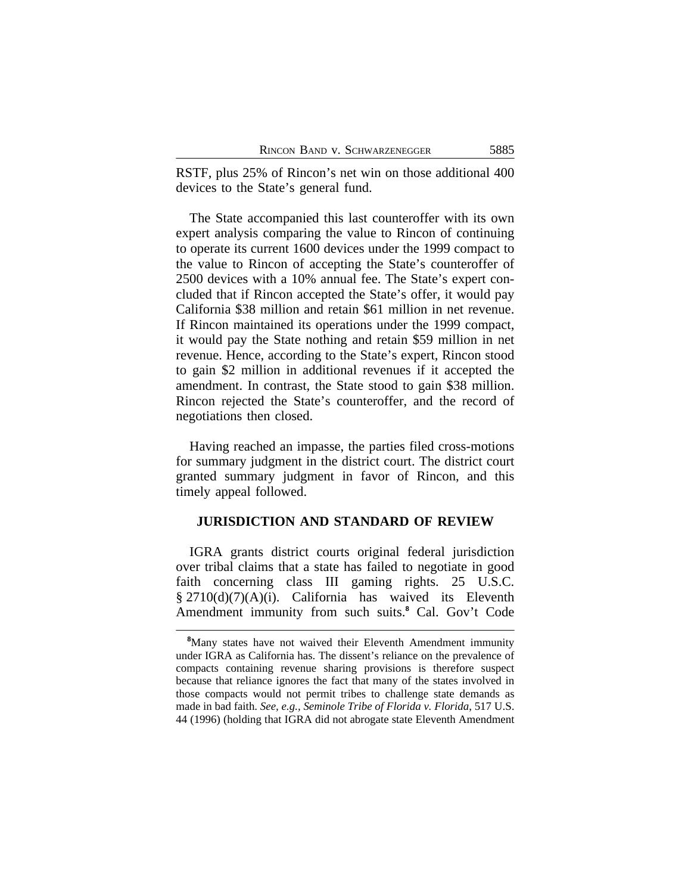RSTF, plus 25% of Rincon's net win on those additional 400 devices to the State's general fund.

The State accompanied this last counteroffer with its own expert analysis comparing the value to Rincon of continuing to operate its current 1600 devices under the 1999 compact to the value to Rincon of accepting the State's counteroffer of 2500 devices with a 10% annual fee. The State's expert concluded that if Rincon accepted the State's offer, it would pay California $38 million and retain $61 million in net revenue. If Rincon maintained its operations under the 1999 compact, it would pay the State nothing and retain $59 million in net revenue. Hence, according to the State's expert, Rincon stood to gain $2 million in additional revenues if it accepted the amendment. In contrast, the State stood to gain $38 million. Rincon rejected the State's counteroffer, and the record of negotiations then closed.

Having reached an impasse, the parties filed cross-motions for summary judgment in the district court. The district court granted summary judgment in favor of Rincon, and this timely appeal followed.

## JURISDICTION AND STANDARD OF REVIEW

IGRA grants district courts original federal jurisdiction over tribal claims that a state has failed to negotiate in good faith concerning class III gaming rights. 25 U.S.C. § 2710(d)(7)(A)(i). California has waived its Eleventh Amendment immunity from such suits.[8] Cal. Gov't Code

---

[8]Many states have not waived their Eleventh Amendment immunity under IGRA as California has. The dissent's reliance on the prevalence of compacts containing revenue sharing provisions is therefore suspect because that reliance ignores the fact that many of the states involved in those compacts would not permit tribes to challenge state demands as made in bad faith. *See, e.g., Seminole Tribe of Florida v. Florida*, 517 U.S. 44 (1996) (holding that IGRA did not abrogate state Eleventh Amendment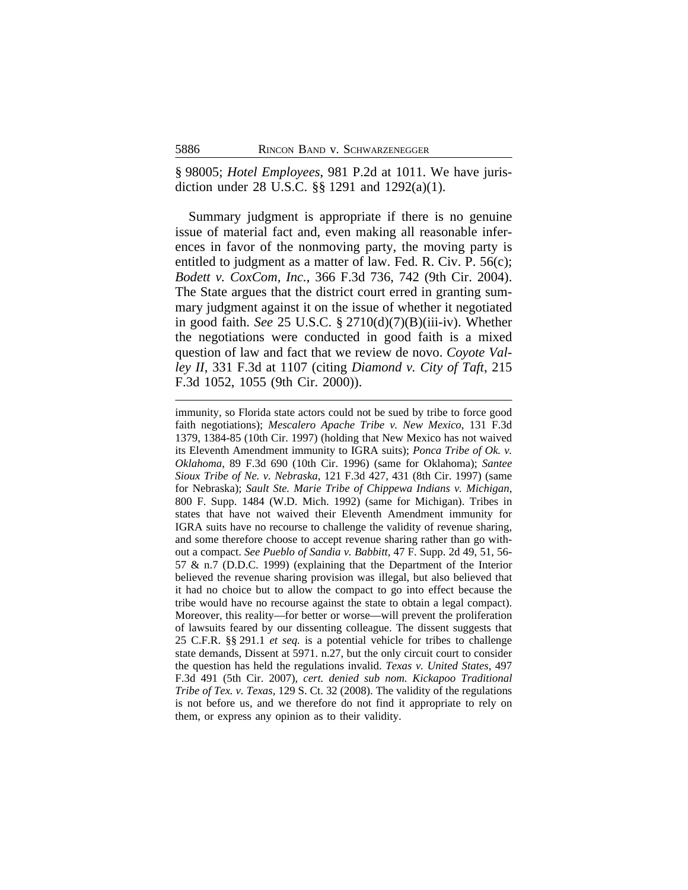§ 98005; *Hotel Employees*, 981 P.2d at 1011. We have jurisdiction under 28 U.S.C. §§ 1291 and 1292(a)(1).

Summary judgment is appropriate if there is no genuine issue of material fact and, even making all reasonable inferences in favor of the nonmoving party, the moving party is entitled to judgment as a matter of law. Fed. R. Civ. P. 56(c); *Bodett v. CoxCom, Inc.*, 366 F.3d 736, 742 (9th Cir. 2004). The State argues that the district court erred in granting summary judgment against it on the issue of whether it negotiated in good faith. *See* 25 U.S.C. § 2710(d)(7)(B)(iii-iv). Whether the negotiations were conducted in good faith is a mixed question of law and fact that we review de novo. *Coyote Valley II*, 331 F.3d at 1107 (citing *Diamond v. City of Taft*, 215 F.3d 1052, 1055 (9th Cir. 2000)).

---

immunity, so Florida state actors could not be sued by tribe to force good faith negotiations); *Mescalero Apache Tribe v. New Mexico*, 131 F.3d 1379, 1384-85 (10th Cir. 1997) (holding that New Mexico has not waived its Eleventh Amendment immunity to IGRA suits); *Ponca Tribe of Ok. v. Oklahoma*, 89 F.3d 690 (10th Cir. 1996) (same for Oklahoma); *Santee Sioux Tribe of Ne. v. Nebraska*, 121 F.3d 427, 431 (8th Cir. 1997) (same for Nebraska); *Sault Ste. Marie Tribe of Chippewa Indians v. Michigan*, 800 F. Supp. 1484 (W.D. Mich. 1992) (same for Michigan). Tribes in states that have not waived their Eleventh Amendment immunity for IGRA suits have no recourse to challenge the validity of revenue sharing, and some therefore choose to accept revenue sharing rather than go without a compact. *See Pueblo of Sandia v. Babbitt*, 47 F. Supp. 2d 49, 51, 56-57 & n.7 (D.D.C. 1999) (explaining that the Department of the Interior believed the revenue sharing provision was illegal, but also believed that it had no choice but to allow the compact to go into effect because the tribe would have no recourse against the state to obtain a legal compact). Moreover, this reality—for better or worse—will prevent the proliferation of lawsuits feared by our dissenting colleague. The dissent suggests that 25 C.F.R. §§ 291.1 *et seq.* is a potential vehicle for tribes to challenge state demands, Dissent at 5971. n.27, but the only circuit court to consider the question has held the regulations invalid. *Texas v. United States*, 497 F.3d 491 (5th Cir. 2007), *cert. denied sub nom. Kickapoo Traditional Tribe of Tex. v. Texas*, 129 S. Ct. 32 (2008). The validity of the regulations is not before us, and we therefore do not find it appropriate to rely on them, or express any opinion as to their validity.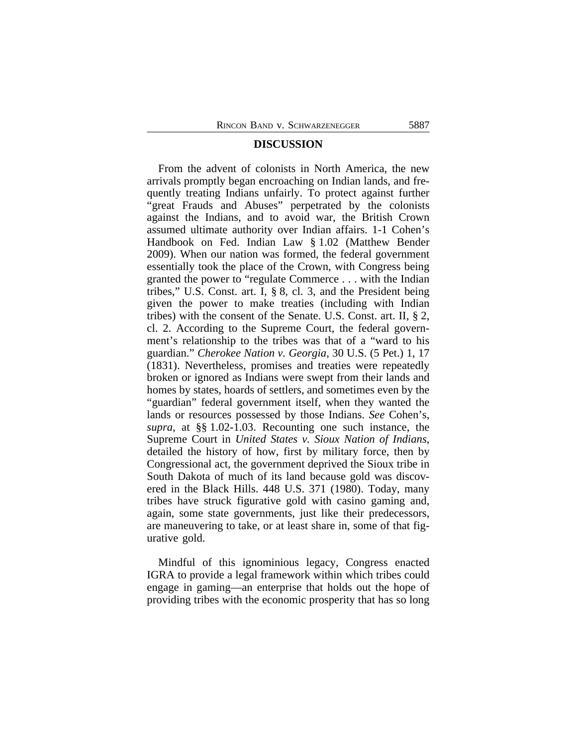## DISCUSSION

From the advent of colonists in North America, the new arrivals promptly began encroaching on Indian lands, and frequently treating Indians unfairly. To protect against further "great Frauds and Abuses" perpetrated by the colonists against the Indians, and to avoid war, the British Crown assumed ultimate authority over Indian affairs. 1-1 Cohen's Handbook on Fed. Indian Law § 1.02 (Matthew Bender 2009). When our nation was formed, the federal government essentially took the place of the Crown, with Congress being granted the power to "regulate Commerce . . . with the Indian tribes," U.S. Const. art. I, § 8, cl. 3, and the President being given the power to make treaties (including with Indian tribes) with the consent of the Senate. U.S. Const. art. II, § 2, cl. 2. According to the Supreme Court, the federal government's relationship to the tribes was that of a "ward to his guardian." *Cherokee Nation v. Georgia*, 30 U.S. (5 Pet.) 1, 17 (1831). Nevertheless, promises and treaties were repeatedly broken or ignored as Indians were swept from their lands and homes by states, hoards of settlers, and sometimes even by the "guardian" federal government itself, when they wanted the lands or resources possessed by those Indians. *See* Cohen's, *supra*, at §§ 1.02-1.03. Recounting one such instance, the Supreme Court in *United States v. Sioux Nation of Indians*, detailed the history of how, first by military force, then by Congressional act, the government deprived the Sioux tribe in South Dakota of much of its land because gold was discovered in the Black Hills. 448 U.S. 371 (1980). Today, many tribes have struck figurative gold with casino gaming and, again, some state governments, just like their predecessors, are maneuvering to take, or at least share in, some of that figurative gold.

Mindful of this ignominious legacy, Congress enacted IGRA to provide a legal framework within which tribes could engage in gaming—an enterprise that holds out the hope of providing tribes with the economic prosperity that has so long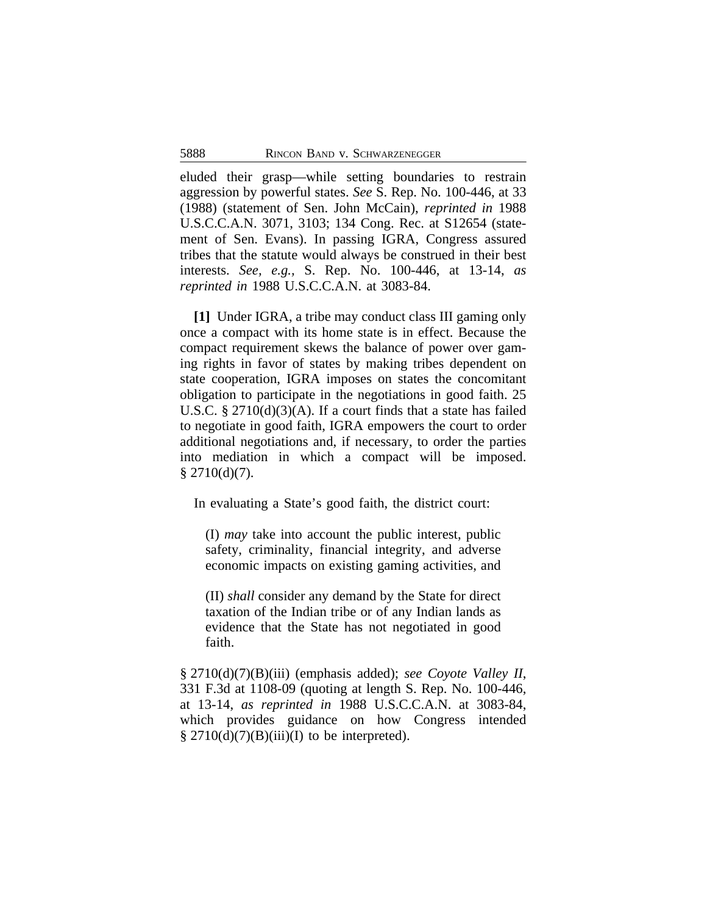eluded their grasp—while setting boundaries to restrain aggression by powerful states. *See* S. Rep. No. 100-446, at 33 (1988) (statement of Sen. John McCain), *reprinted in* 1988 U.S.C.C.A.N. 3071, 3103; 134 Cong. Rec. at S12654 (statement of Sen. Evans). In passing IGRA, Congress assured tribes that the statute would always be construed in their best interests. *See, e.g.,* S. Rep. No. 100-446, at 13-14, *as reprinted in* 1988 U.S.C.C.A.N. at 3083-84.

**[1]** Under IGRA, a tribe may conduct class III gaming only once a compact with its home state is in effect. Because the compact requirement skews the balance of power over gaming rights in favor of states by making tribes dependent on state cooperation, IGRA imposes on states the concomitant obligation to participate in the negotiations in good faith. 25 U.S.C. § 2710(d)(3)(A). If a court finds that a state has failed to negotiate in good faith, IGRA empowers the court to order additional negotiations and, if necessary, to order the parties into mediation in which a compact will be imposed. § 2710(d)(7).

In evaluating a State's good faith, the district court:

> (I) *may* take into account the public interest, public safety, criminality, financial integrity, and adverse economic impacts on existing gaming activities, and
>
> (II) *shall* consider any demand by the State for direct taxation of the Indian tribe or of any Indian lands as evidence that the State has not negotiated in good faith.

§ 2710(d)(7)(B)(iii) (emphasis added); *see Coyote Valley II*, 331 F.3d at 1108-09 (quoting at length S. Rep. No. 100-446, at 13-14, *as reprinted in* 1988 U.S.C.C.A.N. at 3083-84, which provides guidance on how Congress intended § 2710(d)(7)(B)(iii)(I) to be interpreted).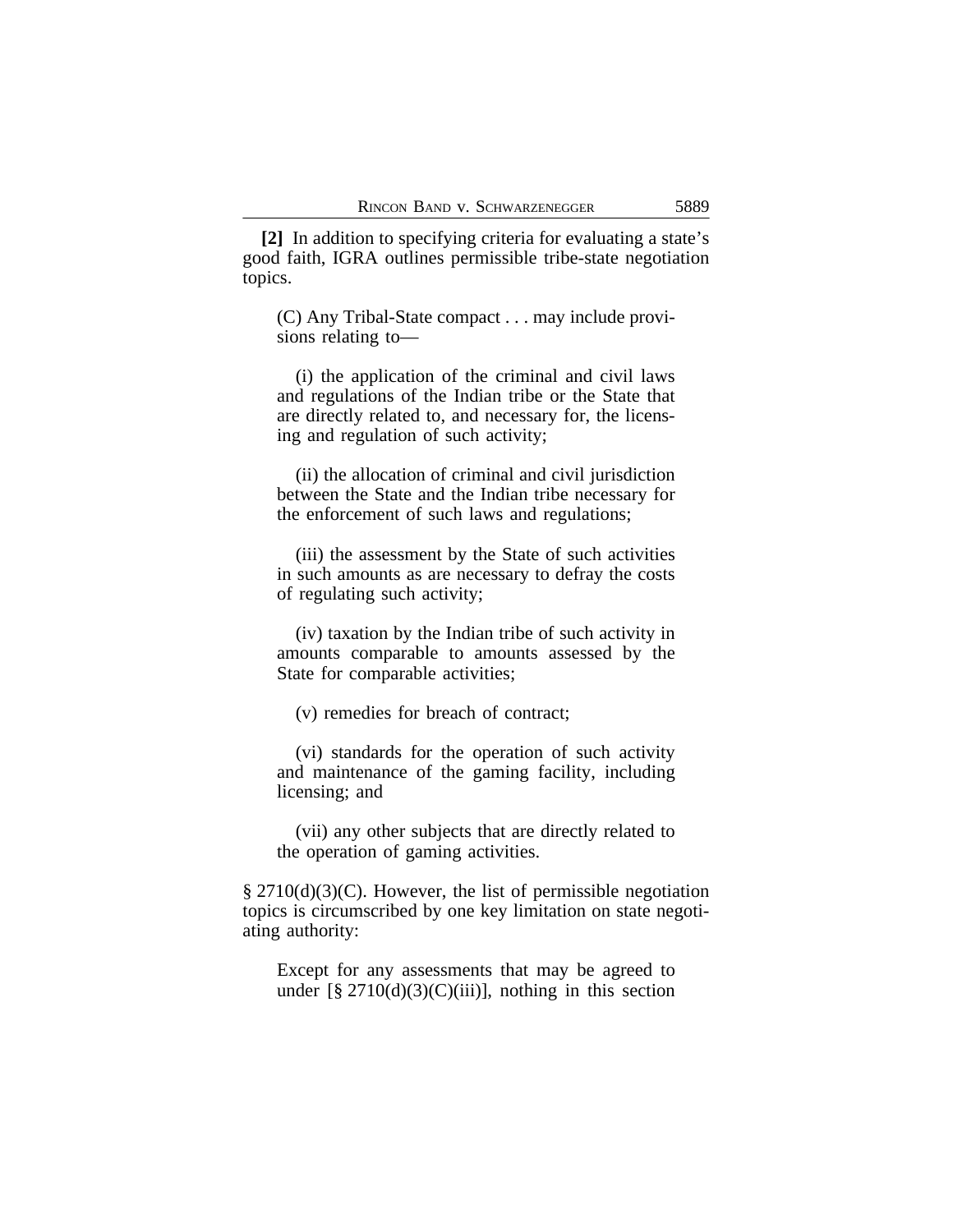**[2]** In addition to specifying criteria for evaluating a state's good faith, IGRA outlines permissible tribe-state negotiation topics.

> (C) Any Tribal-State compact . . . may include provisions relating to—
>
> (i) the application of the criminal and civil laws and regulations of the Indian tribe or the State that are directly related to, and necessary for, the licensing and regulation of such activity;
>
> (ii) the allocation of criminal and civil jurisdiction between the State and the Indian tribe necessary for the enforcement of such laws and regulations;
>
> (iii) the assessment by the State of such activities in such amounts as are necessary to defray the costs of regulating such activity;
>
> (iv) taxation by the Indian tribe of such activity in amounts comparable to amounts assessed by the State for comparable activities;
>
> (v) remedies for breach of contract;
>
> (vi) standards for the operation of such activity and maintenance of the gaming facility, including licensing; and
>
> (vii) any other subjects that are directly related to the operation of gaming activities.

§ 2710(d)(3)(C). However, the list of permissible negotiation topics is circumscribed by one key limitation on state negotiating authority:

> Except for any assessments that may be agreed to under [§ 2710(d)(3)(C)(iii)], nothing in this section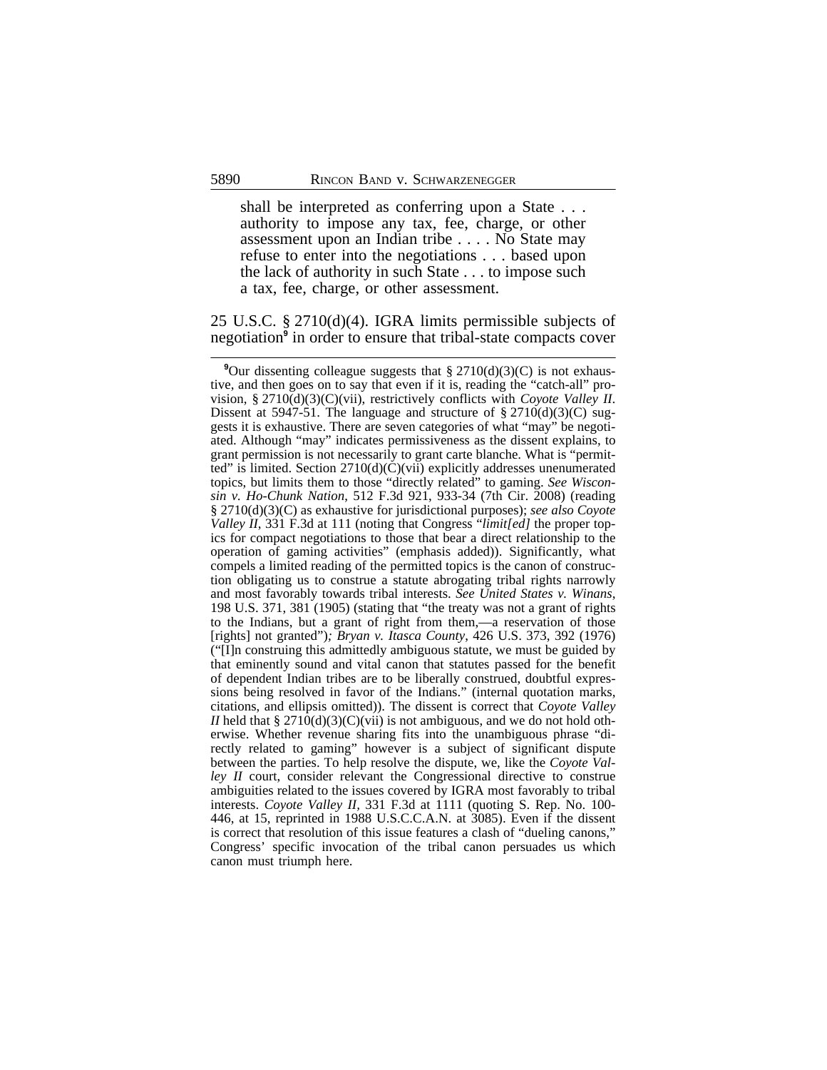> shall be interpreted as conferring upon a State . . . authority to impose any tax, fee, charge, or other assessment upon an Indian tribe . . . . No State may refuse to enter into the negotiations . . . based upon the lack of authority in such State . . . to impose such a tax, fee, charge, or other assessment.

25 U.S.C. § 2710(d)(4). IGRA limits permissible subjects of negotiation[9] in order to ensure that tribal-state compacts cover

---

[9]Our dissenting colleague suggests that § 2710(d)(3)(C) is not exhaustive, and then goes on to say that even if it is, reading the "catch-all" provision, § 2710(d)(3)(C)(vii), restrictively conflicts with *Coyote Valley II*. Dissent at 5947-51. The language and structure of § 2710(d)(3)(C) suggests it is exhaustive. There are seven categories of what "may" be negotiated. Although "may" indicates permissiveness as the dissent explains, to grant permission is not necessarily to grant carte blanche. What is "permitted" is limited. Section 2710(d)(C)(vii) explicitly addresses unenumerated topics, but limits them to those "directly related" to gaming. *See Wisconsin v. Ho-Chunk Nation*, 512 F.3d 921, 933-34 (7th Cir. 2008) (reading § 2710(d)(3)(C) as exhaustive for jurisdictional purposes); *see also Coyote Valley II*, 331 F.3d at 111 (noting that Congress "*limit[ed]* the proper topics for compact negotiations to those that bear a direct relationship to the operation of gaming activities" (emphasis added)). Significantly, what compels a limited reading of the permitted topics is the canon of construction obligating us to construe a statute abrogating tribal rights narrowly and most favorably towards tribal interests. *See United States v. Winans*, 198 U.S. 371, 381 (1905) (stating that "the treaty was not a grant of rights to the Indians, but a grant of right from them,—a reservation of those [rights] not granted")*; Bryan v. Itasca County*, 426 U.S. 373, 392 (1976) ("[I]n construing this admittedly ambiguous statute, we must be guided by that eminently sound and vital canon that statutes passed for the benefit of dependent Indian tribes are to be liberally construed, doubtful expressions being resolved in favor of the Indians." (internal quotation marks, citations, and ellipsis omitted)). The dissent is correct that *Coyote Valley II* held that § 2710(d)(3)(C)(vii) is not ambiguous, and we do not hold otherwise. Whether revenue sharing fits into the unambiguous phrase "directly related to gaming" however is a subject of significant dispute between the parties. To help resolve the dispute, we, like the *Coyote Valley II* court, consider relevant the Congressional directive to construe ambiguities related to the issues covered by IGRA most favorably to tribal interests. *Coyote Valley II*, 331 F.3d at 1111 (quoting S. Rep. No. 100-446, at 15, reprinted in 1988 U.S.C.C.A.N. at 3085). Even if the dissent is correct that resolution of this issue features a clash of "dueling canons," Congress' specific invocation of the tribal canon persuades us which canon must triumph here.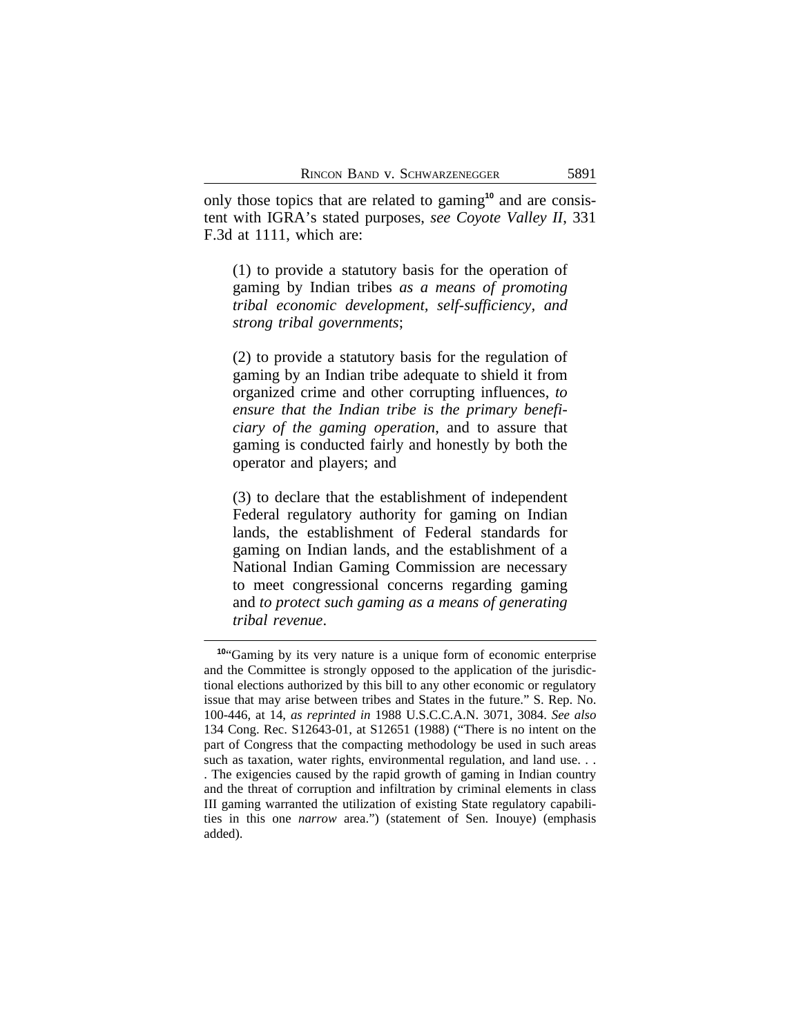only those topics that are related to gaming[10] and are consistent with IGRA's stated purposes, *see Coyote Valley II*, 331 F.3d at 1111, which are:

> (1) to provide a statutory basis for the operation of gaming by Indian tribes *as a means of promoting tribal economic development, self-sufficiency, and strong tribal governments*;
>
> (2) to provide a statutory basis for the regulation of gaming by an Indian tribe adequate to shield it from organized crime and other corrupting influences, *to ensure that the Indian tribe is the primary beneficiary of the gaming operation*, and to assure that gaming is conducted fairly and honestly by both the operator and players; and
>
> (3) to declare that the establishment of independent Federal regulatory authority for gaming on Indian lands, the establishment of Federal standards for gaming on Indian lands, and the establishment of a National Indian Gaming Commission are necessary to meet congressional concerns regarding gaming and *to protect such gaming as a means of generating tribal revenue*.

---

[10]"Gaming by its very nature is a unique form of economic enterprise and the Committee is strongly opposed to the application of the jurisdictional elections authorized by this bill to any other economic or regulatory issue that may arise between tribes and States in the future." S. Rep. No. 100-446, at 14, *as reprinted in* 1988 U.S.C.C.A.N. 3071, 3084. *See also* 134 Cong. Rec. S12643-01, at S12651 (1988) ("There is no intent on the part of Congress that the compacting methodology be used in such areas such as taxation, water rights, environmental regulation, and land use. . . . The exigencies caused by the rapid growth of gaming in Indian country and the threat of corruption and infiltration by criminal elements in class III gaming warranted the utilization of existing State regulatory capabilities in this one *narrow* area.") (statement of Sen. Inouye) (emphasis added).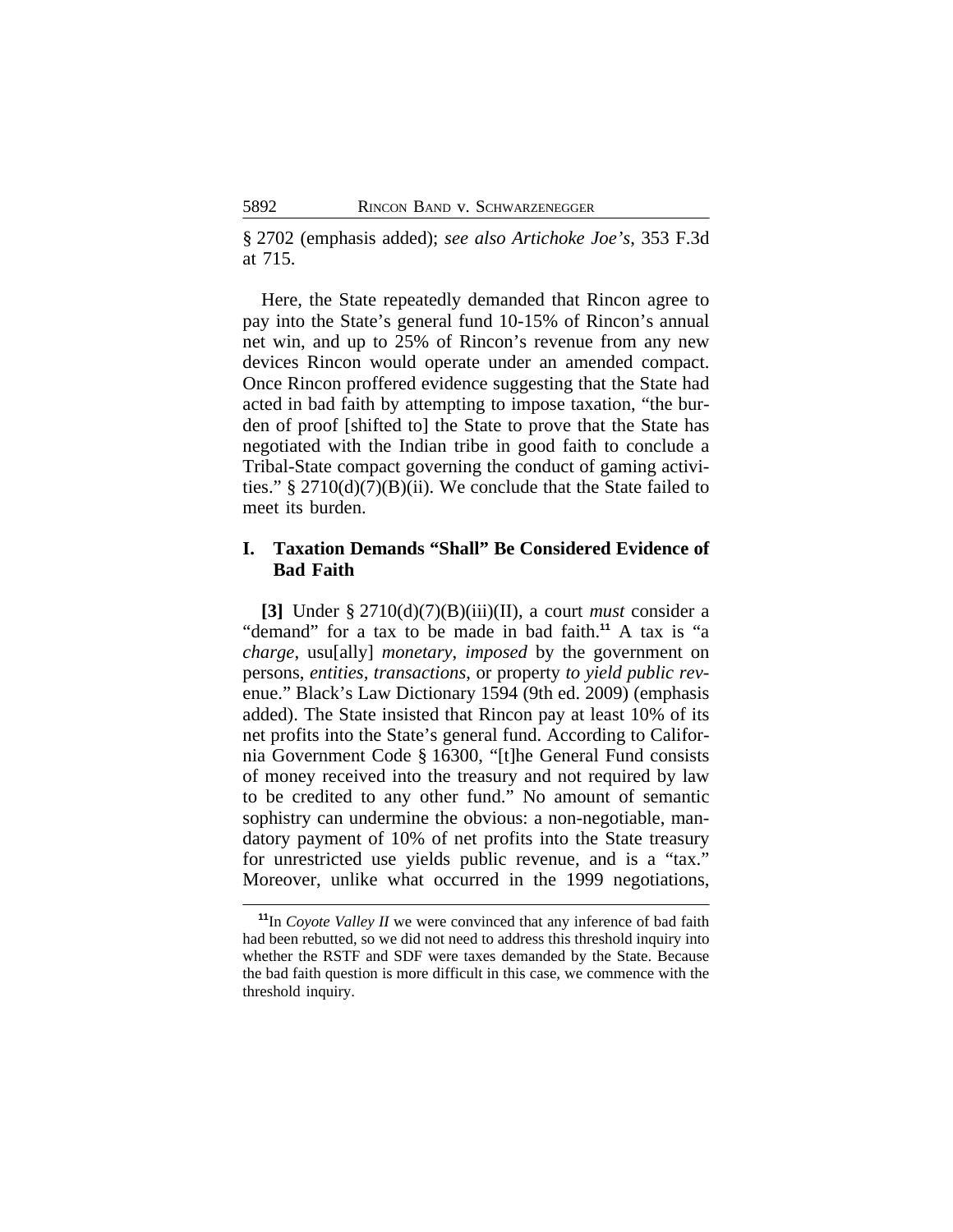§ 2702 (emphasis added); *see also Artichoke Joe's*, 353 F.3d at 715.

Here, the State repeatedly demanded that Rincon agree to pay into the State's general fund 10-15% of Rincon's annual net win, and up to 25% of Rincon's revenue from any new devices Rincon would operate under an amended compact. Once Rincon proffered evidence suggesting that the State had acted in bad faith by attempting to impose taxation, "the burden of proof [shifted to] the State to prove that the State has negotiated with the Indian tribe in good faith to conclude a Tribal-State compact governing the conduct of gaming activities." § 2710(d)(7)(B)(ii). We conclude that the State failed to meet its burden.

## I. Taxation Demands "Shall" Be Considered Evidence of Bad Faith

**[3]** Under § 2710(d)(7)(B)(iii)(II), a court *must* consider a "demand" for a tax to be made in bad faith.[11] A tax is "a *charge*, usu[ally] *monetary*, *imposed* by the government on persons, *entities*, *transactions*, or property *to yield public revenue*." Black's Law Dictionary 1594 (9th ed. 2009) (emphasis added). The State insisted that Rincon pay at least 10% of its net profits into the State's general fund. According to California Government Code § 16300, "[t]he General Fund consists of money received into the treasury and not required by law to be credited to any other fund." No amount of semantic sophistry can undermine the obvious: a non-negotiable, mandatory payment of 10% of net profits into the State treasury for unrestricted use yields public revenue, and is a "tax." Moreover, unlike what occurred in the 1999 negotiations,

[11] In *Coyote Valley II* we were convinced that any inference of bad faith had been rebutted, so we did not need to address this threshold inquiry into whether the RSTF and SDF were taxes demanded by the State. Because the bad faith question is more difficult in this case, we commence with the threshold inquiry.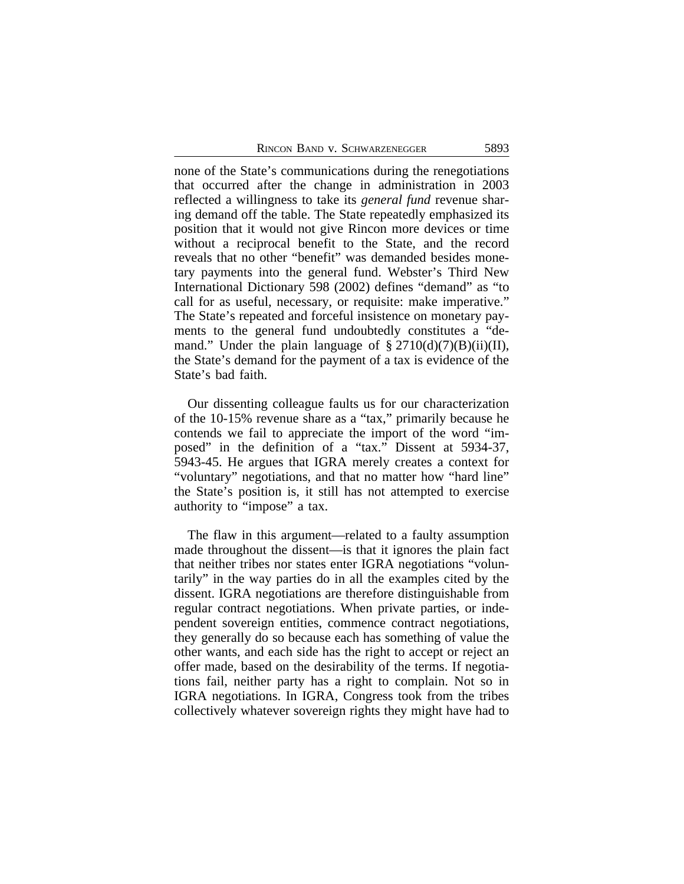none of the State's communications during the renegotiations that occurred after the change in administration in 2003 reflected a willingness to take its *general fund* revenue sharing demand off the table. The State repeatedly emphasized its position that it would not give Rincon more devices or time without a reciprocal benefit to the State, and the record reveals that no other "benefit" was demanded besides monetary payments into the general fund. Webster's Third New International Dictionary 598 (2002) defines "demand" as "to call for as useful, necessary, or requisite: make imperative." The State's repeated and forceful insistence on monetary payments to the general fund undoubtedly constitutes a "demand." Under the plain language of § 2710(d)(7)(B)(ii)(II), the State's demand for the payment of a tax is evidence of the State's bad faith.

Our dissenting colleague faults us for our characterization of the 10-15% revenue share as a "tax," primarily because he contends we fail to appreciate the import of the word "imposed" in the definition of a "tax." Dissent at 5934-37, 5943-45. He argues that IGRA merely creates a context for "voluntary" negotiations, and that no matter how "hard line" the State's position is, it still has not attempted to exercise authority to "impose" a tax.

The flaw in this argument—related to a faulty assumption made throughout the dissent—is that it ignores the plain fact that neither tribes nor states enter IGRA negotiations "voluntarily" in the way parties do in all the examples cited by the dissent. IGRA negotiations are therefore distinguishable from regular contract negotiations. When private parties, or independent sovereign entities, commence contract negotiations, they generally do so because each has something of value the other wants, and each side has the right to accept or reject an offer made, based on the desirability of the terms. If negotiations fail, neither party has a right to complain. Not so in IGRA negotiations. In IGRA, Congress took from the tribes collectively whatever sovereign rights they might have had to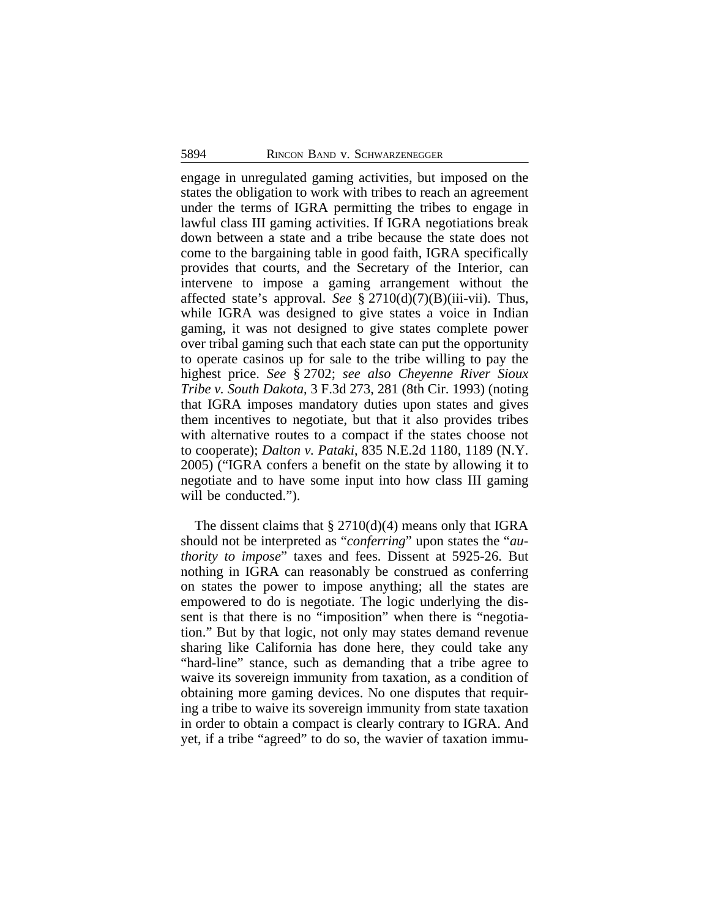engage in unregulated gaming activities, but imposed on the states the obligation to work with tribes to reach an agreement under the terms of IGRA permitting the tribes to engage in lawful class III gaming activities. If IGRA negotiations break down between a state and a tribe because the state does not come to the bargaining table in good faith, IGRA specifically provides that courts, and the Secretary of the Interior, can intervene to impose a gaming arrangement without the affected state's approval. *See* § 2710(d)(7)(B)(iii-vii). Thus, while IGRA was designed to give states a voice in Indian gaming, it was not designed to give states complete power over tribal gaming such that each state can put the opportunity to operate casinos up for sale to the tribe willing to pay the highest price. *See* § 2702; *see also Cheyenne River Sioux Tribe v. South Dakota*, 3 F.3d 273, 281 (8th Cir. 1993) (noting that IGRA imposes mandatory duties upon states and gives them incentives to negotiate, but that it also provides tribes with alternative routes to a compact if the states choose not to cooperate); *Dalton v. Pataki*, 835 N.E.2d 1180, 1189 (N.Y. 2005) ("IGRA confers a benefit on the state by allowing it to negotiate and to have some input into how class III gaming will be conducted.").

The dissent claims that § 2710(d)(4) means only that IGRA should not be interpreted as "*conferring*" upon states the "*authority to impose*" taxes and fees. Dissent at 5925-26. But nothing in IGRA can reasonably be construed as conferring on states the power to impose anything; all the states are empowered to do is negotiate. The logic underlying the dissent is that there is no "imposition" when there is "negotiation." But by that logic, not only may states demand revenue sharing like California has done here, they could take any "hard-line" stance, such as demanding that a tribe agree to waive its sovereign immunity from taxation, as a condition of obtaining more gaming devices. No one disputes that requiring a tribe to waive its sovereign immunity from state taxation in order to obtain a compact is clearly contrary to IGRA. And yet, if a tribe "agreed" to do so, the wavier of taxation immu-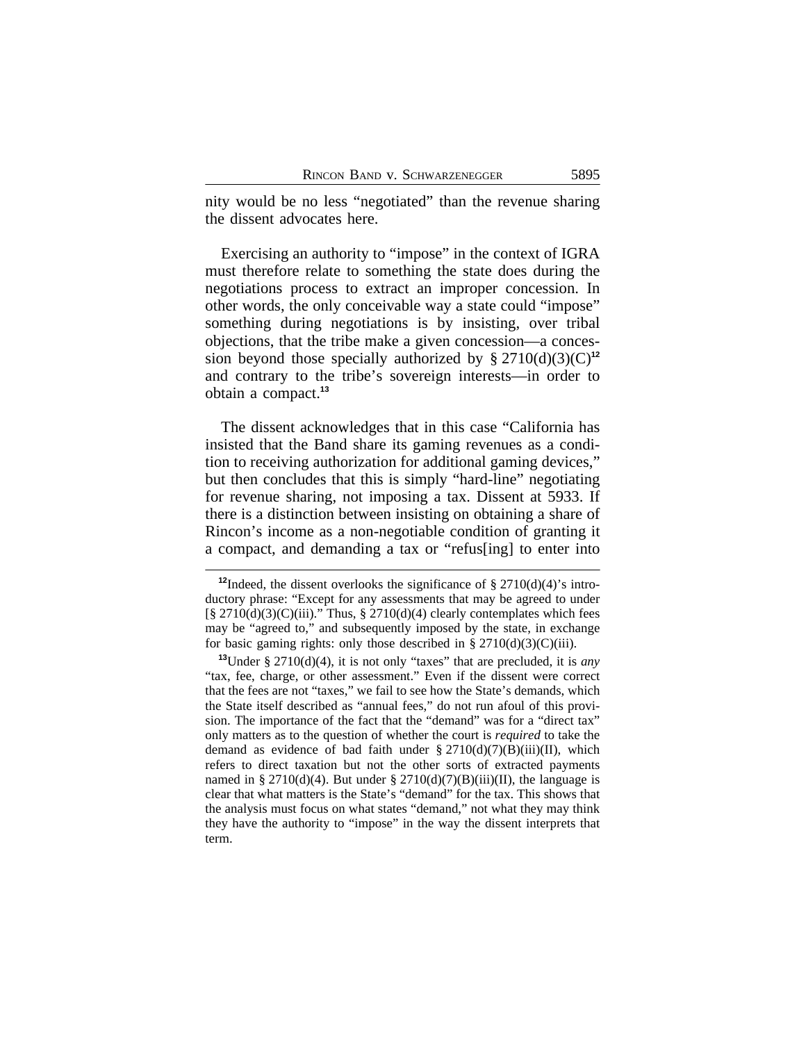nity would be no less "negotiated" than the revenue sharing the dissent advocates here.

Exercising an authority to "impose" in the context of IGRA must therefore relate to something the state does during the negotiations process to extract an improper concession. In other words, the only conceivable way a state could "impose" something during negotiations is by insisting, over tribal objections, that the tribe make a given concession—a concession beyond those specially authorized by § 2710(d)(3)(C)[12] and contrary to the tribe's sovereign interests—in order to obtain a compact.[13]

The dissent acknowledges that in this case "California has insisted that the Band share its gaming revenues as a condition to receiving authorization for additional gaming devices," but then concludes that this is simply "hard-line" negotiating for revenue sharing, not imposing a tax. Dissent at 5933. If there is a distinction between insisting on obtaining a share of Rincon's income as a non-negotiable condition of granting it a compact, and demanding a tax or "refus[ing] to enter into

---

[12] Indeed, the dissent overlooks the significance of § 2710(d)(4)'s introductory phrase: "Except for any assessments that may be agreed to under [§ 2710(d)(3)(C)(iii)." Thus, § 2710(d)(4) clearly contemplates which fees may be "agreed to," and subsequently imposed by the state, in exchange for basic gaming rights: only those described in § 2710(d)(3)(C)(iii).

[13] Under § 2710(d)(4), it is not only "taxes" that are precluded, it is *any* "tax, fee, charge, or other assessment." Even if the dissent were correct that the fees are not "taxes," we fail to see how the State's demands, which the State itself described as "annual fees," do not run afoul of this provision. The importance of the fact that the "demand" was for a "direct tax" only matters as to the question of whether the court is *required* to take the demand as evidence of bad faith under § 2710(d)(7)(B)(iii)(II), which refers to direct taxation but not the other sorts of extracted payments named in § 2710(d)(4). But under § 2710(d)(7)(B)(iii)(II), the language is clear that what matters is the State's "demand" for the tax. This shows that the analysis must focus on what states "demand," not what they may think they have the authority to "impose" in the way the dissent interprets that term.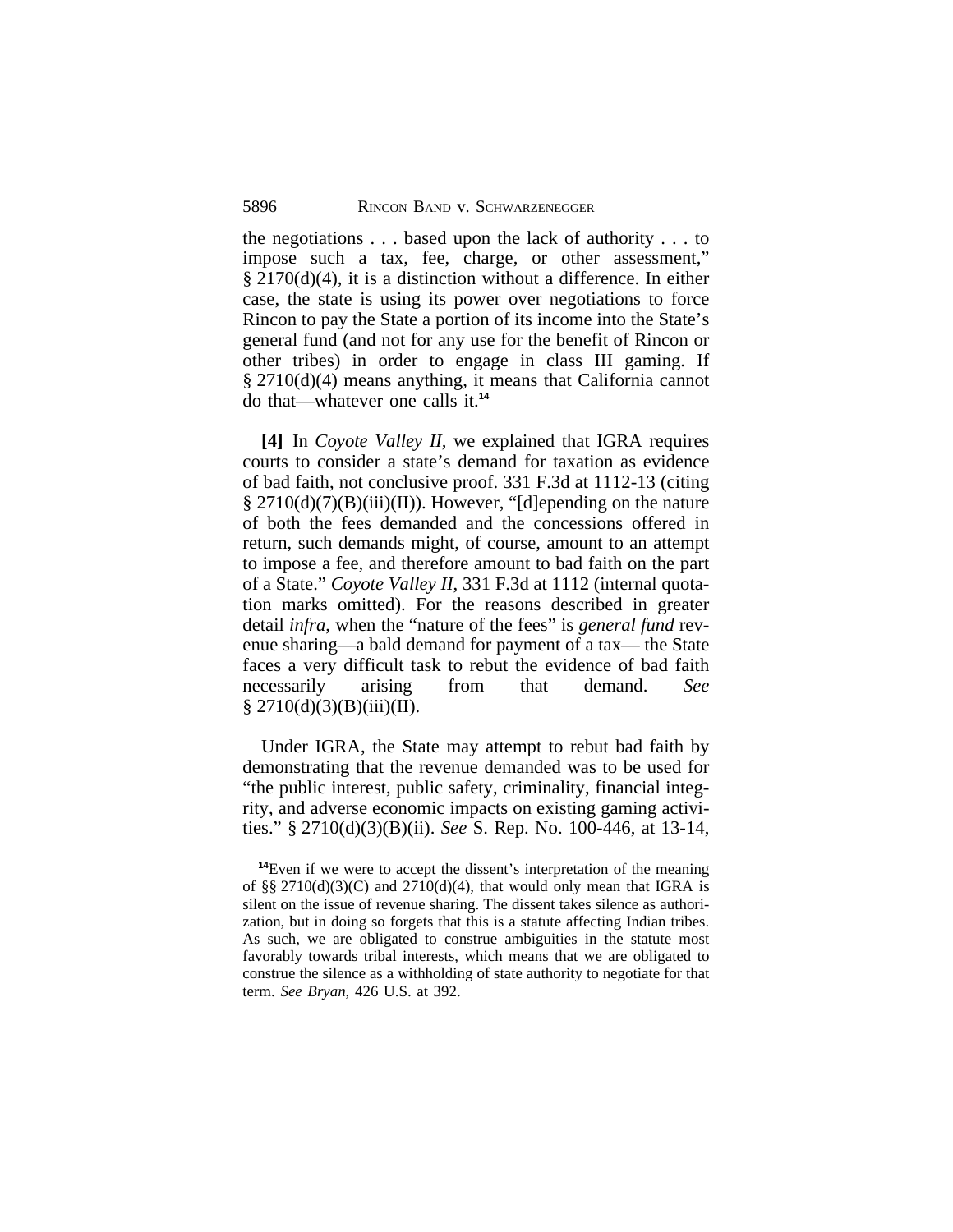the negotiations . . . based upon the lack of authority . . . to impose such a tax, fee, charge, or other assessment," § 2170(d)(4), it is a distinction without a difference. In either case, the state is using its power over negotiations to force Rincon to pay the State a portion of its income into the State's general fund (and not for any use for the benefit of Rincon or other tribes) in order to engage in class III gaming. If § 2710(d)(4) means anything, it means that California cannot do that—whatever one calls it.[14]

**[4]** In *Coyote Valley II*, we explained that IGRA requires courts to consider a state's demand for taxation as evidence of bad faith, not conclusive proof. 331 F.3d at 1112-13 (citing § 2710(d)(7)(B)(iii)(II)). However, "[d]epending on the nature of both the fees demanded and the concessions offered in return, such demands might, of course, amount to an attempt to impose a fee, and therefore amount to bad faith on the part of a State." *Coyote Valley II*, 331 F.3d at 1112 (internal quotation marks omitted). For the reasons described in greater detail *infra*, when the "nature of the fees" is *general fund* revenue sharing—a bald demand for payment of a tax— the State faces a very difficult task to rebut the evidence of bad faith necessarily arising from that demand. *See* § 2710(d)(3)(B)(iii)(II).

Under IGRA, the State may attempt to rebut bad faith by demonstrating that the revenue demanded was to be used for "the public interest, public safety, criminality, financial integrity, and adverse economic impacts on existing gaming activities." § 2710(d)(3)(B)(ii). *See* S. Rep. No. 100-446, at 13-14,

---

[14]Even if we were to accept the dissent's interpretation of the meaning of §§ 2710(d)(3)(C) and 2710(d)(4), that would only mean that IGRA is silent on the issue of revenue sharing. The dissent takes silence as authorization, but in doing so forgets that this is a statute affecting Indian tribes. As such, we are obligated to construe ambiguities in the statute most favorably towards tribal interests, which means that we are obligated to construe the silence as a withholding of state authority to negotiate for that term. *See Bryan*, 426 U.S. at 392.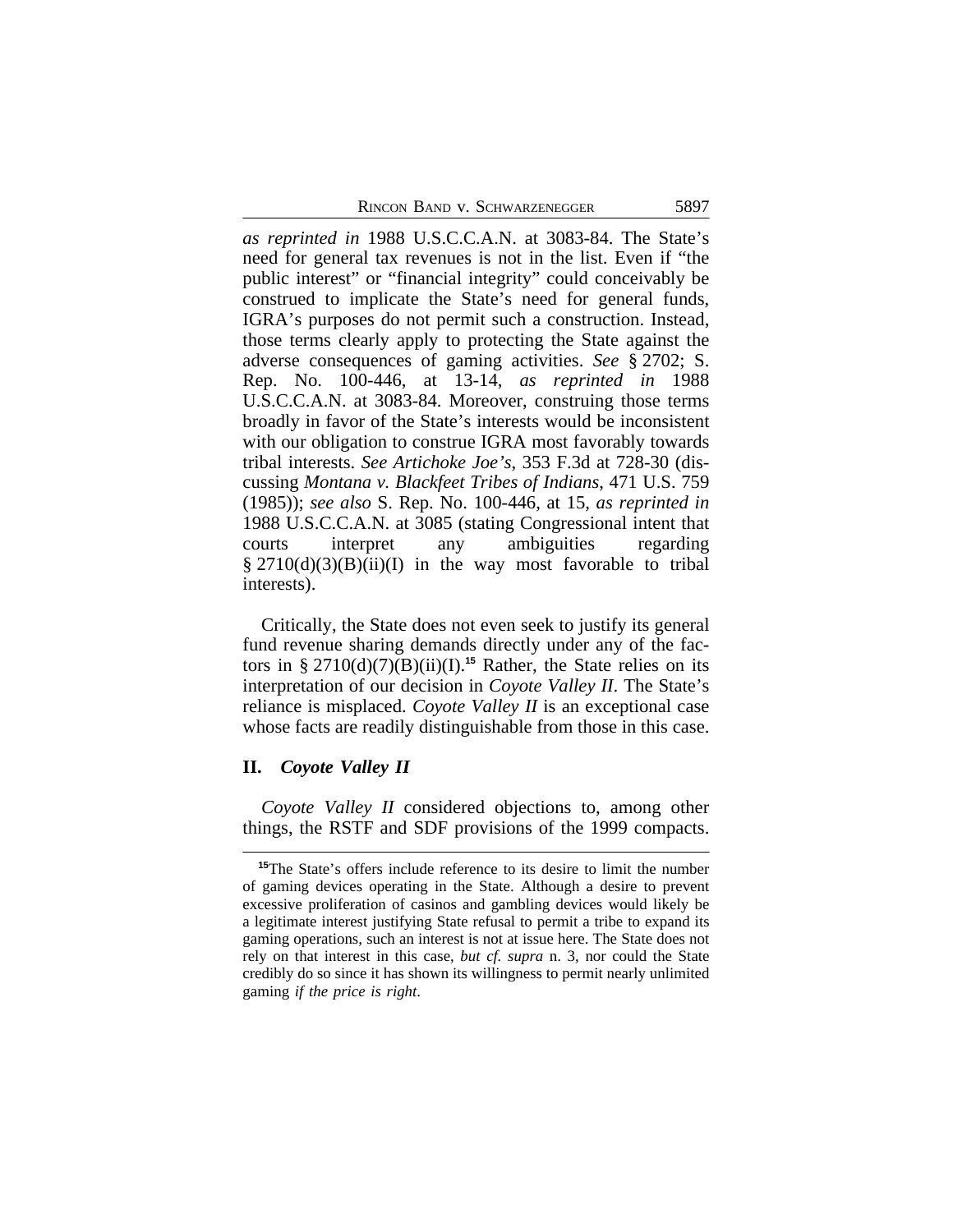*as reprinted in* 1988 U.S.C.C.A.N. at 3083-84. The State's need for general tax revenues is not in the list. Even if "the public interest" or "financial integrity" could conceivably be construed to implicate the State's need for general funds, IGRA's purposes do not permit such a construction. Instead, those terms clearly apply to protecting the State against the adverse consequences of gaming activities. *See* § 2702; S. Rep. No. 100-446, at 13-14, *as reprinted in* 1988 U.S.C.C.A.N. at 3083-84. Moreover, construing those terms broadly in favor of the State's interests would be inconsistent with our obligation to construe IGRA most favorably towards tribal interests. *See Artichoke Joe's*, 353 F.3d at 728-30 (discussing *Montana v. Blackfeet Tribes of Indians*, 471 U.S. 759 (1985)); *see also* S. Rep. No. 100-446, at 15, *as reprinted in* 1988 U.S.C.C.A.N. at 3085 (stating Congressional intent that courts interpret any ambiguities regarding § 2710(d)(3)(B)(ii)(I) in the way most favorable to tribal interests).

Critically, the State does not even seek to justify its general fund revenue sharing demands directly under any of the factors in § 2710(d)(7)(B)(ii)(I).[15] Rather, the State relies on its interpretation of our decision in *Coyote Valley II*. The State's reliance is misplaced. *Coyote Valley II* is an exceptional case whose facts are readily distinguishable from those in this case.

## II. *Coyote Valley II*

*Coyote Valley II* considered objections to, among other things, the RSTF and SDF provisions of the 1999 compacts.

[15]The State's offers include reference to its desire to limit the number of gaming devices operating in the State. Although a desire to prevent excessive proliferation of casinos and gambling devices would likely be a legitimate interest justifying State refusal to permit a tribe to expand its gaming operations, such an interest is not at issue here. The State does not rely on that interest in this case, *but cf. supra* n. 3, nor could the State credibly do so since it has shown its willingness to permit nearly unlimited gaming *if the price is right*.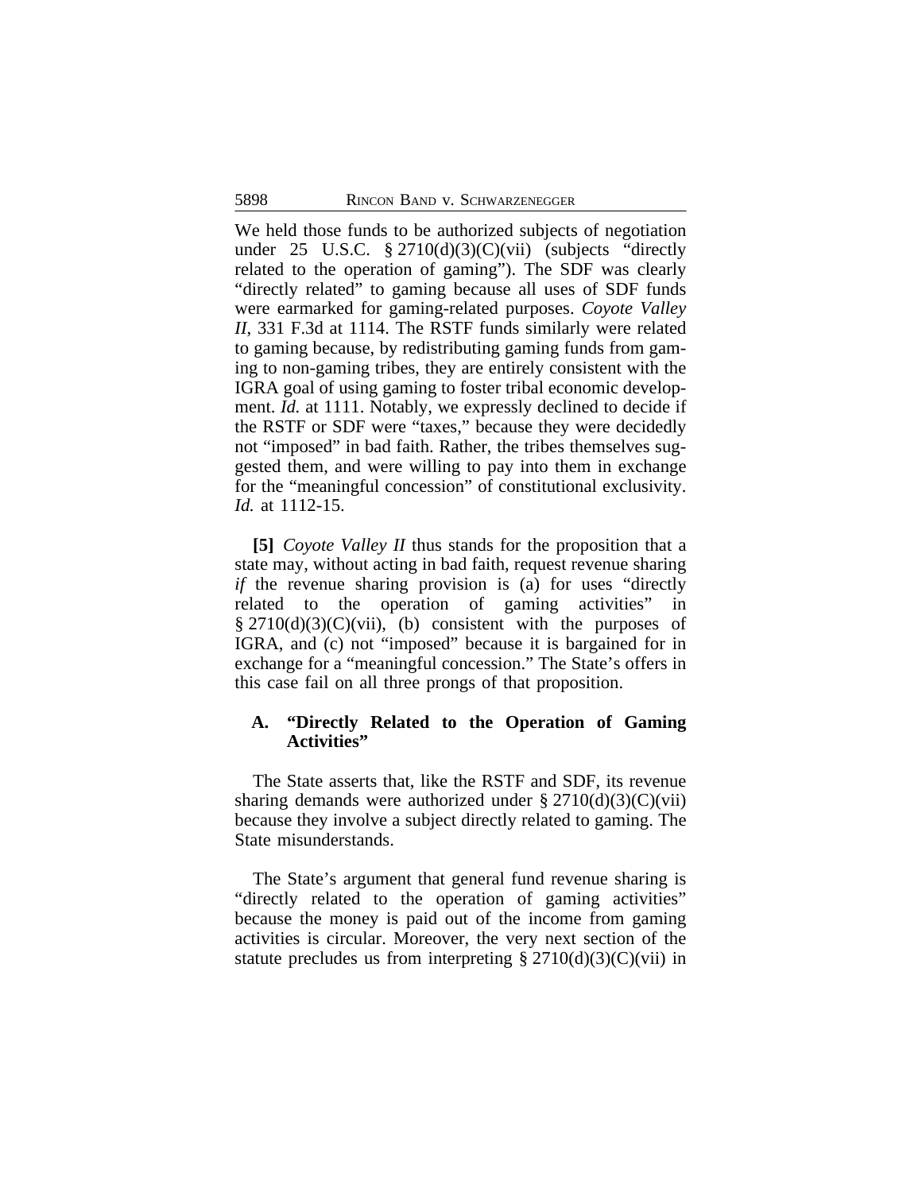We held those funds to be authorized subjects of negotiation under 25 U.S.C. § 2710(d)(3)(C)(vii) (subjects "directly related to the operation of gaming"). The SDF was clearly "directly related" to gaming because all uses of SDF funds were earmarked for gaming-related purposes. *Coyote Valley II*, 331 F.3d at 1114. The RSTF funds similarly were related to gaming because, by redistributing gaming funds from gaming to non-gaming tribes, they are entirely consistent with the IGRA goal of using gaming to foster tribal economic development. *Id.* at 1111. Notably, we expressly declined to decide if the RSTF or SDF were "taxes," because they were decidedly not "imposed" in bad faith. Rather, the tribes themselves suggested them, and were willing to pay into them in exchange for the "meaningful concession" of constitutional exclusivity. *Id.* at 1112-15.

**[5]** *Coyote Valley II* thus stands for the proposition that a state may, without acting in bad faith, request revenue sharing *if* the revenue sharing provision is (a) for uses "directly related to the operation of gaming activities" in § 2710(d)(3)(C)(vii), (b) consistent with the purposes of IGRA, and (c) not "imposed" because it is bargained for in exchange for a "meaningful concession." The State's offers in this case fail on all three prongs of that proposition.

### A. "Directly Related to the Operation of Gaming Activities"

The State asserts that, like the RSTF and SDF, its revenue sharing demands were authorized under § 2710(d)(3)(C)(vii) because they involve a subject directly related to gaming. The State misunderstands.

The State's argument that general fund revenue sharing is "directly related to the operation of gaming activities" because the money is paid out of the income from gaming activities is circular. Moreover, the very next section of the statute precludes us from interpreting § 2710(d)(3)(C)(vii) in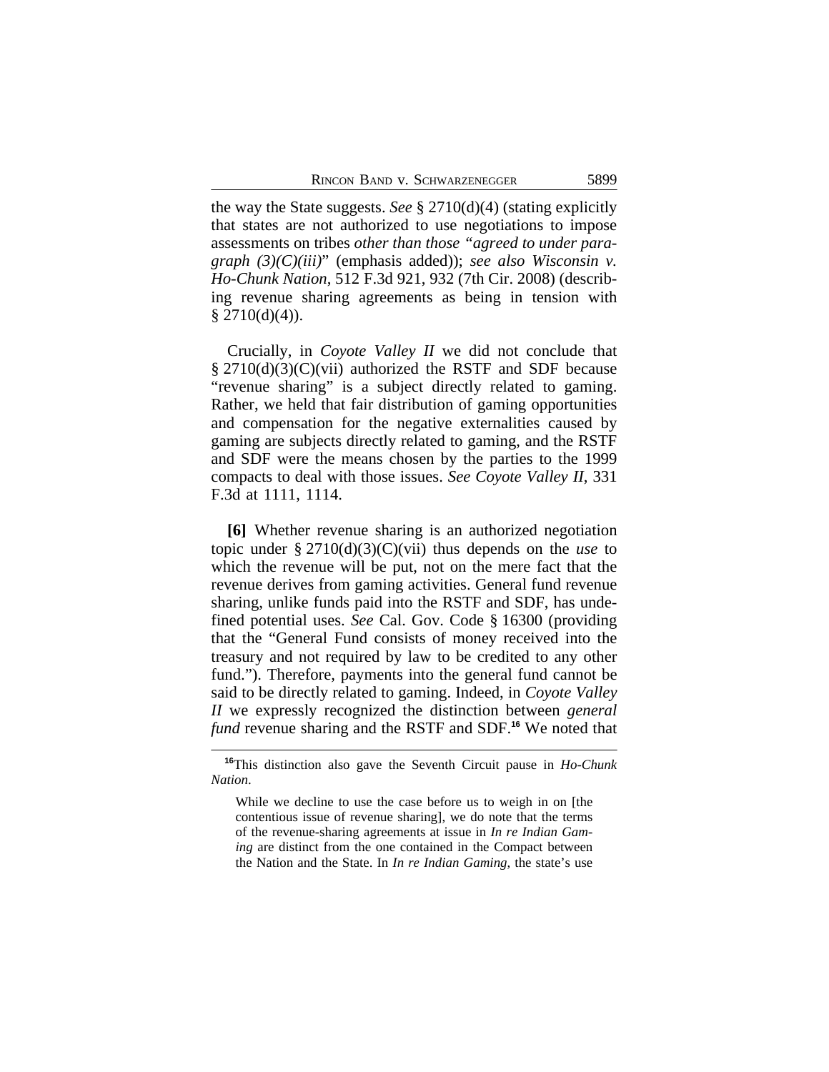the way the State suggests. *See* § 2710(d)(4) (stating explicitly that states are not authorized to use negotiations to impose assessments on tribes *other than those "agreed to under paragraph (3)(C)(iii)"* (emphasis added)); *see also Wisconsin v. Ho-Chunk Nation*, 512 F.3d 921, 932 (7th Cir. 2008) (describing revenue sharing agreements as being in tension with § 2710(d)(4)).

Crucially, in *Coyote Valley II* we did not conclude that § 2710(d)(3)(C)(vii) authorized the RSTF and SDF because "revenue sharing" is a subject directly related to gaming. Rather, we held that fair distribution of gaming opportunities and compensation for the negative externalities caused by gaming are subjects directly related to gaming, and the RSTF and SDF were the means chosen by the parties to the 1999 compacts to deal with those issues. *See Coyote Valley II*, 331 F.3d at 1111, 1114.

**[6]** Whether revenue sharing is an authorized negotiation topic under § 2710(d)(3)(C)(vii) thus depends on the *use* to which the revenue will be put, not on the mere fact that the revenue derives from gaming activities. General fund revenue sharing, unlike funds paid into the RSTF and SDF, has undefined potential uses. *See* Cal. Gov. Code § 16300 (providing that the "General Fund consists of money received into the treasury and not required by law to be credited to any other fund."). Therefore, payments into the general fund cannot be said to be directly related to gaming. Indeed, in *Coyote Valley II* we expressly recognized the distinction between *general fund* revenue sharing and the RSTF and SDF.[16] We noted that

[16] This distinction also gave the Seventh Circuit pause in *Ho-Chunk Nation*.

> While we decline to use the case before us to weigh in on [the contentious issue of revenue sharing], we do note that the terms of the revenue-sharing agreements at issue in *In re Indian Gaming* are distinct from the one contained in the Compact between the Nation and the State. In *In re Indian Gaming*, the state's use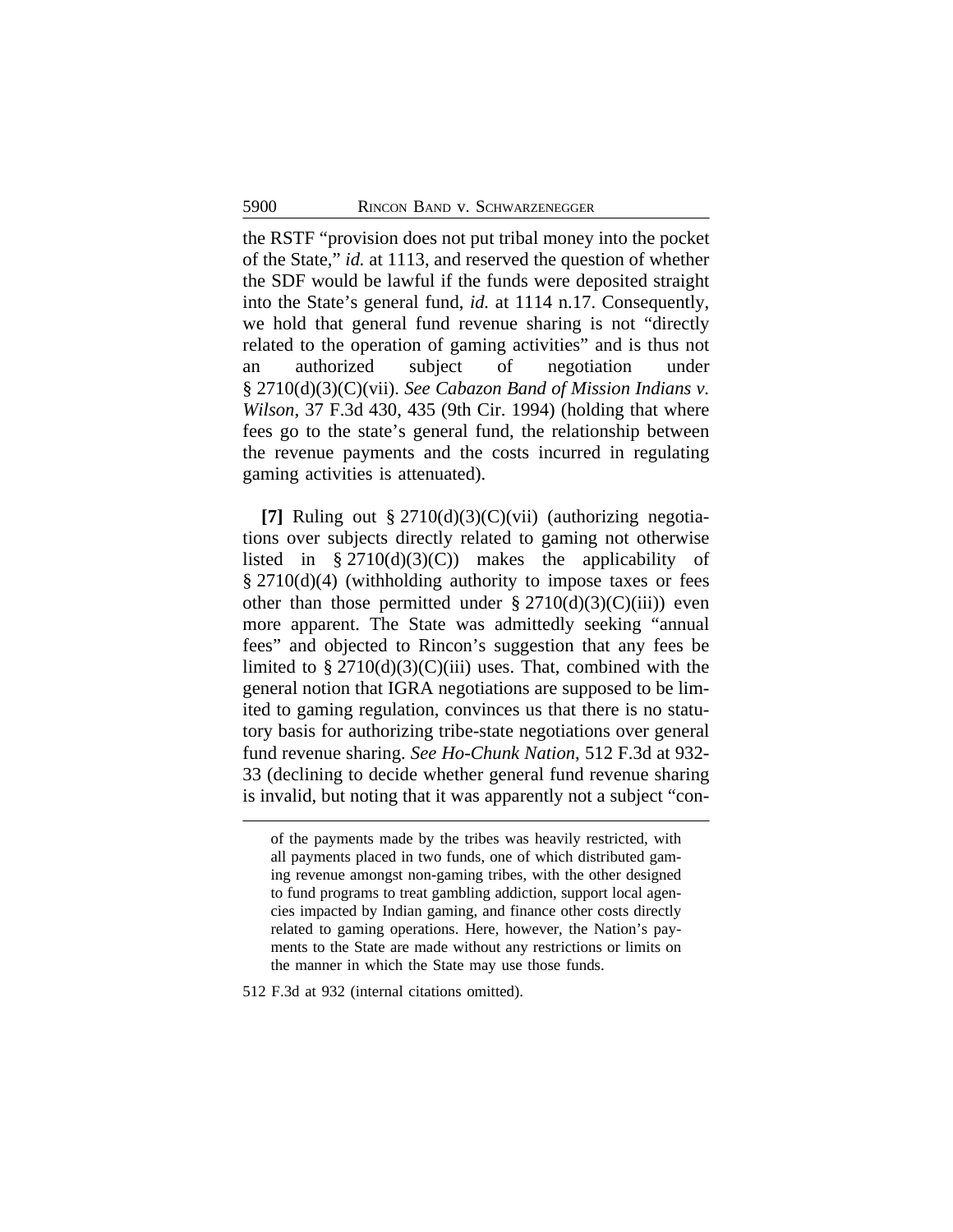the RSTF "provision does not put tribal money into the pocket of the State," *id.* at 1113, and reserved the question of whether the SDF would be lawful if the funds were deposited straight into the State's general fund, *id.* at 1114 n.17. Consequently, we hold that general fund revenue sharing is not "directly related to the operation of gaming activities" and is thus not an authorized subject of negotiation under § 2710(d)(3)(C)(vii). *See Cabazon Band of Mission Indians v. Wilson*, 37 F.3d 430, 435 (9th Cir. 1994) (holding that where fees go to the state's general fund, the relationship between the revenue payments and the costs incurred in regulating gaming activities is attenuated).

**[7]** Ruling out § 2710(d)(3)(C)(vii) (authorizing negotiations over subjects directly related to gaming not otherwise listed in § 2710(d)(3)(C)) makes the applicability of § 2710(d)(4) (withholding authority to impose taxes or fees other than those permitted under § 2710(d)(3)(C)(iii)) even more apparent. The State was admittedly seeking "annual fees" and objected to Rincon's suggestion that any fees be limited to § 2710(d)(3)(C)(iii) uses. That, combined with the general notion that IGRA negotiations are supposed to be limited to gaming regulation, convinces us that there is no statutory basis for authorizing tribe-state negotiations over general fund revenue sharing. *See Ho-Chunk Nation*, 512 F.3d at 932-33 (declining to decide whether general fund revenue sharing is invalid, but noting that it was apparently not a subject "con-

---

of the payments made by the tribes was heavily restricted, with all payments placed in two funds, one of which distributed gaming revenue amongst non-gaming tribes, with the other designed to fund programs to treat gambling addiction, support local agencies impacted by Indian gaming, and finance other costs directly related to gaming operations. Here, however, the Nation's payments to the State are made without any restrictions or limits on the manner in which the State may use those funds.

512 F.3d at 932 (internal citations omitted).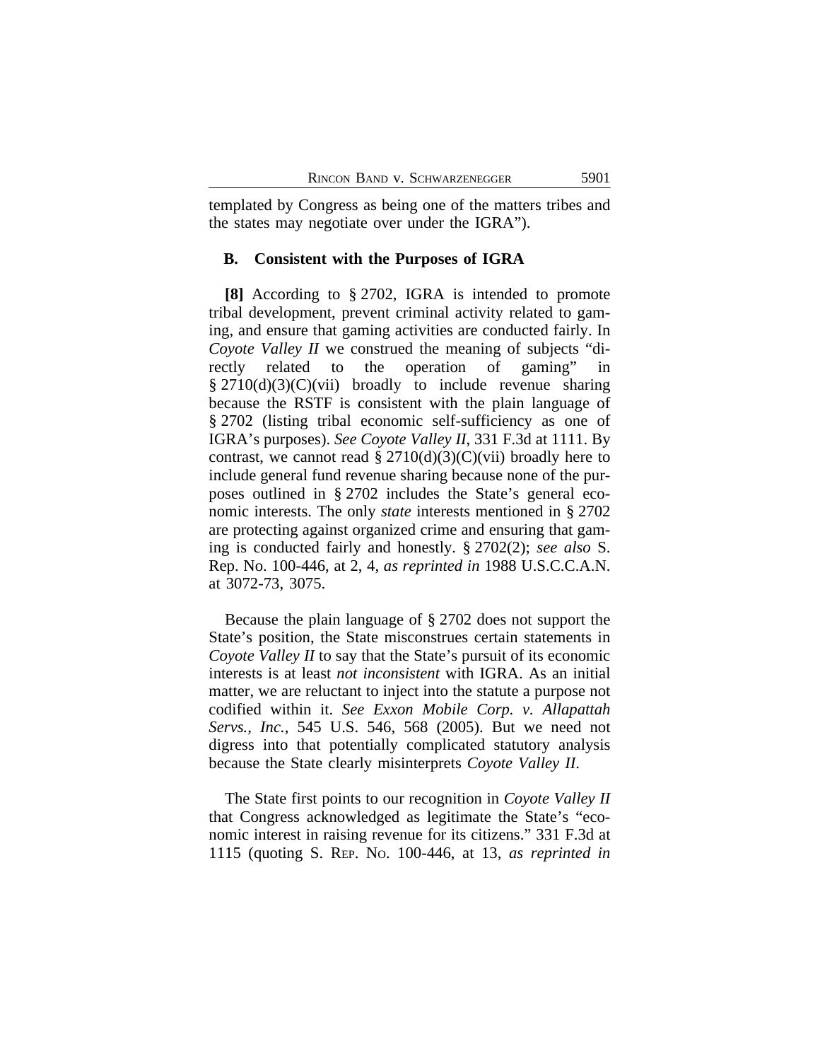templated by Congress as being one of the matters tribes and the states may negotiate over under the IGRA").

### B. Consistent with the Purposes of IGRA

**[8]** According to § 2702, IGRA is intended to promote tribal development, prevent criminal activity related to gaming, and ensure that gaming activities are conducted fairly. In *Coyote Valley II* we construed the meaning of subjects "directly related to the operation of gaming" in § 2710(d)(3)(C)(vii) broadly to include revenue sharing because the RSTF is consistent with the plain language of § 2702 (listing tribal economic self-sufficiency as one of IGRA's purposes). *See Coyote Valley II*, 331 F.3d at 1111. By contrast, we cannot read § 2710(d)(3)(C)(vii) broadly here to include general fund revenue sharing because none of the purposes outlined in § 2702 includes the State's general economic interests. The only *state* interests mentioned in § 2702 are protecting against organized crime and ensuring that gaming is conducted fairly and honestly. § 2702(2); *see also* S. Rep. No. 100-446, at 2, 4, *as reprinted in* 1988 U.S.C.C.A.N. at 3072-73, 3075.

Because the plain language of § 2702 does not support the State's position, the State misconstrues certain statements in *Coyote Valley II* to say that the State's pursuit of its economic interests is at least *not inconsistent* with IGRA. As an initial matter, we are reluctant to inject into the statute a purpose not codified within it. *See Exxon Mobile Corp. v. Allapattah Servs., Inc.*, 545 U.S. 546, 568 (2005). But we need not digress into that potentially complicated statutory analysis because the State clearly misinterprets *Coyote Valley II*.

The State first points to our recognition in *Coyote Valley II* that Congress acknowledged as legitimate the State's "economic interest in raising revenue for its citizens." 331 F.3d at 1115 (quoting S. Rep. No. 100-446, at 13, *as reprinted in*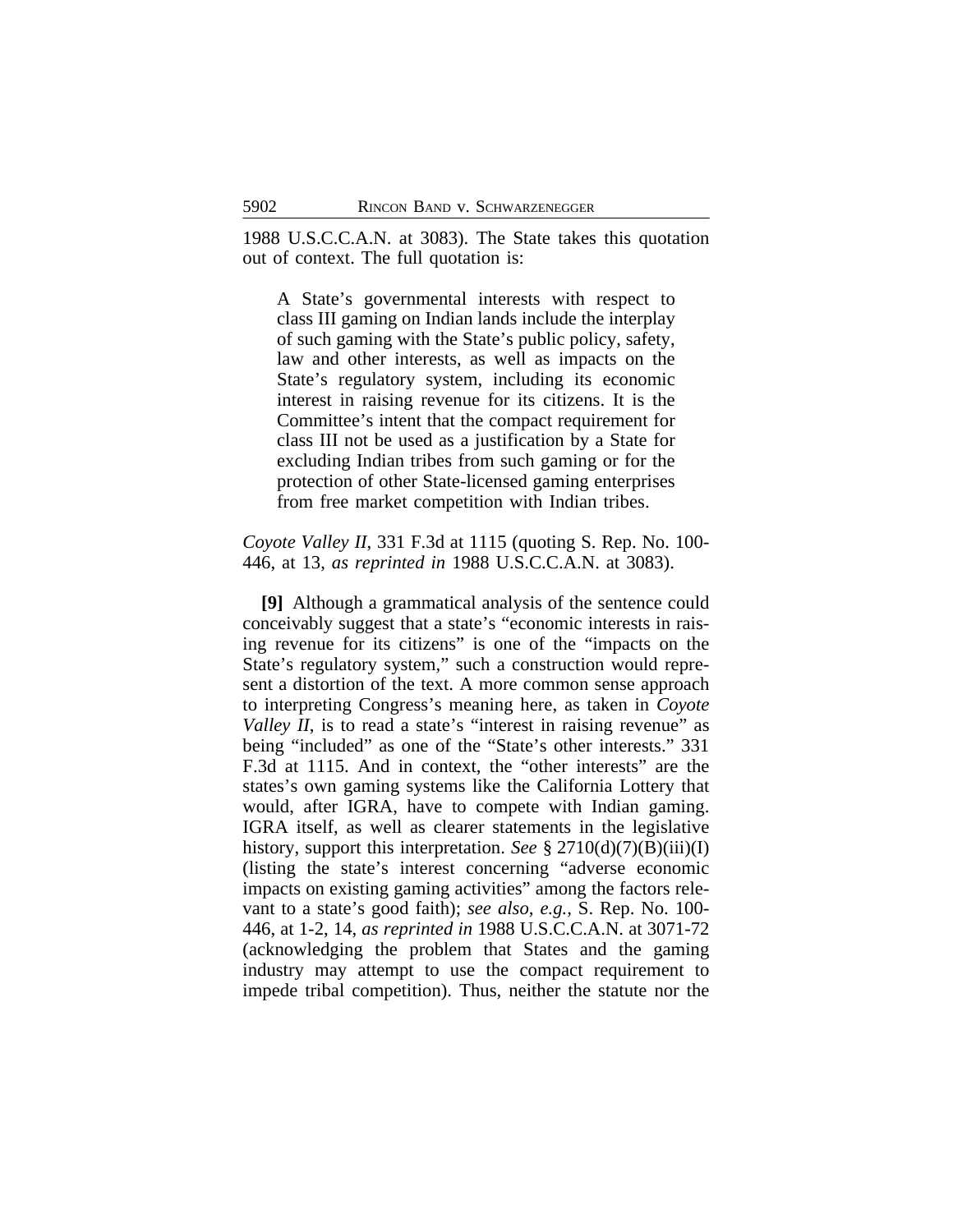1988 U.S.C.C.A.N. at 3083). The State takes this quotation out of context. The full quotation is:

> A State's governmental interests with respect to class III gaming on Indian lands include the interplay of such gaming with the State's public policy, safety, law and other interests, as well as impacts on the State's regulatory system, including its economic interest in raising revenue for its citizens. It is the Committee's intent that the compact requirement for class III not be used as a justification by a State for excluding Indian tribes from such gaming or for the protection of other State-licensed gaming enterprises from free market competition with Indian tribes.

*Coyote Valley II*, 331 F.3d at 1115 (quoting S. Rep. No. 100-446, at 13, *as reprinted in* 1988 U.S.C.C.A.N. at 3083).

**[9]** Although a grammatical analysis of the sentence could conceivably suggest that a state's "economic interests in raising revenue for its citizens" is one of the "impacts on the State's regulatory system," such a construction would represent a distortion of the text. A more common sense approach to interpreting Congress's meaning here, as taken in *Coyote Valley II*, is to read a state's "interest in raising revenue" as being "included" as one of the "State's other interests." 331 F.3d at 1115. And in context, the "other interests" are the states's own gaming systems like the California Lottery that would, after IGRA, have to compete with Indian gaming. IGRA itself, as well as clearer statements in the legislative history, support this interpretation. *See* § 2710(d)(7)(B)(iii)(I) (listing the state's interest concerning "adverse economic impacts on existing gaming activities" among the factors relevant to a state's good faith); *see also, e.g.*, S. Rep. No. 100-446, at 1-2, 14, *as reprinted in* 1988 U.S.C.C.A.N. at 3071-72 (acknowledging the problem that States and the gaming industry may attempt to use the compact requirement to impede tribal competition). Thus, neither the statute nor the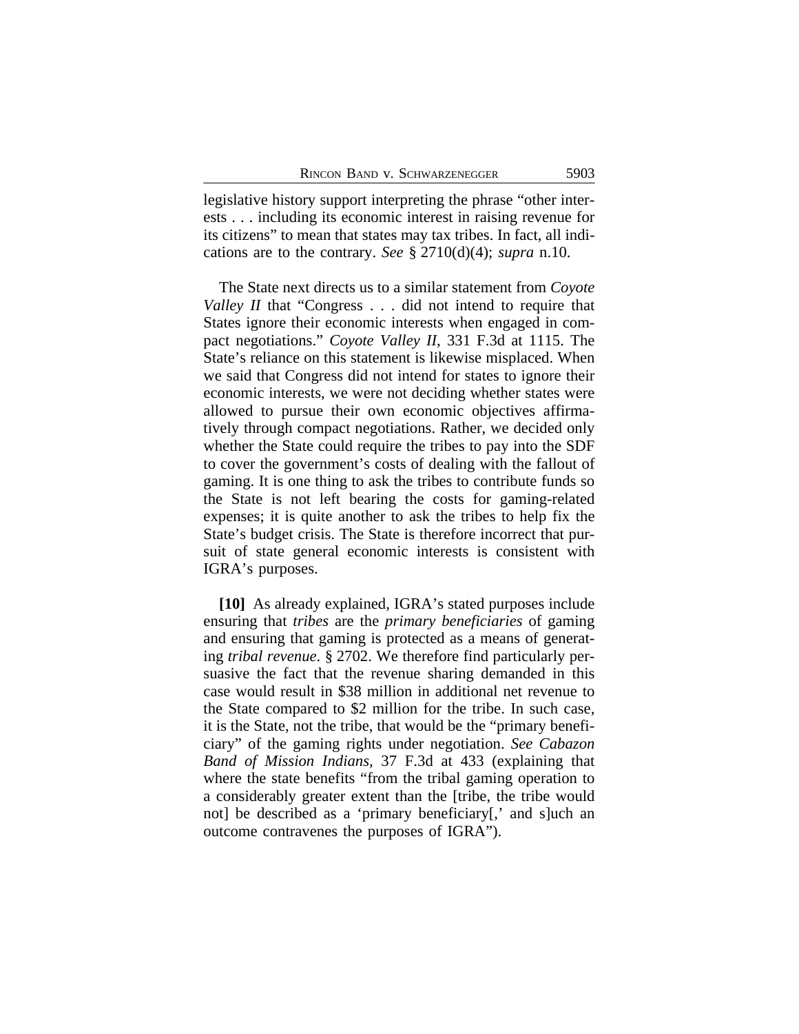legislative history support interpreting the phrase "other interests . . . including its economic interest in raising revenue for its citizens" to mean that states may tax tribes. In fact, all indications are to the contrary. *See* § 2710(d)(4); *supra* n.10.

The State next directs us to a similar statement from *Coyote Valley II* that "Congress . . . did not intend to require that States ignore their economic interests when engaged in compact negotiations." *Coyote Valley II*, 331 F.3d at 1115. The State's reliance on this statement is likewise misplaced. When we said that Congress did not intend for states to ignore their economic interests, we were not deciding whether states were allowed to pursue their own economic objectives affirmatively through compact negotiations. Rather, we decided only whether the State could require the tribes to pay into the SDF to cover the government's costs of dealing with the fallout of gaming. It is one thing to ask the tribes to contribute funds so the State is not left bearing the costs for gaming-related expenses; it is quite another to ask the tribes to help fix the State's budget crisis. The State is therefore incorrect that pursuit of state general economic interests is consistent with IGRA's purposes.

**[10]** As already explained, IGRA's stated purposes include ensuring that *tribes* are the *primary beneficiaries* of gaming and ensuring that gaming is protected as a means of generating *tribal revenue*. § 2702. We therefore find particularly persuasive the fact that the revenue sharing demanded in this case would result in $38 million in additional net revenue to the State compared to $2 million for the tribe. In such case, it is the State, not the tribe, that would be the "primary beneficiary" of the gaming rights under negotiation. *See Cabazon Band of Mission Indians*, 37 F.3d at 433 (explaining that where the state benefits "from the tribal gaming operation to a considerably greater extent than the [tribe, the tribe would not] be described as a 'primary beneficiary[,' and s]uch an outcome contravenes the purposes of IGRA").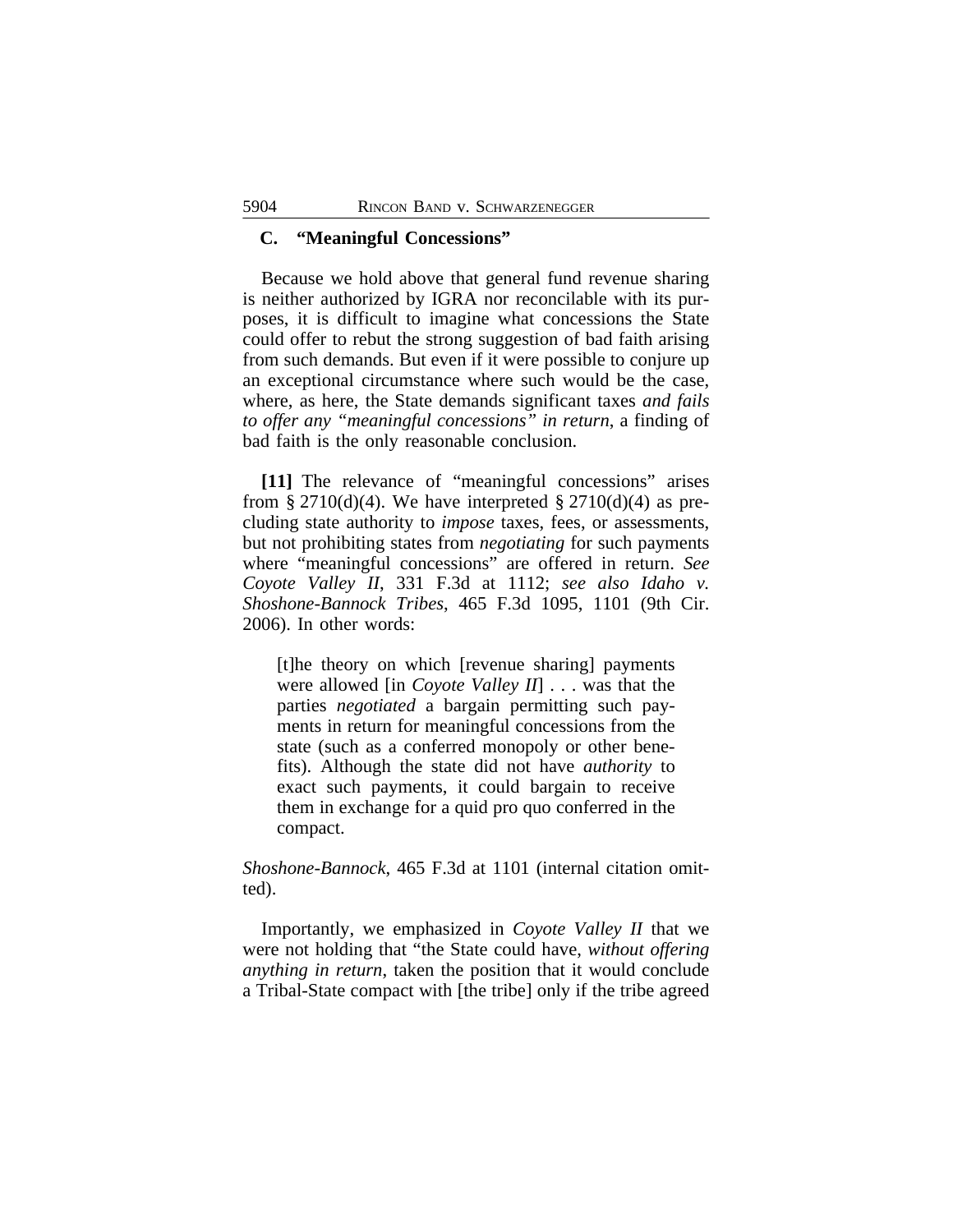### C. "Meaningful Concessions"

Because we hold above that general fund revenue sharing is neither authorized by IGRA nor reconcilable with its purposes, it is difficult to imagine what concessions the State could offer to rebut the strong suggestion of bad faith arising from such demands. But even if it were possible to conjure up an exceptional circumstance where such would be the case, where, as here, the State demands significant taxes *and fails to offer any "meaningful concessions" in return*, a finding of bad faith is the only reasonable conclusion.

**[11]** The relevance of "meaningful concessions" arises from § 2710(d)(4). We have interpreted § 2710(d)(4) as precluding state authority to *impose* taxes, fees, or assessments, but not prohibiting states from *negotiating* for such payments where "meaningful concessions" are offered in return. *See Coyote Valley II*, 331 F.3d at 1112; *see also Idaho v. Shoshone-Bannock Tribes*, 465 F.3d 1095, 1101 (9th Cir. 2006). In other words:

> [t]he theory on which [revenue sharing] payments were allowed [in *Coyote Valley II*] . . . was that the parties *negotiated* a bargain permitting such payments in return for meaningful concessions from the state (such as a conferred monopoly or other benefits). Although the state did not have *authority* to exact such payments, it could bargain to receive them in exchange for a quid pro quo conferred in the compact.

*Shoshone-Bannock*, 465 F.3d at 1101 (internal citation omitted).

Importantly, we emphasized in *Coyote Valley II* that we were not holding that "the State could have, *without offering anything in return*, taken the position that it would conclude a Tribal-State compact with [the tribe] only if the tribe agreed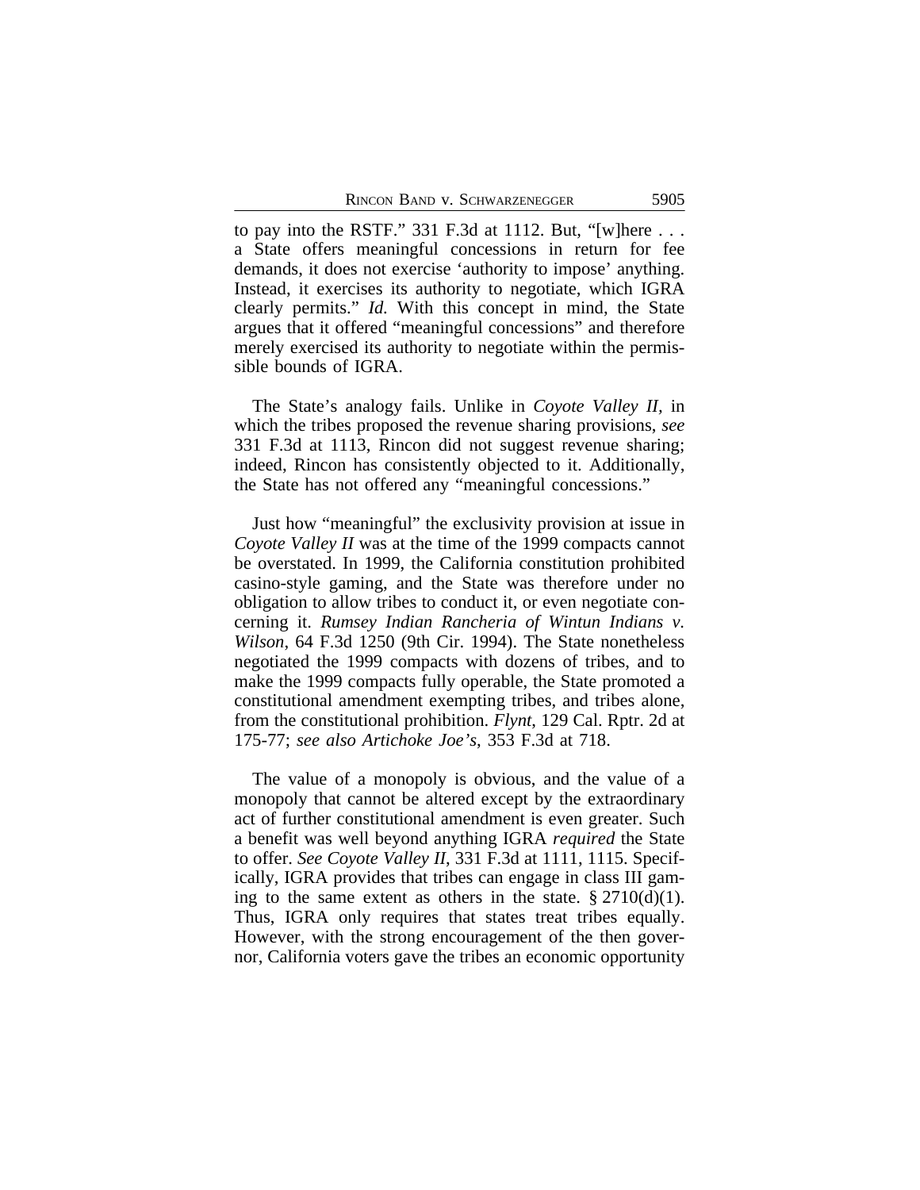to pay into the RSTF." 331 F.3d at 1112. But, "[w]here . . . a State offers meaningful concessions in return for fee demands, it does not exercise 'authority to impose' anything. Instead, it exercises its authority to negotiate, which IGRA clearly permits." *Id.* With this concept in mind, the State argues that it offered "meaningful concessions" and therefore merely exercised its authority to negotiate within the permissible bounds of IGRA.

The State's analogy fails. Unlike in *Coyote Valley II*, in which the tribes proposed the revenue sharing provisions, *see* 331 F.3d at 1113, Rincon did not suggest revenue sharing; indeed, Rincon has consistently objected to it. Additionally, the State has not offered any "meaningful concessions."

Just how "meaningful" the exclusivity provision at issue in *Coyote Valley II* was at the time of the 1999 compacts cannot be overstated. In 1999, the California constitution prohibited casino-style gaming, and the State was therefore under no obligation to allow tribes to conduct it, or even negotiate concerning it. *Rumsey Indian Rancheria of Wintun Indians v. Wilson*, 64 F.3d 1250 (9th Cir. 1994). The State nonetheless negotiated the 1999 compacts with dozens of tribes, and to make the 1999 compacts fully operable, the State promoted a constitutional amendment exempting tribes, and tribes alone, from the constitutional prohibition. *Flynt*, 129 Cal. Rptr. 2d at 175-77; *see also Artichoke Joe's*, 353 F.3d at 718.

The value of a monopoly is obvious, and the value of a monopoly that cannot be altered except by the extraordinary act of further constitutional amendment is even greater. Such a benefit was well beyond anything IGRA *required* the State to offer. *See Coyote Valley II*, 331 F.3d at 1111, 1115. Specifically, IGRA provides that tribes can engage in class III gaming to the same extent as others in the state. § 2710(d)(1). Thus, IGRA only requires that states treat tribes equally. However, with the strong encouragement of the then governor, California voters gave the tribes an economic opportunity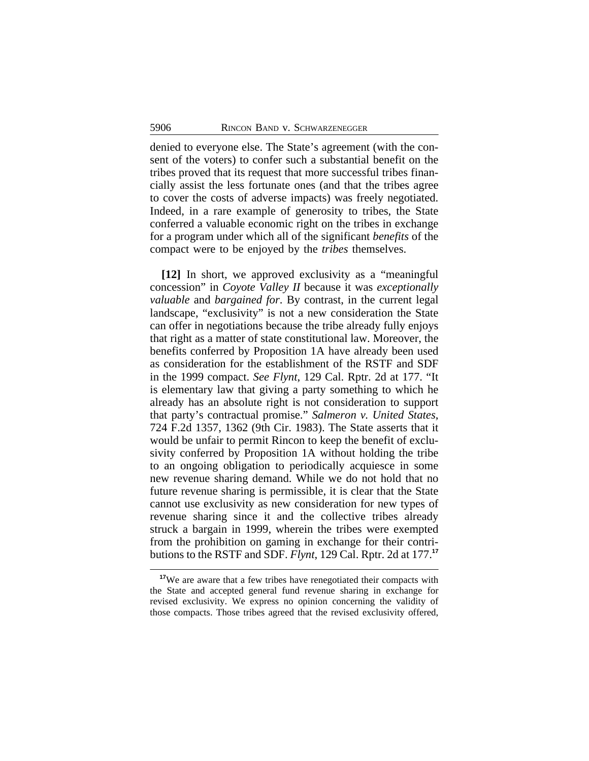denied to everyone else. The State's agreement (with the consent of the voters) to confer such a substantial benefit on the tribes proved that its request that more successful tribes financially assist the less fortunate ones (and that the tribes agree to cover the costs of adverse impacts) was freely negotiated. Indeed, in a rare example of generosity to tribes, the State conferred a valuable economic right on the tribes in exchange for a program under which all of the significant *benefits* of the compact were to be enjoyed by the *tribes* themselves.

**[12]** In short, we approved exclusivity as a "meaningful concession" in *Coyote Valley II* because it was *exceptionally valuable* and *bargained for*. By contrast, in the current legal landscape, "exclusivity" is not a new consideration the State can offer in negotiations because the tribe already fully enjoys that right as a matter of state constitutional law. Moreover, the benefits conferred by Proposition 1A have already been used as consideration for the establishment of the RSTF and SDF in the 1999 compact. *See Flynt*, 129 Cal. Rptr. 2d at 177. "It is elementary law that giving a party something to which he already has an absolute right is not consideration to support that party's contractual promise." *Salmeron v. United States*, 724 F.2d 1357, 1362 (9th Cir. 1983). The State asserts that it would be unfair to permit Rincon to keep the benefit of exclusivity conferred by Proposition 1A without holding the tribe to an ongoing obligation to periodically acquiesce in some new revenue sharing demand. While we do not hold that no future revenue sharing is permissible, it is clear that the State cannot use exclusivity as new consideration for new types of revenue sharing since it and the collective tribes already struck a bargain in 1999, wherein the tribes were exempted from the prohibition on gaming in exchange for their contributions to the RSTF and SDF. *Flynt*, 129 Cal. Rptr. 2d at 177.[17]

[17] We are aware that a few tribes have renegotiated their compacts with the State and accepted general fund revenue sharing in exchange for revised exclusivity. We express no opinion concerning the validity of those compacts. Those tribes agreed that the revised exclusivity offered,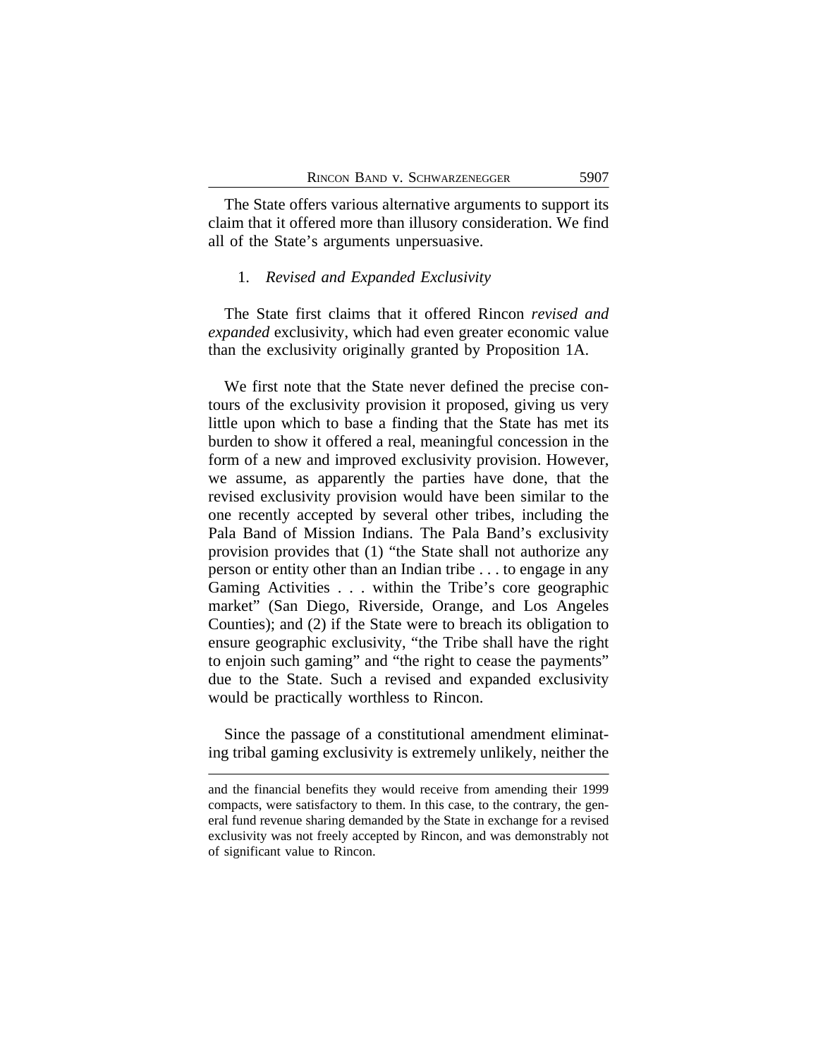The State offers various alternative arguments to support its claim that it offered more than illusory consideration. We find all of the State's arguments unpersuasive.

1. *Revised and Expanded Exclusivity*

The State first claims that it offered Rincon *revised and expanded* exclusivity, which had even greater economic value than the exclusivity originally granted by Proposition 1A.

We first note that the State never defined the precise contours of the exclusivity provision it proposed, giving us very little upon which to base a finding that the State has met its burden to show it offered a real, meaningful concession in the form of a new and improved exclusivity provision. However, we assume, as apparently the parties have done, that the revised exclusivity provision would have been similar to the one recently accepted by several other tribes, including the Pala Band of Mission Indians. The Pala Band's exclusivity provision provides that (1) "the State shall not authorize any person or entity other than an Indian tribe . . . to engage in any Gaming Activities . . . within the Tribe's core geographic market" (San Diego, Riverside, Orange, and Los Angeles Counties); and (2) if the State were to breach its obligation to ensure geographic exclusivity, "the Tribe shall have the right to enjoin such gaming" and "the right to cease the payments" due to the State. Such a revised and expanded exclusivity would be practically worthless to Rincon.

Since the passage of a constitutional amendment eliminating tribal gaming exclusivity is extremely unlikely, neither the

---

and the financial benefits they would receive from amending their 1999 compacts, were satisfactory to them. In this case, to the contrary, the general fund revenue sharing demanded by the State in exchange for a revised exclusivity was not freely accepted by Rincon, and was demonstrably not of significant value to Rincon.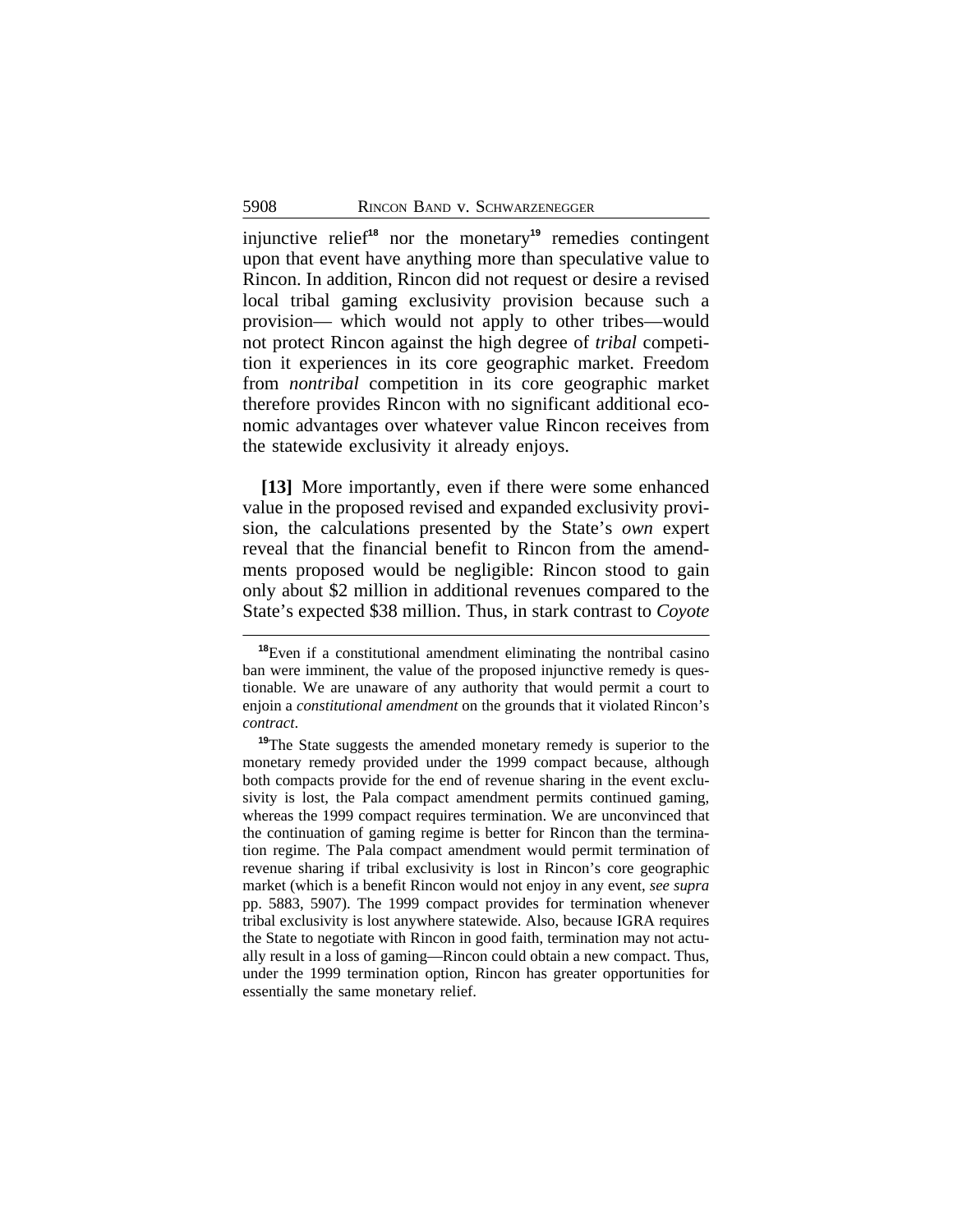injunctive relief[18] nor the monetary[19] remedies contingent upon that event have anything more than speculative value to Rincon. In addition, Rincon did not request or desire a revised local tribal gaming exclusivity provision because such a provision— which would not apply to other tribes—would not protect Rincon against the high degree of *tribal* competition it experiences in its core geographic market. Freedom from *nontribal* competition in its core geographic market therefore provides Rincon with no significant additional economic advantages over whatever value Rincon receives from the statewide exclusivity it already enjoys.

**[13]** More importantly, even if there were some enhanced value in the proposed revised and expanded exclusivity provision, the calculations presented by the State's *own* expert reveal that the financial benefit to Rincon from the amendments proposed would be negligible: Rincon stood to gain only about $2 million in additional revenues compared to the State's expected $38 million. Thus, in stark contrast to *Coyote*

---

[18]Even if a constitutional amendment eliminating the nontribal casino ban were imminent, the value of the proposed injunctive remedy is questionable. We are unaware of any authority that would permit a court to enjoin a *constitutional amendment* on the grounds that it violated Rincon's *contract*.

[19]The State suggests the amended monetary remedy is superior to the monetary remedy provided under the 1999 compact because, although both compacts provide for the end of revenue sharing in the event exclusivity is lost, the Pala compact amendment permits continued gaming, whereas the 1999 compact requires termination. We are unconvinced that the continuation of gaming regime is better for Rincon than the termination regime. The Pala compact amendment would permit termination of revenue sharing if tribal exclusivity is lost in Rincon's core geographic market (which is a benefit Rincon would not enjoy in any event, *see supra* pp. 5883, 5907). The 1999 compact provides for termination whenever tribal exclusivity is lost anywhere statewide. Also, because IGRA requires the State to negotiate with Rincon in good faith, termination may not actually result in a loss of gaming—Rincon could obtain a new compact. Thus, under the 1999 termination option, Rincon has greater opportunities for essentially the same monetary relief.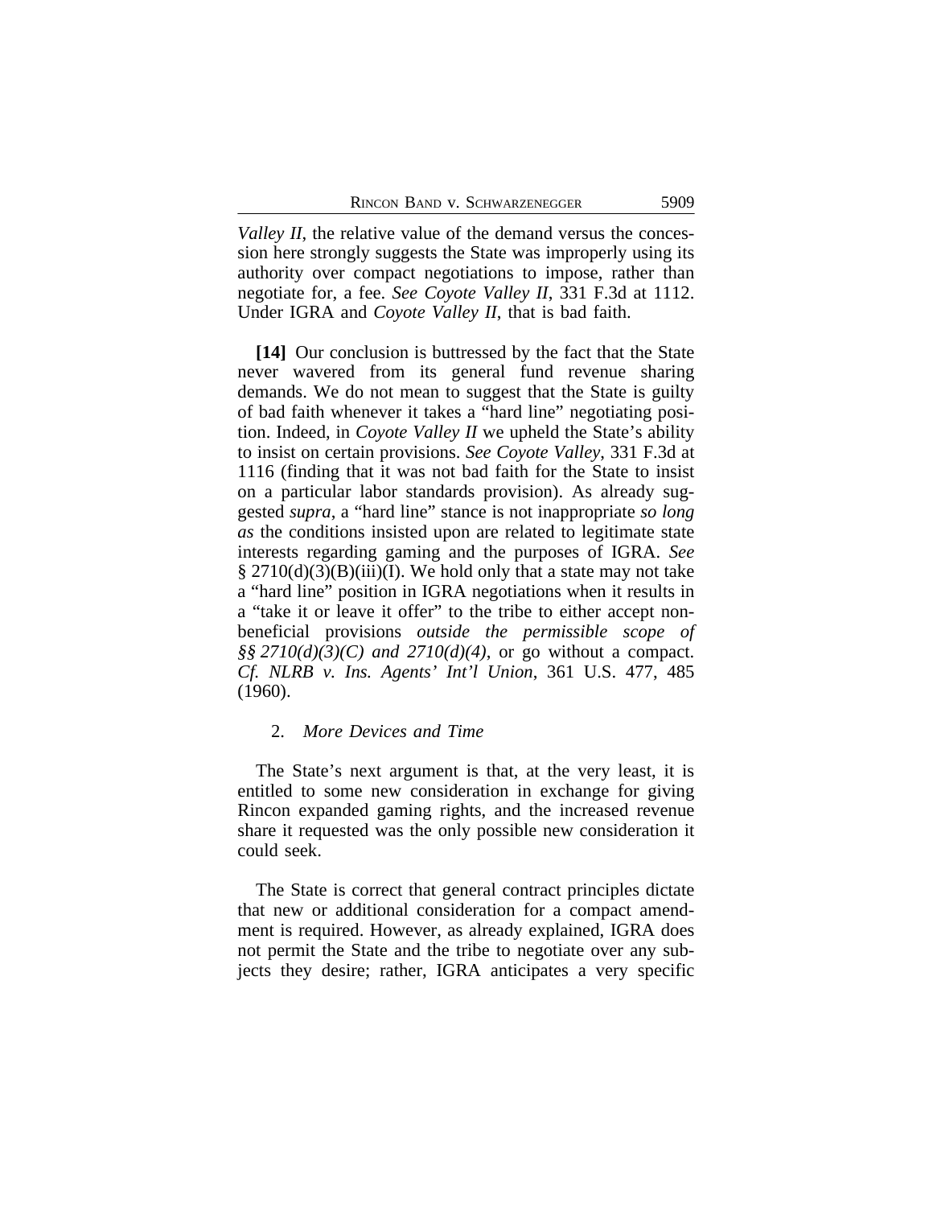*Valley II*, the relative value of the demand versus the concession here strongly suggests the State was improperly using its authority over compact negotiations to impose, rather than negotiate for, a fee. *See Coyote Valley II*, 331 F.3d at 1112. Under IGRA and *Coyote Valley II*, that is bad faith.

**[14]** Our conclusion is buttressed by the fact that the State never wavered from its general fund revenue sharing demands. We do not mean to suggest that the State is guilty of bad faith whenever it takes a "hard line" negotiating position. Indeed, in *Coyote Valley II* we upheld the State's ability to insist on certain provisions. *See Coyote Valley*, 331 F.3d at 1116 (finding that it was not bad faith for the State to insist on a particular labor standards provision). As already suggested *supra*, a "hard line" stance is not inappropriate *so long as* the conditions insisted upon are related to legitimate state interests regarding gaming and the purposes of IGRA. *See* § 2710(d)(3)(B)(iii)(I). We hold only that a state may not take a "hard line" position in IGRA negotiations when it results in a "take it or leave it offer" to the tribe to either accept non-beneficial provisions *outside the permissible scope of §§ 2710(d)(3)(C) and 2710(d)(4)*, or go without a compact. *Cf. NLRB v. Ins. Agents' Int'l Union*, 361 U.S. 477, 485 (1960).

2. *More Devices and Time*

The State's next argument is that, at the very least, it is entitled to some new consideration in exchange for giving Rincon expanded gaming rights, and the increased revenue share it requested was the only possible new consideration it could seek.

The State is correct that general contract principles dictate that new or additional consideration for a compact amendment is required. However, as already explained, IGRA does not permit the State and the tribe to negotiate over any subjects they desire; rather, IGRA anticipates a very specific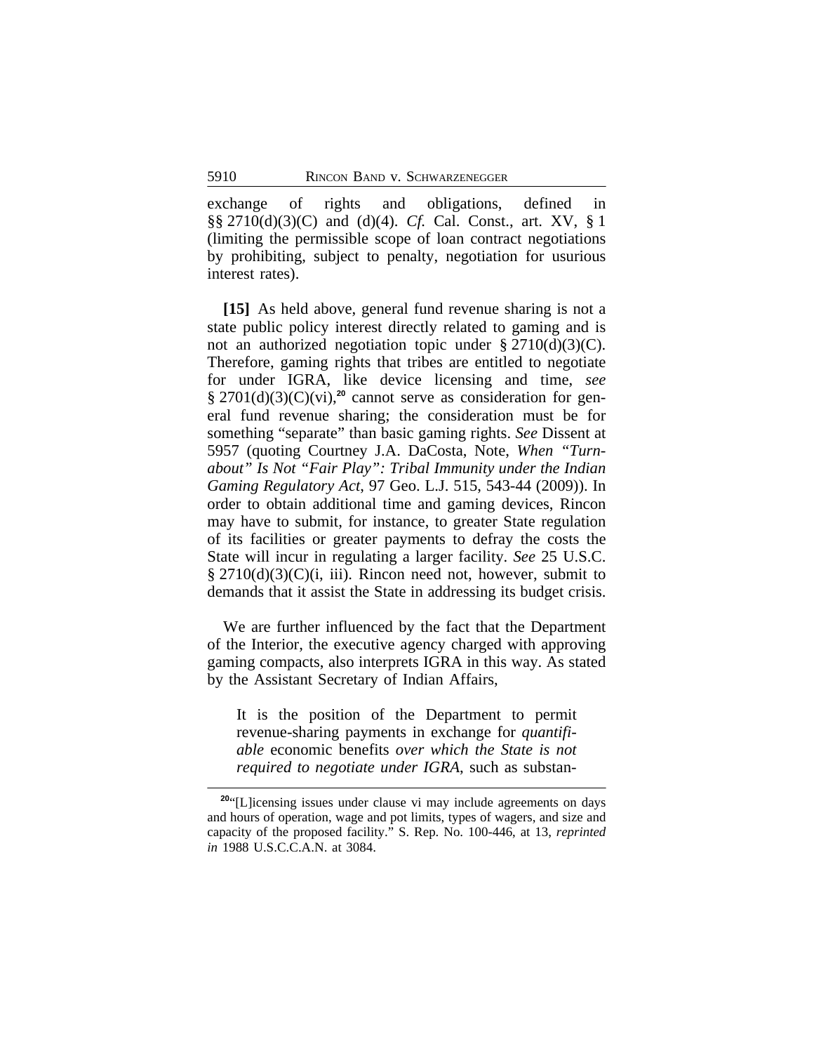exchange of rights and obligations, defined in §§ 2710(d)(3)(C) and (d)(4). *Cf.* Cal. Const., art. XV, § 1 (limiting the permissible scope of loan contract negotiations by prohibiting, subject to penalty, negotiation for usurious interest rates).

**[15]** As held above, general fund revenue sharing is not a state public policy interest directly related to gaming and is not an authorized negotiation topic under § 2710(d)(3)(C). Therefore, gaming rights that tribes are entitled to negotiate for under IGRA, like device licensing and time, *see* § 2701(d)(3)(C)(vi),[20] cannot serve as consideration for general fund revenue sharing; the consideration must be for something "separate" than basic gaming rights. *See* Dissent at 5957 (quoting Courtney J.A. DaCosta, Note, *When "Turnabout" Is Not "Fair Play": Tribal Immunity under the Indian Gaming Regulatory Act*, 97 Geo. L.J. 515, 543-44 (2009)). In order to obtain additional time and gaming devices, Rincon may have to submit, for instance, to greater State regulation of its facilities or greater payments to defray the costs the State will incur in regulating a larger facility. *See* 25 U.S.C. § 2710(d)(3)(C)(i, iii). Rincon need not, however, submit to demands that it assist the State in addressing its budget crisis.

We are further influenced by the fact that the Department of the Interior, the executive agency charged with approving gaming compacts, also interprets IGRA in this way. As stated by the Assistant Secretary of Indian Affairs,

> It is the position of the Department to permit revenue-sharing payments in exchange for *quantifiable* economic benefits *over which the State is not required to negotiate under IGRA*, such as substan-

[20] "[L]icensing issues under clause vi may include agreements on days and hours of operation, wage and pot limits, types of wagers, and size and capacity of the proposed facility." S. Rep. No. 100-446, at 13, *reprinted in* 1988 U.S.C.C.A.N. at 3084.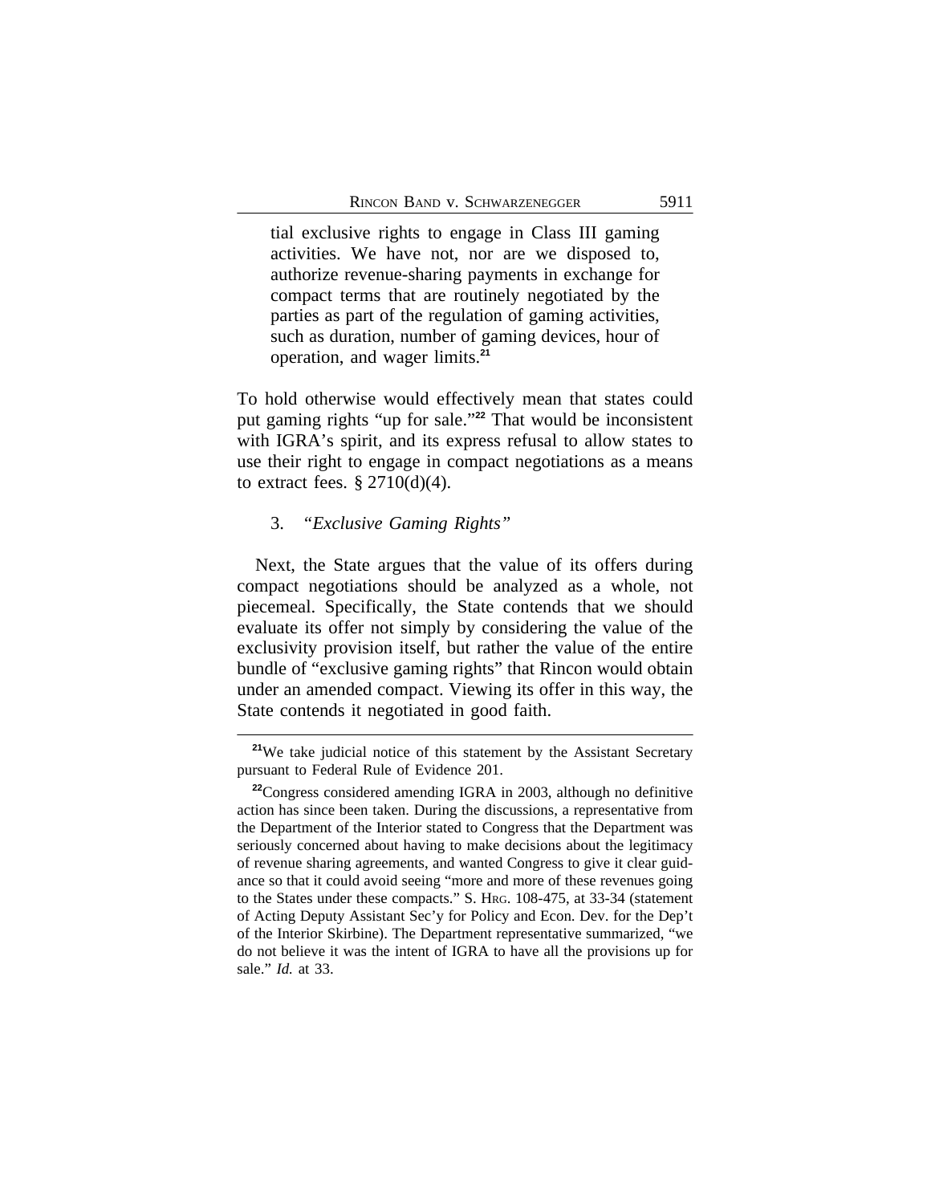> tial exclusive rights to engage in Class III gaming activities. We have not, nor are we disposed to, authorize revenue-sharing payments in exchange for compact terms that are routinely negotiated by the parties as part of the regulation of gaming activities, such as duration, number of gaming devices, hour of operation, and wager limits.[21]

To hold otherwise would effectively mean that states could put gaming rights "up for sale."[22] That would be inconsistent with IGRA's spirit, and its express refusal to allow states to use their right to engage in compact negotiations as a means to extract fees. § 2710(d)(4).

3. *"Exclusive Gaming Rights"*

Next, the State argues that the value of its offers during compact negotiations should be analyzed as a whole, not piecemeal. Specifically, the State contends that we should evaluate its offer not simply by considering the value of the exclusivity provision itself, but rather the value of the entire bundle of "exclusive gaming rights" that Rincon would obtain under an amended compact. Viewing its offer in this way, the State contends it negotiated in good faith.

---

[21]We take judicial notice of this statement by the Assistant Secretary pursuant to Federal Rule of Evidence 201.

[22]Congress considered amending IGRA in 2003, although no definitive action has since been taken. During the discussions, a representative from the Department of the Interior stated to Congress that the Department was seriously concerned about having to make decisions about the legitimacy of revenue sharing agreements, and wanted Congress to give it clear guidance so that it could avoid seeing "more and more of these revenues going to the States under these compacts." S. Hrg. 108-475, at 33-34 (statement of Acting Deputy Assistant Sec'y for Policy and Econ. Dev. for the Dep't of the Interior Skirbine). The Department representative summarized, "we do not believe it was the intent of IGRA to have all the provisions up for sale." *Id.* at 33.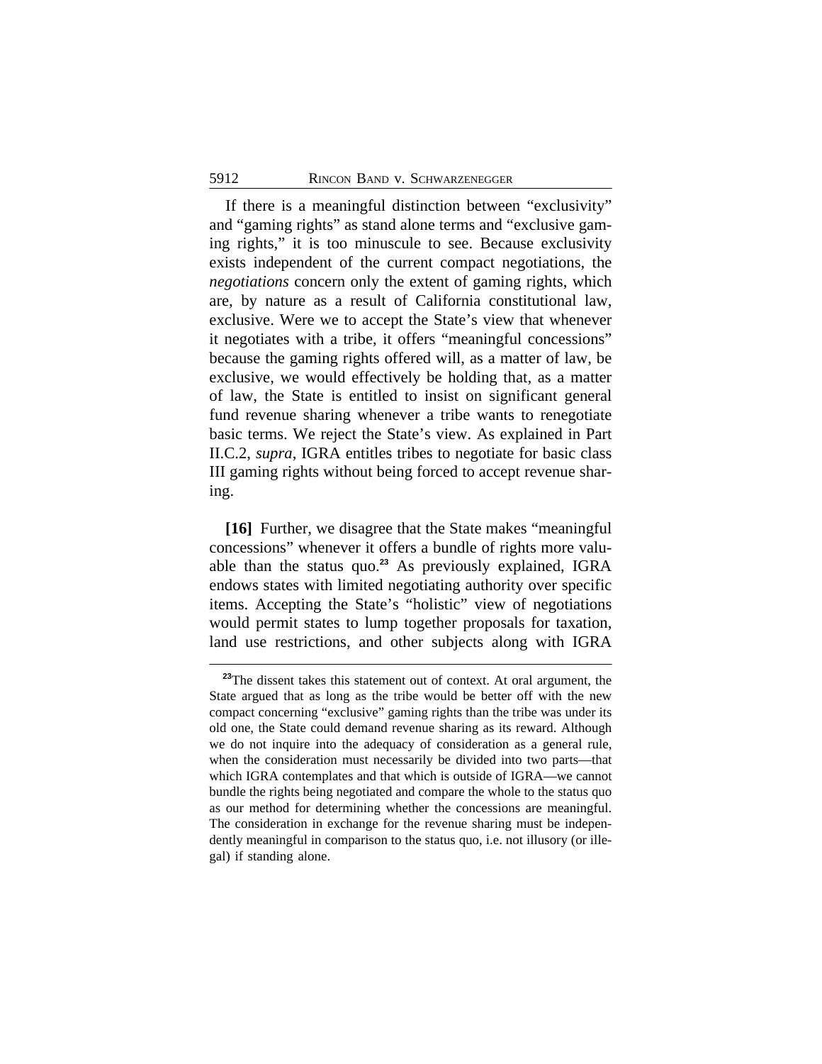If there is a meaningful distinction between "exclusivity" and "gaming rights" as stand alone terms and "exclusive gaming rights," it is too minuscule to see. Because exclusivity exists independent of the current compact negotiations, the *negotiations* concern only the extent of gaming rights, which are, by nature as a result of California constitutional law, exclusive. Were we to accept the State's view that whenever it negotiates with a tribe, it offers "meaningful concessions" because the gaming rights offered will, as a matter of law, be exclusive, we would effectively be holding that, as a matter of law, the State is entitled to insist on significant general fund revenue sharing whenever a tribe wants to renegotiate basic terms. We reject the State's view. As explained in Part II.C.2, *supra*, IGRA entitles tribes to negotiate for basic class III gaming rights without being forced to accept revenue sharing.

**[16]** Further, we disagree that the State makes "meaningful concessions" whenever it offers a bundle of rights more valuable than the status quo.[23] As previously explained, IGRA endows states with limited negotiating authority over specific items. Accepting the State's "holistic" view of negotiations would permit states to lump together proposals for taxation, land use restrictions, and other subjects along with IGRA

---

[23]The dissent takes this statement out of context. At oral argument, the State argued that as long as the tribe would be better off with the new compact concerning "exclusive" gaming rights than the tribe was under its old one, the State could demand revenue sharing as its reward. Although we do not inquire into the adequacy of consideration as a general rule, when the consideration must necessarily be divided into two parts—that which IGRA contemplates and that which is outside of IGRA—we cannot bundle the rights being negotiated and compare the whole to the status quo as our method for determining whether the concessions are meaningful. The consideration in exchange for the revenue sharing must be independently meaningful in comparison to the status quo, i.e. not illusory (or illegal) if standing alone.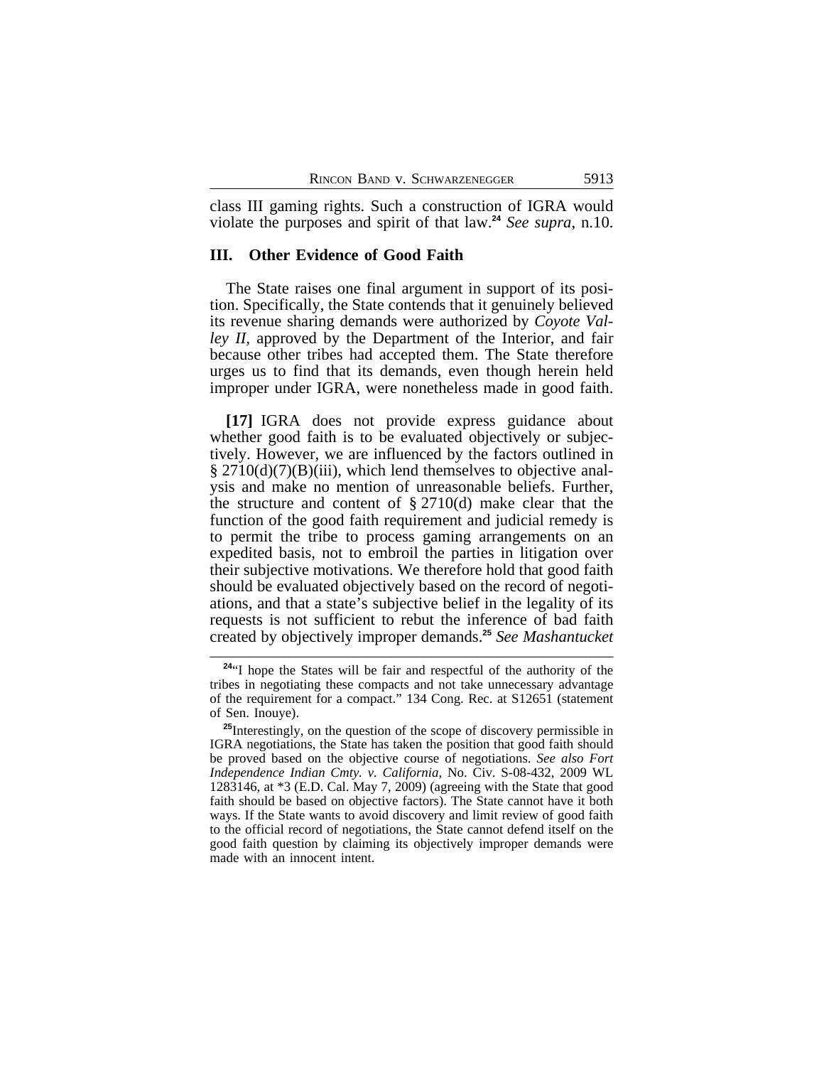class III gaming rights. Such a construction of IGRA would violate the purposes and spirit of that law.[24] *See supra*, n.10.

## III. Other Evidence of Good Faith

The State raises one final argument in support of its position. Specifically, the State contends that it genuinely believed its revenue sharing demands were authorized by *Coyote Valley II*, approved by the Department of the Interior, and fair because other tribes had accepted them. The State therefore urges us to find that its demands, even though herein held improper under IGRA, were nonetheless made in good faith.

**[17]** IGRA does not provide express guidance about whether good faith is to be evaluated objectively or subjectively. However, we are influenced by the factors outlined in § 2710(d)(7)(B)(iii), which lend themselves to objective analysis and make no mention of unreasonable beliefs. Further, the structure and content of § 2710(d) make clear that the function of the good faith requirement and judicial remedy is to permit the tribe to process gaming arrangements on an expedited basis, not to embroil the parties in litigation over their subjective motivations. We therefore hold that good faith should be evaluated objectively based on the record of negotiations, and that a state's subjective belief in the legality of its requests is not sufficient to rebut the inference of bad faith created by objectively improper demands.[25] *See Mashantucket*

---

[24]"I hope the States will be fair and respectful of the authority of the tribes in negotiating these compacts and not take unnecessary advantage of the requirement for a compact." 134 Cong. Rec. at S12651 (statement of Sen. Inouye).

[25]Interestingly, on the question of the scope of discovery permissible in IGRA negotiations, the State has taken the position that good faith should be proved based on the objective course of negotiations. *See also Fort Independence Indian Cmty. v. California*, No. Civ. S-08-432, 2009 WL 1283146, at *3 (E.D. Cal. May 7, 2009) (agreeing with the State that good faith should be based on objective factors). The State cannot have it both ways. If the State wants to avoid discovery and limit review of good faith to the official record of negotiations, the State cannot defend itself on the good faith question by claiming its objectively improper demands were made with an innocent intent.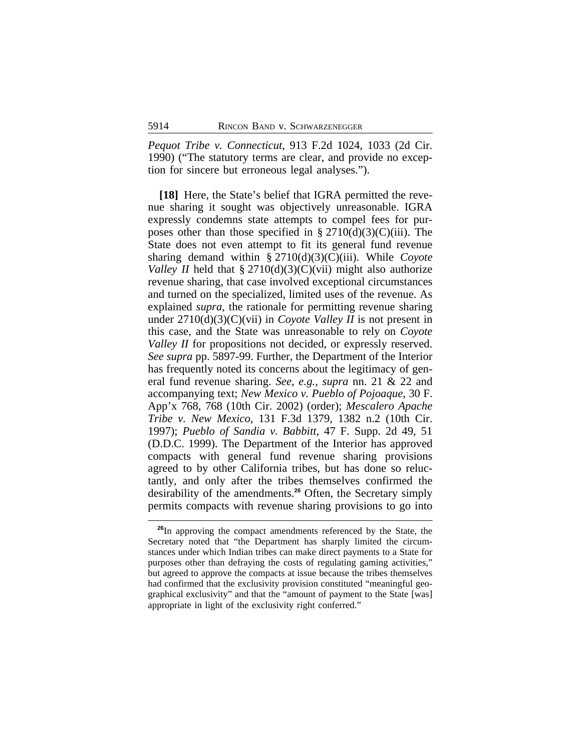*Pequot Tribe v. Connecticut*, 913 F.2d 1024, 1033 (2d Cir. 1990) ("The statutory terms are clear, and provide no exception for sincere but erroneous legal analyses.").

**[18]** Here, the State's belief that IGRA permitted the revenue sharing it sought was objectively unreasonable. IGRA expressly condemns state attempts to compel fees for purposes other than those specified in § 2710(d)(3)(C)(iii). The State does not even attempt to fit its general fund revenue sharing demand within § 2710(d)(3)(C)(iii). While *Coyote Valley II* held that § 2710(d)(3)(C)(vii) might also authorize revenue sharing, that case involved exceptional circumstances and turned on the specialized, limited uses of the revenue. As explained *supra*, the rationale for permitting revenue sharing under 2710(d)(3)(C)(vii) in *Coyote Valley II* is not present in this case, and the State was unreasonable to rely on *Coyote Valley II* for propositions not decided, or expressly reserved. *See supra* pp. 5897-99. Further, the Department of the Interior has frequently noted its concerns about the legitimacy of general fund revenue sharing. *See, e.g., supra* nn. 21 & 22 and accompanying text; *New Mexico v. Pueblo of Pojoaque*, 30 F. App'x 768, 768 (10th Cir. 2002) (order); *Mescalero Apache Tribe v. New Mexico*, 131 F.3d 1379, 1382 n.2 (10th Cir. 1997); *Pueblo of Sandia v. Babbitt*, 47 F. Supp. 2d 49, 51 (D.D.C. 1999). The Department of the Interior has approved compacts with general fund revenue sharing provisions agreed to by other California tribes, but has done so reluctantly, and only after the tribes themselves confirmed the desirability of the amendments.[26] Often, the Secretary simply permits compacts with revenue sharing provisions to go into

[26]In approving the compact amendments referenced by the State, the Secretary noted that "the Department has sharply limited the circumstances under which Indian tribes can make direct payments to a State for purposes other than defraying the costs of regulating gaming activities," but agreed to approve the compacts at issue because the tribes themselves had confirmed that the exclusivity provision constituted "meaningful geographical exclusivity" and that the "amount of payment to the State [was] appropriate in light of the exclusivity right conferred."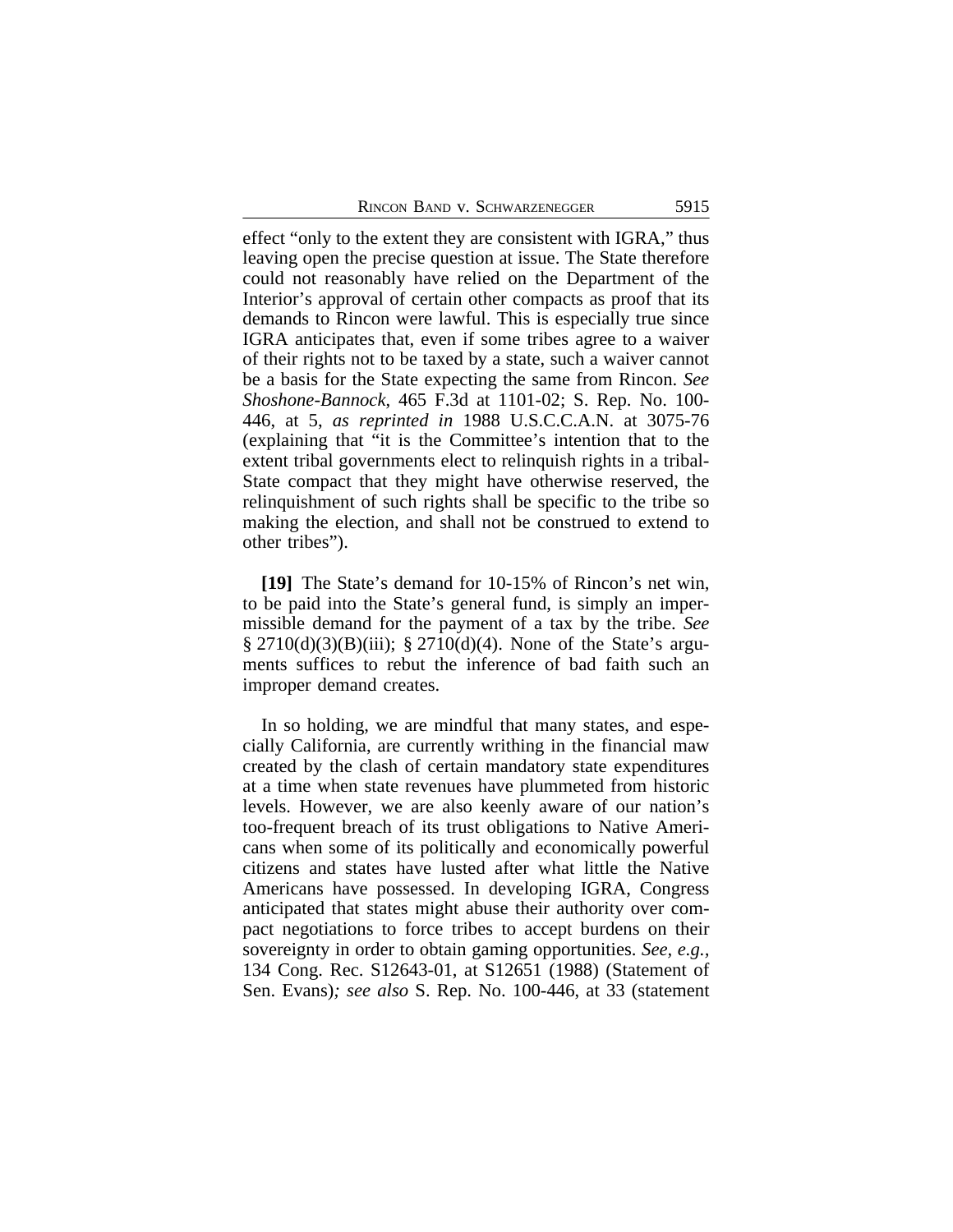effect "only to the extent they are consistent with IGRA," thus leaving open the precise question at issue. The State therefore could not reasonably have relied on the Department of the Interior's approval of certain other compacts as proof that its demands to Rincon were lawful. This is especially true since IGRA anticipates that, even if some tribes agree to a waiver of their rights not to be taxed by a state, such a waiver cannot be a basis for the State expecting the same from Rincon. *See Shoshone-Bannock*, 465 F.3d at 1101-02; S. Rep. No. 100-446, at 5, *as reprinted in* 1988 U.S.C.C.A.N. at 3075-76 (explaining that "it is the Committee's intention that to the extent tribal governments elect to relinquish rights in a tribal-State compact that they might have otherwise reserved, the relinquishment of such rights shall be specific to the tribe so making the election, and shall not be construed to extend to other tribes").

**[19]** The State's demand for 10-15% of Rincon's net win, to be paid into the State's general fund, is simply an impermissible demand for the payment of a tax by the tribe. *See* § 2710(d)(3)(B)(iii); § 2710(d)(4). None of the State's arguments suffices to rebut the inference of bad faith such an improper demand creates.

In so holding, we are mindful that many states, and especially California, are currently writhing in the financial maw created by the clash of certain mandatory state expenditures at a time when state revenues have plummeted from historic levels. However, we are also keenly aware of our nation's too-frequent breach of its trust obligations to Native Americans when some of its politically and economically powerful citizens and states have lusted after what little the Native Americans have possessed. In developing IGRA, Congress anticipated that states might abuse their authority over compact negotiations to force tribes to accept burdens on their sovereignty in order to obtain gaming opportunities. *See, e.g.,* 134 Cong. Rec. S12643-01, at S12651 (1988) (Statement of Sen. Evans)*; see also* S. Rep. No. 100-446, at 33 (statement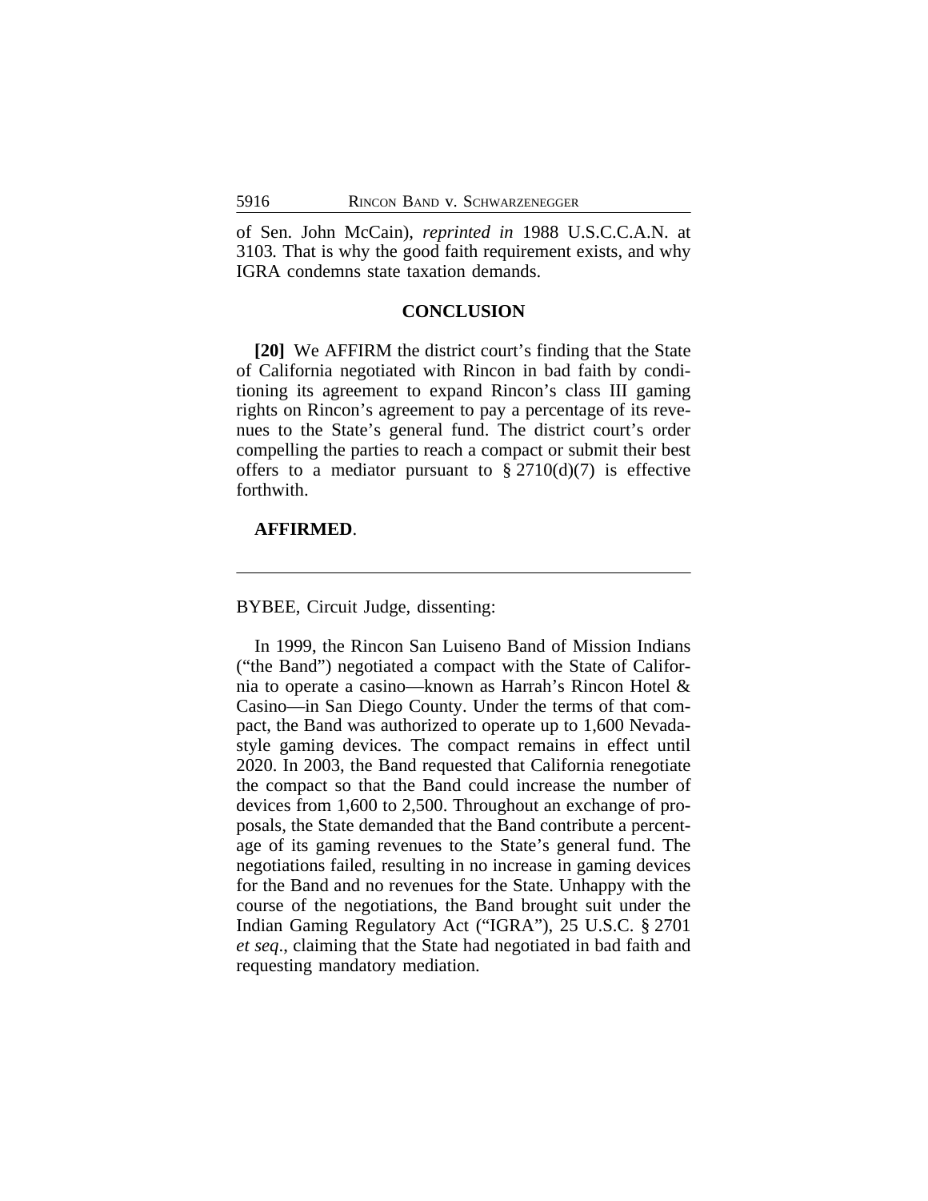of Sen. John McCain), *reprinted in* 1988 U.S.C.C.A.N. at 3103. That is why the good faith requirement exists, and why IGRA condemns state taxation demands.

## CONCLUSION

**[20]** We AFFIRM the district court's finding that the State of California negotiated with Rincon in bad faith by conditioning its agreement to expand Rincon's class III gaming rights on Rincon's agreement to pay a percentage of its revenues to the State's general fund. The district court's order compelling the parties to reach a compact or submit their best offers to a mediator pursuant to § 2710(d)(7) is effective forthwith.

**AFFIRMED**.

---

BYBEE, Circuit Judge, dissenting:

In 1999, the Rincon San Luiseno Band of Mission Indians ("the Band") negotiated a compact with the State of California to operate a casino—known as Harrah's Rincon Hotel & Casino—in San Diego County. Under the terms of that compact, the Band was authorized to operate up to 1,600 Nevada-style gaming devices. The compact remains in effect until 2020. In 2003, the Band requested that California renegotiate the compact so that the Band could increase the number of devices from 1,600 to 2,500. Throughout an exchange of proposals, the State demanded that the Band contribute a percentage of its gaming revenues to the State's general fund. The negotiations failed, resulting in no increase in gaming devices for the Band and no revenues for the State. Unhappy with the course of the negotiations, the Band brought suit under the Indian Gaming Regulatory Act ("IGRA"), 25 U.S.C. § 2701 *et seq*., claiming that the State had negotiated in bad faith and requesting mandatory mediation.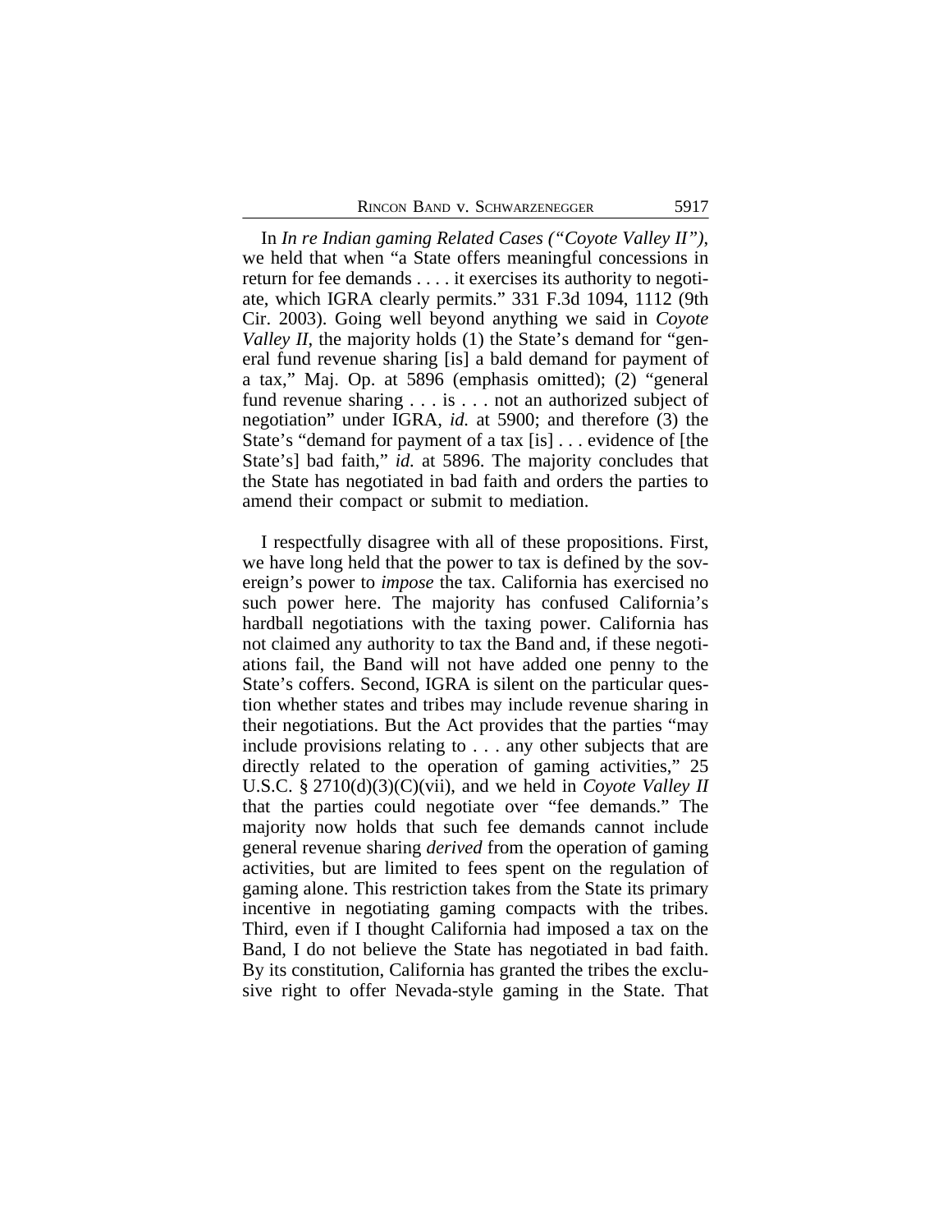In *In re Indian gaming Related Cases ("Coyote Valley II")*, we held that when "a State offers meaningful concessions in return for fee demands . . . . it exercises its authority to negotiate, which IGRA clearly permits." 331 F.3d 1094, 1112 (9th Cir. 2003). Going well beyond anything we said in *Coyote Valley II*, the majority holds (1) the State's demand for "general fund revenue sharing [is] a bald demand for payment of a tax," Maj. Op. at 5896 (emphasis omitted); (2) "general fund revenue sharing . . . is . . . not an authorized subject of negotiation" under IGRA, *id.* at 5900; and therefore (3) the State's "demand for payment of a tax [is] . . . evidence of [the State's] bad faith," *id.* at 5896. The majority concludes that the State has negotiated in bad faith and orders the parties to amend their compact or submit to mediation.

I respectfully disagree with all of these propositions. First, we have long held that the power to tax is defined by the sovereign's power to *impose* the tax. California has exercised no such power here. The majority has confused California's hardball negotiations with the taxing power. California has not claimed any authority to tax the Band and, if these negotiations fail, the Band will not have added one penny to the State's coffers. Second, IGRA is silent on the particular question whether states and tribes may include revenue sharing in their negotiations. But the Act provides that the parties "may include provisions relating to . . . any other subjects that are directly related to the operation of gaming activities," 25 U.S.C. § 2710(d)(3)(C)(vii), and we held in *Coyote Valley II* that the parties could negotiate over "fee demands." The majority now holds that such fee demands cannot include general revenue sharing *derived* from the operation of gaming activities, but are limited to fees spent on the regulation of gaming alone. This restriction takes from the State its primary incentive in negotiating gaming compacts with the tribes. Third, even if I thought California had imposed a tax on the Band, I do not believe the State has negotiated in bad faith. By its constitution, California has granted the tribes the exclusive right to offer Nevada-style gaming in the State. That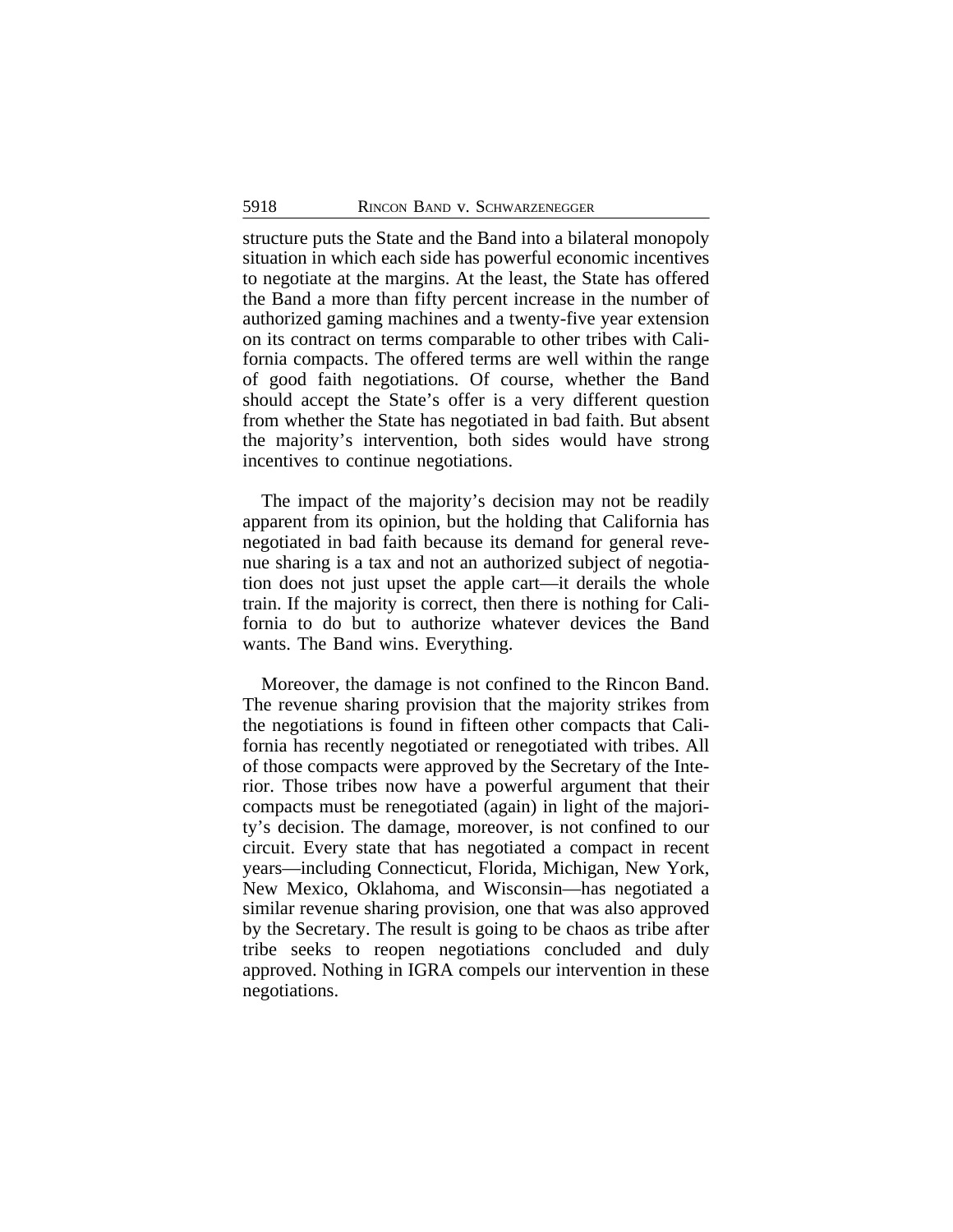structure puts the State and the Band into a bilateral monopoly situation in which each side has powerful economic incentives to negotiate at the margins. At the least, the State has offered the Band a more than fifty percent increase in the number of authorized gaming machines and a twenty-five year extension on its contract on terms comparable to other tribes with California compacts. The offered terms are well within the range of good faith negotiations. Of course, whether the Band should accept the State's offer is a very different question from whether the State has negotiated in bad faith. But absent the majority's intervention, both sides would have strong incentives to continue negotiations.

The impact of the majority's decision may not be readily apparent from its opinion, but the holding that California has negotiated in bad faith because its demand for general revenue sharing is a tax and not an authorized subject of negotiation does not just upset the apple cart—it derails the whole train. If the majority is correct, then there is nothing for California to do but to authorize whatever devices the Band wants. The Band wins. Everything.

Moreover, the damage is not confined to the Rincon Band. The revenue sharing provision that the majority strikes from the negotiations is found in fifteen other compacts that California has recently negotiated or renegotiated with tribes. All of those compacts were approved by the Secretary of the Interior. Those tribes now have a powerful argument that their compacts must be renegotiated (again) in light of the majority's decision. The damage, moreover, is not confined to our circuit. Every state that has negotiated a compact in recent years—including Connecticut, Florida, Michigan, New York, New Mexico, Oklahoma, and Wisconsin—has negotiated a similar revenue sharing provision, one that was also approved by the Secretary. The result is going to be chaos as tribe after tribe seeks to reopen negotiations concluded and duly approved. Nothing in IGRA compels our intervention in these negotiations.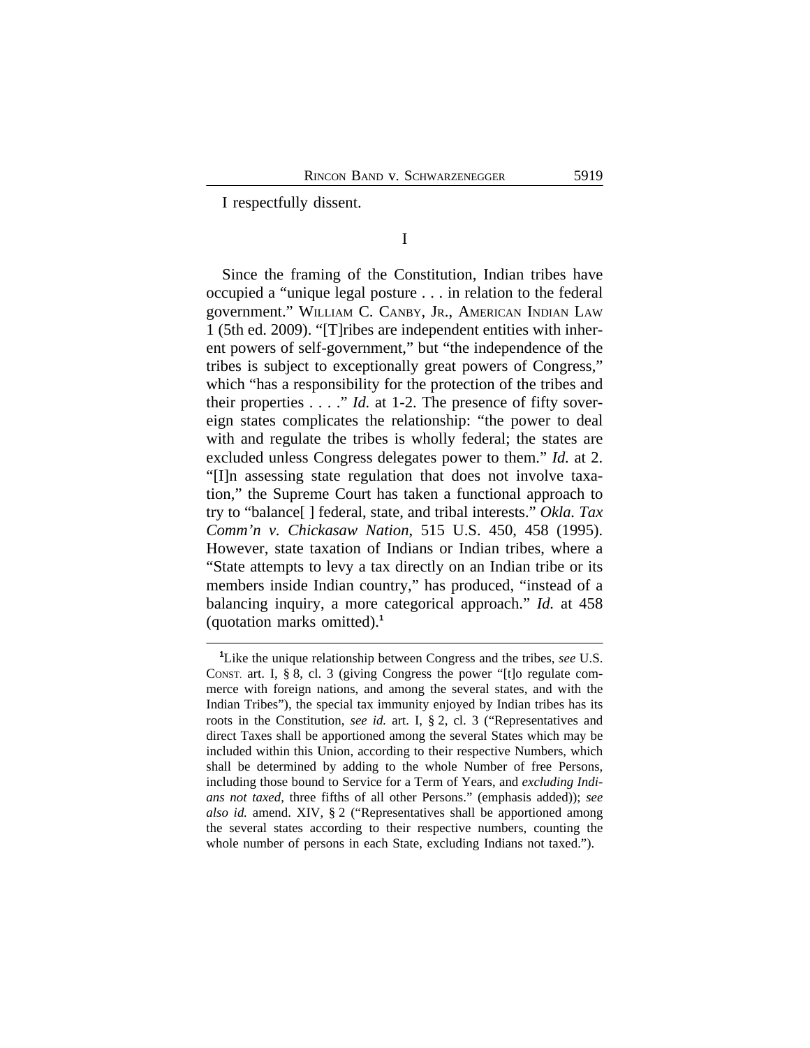I respectfully dissent.

I

Since the framing of the Constitution, Indian tribes have occupied a "unique legal posture . . . in relation to the federal government." WILLIAM C. CANBY, JR., AMERICAN INDIAN LAW 1 (5th ed. 2009). "[T]ribes are independent entities with inherent powers of self-government," but "the independence of the tribes is subject to exceptionally great powers of Congress," which "has a responsibility for the protection of the tribes and their properties . . . ." *Id.* at 1-2. The presence of fifty sovereign states complicates the relationship: "the power to deal with and regulate the tribes is wholly federal; the states are excluded unless Congress delegates power to them." *Id.* at 2. "[I]n assessing state regulation that does not involve taxation," the Supreme Court has taken a functional approach to try to "balance[ ] federal, state, and tribal interests." *Okla. Tax Comm'n v. Chickasaw Nation*, 515 U.S. 450, 458 (1995). However, state taxation of Indians or Indian tribes, where a "State attempts to levy a tax directly on an Indian tribe or its members inside Indian country," has produced, "instead of a balancing inquiry, a more categorical approach." *Id.* at 458 (quotation marks omitted).[1]

---

[1]Like the unique relationship between Congress and the tribes, *see* U.S. CONST. art. I, § 8, cl. 3 (giving Congress the power "[t]o regulate commerce with foreign nations, and among the several states, and with the Indian Tribes"), the special tax immunity enjoyed by Indian tribes has its roots in the Constitution, *see id.* art. I, § 2, cl. 3 ("Representatives and direct Taxes shall be apportioned among the several States which may be included within this Union, according to their respective Numbers, which shall be determined by adding to the whole Number of free Persons, including those bound to Service for a Term of Years, and *excluding Indians not taxed*, three fifths of all other Persons." (emphasis added)); *see also id.* amend. XIV, § 2 ("Representatives shall be apportioned among the several states according to their respective numbers, counting the whole number of persons in each State, excluding Indians not taxed.").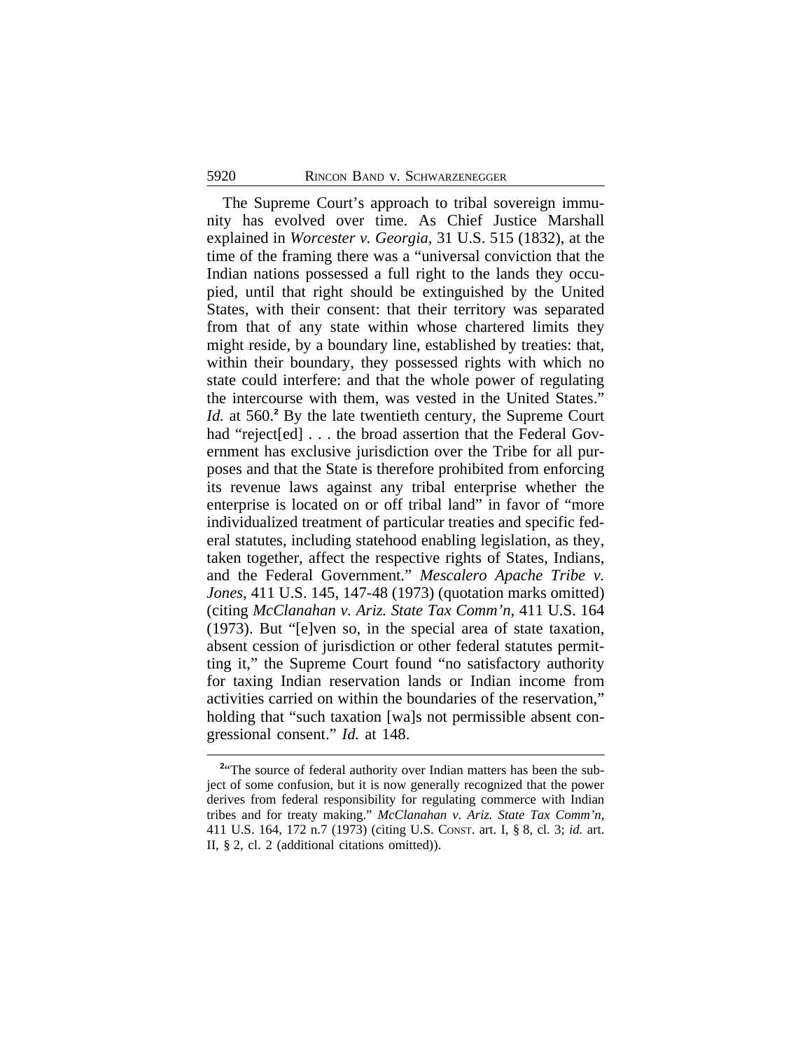The Supreme Court's approach to tribal sovereign immunity has evolved over time. As Chief Justice Marshall explained in *Worcester v. Georgia*, 31 U.S. 515 (1832), at the time of the framing there was a "universal conviction that the Indian nations possessed a full right to the lands they occupied, until that right should be extinguished by the United States, with their consent: that their territory was separated from that of any state within whose chartered limits they might reside, by a boundary line, established by treaties: that, within their boundary, they possessed rights with which no state could interfere: and that the whole power of regulating the intercourse with them, was vested in the United States." *Id.* at 560.[2] By the late twentieth century, the Supreme Court had "reject[ed] . . . the broad assertion that the Federal Government has exclusive jurisdiction over the Tribe for all purposes and that the State is therefore prohibited from enforcing its revenue laws against any tribal enterprise whether the enterprise is located on or off tribal land" in favor of "more individualized treatment of particular treaties and specific federal statutes, including statehood enabling legislation, as they, taken together, affect the respective rights of States, Indians, and the Federal Government." *Mescalero Apache Tribe v. Jones*, 411 U.S. 145, 147-48 (1973) (quotation marks omitted) (citing *McClanahan v. Ariz. State Tax Comm'n*, 411 U.S. 164 (1973). But "[e]ven so, in the special area of state taxation, absent cession of jurisdiction or other federal statutes permitting it," the Supreme Court found "no satisfactory authority for taxing Indian reservation lands or Indian income from activities carried on within the boundaries of the reservation," holding that "such taxation [wa]s not permissible absent congressional consent." *Id.* at 148.

[2]"The source of federal authority over Indian matters has been the subject of some confusion, but it is now generally recognized that the power derives from federal responsibility for regulating commerce with Indian tribes and for treaty making." *McClanahan v. Ariz. State Tax Comm'n*, 411 U.S. 164, 172 n.7 (1973) (citing U.S. CONST. art. I, § 8, cl. 3; *id.* art. II, § 2, cl. 2 (additional citations omitted)).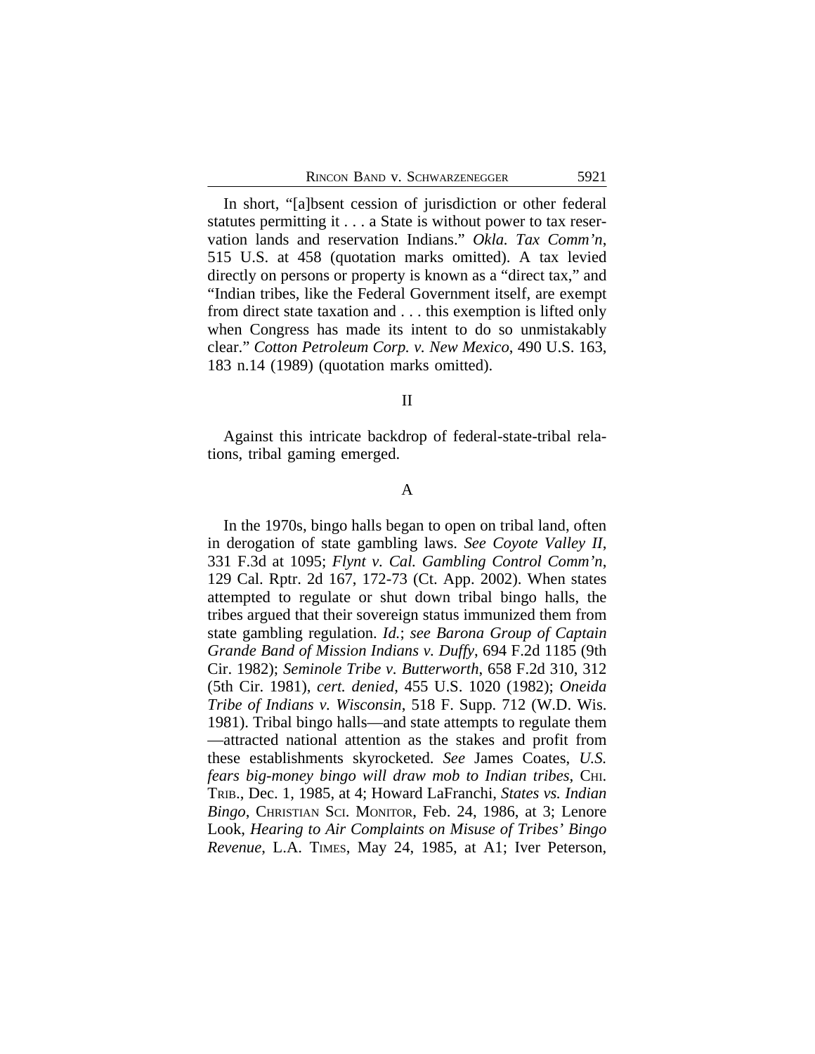In short, "[a]bsent cession of jurisdiction or other federal statutes permitting it . . . a State is without power to tax reservation lands and reservation Indians." *Okla. Tax Comm'n*, 515 U.S. at 458 (quotation marks omitted). A tax levied directly on persons or property is known as a "direct tax," and "Indian tribes, like the Federal Government itself, are exempt from direct state taxation and . . . this exemption is lifted only when Congress has made its intent to do so unmistakably clear." *Cotton Petroleum Corp. v. New Mexico*, 490 U.S. 163, 183 n.14 (1989) (quotation marks omitted).

## II

Against this intricate backdrop of federal-state-tribal relations, tribal gaming emerged.

### A

In the 1970s, bingo halls began to open on tribal land, often in derogation of state gambling laws. *See Coyote Valley II*, 331 F.3d at 1095; *Flynt v. Cal. Gambling Control Comm'n*, 129 Cal. Rptr. 2d 167, 172-73 (Ct. App. 2002). When states attempted to regulate or shut down tribal bingo halls, the tribes argued that their sovereign status immunized them from state gambling regulation. *Id.*; *see Barona Group of Captain Grande Band of Mission Indians v. Duffy*, 694 F.2d 1185 (9th Cir. 1982); *Seminole Tribe v. Butterworth*, 658 F.2d 310, 312 (5th Cir. 1981), *cert. denied*, 455 U.S. 1020 (1982); *Oneida Tribe of Indians v. Wisconsin*, 518 F. Supp. 712 (W.D. Wis. 1981). Tribal bingo halls—and state attempts to regulate them —attracted national attention as the stakes and profit from these establishments skyrocketed. *See* James Coates, *U.S. fears big-money bingo will draw mob to Indian tribes*, CHI. TRIB., Dec. 1, 1985, at 4; Howard LaFranchi, *States vs. Indian Bingo*, CHRISTIAN SCI. MONITOR, Feb. 24, 1986, at 3; Lenore Look, *Hearing to Air Complaints on Misuse of Tribes' Bingo Revenue*, L.A. TIMES, May 24, 1985, at A1; Iver Peterson,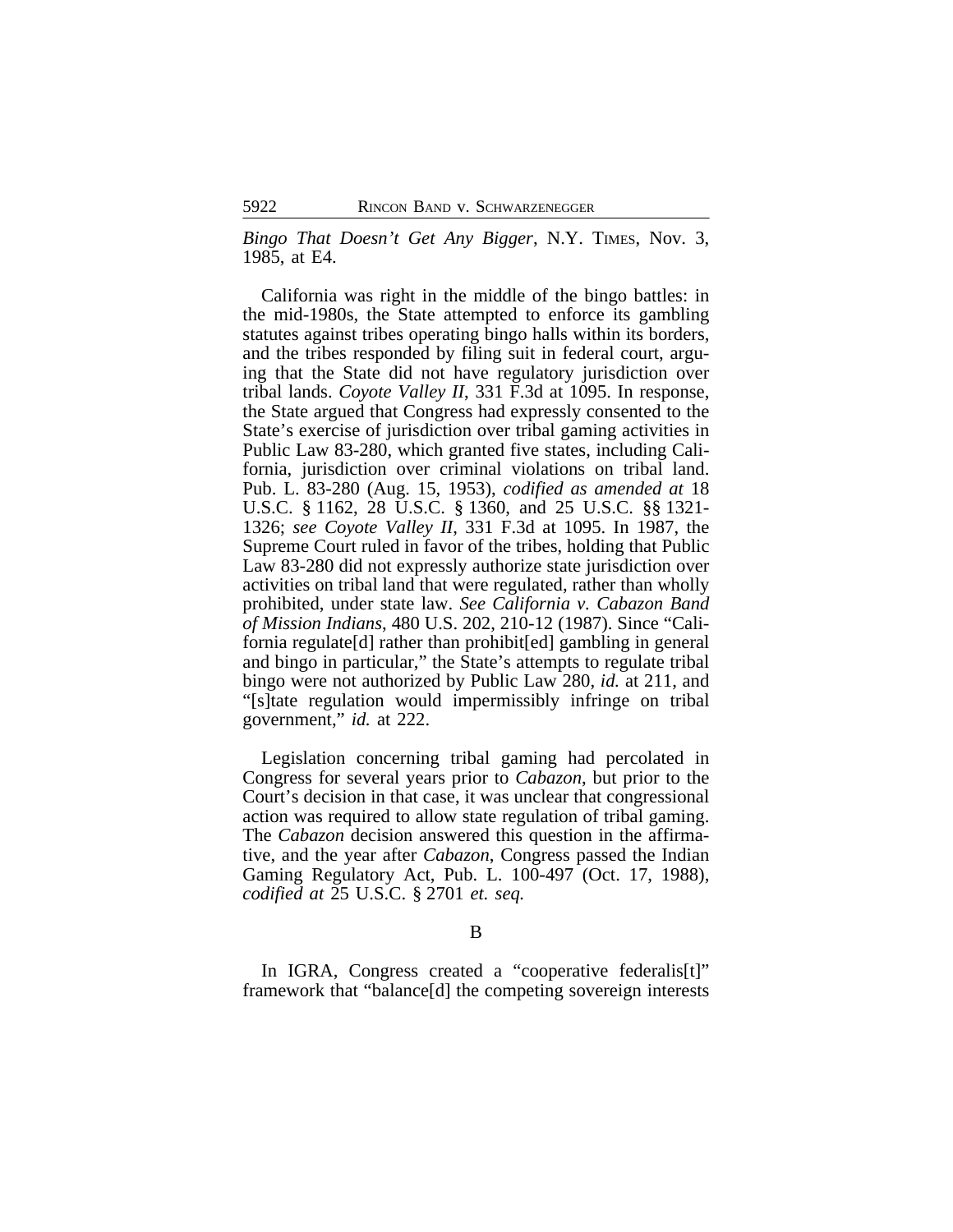*Bingo That Doesn't Get Any Bigger*, N.Y. TIMES, Nov. 3, 1985, at E4.

California was right in the middle of the bingo battles: in the mid-1980s, the State attempted to enforce its gambling statutes against tribes operating bingo halls within its borders, and the tribes responded by filing suit in federal court, arguing that the State did not have regulatory jurisdiction over tribal lands. *Coyote Valley II*, 331 F.3d at 1095. In response, the State argued that Congress had expressly consented to the State's exercise of jurisdiction over tribal gaming activities in Public Law 83-280, which granted five states, including California, jurisdiction over criminal violations on tribal land. Pub. L. 83-280 (Aug. 15, 1953), *codified as amended at* 18 U.S.C. § 1162, 28 U.S.C. § 1360, and 25 U.S.C. §§ 1321-1326; *see Coyote Valley II*, 331 F.3d at 1095. In 1987, the Supreme Court ruled in favor of the tribes, holding that Public Law 83-280 did not expressly authorize state jurisdiction over activities on tribal land that were regulated, rather than wholly prohibited, under state law. *See California v. Cabazon Band of Mission Indians*, 480 U.S. 202, 210-12 (1987). Since "California regulate[d] rather than prohibit[ed] gambling in general and bingo in particular," the State's attempts to regulate tribal bingo were not authorized by Public Law 280, *id.* at 211, and "[s]tate regulation would impermissibly infringe on tribal government," *id.* at 222.

Legislation concerning tribal gaming had percolated in Congress for several years prior to *Cabazon*, but prior to the Court's decision in that case, it was unclear that congressional action was required to allow state regulation of tribal gaming. The *Cabazon* decision answered this question in the affirmative, and the year after *Cabazon*, Congress passed the Indian Gaming Regulatory Act, Pub. L. 100-497 (Oct. 17, 1988), *codified at* 25 U.S.C. § 2701 *et. seq.*

B

In IGRA, Congress created a "cooperative federalis[t]" framework that "balance[d] the competing sovereign interests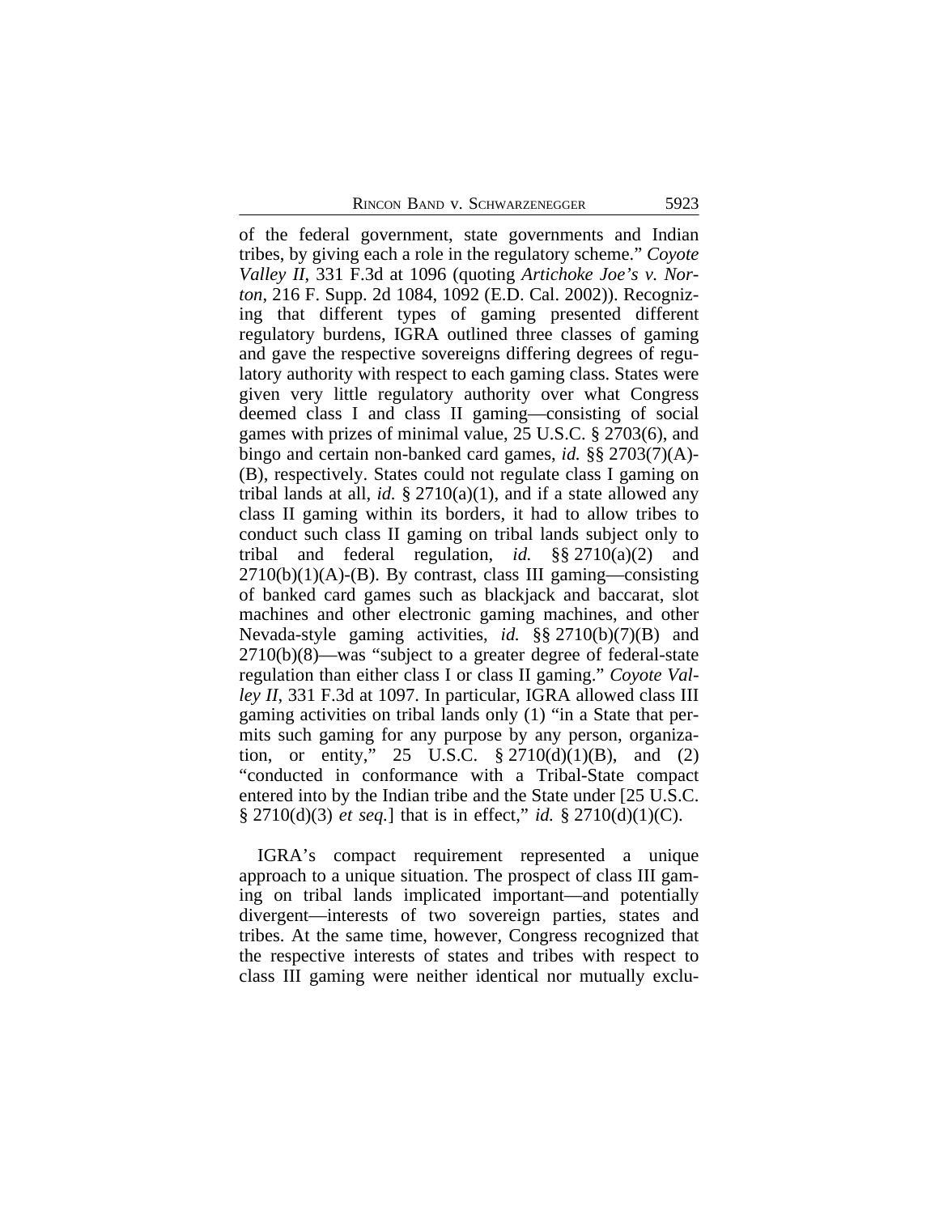of the federal government, state governments and Indian tribes, by giving each a role in the regulatory scheme." *Coyote Valley II*, 331 F.3d at 1096 (quoting *Artichoke Joe's v. Norton*, 216 F. Supp. 2d 1084, 1092 (E.D. Cal. 2002)). Recognizing that different types of gaming presented different regulatory burdens, IGRA outlined three classes of gaming and gave the respective sovereigns differing degrees of regulatory authority with respect to each gaming class. States were given very little regulatory authority over what Congress deemed class I and class II gaming—consisting of social games with prizes of minimal value, 25 U.S.C. § 2703(6), and bingo and certain non-banked card games, *id.* §§ 2703(7)(A)-(B), respectively. States could not regulate class I gaming on tribal lands at all, *id.* § 2710(a)(1), and if a state allowed any class II gaming within its borders, it had to allow tribes to conduct such class II gaming on tribal lands subject only to tribal and federal regulation, *id.* §§ 2710(a)(2) and 2710(b)(1)(A)-(B). By contrast, class III gaming—consisting of banked card games such as blackjack and baccarat, slot machines and other electronic gaming machines, and other Nevada-style gaming activities, *id.* §§ 2710(b)(7)(B) and 2710(b)(8)—was "subject to a greater degree of federal-state regulation than either class I or class II gaming." *Coyote Valley II*, 331 F.3d at 1097. In particular, IGRA allowed class III gaming activities on tribal lands only (1) "in a State that permits such gaming for any purpose by any person, organization, or entity," 25 U.S.C. § 2710(d)(1)(B), and (2) "conducted in conformance with a Tribal-State compact entered into by the Indian tribe and the State under [25 U.S.C. § 2710(d)(3) *et seq.*] that is in effect," *id.* § 2710(d)(1)(C).

IGRA's compact requirement represented a unique approach to a unique situation. The prospect of class III gaming on tribal lands implicated important—and potentially divergent—interests of two sovereign parties, states and tribes. At the same time, however, Congress recognized that the respective interests of states and tribes with respect to class III gaming were neither identical nor mutually exclu-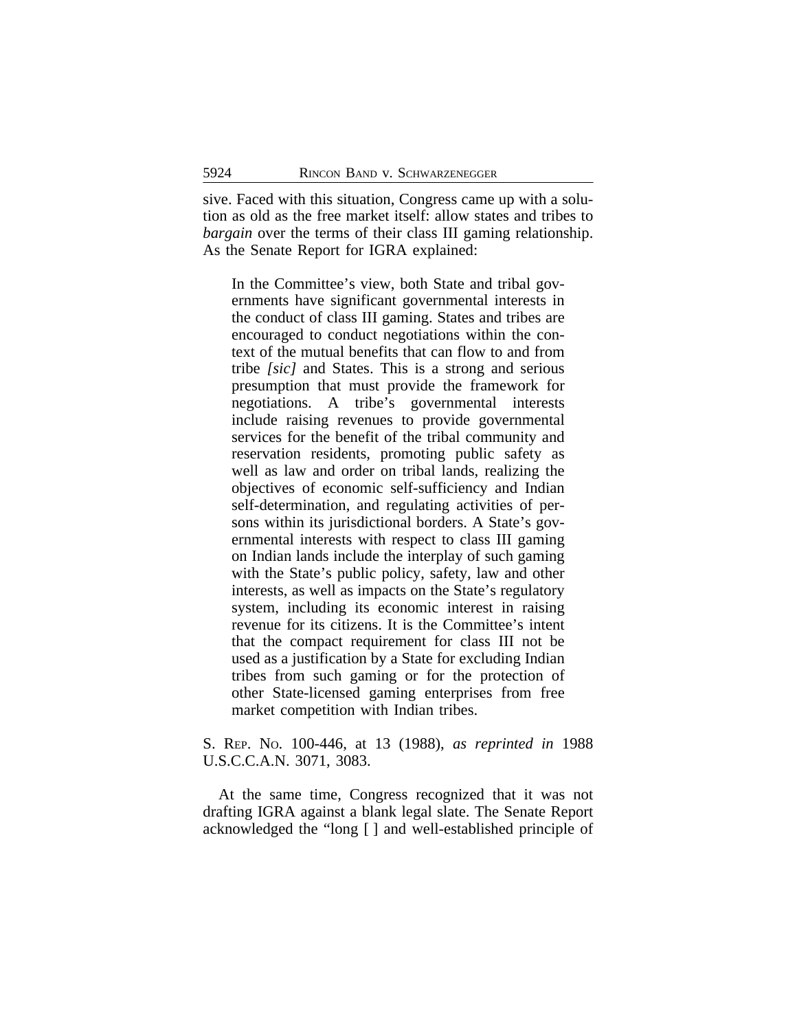sive. Faced with this situation, Congress came up with a solution as old as the free market itself: allow states and tribes to *bargain* over the terms of their class III gaming relationship. As the Senate Report for IGRA explained:

> In the Committee's view, both State and tribal governments have significant governmental interests in the conduct of class III gaming. States and tribes are encouraged to conduct negotiations within the context of the mutual benefits that can flow to and from tribe *[sic]* and States. This is a strong and serious presumption that must provide the framework for negotiations. A tribe's governmental interests include raising revenues to provide governmental services for the benefit of the tribal community and reservation residents, promoting public safety as well as law and order on tribal lands, realizing the objectives of economic self-sufficiency and Indian self-determination, and regulating activities of persons within its jurisdictional borders. A State's governmental interests with respect to class III gaming on Indian lands include the interplay of such gaming with the State's public policy, safety, law and other interests, as well as impacts on the State's regulatory system, including its economic interest in raising revenue for its citizens. It is the Committee's intent that the compact requirement for class III not be used as a justification by a State for excluding Indian tribes from such gaming or for the protection of other State-licensed gaming enterprises from free market competition with Indian tribes.

S. Rep. No. 100-446, at 13 (1988), *as reprinted in* 1988 U.S.C.C.A.N. 3071, 3083.

At the same time, Congress recognized that it was not drafting IGRA against a blank legal slate. The Senate Report acknowledged the "long [ ] and well-established principle of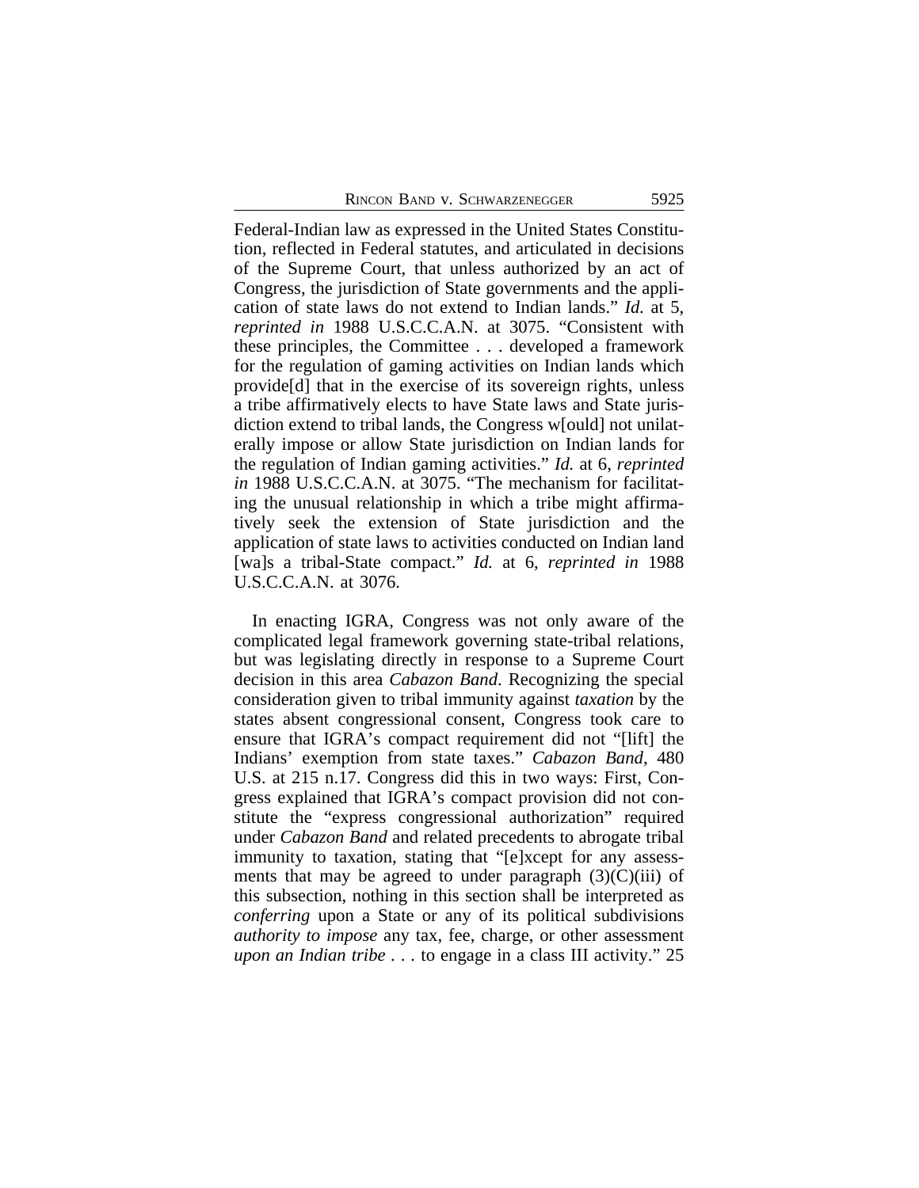Federal-Indian law as expressed in the United States Constitution, reflected in Federal statutes, and articulated in decisions of the Supreme Court, that unless authorized by an act of Congress, the jurisdiction of State governments and the application of state laws do not extend to Indian lands." *Id.* at 5, *reprinted in* 1988 U.S.C.C.A.N. at 3075. "Consistent with these principles, the Committee . . . developed a framework for the regulation of gaming activities on Indian lands which provide[d] that in the exercise of its sovereign rights, unless a tribe affirmatively elects to have State laws and State jurisdiction extend to tribal lands, the Congress w[ould] not unilaterally impose or allow State jurisdiction on Indian lands for the regulation of Indian gaming activities." *Id.* at 6, *reprinted in* 1988 U.S.C.C.A.N. at 3075. "The mechanism for facilitating the unusual relationship in which a tribe might affirmatively seek the extension of State jurisdiction and the application of state laws to activities conducted on Indian land [wa]s a tribal-State compact." *Id.* at 6, *reprinted in* 1988 U.S.C.C.A.N. at 3076.

In enacting IGRA, Congress was not only aware of the complicated legal framework governing state-tribal relations, but was legislating directly in response to a Supreme Court decision in this area *Cabazon Band*. Recognizing the special consideration given to tribal immunity against *taxation* by the states absent congressional consent, Congress took care to ensure that IGRA's compact requirement did not "[lift] the Indians' exemption from state taxes." *Cabazon Band*, 480 U.S. at 215 n.17. Congress did this in two ways: First, Congress explained that IGRA's compact provision did not constitute the "express congressional authorization" required under *Cabazon Band* and related precedents to abrogate tribal immunity to taxation, stating that "[e]xcept for any assessments that may be agreed to under paragraph (3)(C)(iii) of this subsection, nothing in this section shall be interpreted as *conferring* upon a State or any of its political subdivisions *authority to impose* any tax, fee, charge, or other assessment *upon an Indian tribe* . . . to engage in a class III activity." 25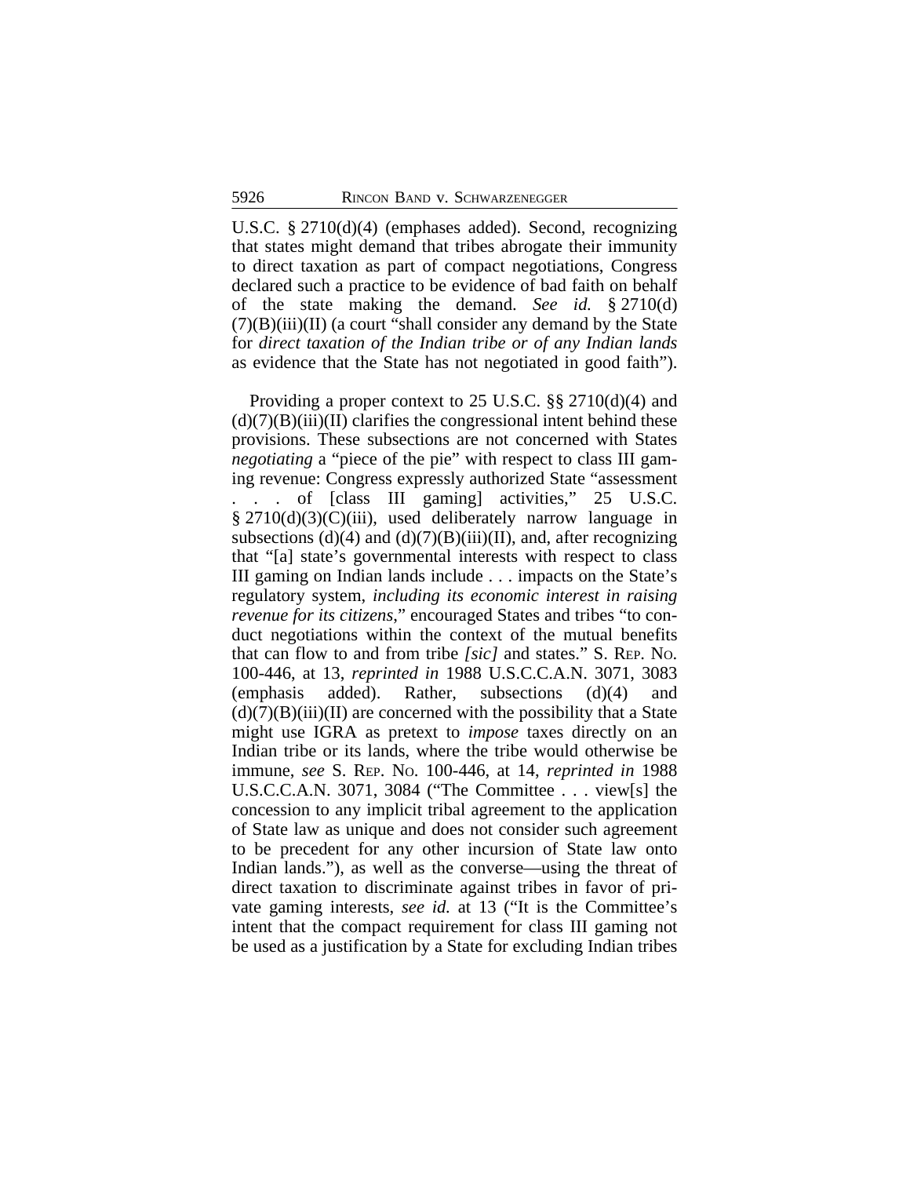U.S.C. § 2710(d)(4) (emphases added). Second, recognizing that states might demand that tribes abrogate their immunity to direct taxation as part of compact negotiations, Congress declared such a practice to be evidence of bad faith on behalf of the state making the demand. *See id.* § 2710(d)(7)(B)(iii)(II) (a court "shall consider any demand by the State for *direct taxation of the Indian tribe or of any Indian lands* as evidence that the State has not negotiated in good faith").

Providing a proper context to 25 U.S.C. §§ 2710(d)(4) and (d)(7)(B)(iii)(II) clarifies the congressional intent behind these provisions. These subsections are not concerned with States *negotiating* a "piece of the pie" with respect to class III gaming revenue: Congress expressly authorized State "assessment . . . of [class III gaming] activities," 25 U.S.C. § 2710(d)(3)(C)(iii), used deliberately narrow language in subsections (d)(4) and (d)(7)(B)(iii)(II), and, after recognizing that "[a] state's governmental interests with respect to class III gaming on Indian lands include . . . impacts on the State's regulatory system, *including its economic interest in raising revenue for its citizens*," encouraged States and tribes "to conduct negotiations within the context of the mutual benefits that can flow to and from tribe *[sic]* and states." S. REP. NO. 100-446, at 13, *reprinted in* 1988 U.S.C.C.A.N. 3071, 3083 (emphasis added). Rather, subsections (d)(4) and (d)(7)(B)(iii)(II) are concerned with the possibility that a State might use IGRA as pretext to *impose* taxes directly on an Indian tribe or its lands, where the tribe would otherwise be immune, *see* S. REP. NO. 100-446, at 14, *reprinted in* 1988 U.S.C.C.A.N. 3071, 3084 ("The Committee . . . view[s] the concession to any implicit tribal agreement to the application of State law as unique and does not consider such agreement to be precedent for any other incursion of State law onto Indian lands."), as well as the converse—using the threat of direct taxation to discriminate against tribes in favor of private gaming interests, *see id.* at 13 ("It is the Committee's intent that the compact requirement for class III gaming not be used as a justification by a State for excluding Indian tribes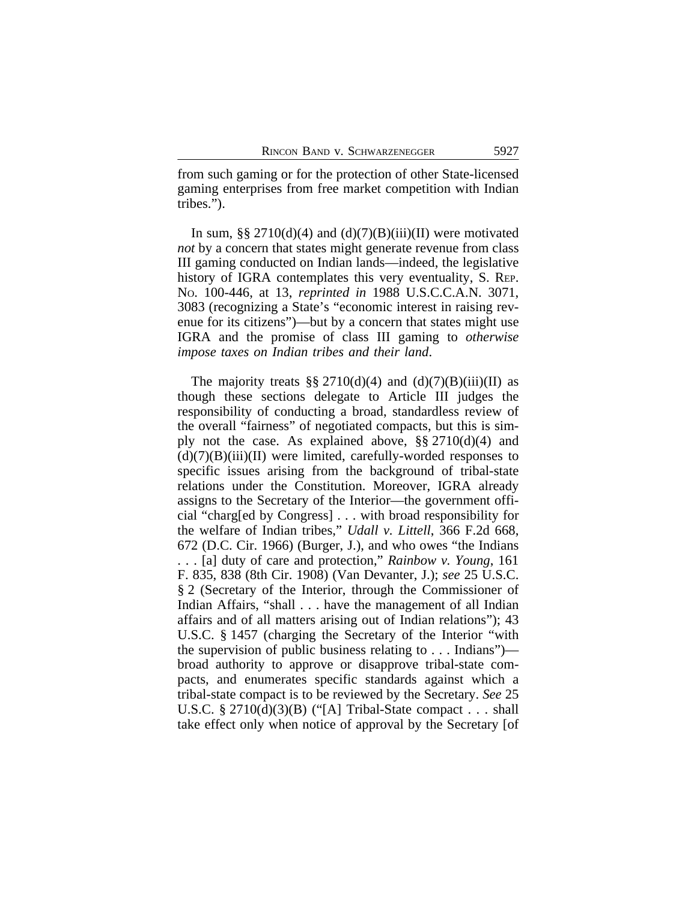from such gaming or for the protection of other State-licensed gaming enterprises from free market competition with Indian tribes.").

In sum, §§ 2710(d)(4) and (d)(7)(B)(iii)(II) were motivated *not* by a concern that states might generate revenue from class III gaming conducted on Indian lands—indeed, the legislative history of IGRA contemplates this very eventuality, S. REP. NO. 100-446, at 13, *reprinted in* 1988 U.S.C.C.A.N. 3071, 3083 (recognizing a State's "economic interest in raising revenue for its citizens")—but by a concern that states might use IGRA and the promise of class III gaming to *otherwise impose taxes on Indian tribes and their land*.

The majority treats §§ 2710(d)(4) and (d)(7)(B)(iii)(II) as though these sections delegate to Article III judges the responsibility of conducting a broad, standardless review of the overall "fairness" of negotiated compacts, but this is simply not the case. As explained above, §§ 2710(d)(4) and (d)(7)(B)(iii)(II) were limited, carefully-worded responses to specific issues arising from the background of tribal-state relations under the Constitution. Moreover, IGRA already assigns to the Secretary of the Interior—the government official "charg[ed by Congress] . . . with broad responsibility for the welfare of Indian tribes," *Udall v. Littell*, 366 F.2d 668, 672 (D.C. Cir. 1966) (Burger, J.), and who owes "the Indians . . . [a] duty of care and protection," *Rainbow v. Young*, 161 F. 835, 838 (8th Cir. 1908) (Van Devanter, J.); *see* 25 U.S.C. § 2 (Secretary of the Interior, through the Commissioner of Indian Affairs, "shall . . . have the management of all Indian affairs and of all matters arising out of Indian relations"); 43 U.S.C. § 1457 (charging the Secretary of the Interior "with the supervision of public business relating to . . . Indians")—broad authority to approve or disapprove tribal-state compacts, and enumerates specific standards against which a tribal-state compact is to be reviewed by the Secretary. *See* 25 U.S.C. § 2710(d)(3)(B) ("[A] Tribal-State compact . . . shall take effect only when notice of approval by the Secretary [of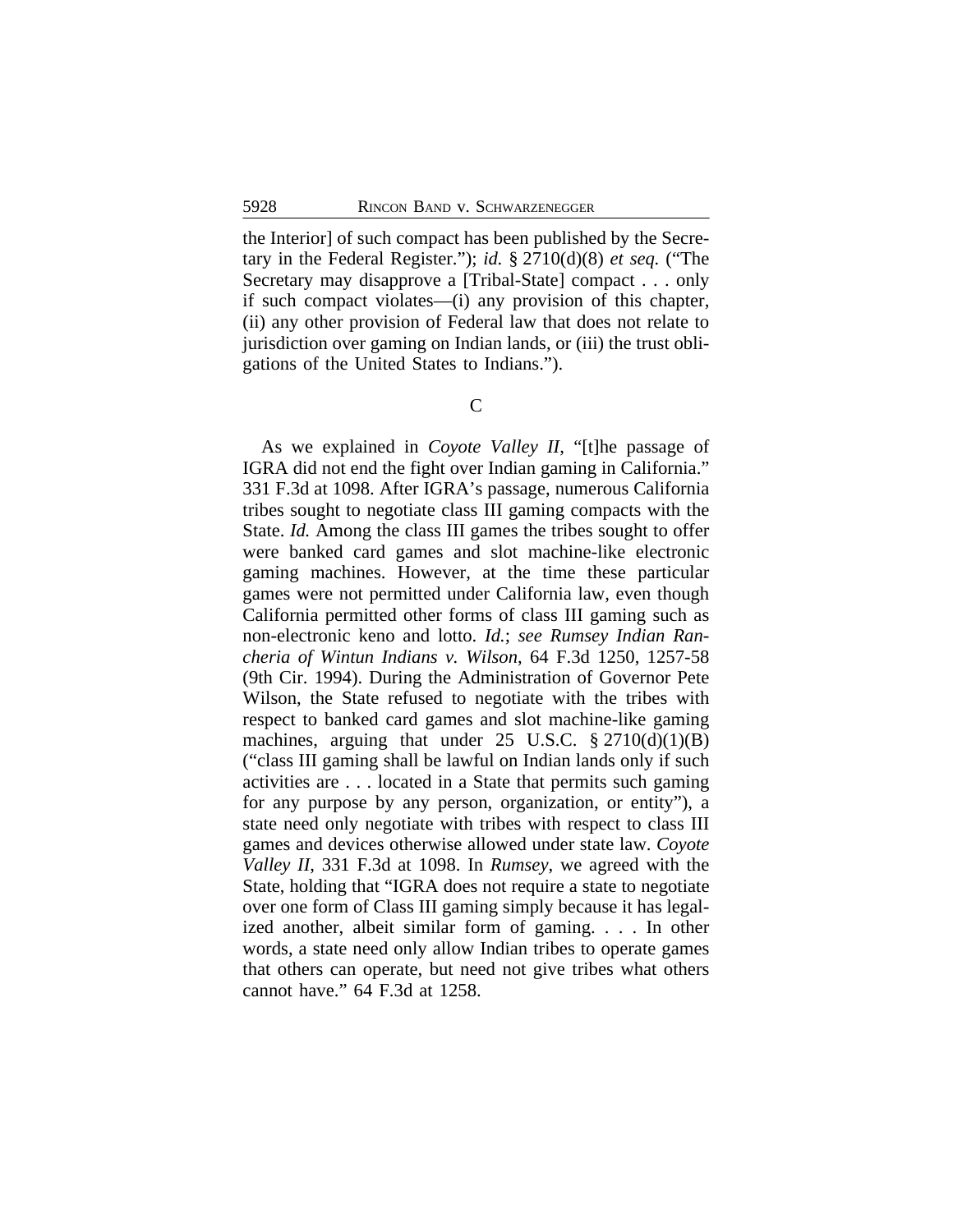the Interior] of such compact has been published by the Secretary in the Federal Register."); *id.* § 2710(d)(8) *et seq.* ("The Secretary may disapprove a [Tribal-State] compact . . . only if such compact violates—(i) any provision of this chapter, (ii) any other provision of Federal law that does not relate to jurisdiction over gaming on Indian lands, or (iii) the trust obligations of the United States to Indians.").

C

As we explained in *Coyote Valley II*, "[t]he passage of IGRA did not end the fight over Indian gaming in California." 331 F.3d at 1098. After IGRA's passage, numerous California tribes sought to negotiate class III gaming compacts with the State. *Id.* Among the class III games the tribes sought to offer were banked card games and slot machine-like electronic gaming machines. However, at the time these particular games were not permitted under California law, even though California permitted other forms of class III gaming such as non-electronic keno and lotto. *Id.*; *see Rumsey Indian Rancheria of Wintun Indians v. Wilson*, 64 F.3d 1250, 1257-58 (9th Cir. 1994). During the Administration of Governor Pete Wilson, the State refused to negotiate with the tribes with respect to banked card games and slot machine-like gaming machines, arguing that under 25 U.S.C. § 2710(d)(1)(B) ("class III gaming shall be lawful on Indian lands only if such activities are . . . located in a State that permits such gaming for any purpose by any person, organization, or entity"), a state need only negotiate with tribes with respect to class III games and devices otherwise allowed under state law. *Coyote Valley II*, 331 F.3d at 1098. In *Rumsey*, we agreed with the State, holding that "IGRA does not require a state to negotiate over one form of Class III gaming simply because it has legalized another, albeit similar form of gaming. . . . In other words, a state need only allow Indian tribes to operate games that others can operate, but need not give tribes what others cannot have." 64 F.3d at 1258.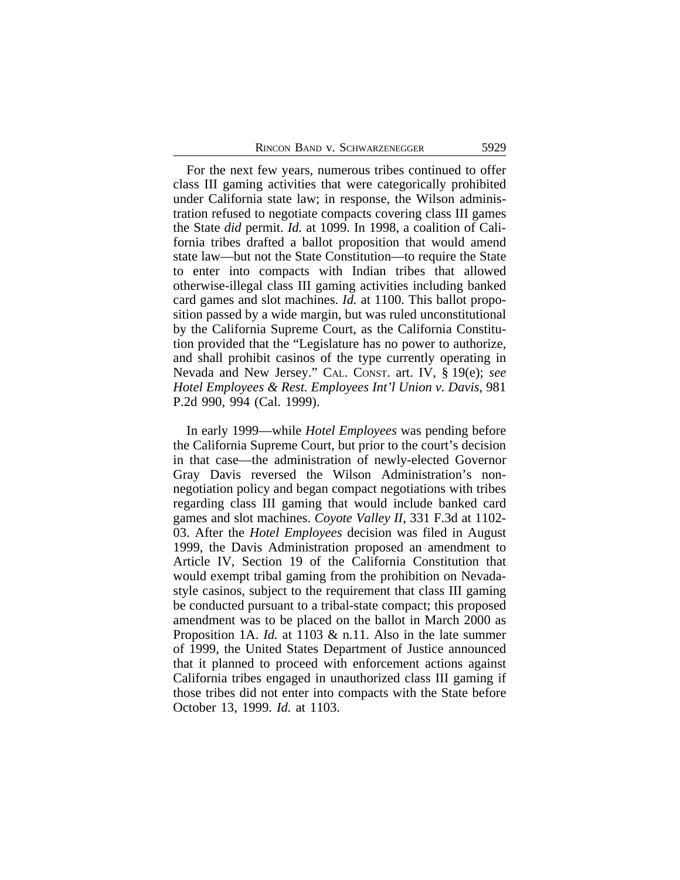For the next few years, numerous tribes continued to offer class III gaming activities that were categorically prohibited under California state law; in response, the Wilson administration refused to negotiate compacts covering class III games the State *did* permit. *Id.* at 1099. In 1998, a coalition of California tribes drafted a ballot proposition that would amend state law—but not the State Constitution—to require the State to enter into compacts with Indian tribes that allowed otherwise-illegal class III gaming activities including banked card games and slot machines. *Id.* at 1100. This ballot proposition passed by a wide margin, but was ruled unconstitutional by the California Supreme Court, as the California Constitution provided that the "Legislature has no power to authorize, and shall prohibit casinos of the type currently operating in Nevada and New Jersey." CAL. CONST. art. IV, § 19(e); *see Hotel Employees & Rest. Employees Int'l Union v. Davis*, 981 P.2d 990, 994 (Cal. 1999).

In early 1999—while *Hotel Employees* was pending before the California Supreme Court, but prior to the court's decision in that case—the administration of newly-elected Governor Gray Davis reversed the Wilson Administration's non-negotiation policy and began compact negotiations with tribes regarding class III gaming that would include banked card games and slot machines. *Coyote Valley II*, 331 F.3d at 1102-03. After the *Hotel Employees* decision was filed in August 1999, the Davis Administration proposed an amendment to Article IV, Section 19 of the California Constitution that would exempt tribal gaming from the prohibition on Nevada-style casinos, subject to the requirement that class III gaming be conducted pursuant to a tribal-state compact; this proposed amendment was to be placed on the ballot in March 2000 as Proposition 1A. *Id.* at 1103 & n.11. Also in the late summer of 1999, the United States Department of Justice announced that it planned to proceed with enforcement actions against California tribes engaged in unauthorized class III gaming if those tribes did not enter into compacts with the State before October 13, 1999. *Id.* at 1103.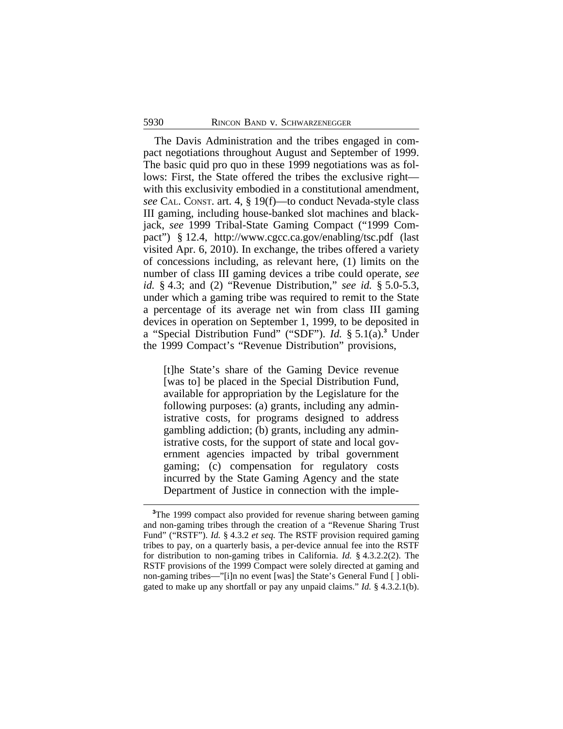The Davis Administration and the tribes engaged in compact negotiations throughout August and September of 1999. The basic quid pro quo in these 1999 negotiations was as follows: First, the State offered the tribes the exclusive right—with this exclusivity embodied in a constitutional amendment, *see* CAL. CONST. art. 4, § 19(f)—to conduct Nevada-style class III gaming, including house-banked slot machines and blackjack, *see* 1999 Tribal-State Gaming Compact ("1999 Compact") § 12.4, http://www.cgcc.ca.gov/enabling/tsc.pdf (last visited Apr. 6, 2010). In exchange, the tribes offered a variety of concessions including, as relevant here, (1) limits on the number of class III gaming devices a tribe could operate, *see id.* § 4.3; and (2) "Revenue Distribution," *see id.* § 5.0-5.3, under which a gaming tribe was required to remit to the State a percentage of its average net win from class III gaming devices in operation on September 1, 1999, to be deposited in a "Special Distribution Fund" ("SDF"). *Id.* § 5.1(a).[3] Under the 1999 Compact's "Revenue Distribution" provisions,

> [t]he State's share of the Gaming Device revenue [was to] be placed in the Special Distribution Fund, available for appropriation by the Legislature for the following purposes: (a) grants, including any administrative costs, for programs designed to address gambling addiction; (b) grants, including any administrative costs, for the support of state and local government agencies impacted by tribal government gaming; (c) compensation for regulatory costs incurred by the State Gaming Agency and the state Department of Justice in connection with the imple-

[3]The 1999 compact also provided for revenue sharing between gaming and non-gaming tribes through the creation of a "Revenue Sharing Trust Fund" ("RSTF"). *Id.* § 4.3.2 *et seq.* The RSTF provision required gaming tribes to pay, on a quarterly basis, a per-device annual fee into the RSTF for distribution to non-gaming tribes in California. *Id.* § 4.3.2.2(2). The RSTF provisions of the 1999 Compact were solely directed at gaming and non-gaming tribes—"[i]n no event [was] the State's General Fund [ ] obligated to make up any shortfall or pay any unpaid claims." *Id.* § 4.3.2.1(b).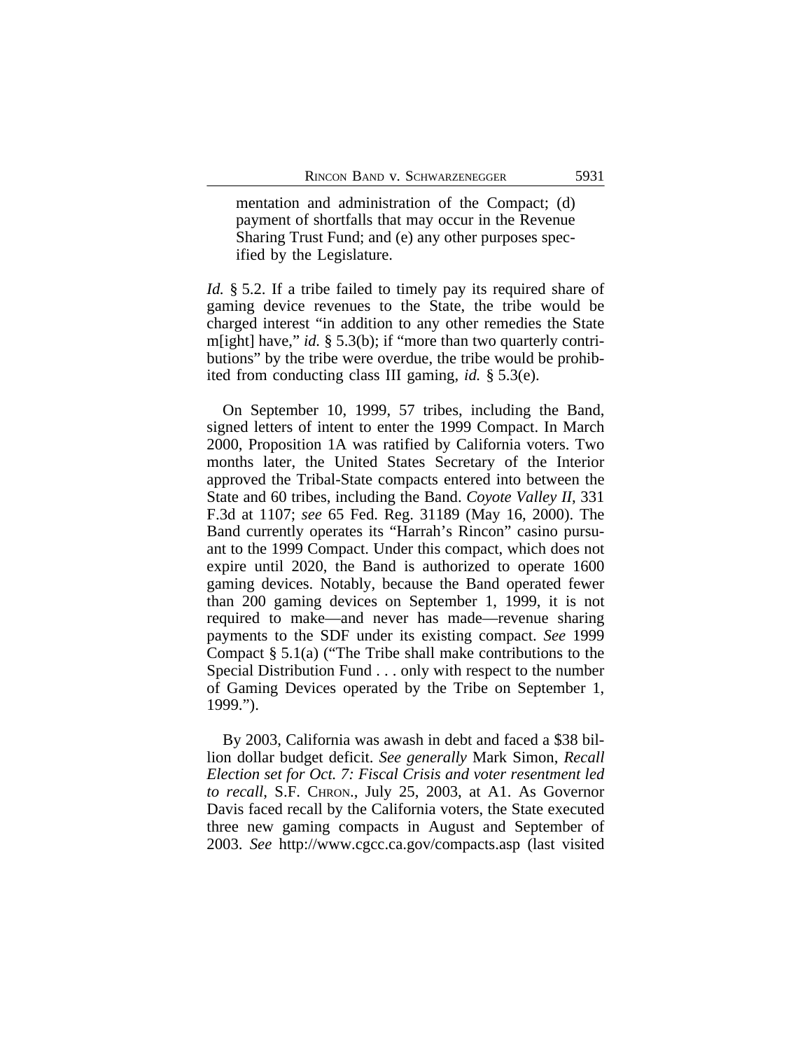> mentation and administration of the Compact; (d) payment of shortfalls that may occur in the Revenue Sharing Trust Fund; and (e) any other purposes specified by the Legislature.

*Id.* § 5.2. If a tribe failed to timely pay its required share of gaming device revenues to the State, the tribe would be charged interest "in addition to any other remedies the State m[ight] have," *id.* § 5.3(b); if "more than two quarterly contributions" by the tribe were overdue, the tribe would be prohibited from conducting class III gaming, *id.* § 5.3(e).

On September 10, 1999, 57 tribes, including the Band, signed letters of intent to enter the 1999 Compact. In March 2000, Proposition 1A was ratified by California voters. Two months later, the United States Secretary of the Interior approved the Tribal-State compacts entered into between the State and 60 tribes, including the Band. *Coyote Valley II*, 331 F.3d at 1107; *see* 65 Fed. Reg. 31189 (May 16, 2000). The Band currently operates its "Harrah's Rincon" casino pursuant to the 1999 Compact. Under this compact, which does not expire until 2020, the Band is authorized to operate 1600 gaming devices. Notably, because the Band operated fewer than 200 gaming devices on September 1, 1999, it is not required to make—and never has made—revenue sharing payments to the SDF under its existing compact. *See* 1999 Compact § 5.1(a) ("The Tribe shall make contributions to the Special Distribution Fund . . . only with respect to the number of Gaming Devices operated by the Tribe on September 1, 1999.").

By 2003, California was awash in debt and faced a $38 billion dollar budget deficit. *See generally* Mark Simon, *Recall Election set for Oct. 7: Fiscal Crisis and voter resentment led to recall*, S.F. CHRON., July 25, 2003, at A1. As Governor Davis faced recall by the California voters, the State executed three new gaming compacts in August and September of 2003. *See* http://www.cgcc.ca.gov/compacts.asp (last visited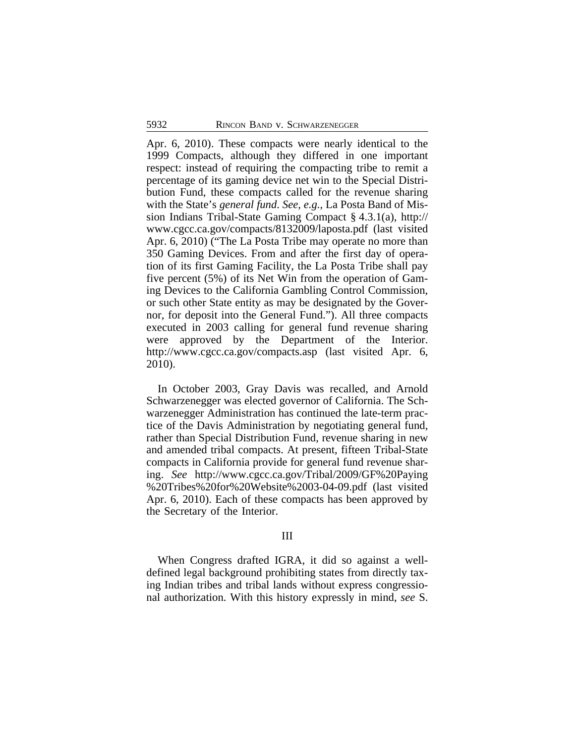Apr. 6, 2010). These compacts were nearly identical to the 1999 Compacts, although they differed in one important respect: instead of requiring the compacting tribe to remit a percentage of its gaming device net win to the Special Distribution Fund, these compacts called for the revenue sharing with the State's *general fund*. *See, e.g.*, La Posta Band of Mission Indians Tribal-State Gaming Compact § 4.3.1(a), http://www.cgcc.ca.gov/compacts/8132009/laposta.pdf (last visited Apr. 6, 2010) ("The La Posta Tribe may operate no more than 350 Gaming Devices. From and after the first day of operation of its first Gaming Facility, the La Posta Tribe shall pay five percent (5%) of its Net Win from the operation of Gaming Devices to the California Gambling Control Commission, or such other State entity as may be designated by the Governor, for deposit into the General Fund."). All three compacts executed in 2003 calling for general fund revenue sharing were approved by the Department of the Interior. http://www.cgcc.ca.gov/compacts.asp (last visited Apr. 6, 2010).

In October 2003, Gray Davis was recalled, and Arnold Schwarzenegger was elected governor of California. The Schwarzenegger Administration has continued the late-term practice of the Davis Administration by negotiating general fund, rather than Special Distribution Fund, revenue sharing in new and amended tribal compacts. At present, fifteen Tribal-State compacts in California provide for general fund revenue sharing. *See* http://www.cgcc.ca.gov/Tribal/2009/GF%20Paying%20Tribes%20for%20Website%2003-04-09.pdf (last visited Apr. 6, 2010). Each of these compacts has been approved by the Secretary of the Interior.

## III

When Congress drafted IGRA, it did so against a well-defined legal background prohibiting states from directly taxing Indian tribes and tribal lands without express congressional authorization. With this history expressly in mind, *see* S.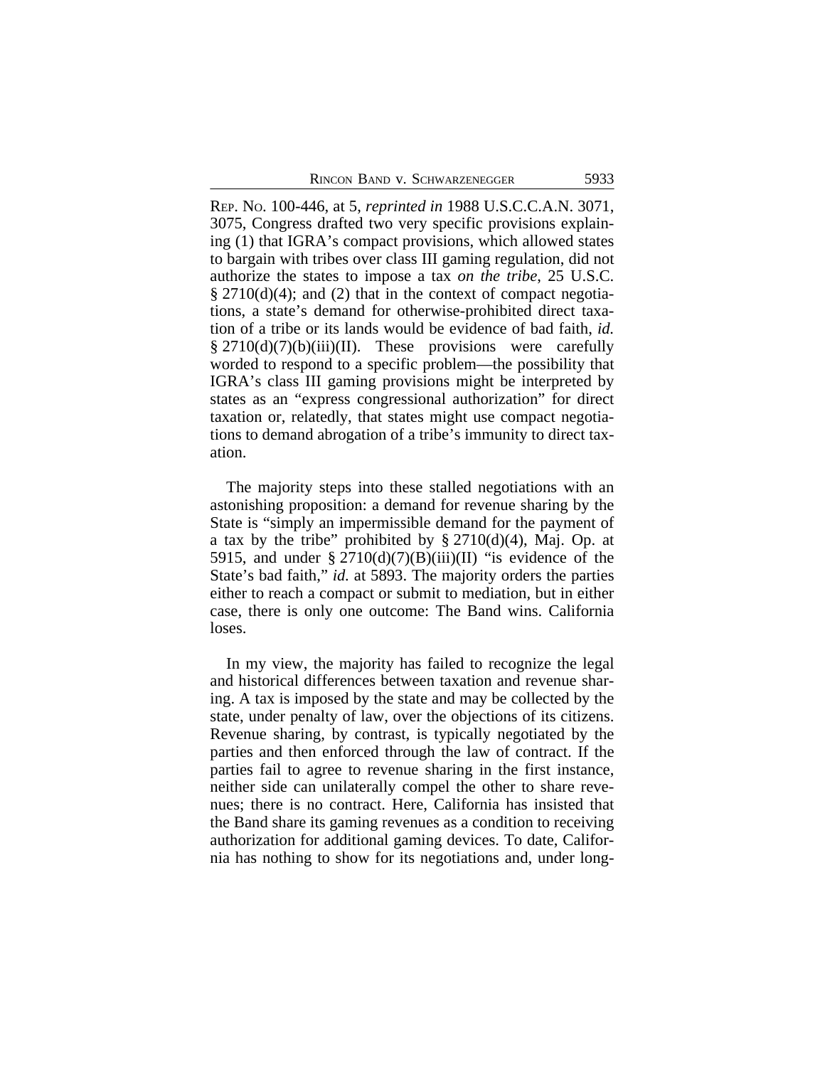REP. NO. 100-446, at 5, *reprinted in* 1988 U.S.C.C.A.N. 3071, 3075, Congress drafted two very specific provisions explaining (1) that IGRA's compact provisions, which allowed states to bargain with tribes over class III gaming regulation, did not authorize the states to impose a tax *on the tribe*, 25 U.S.C. § 2710(d)(4); and (2) that in the context of compact negotiations, a state's demand for otherwise-prohibited direct taxation of a tribe or its lands would be evidence of bad faith, *id.* § 2710(d)(7)(b)(iii)(II). These provisions were carefully worded to respond to a specific problem—the possibility that IGRA's class III gaming provisions might be interpreted by states as an "express congressional authorization" for direct taxation or, relatedly, that states might use compact negotiations to demand abrogation of a tribe's immunity to direct taxation.

The majority steps into these stalled negotiations with an astonishing proposition: a demand for revenue sharing by the State is "simply an impermissible demand for the payment of a tax by the tribe" prohibited by § 2710(d)(4), Maj. Op. at 5915, and under § 2710(d)(7)(B)(iii)(II) "is evidence of the State's bad faith," *id.* at 5893. The majority orders the parties either to reach a compact or submit to mediation, but in either case, there is only one outcome: The Band wins. California loses.

In my view, the majority has failed to recognize the legal and historical differences between taxation and revenue sharing. A tax is imposed by the state and may be collected by the state, under penalty of law, over the objections of its citizens. Revenue sharing, by contrast, is typically negotiated by the parties and then enforced through the law of contract. If the parties fail to agree to revenue sharing in the first instance, neither side can unilaterally compel the other to share revenues; there is no contract. Here, California has insisted that the Band share its gaming revenues as a condition to receiving authorization for additional gaming devices. To date, California has nothing to show for its negotiations and, under long-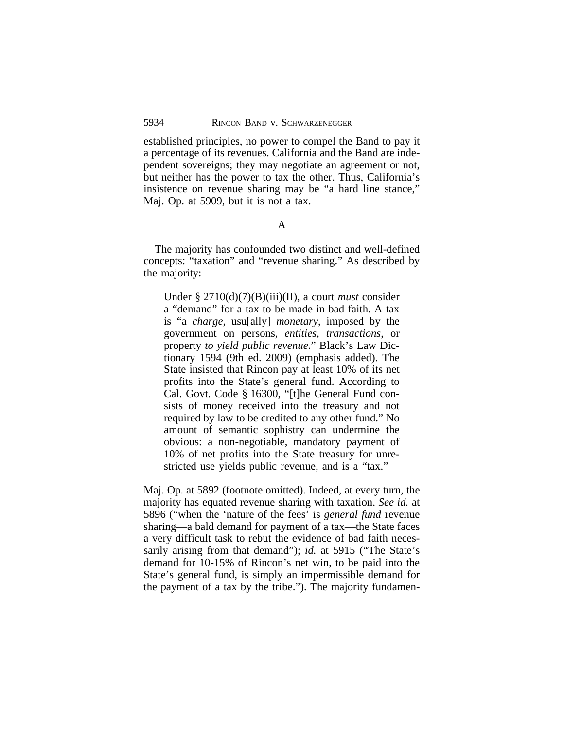established principles, no power to compel the Band to pay it a percentage of its revenues. California and the Band are independent sovereigns; they may negotiate an agreement or not, but neither has the power to tax the other. Thus, California's insistence on revenue sharing may be "a hard line stance," Maj. Op. at 5909, but it is not a tax.

A

The majority has confounded two distinct and well-defined concepts: "taxation" and "revenue sharing." As described by the majority:

> Under § 2710(d)(7)(B)(iii)(II), a court *must* consider a "demand" for a tax to be made in bad faith. A tax is "a *charge*, usu[ally] *monetary*, imposed by the government on persons, *entities, transactions*, or property *to yield public revenue*." Black's Law Dictionary 1594 (9th ed. 2009) (emphasis added). The State insisted that Rincon pay at least 10% of its net profits into the State's general fund. According to Cal. Govt. Code § 16300, "[t]he General Fund consists of money received into the treasury and not required by law to be credited to any other fund." No amount of semantic sophistry can undermine the obvious: a non-negotiable, mandatory payment of 10% of net profits into the State treasury for unrestricted use yields public revenue, and is a "tax."

Maj. Op. at 5892 (footnote omitted). Indeed, at every turn, the majority has equated revenue sharing with taxation. *See id.* at 5896 ("when the 'nature of the fees' is *general fund* revenue sharing—a bald demand for payment of a tax—the State faces a very difficult task to rebut the evidence of bad faith necessarily arising from that demand"); *id.* at 5915 ("The State's demand for 10-15% of Rincon's net win, to be paid into the State's general fund, is simply an impermissible demand for the payment of a tax by the tribe."). The majority fundamen-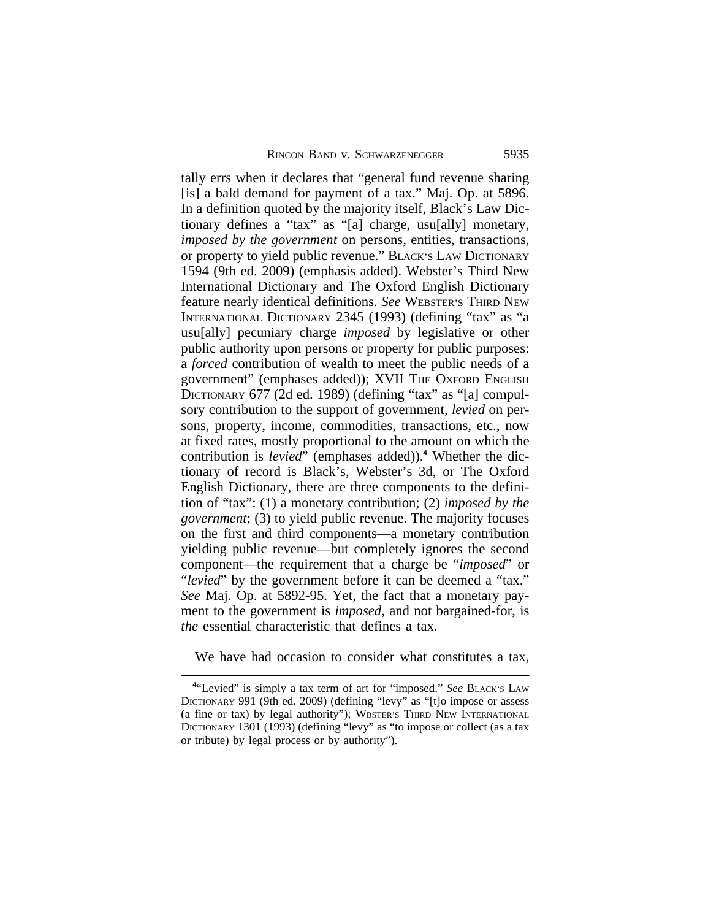tally errs when it declares that "general fund revenue sharing [is] a bald demand for payment of a tax." Maj. Op. at 5896. In a definition quoted by the majority itself, Black's Law Dictionary defines a "tax" as "[a] charge, usu[ally] monetary, *imposed by the government* on persons, entities, transactions, or property to yield public revenue." BLACK'S LAW DICTIONARY 1594 (9th ed. 2009) (emphasis added). Webster's Third New International Dictionary and The Oxford English Dictionary feature nearly identical definitions. *See* WEBSTER'S THIRD NEW INTERNATIONAL DICTIONARY 2345 (1993) (defining "tax" as "a usu[ally] pecuniary charge *imposed* by legislative or other public authority upon persons or property for public purposes: a *forced* contribution of wealth to meet the public needs of a government" (emphases added)); XVII THE OXFORD ENGLISH DICTIONARY 677 (2d ed. 1989) (defining "tax" as "[a] compulsory contribution to the support of government, *levied* on persons, property, income, commodities, transactions, etc., now at fixed rates, mostly proportional to the amount on which the contribution is *levied*" (emphases added)).[4] Whether the dictionary of record is Black's, Webster's 3d, or The Oxford English Dictionary, there are three components to the definition of "tax": (1) a monetary contribution; (2) *imposed by the government*; (3) to yield public revenue. The majority focuses on the first and third components—a monetary contribution yielding public revenue—but completely ignores the second component—the requirement that a charge be "*imposed*" or "*levied*" by the government before it can be deemed a "tax." *See* Maj. Op. at 5892-95. Yet, the fact that a monetary payment to the government is *imposed*, and not bargained-for, is *the* essential characteristic that defines a tax.

We have had occasion to consider what constitutes a tax,

[4]"Levied" is simply a tax term of art for "imposed." *See* BLACK'S LAW DICTIONARY 991 (9th ed. 2009) (defining "levy" as "[t]o impose or assess (a fine or tax) by legal authority"); WBSTER'S THIRD NEW INTERNATIONAL DICTIONARY 1301 (1993) (defining "levy" as "to impose or collect (as a tax or tribute) by legal process or by authority").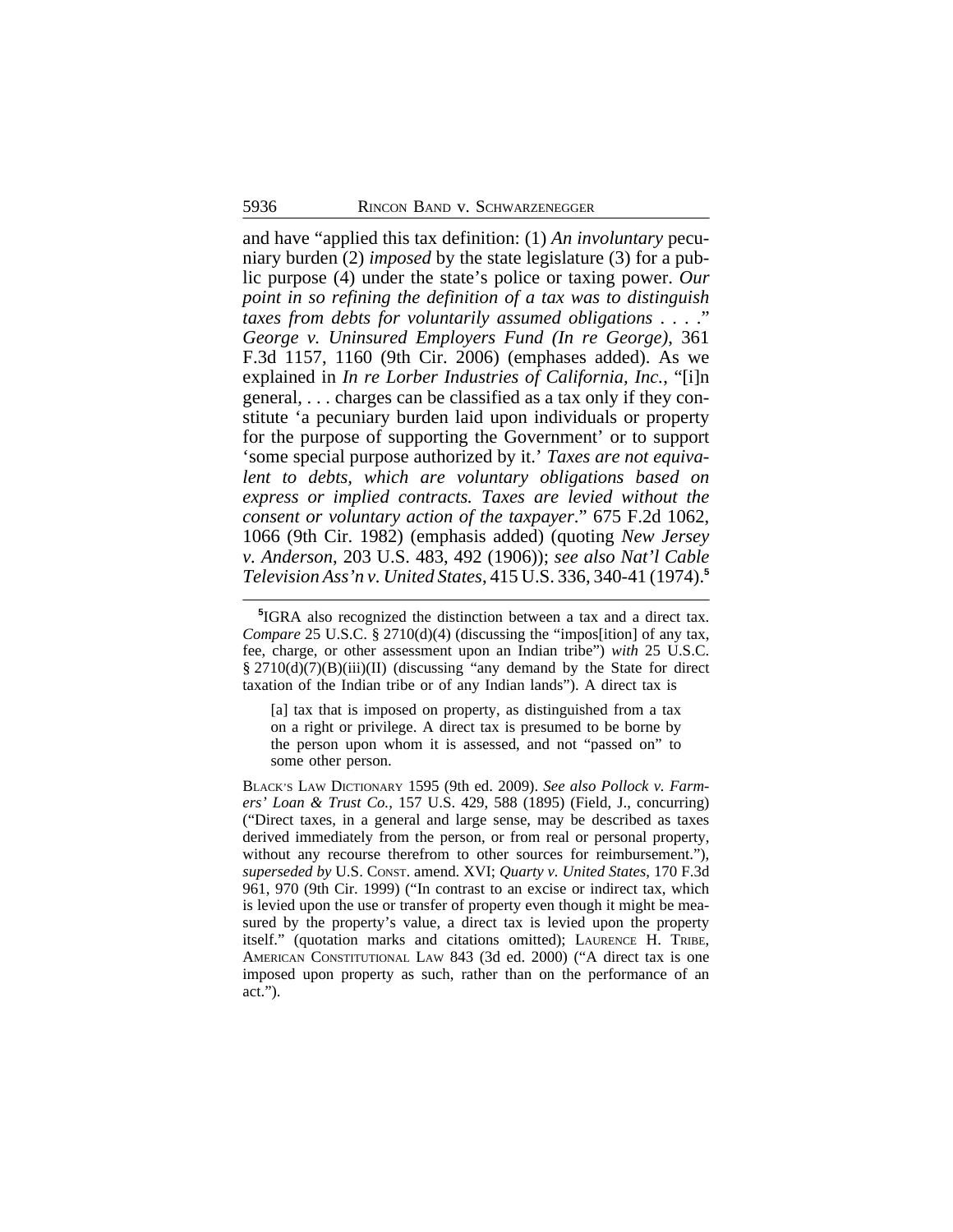and have "applied this tax definition: (1) *An involuntary* pecuniary burden (2) *imposed* by the state legislature (3) for a public purpose (4) under the state's police or taxing power. *Our point in so refining the definition of a tax was to distinguish taxes from debts for voluntarily assumed obligations . . . .*" *George v. Uninsured Employers Fund (In re George)*, 361 F.3d 1157, 1160 (9th Cir. 2006) (emphases added). As we explained in *In re Lorber Industries of California, Inc.*, "[i]n general, . . . charges can be classified as a tax only if they constitute 'a pecuniary burden laid upon individuals or property for the purpose of supporting the Government' or to support 'some special purpose authorized by it.' *Taxes are not equivalent to debts, which are voluntary obligations based on express or implied contracts. Taxes are levied without the consent or voluntary action of the taxpayer*." 675 F.2d 1062, 1066 (9th Cir. 1982) (emphasis added) (quoting *New Jersey v. Anderson*, 203 U.S. 483, 492 (1906)); *see also Nat'l Cable Television Ass'n v. United States*, 415 U.S. 336, 340-41 (1974).[5]

---

[5]IGRA also recognized the distinction between a tax and a direct tax. *Compare* 25 U.S.C. § 2710(d)(4) (discussing the "impos[ition] of any tax, fee, charge, or other assessment upon an Indian tribe") *with* 25 U.S.C. § 2710(d)(7)(B)(iii)(II) (discussing "any demand by the State for direct taxation of the Indian tribe or of any Indian lands"). A direct tax is

> [a] tax that is imposed on property, as distinguished from a tax on a right or privilege. A direct tax is presumed to be borne by the person upon whom it is assessed, and not "passed on" to some other person.

BLACK'S LAW DICTIONARY 1595 (9th ed. 2009). *See also Pollock v. Farmers' Loan & Trust Co.*, 157 U.S. 429, 588 (1895) (Field, J., concurring) ("Direct taxes, in a general and large sense, may be described as taxes derived immediately from the person, or from real or personal property, without any recourse therefrom to other sources for reimbursement."), *superseded by* U.S. CONST. amend. XVI; *Quarty v. United States*, 170 F.3d 961, 970 (9th Cir. 1999) ("In contrast to an excise or indirect tax, which is levied upon the use or transfer of property even though it might be measured by the property's value, a direct tax is levied upon the property itself." (quotation marks and citations omitted); LAURENCE H. TRIBE, AMERICAN CONSTITUTIONAL LAW 843 (3d ed. 2000) ("A direct tax is one imposed upon property as such, rather than on the performance of an act.").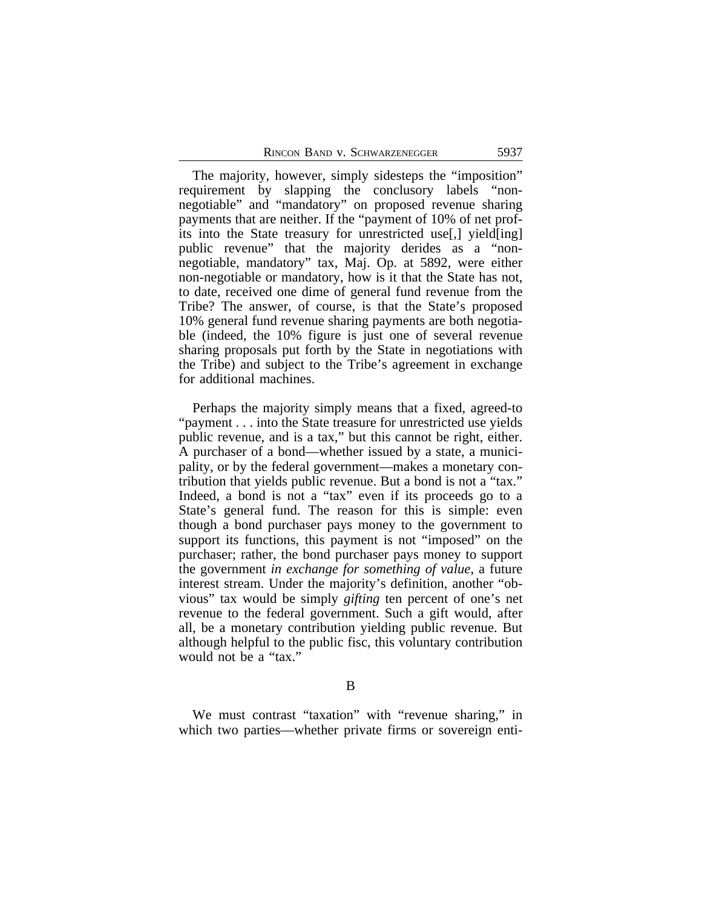The majority, however, simply sidesteps the "imposition" requirement by slapping the conclusory labels "non-negotiable" and "mandatory" on proposed revenue sharing payments that are neither. If the "payment of 10% of net profits into the State treasury for unrestricted use[,] yield[ing] public revenue" that the majority derides as a "non-negotiable, mandatory" tax, Maj. Op. at 5892, were either non-negotiable or mandatory, how is it that the State has not, to date, received one dime of general fund revenue from the Tribe? The answer, of course, is that the State's proposed 10% general fund revenue sharing payments are both negotiable (indeed, the 10% figure is just one of several revenue sharing proposals put forth by the State in negotiations with the Tribe) and subject to the Tribe's agreement in exchange for additional machines.

Perhaps the majority simply means that a fixed, agreed-to "payment . . . into the State treasure for unrestricted use yields public revenue, and is a tax," but this cannot be right, either. A purchaser of a bond—whether issued by a state, a municipality, or by the federal government—makes a monetary contribution that yields public revenue. But a bond is not a "tax." Indeed, a bond is not a "tax" even if its proceeds go to a State's general fund. The reason for this is simple: even though a bond purchaser pays money to the government to support its functions, this payment is not "imposed" on the purchaser; rather, the bond purchaser pays money to support the government *in exchange for something of value*, a future interest stream. Under the majority's definition, another "obvious" tax would be simply *gifting* ten percent of one's net revenue to the federal government. Such a gift would, after all, be a monetary contribution yielding public revenue. But although helpful to the public fisc, this voluntary contribution would not be a "tax."

B

We must contrast "taxation" with "revenue sharing," in which two parties—whether private firms or sovereign enti-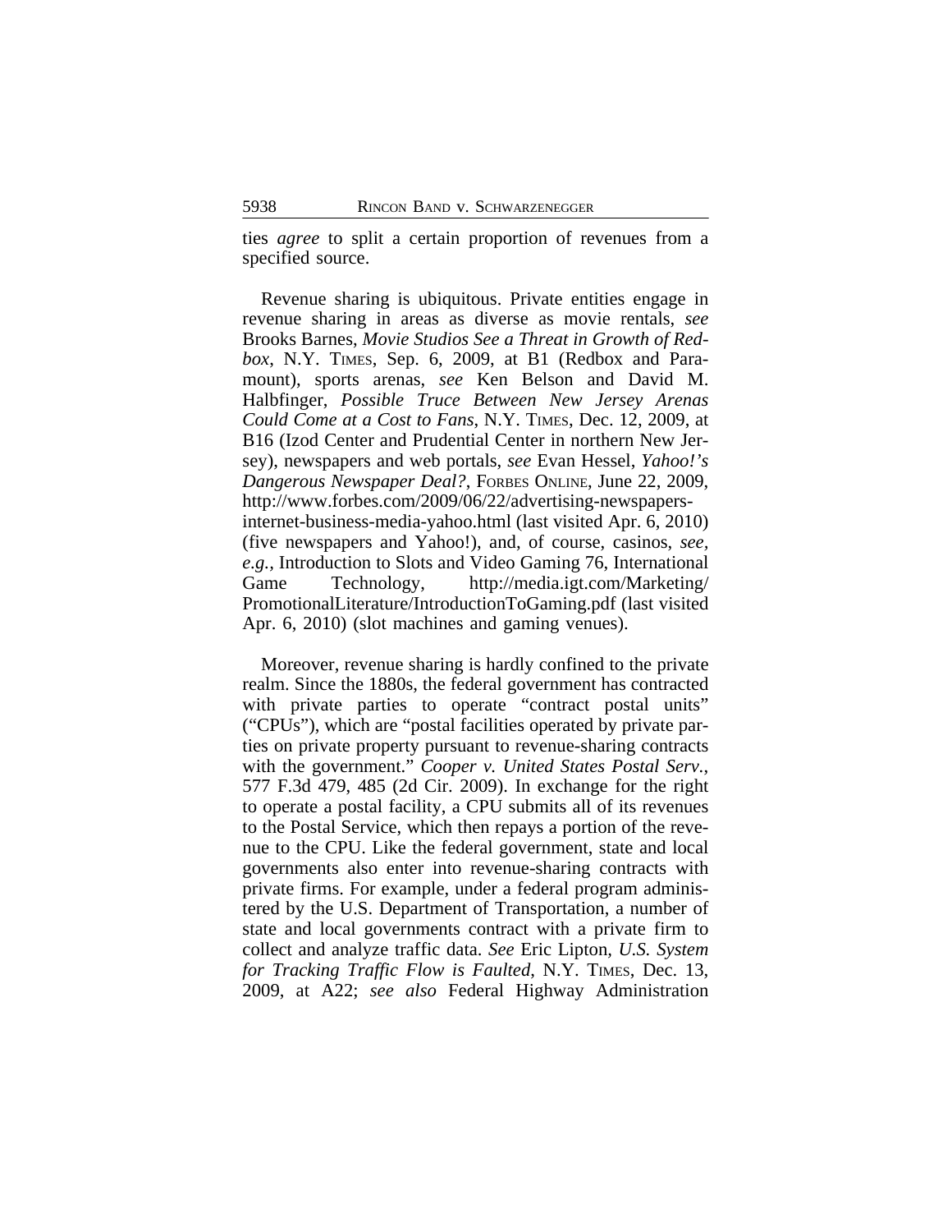ties *agree* to split a certain proportion of revenues from a specified source.

Revenue sharing is ubiquitous. Private entities engage in revenue sharing in areas as diverse as movie rentals, *see* Brooks Barnes, *Movie Studios See a Threat in Growth of Redbox*, N.Y. TIMES, Sep. 6, 2009, at B1 (Redbox and Paramount), sports arenas, *see* Ken Belson and David M. Halbfinger, *Possible Truce Between New Jersey Arenas Could Come at a Cost to Fans*, N.Y. TIMES, Dec. 12, 2009, at B16 (Izod Center and Prudential Center in northern New Jersey), newspapers and web portals, *see* Evan Hessel, *Yahoo!'s Dangerous Newspaper Deal?*, FORBES ONLINE, June 22, 2009, http://www.forbes.com/2009/06/22/advertising-newspapers-internet-business-media-yahoo.html (last visited Apr. 6, 2010) (five newspapers and Yahoo!), and, of course, casinos, *see, e.g.*, Introduction to Slots and Video Gaming 76, International Game Technology, http://media.igt.com/Marketing/PromotionalLiterature/IntroductionToGaming.pdf (last visited Apr. 6, 2010) (slot machines and gaming venues).

Moreover, revenue sharing is hardly confined to the private realm. Since the 1880s, the federal government has contracted with private parties to operate "contract postal units" ("CPUs"), which are "postal facilities operated by private parties on private property pursuant to revenue-sharing contracts with the government." *Cooper v. United States Postal Serv.*, 577 F.3d 479, 485 (2d Cir. 2009). In exchange for the right to operate a postal facility, a CPU submits all of its revenues to the Postal Service, which then repays a portion of the revenue to the CPU. Like the federal government, state and local governments also enter into revenue-sharing contracts with private firms. For example, under a federal program administered by the U.S. Department of Transportation, a number of state and local governments contract with a private firm to collect and analyze traffic data. *See* Eric Lipton, *U.S. System for Tracking Traffic Flow is Faulted*, N.Y. TIMES, Dec. 13, 2009, at A22; *see also* Federal Highway Administration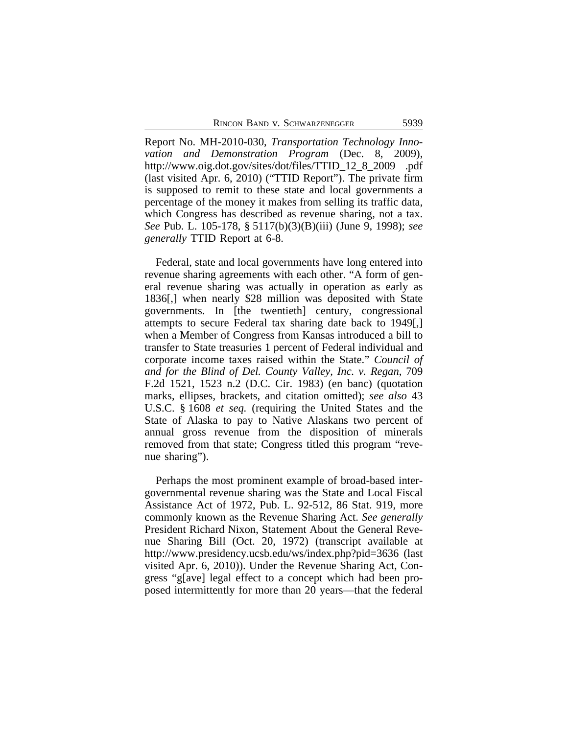Report No. MH-2010-030, *Transportation Technology Innovation and Demonstration Program* (Dec. 8, 2009), http://www.oig.dot.gov/sites/dot/files/TTID_12_8_2009 .pdf (last visited Apr. 6, 2010) ("TTID Report"). The private firm is supposed to remit to these state and local governments a percentage of the money it makes from selling its traffic data, which Congress has described as revenue sharing, not a tax. *See* Pub. L. 105-178, § 5117(b)(3)(B)(iii) (June 9, 1998); *see generally* TTID Report at 6-8.

Federal, state and local governments have long entered into revenue sharing agreements with each other. "A form of general revenue sharing was actually in operation as early as 1836[,] when nearly $28 million was deposited with State governments. In [the twentieth] century, congressional attempts to secure Federal tax sharing date back to 1949[,] when a Member of Congress from Kansas introduced a bill to transfer to State treasuries 1 percent of Federal individual and corporate income taxes raised within the State." *Council of and for the Blind of Del. County Valley, Inc. v. Regan*, 709 F.2d 1521, 1523 n.2 (D.C. Cir. 1983) (en banc) (quotation marks, ellipses, brackets, and citation omitted); *see also* 43 U.S.C. § 1608 *et seq.* (requiring the United States and the State of Alaska to pay to Native Alaskans two percent of annual gross revenue from the disposition of minerals removed from that state; Congress titled this program "revenue sharing").

Perhaps the most prominent example of broad-based intergovernmental revenue sharing was the State and Local Fiscal Assistance Act of 1972, Pub. L. 92-512, 86 Stat. 919, more commonly known as the Revenue Sharing Act. *See generally* President Richard Nixon, Statement About the General Revenue Sharing Bill (Oct. 20, 1972) (transcript available at http://www.presidency.ucsb.edu/ws/index.php?pid=3636 (last visited Apr. 6, 2010)). Under the Revenue Sharing Act, Congress "g[ave] legal effect to a concept which had been proposed intermittently for more than 20 years—that the federal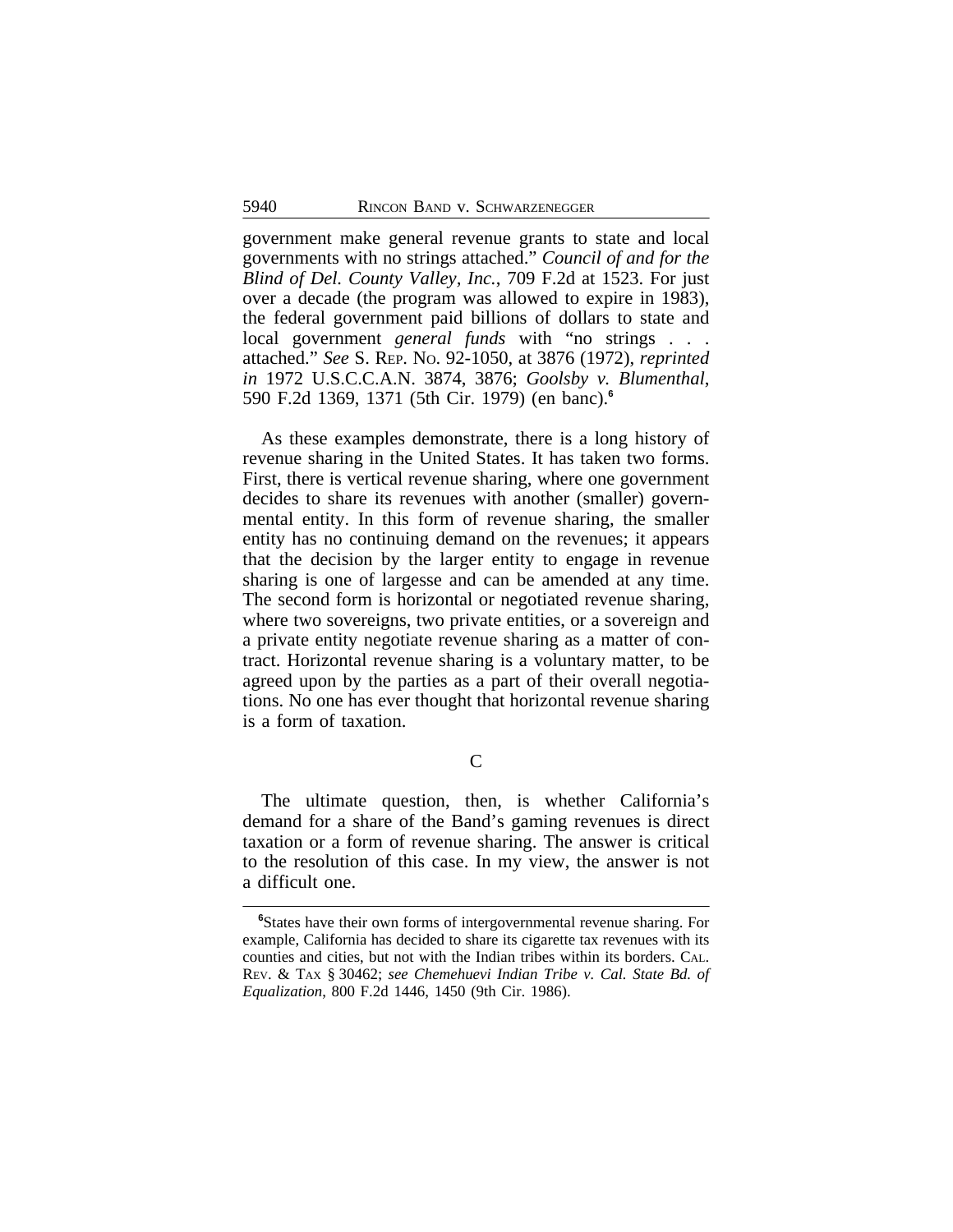government make general revenue grants to state and local governments with no strings attached." *Council of and for the Blind of Del. County Valley, Inc.*, 709 F.2d at 1523. For just over a decade (the program was allowed to expire in 1983), the federal government paid billions of dollars to state and local government *general funds* with "no strings . . . attached." *See* S. Rep. No. 92-1050, at 3876 (1972), *reprinted in* 1972 U.S.C.C.A.N. 3874, 3876; *Goolsby v. Blumenthal*, 590 F.2d 1369, 1371 (5th Cir. 1979) (en banc).[6]

As these examples demonstrate, there is a long history of revenue sharing in the United States. It has taken two forms. First, there is vertical revenue sharing, where one government decides to share its revenues with another (smaller) governmental entity. In this form of revenue sharing, the smaller entity has no continuing demand on the revenues; it appears that the decision by the larger entity to engage in revenue sharing is one of largesse and can be amended at any time. The second form is horizontal or negotiated revenue sharing, where two sovereigns, two private entities, or a sovereign and a private entity negotiate revenue sharing as a matter of contract. Horizontal revenue sharing is a voluntary matter, to be agreed upon by the parties as a part of their overall negotiations. No one has ever thought that horizontal revenue sharing is a form of taxation.

C

The ultimate question, then, is whether California's demand for a share of the Band's gaming revenues is direct taxation or a form of revenue sharing. The answer is critical to the resolution of this case. In my view, the answer is not a difficult one.

[6]States have their own forms of intergovernmental revenue sharing. For example, California has decided to share its cigarette tax revenues with its counties and cities, but not with the Indian tribes within its borders. Cal. Rev. & Tax § 30462; *see Chemehuevi Indian Tribe v. Cal. State Bd. of Equalization*, 800 F.2d 1446, 1450 (9th Cir. 1986).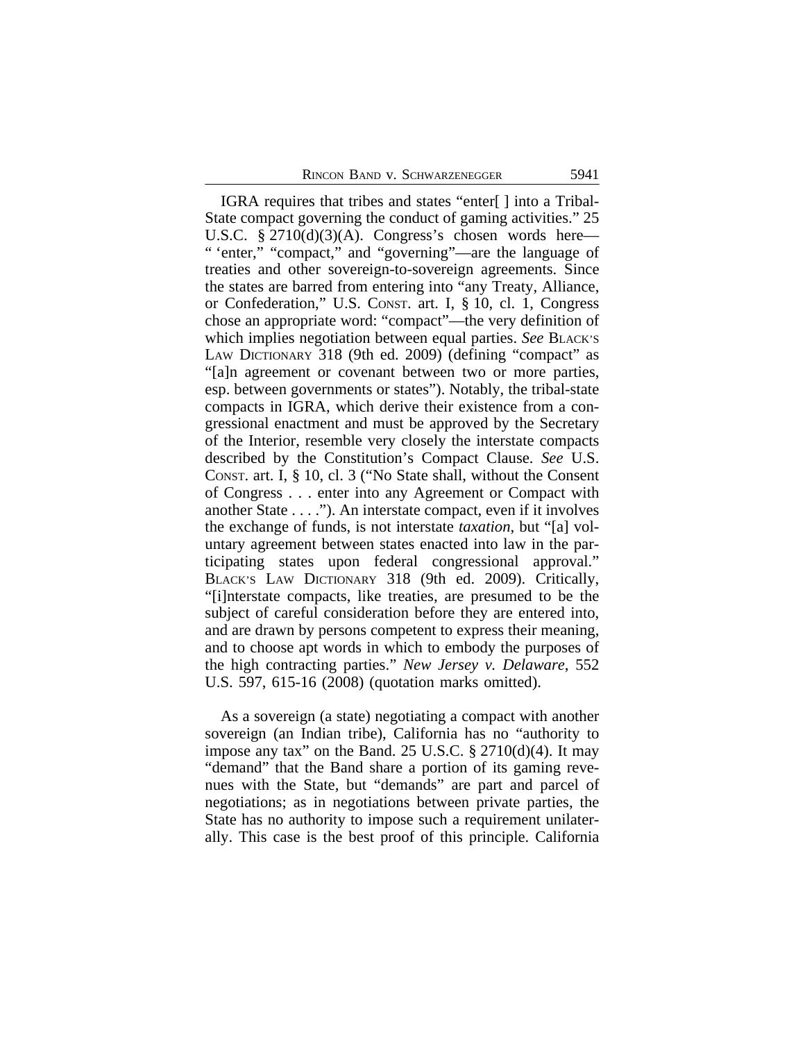IGRA requires that tribes and states "enter[ ] into a Tribal-State compact governing the conduct of gaming activities." 25 U.S.C. § 2710(d)(3)(A). Congress's chosen words here— " 'enter," "compact," and "governing"—are the language of treaties and other sovereign-to-sovereign agreements. Since the states are barred from entering into "any Treaty, Alliance, or Confederation," U.S. CONST. art. I, § 10, cl. 1, Congress chose an appropriate word: "compact"—the very definition of which implies negotiation between equal parties. *See* BLACK'S LAW DICTIONARY 318 (9th ed. 2009) (defining "compact" as "[a]n agreement or covenant between two or more parties, esp. between governments or states"). Notably, the tribal-state compacts in IGRA, which derive their existence from a congressional enactment and must be approved by the Secretary of the Interior, resemble very closely the interstate compacts described by the Constitution's Compact Clause. *See* U.S. CONST. art. I, § 10, cl. 3 ("No State shall, without the Consent of Congress . . . enter into any Agreement or Compact with another State . . . ."). An interstate compact, even if it involves the exchange of funds, is not interstate *taxation*, but "[a] voluntary agreement between states enacted into law in the participating states upon federal congressional approval." BLACK'S LAW DICTIONARY 318 (9th ed. 2009). Critically, "[i]nterstate compacts, like treaties, are presumed to be the subject of careful consideration before they are entered into, and are drawn by persons competent to express their meaning, and to choose apt words in which to embody the purposes of the high contracting parties." *New Jersey v. Delaware*, 552 U.S. 597, 615-16 (2008) (quotation marks omitted).

As a sovereign (a state) negotiating a compact with another sovereign (an Indian tribe), California has no "authority to impose any tax" on the Band. 25 U.S.C. § 2710(d)(4). It may "demand" that the Band share a portion of its gaming revenues with the State, but "demands" are part and parcel of negotiations; as in negotiations between private parties, the State has no authority to impose such a requirement unilaterally. This case is the best proof of this principle. California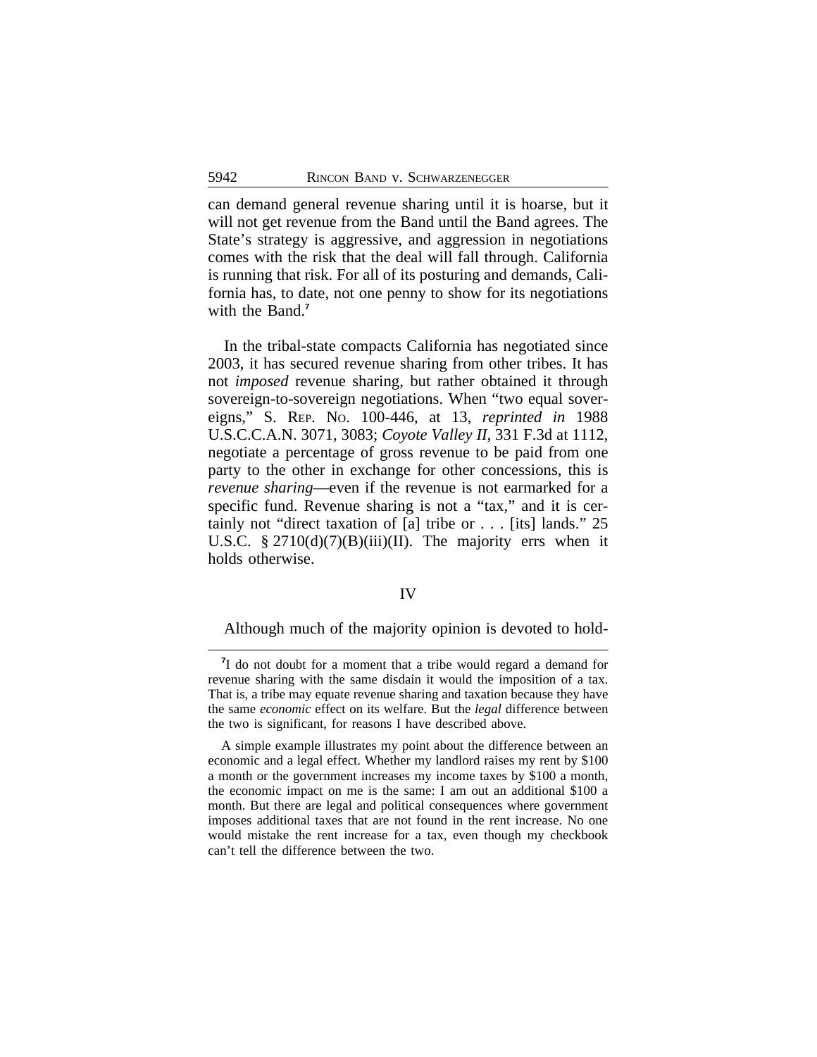can demand general revenue sharing until it is hoarse, but it will not get revenue from the Band until the Band agrees. The State's strategy is aggressive, and aggression in negotiations comes with the risk that the deal will fall through. California is running that risk. For all of its posturing and demands, California has, to date, not one penny to show for its negotiations with the Band.[7]

In the tribal-state compacts California has negotiated since 2003, it has secured revenue sharing from other tribes. It has not *imposed* revenue sharing, but rather obtained it through sovereign-to-sovereign negotiations. When "two equal sovereigns," S. REP. NO. 100-446, at 13, *reprinted in* 1988 U.S.C.C.A.N. 3071, 3083; *Coyote Valley II*, 331 F.3d at 1112, negotiate a percentage of gross revenue to be paid from one party to the other in exchange for other concessions, this is *revenue sharing*—even if the revenue is not earmarked for a specific fund. Revenue sharing is not a "tax," and it is certainly not "direct taxation of [a] tribe or . . . [its] lands." 25 U.S.C. § 2710(d)(7)(B)(iii)(II). The majority errs when it holds otherwise.

## IV

Although much of the majority opinion is devoted to hold-

---

[7]I do not doubt for a moment that a tribe would regard a demand for revenue sharing with the same disdain it would the imposition of a tax. That is, a tribe may equate revenue sharing and taxation because they have the same *economic* effect on its welfare. But the *legal* difference between the two is significant, for reasons I have described above.

A simple example illustrates my point about the difference between an economic and a legal effect. Whether my landlord raises my rent by $100 a month or the government increases my income taxes by $100 a month, the economic impact on me is the same: I am out an additional $100 a month. But there are legal and political consequences where government imposes additional taxes that are not found in the rent increase. No one would mistake the rent increase for a tax, even though my checkbook can't tell the difference between the two.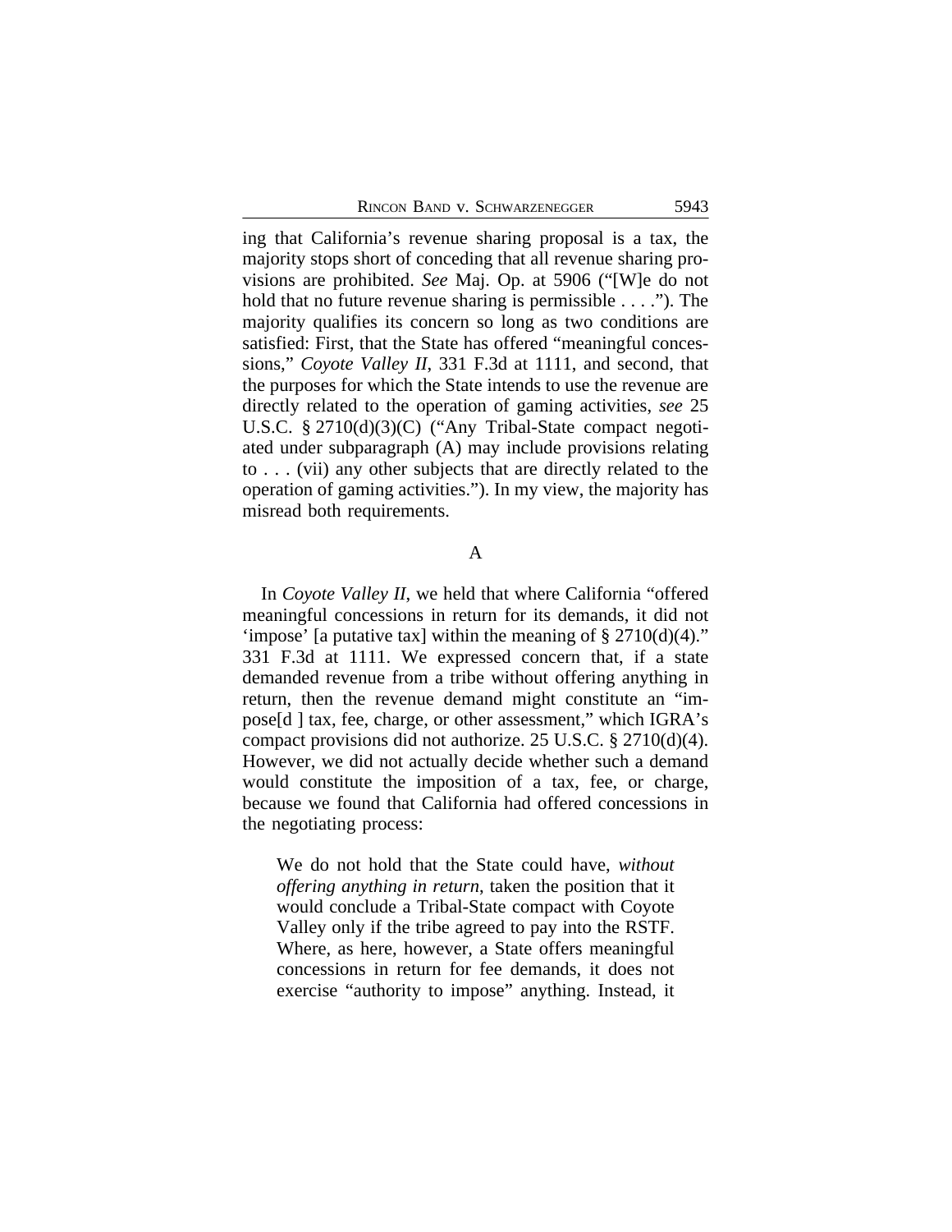ing that California's revenue sharing proposal is a tax, the majority stops short of conceding that all revenue sharing provisions are prohibited. *See* Maj. Op. at 5906 ("[W]e do not hold that no future revenue sharing is permissible . . . ."). The majority qualifies its concern so long as two conditions are satisfied: First, that the State has offered "meaningful concessions," *Coyote Valley II*, 331 F.3d at 1111, and second, that the purposes for which the State intends to use the revenue are directly related to the operation of gaming activities, *see* 25 U.S.C. § 2710(d)(3)(C) ("Any Tribal-State compact negotiated under subparagraph (A) may include provisions relating to . . . (vii) any other subjects that are directly related to the operation of gaming activities."). In my view, the majority has misread both requirements.

A

In *Coyote Valley II*, we held that where California "offered meaningful concessions in return for its demands, it did not 'impose' [a putative tax] within the meaning of § 2710(d)(4)." 331 F.3d at 1111. We expressed concern that, if a state demanded revenue from a tribe without offering anything in return, then the revenue demand might constitute an "impose[d ] tax, fee, charge, or other assessment," which IGRA's compact provisions did not authorize. 25 U.S.C. § 2710(d)(4). However, we did not actually decide whether such a demand would constitute the imposition of a tax, fee, or charge, because we found that California had offered concessions in the negotiating process:

> We do not hold that the State could have, *without offering anything in return*, taken the position that it would conclude a Tribal-State compact with Coyote Valley only if the tribe agreed to pay into the RSTF. Where, as here, however, a State offers meaningful concessions in return for fee demands, it does not exercise "authority to impose" anything. Instead, it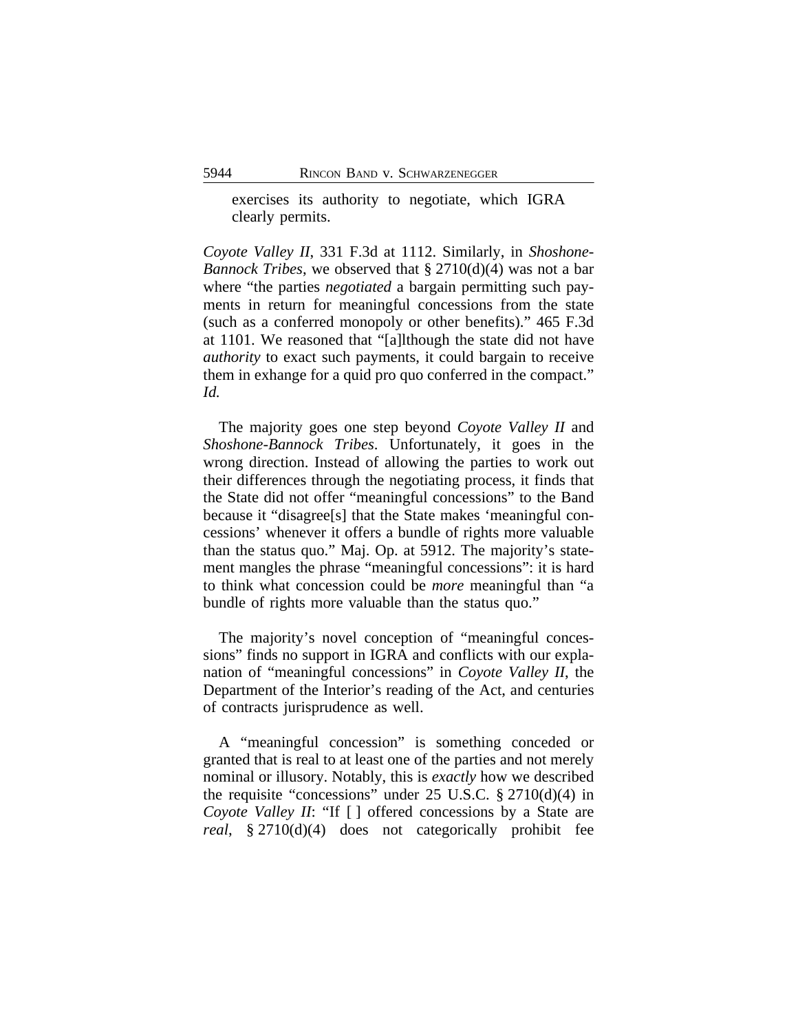exercises its authority to negotiate, which IGRA clearly permits.

*Coyote Valley II*, 331 F.3d at 1112. Similarly, in *Shoshone-Bannock Tribes*, we observed that § 2710(d)(4) was not a bar where "the parties *negotiated* a bargain permitting such payments in return for meaningful concessions from the state (such as a conferred monopoly or other benefits)." 465 F.3d at 1101. We reasoned that "[a]lthough the state did not have *authority* to exact such payments, it could bargain to receive them in exhange for a quid pro quo conferred in the compact." *Id.*

The majority goes one step beyond *Coyote Valley II* and *Shoshone-Bannock Tribes*. Unfortunately, it goes in the wrong direction. Instead of allowing the parties to work out their differences through the negotiating process, it finds that the State did not offer "meaningful concessions" to the Band because it "disagree[s] that the State makes 'meaningful concessions' whenever it offers a bundle of rights more valuable than the status quo." Maj. Op. at 5912. The majority's statement mangles the phrase "meaningful concessions": it is hard to think what concession could be *more* meaningful than "a bundle of rights more valuable than the status quo."

The majority's novel conception of "meaningful concessions" finds no support in IGRA and conflicts with our explanation of "meaningful concessions" in *Coyote Valley II*, the Department of the Interior's reading of the Act, and centuries of contracts jurisprudence as well.

A "meaningful concession" is something conceded or granted that is real to at least one of the parties and not merely nominal or illusory. Notably, this is *exactly* how we described the requisite "concessions" under 25 U.S.C. § 2710(d)(4) in *Coyote Valley II*: "If [ ] offered concessions by a State are *real*, § 2710(d)(4) does not categorically prohibit fee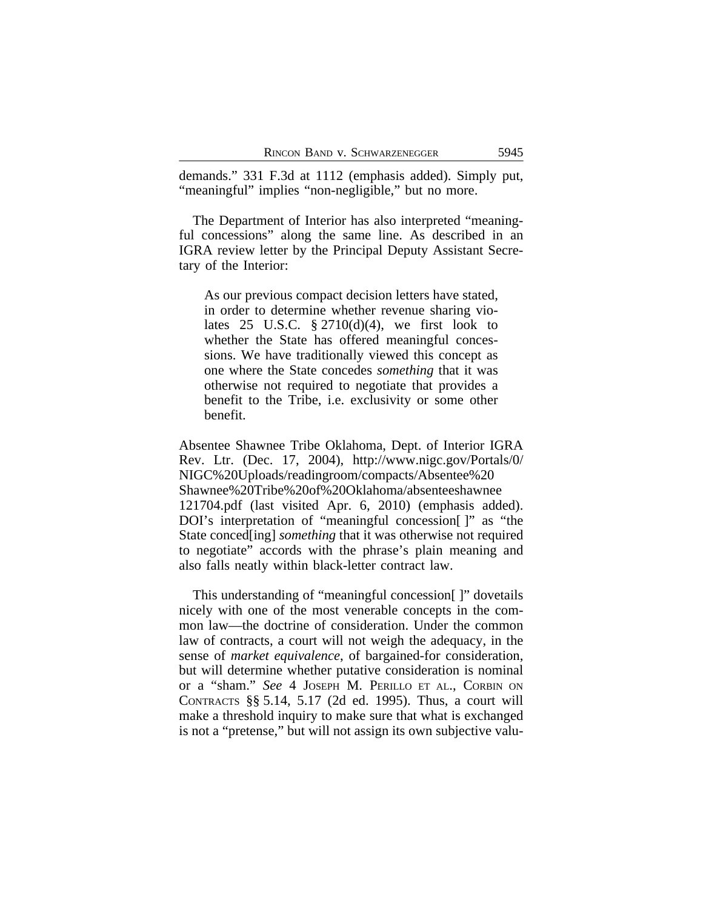demands." 331 F.3d at 1112 (emphasis added). Simply put, "meaningful" implies "non-negligible," but no more.

The Department of Interior has also interpreted "meaningful concessions" along the same line. As described in an IGRA review letter by the Principal Deputy Assistant Secretary of the Interior:

> As our previous compact decision letters have stated, in order to determine whether revenue sharing violates 25 U.S.C. § 2710(d)(4), we first look to whether the State has offered meaningful concessions. We have traditionally viewed this concept as one where the State concedes *something* that it was otherwise not required to negotiate that provides a benefit to the Tribe, i.e. exclusivity or some other benefit.

Absentee Shawnee Tribe Oklahoma, Dept. of Interior IGRA Rev. Ltr. (Dec. 17, 2004), http://www.nigc.gov/Portals/0/NIGC%20Uploads/readingroom/compacts/Absentee%20Shawnee%20Tribe%20of%20Oklahoma/absenteeshawnee121704.pdf (last visited Apr. 6, 2010) (emphasis added). DOI's interpretation of "meaningful concession[ ]" as "the State conced[ing] *something* that it was otherwise not required to negotiate" accords with the phrase's plain meaning and also falls neatly within black-letter contract law.

This understanding of "meaningful concession[ ]" dovetails nicely with one of the most venerable concepts in the common law—the doctrine of consideration. Under the common law of contracts, a court will not weigh the adequacy, in the sense of *market equivalence*, of bargained-for consideration, but will determine whether putative consideration is nominal or a "sham." *See* 4 JOSEPH M. PERILLO ET AL., CORBIN ON CONTRACTS §§ 5.14, 5.17 (2d ed. 1995). Thus, a court will make a threshold inquiry to make sure that what is exchanged is not a "pretense," but will not assign its own subjective valu-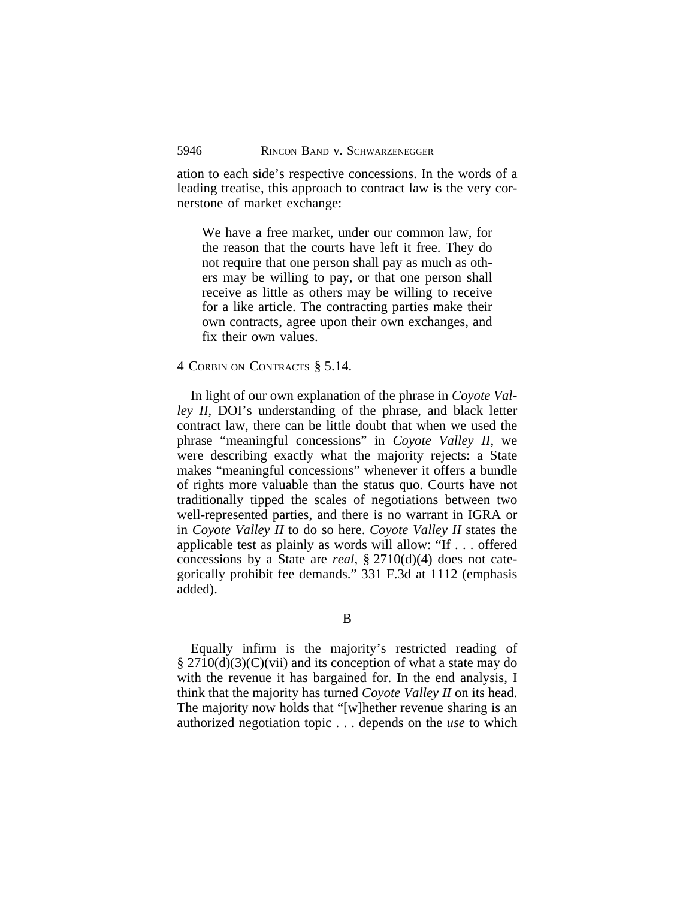ation to each side's respective concessions. In the words of a leading treatise, this approach to contract law is the very cornerstone of market exchange:

> We have a free market, under our common law, for the reason that the courts have left it free. They do not require that one person shall pay as much as others may be willing to pay, or that one person shall receive as little as others may be willing to receive for a like article. The contracting parties make their own contracts, agree upon their own exchanges, and fix their own values.

4 CORBIN ON CONTRACTS § 5.14.

In light of our own explanation of the phrase in *Coyote Valley II*, DOI's understanding of the phrase, and black letter contract law, there can be little doubt that when we used the phrase "meaningful concessions" in *Coyote Valley II*, we were describing exactly what the majority rejects: a State makes "meaningful concessions" whenever it offers a bundle of rights more valuable than the status quo. Courts have not traditionally tipped the scales of negotiations between two well-represented parties, and there is no warrant in IGRA or in *Coyote Valley II* to do so here. *Coyote Valley II* states the applicable test as plainly as words will allow: "If . . . offered concessions by a State are *real*, § 2710(d)(4) does not categorically prohibit fee demands." 331 F.3d at 1112 (emphasis added).

B

Equally infirm is the majority's restricted reading of § 2710(d)(3)(C)(vii) and its conception of what a state may do with the revenue it has bargained for. In the end analysis, I think that the majority has turned *Coyote Valley II* on its head. The majority now holds that "[w]hether revenue sharing is an authorized negotiation topic . . . depends on the *use* to which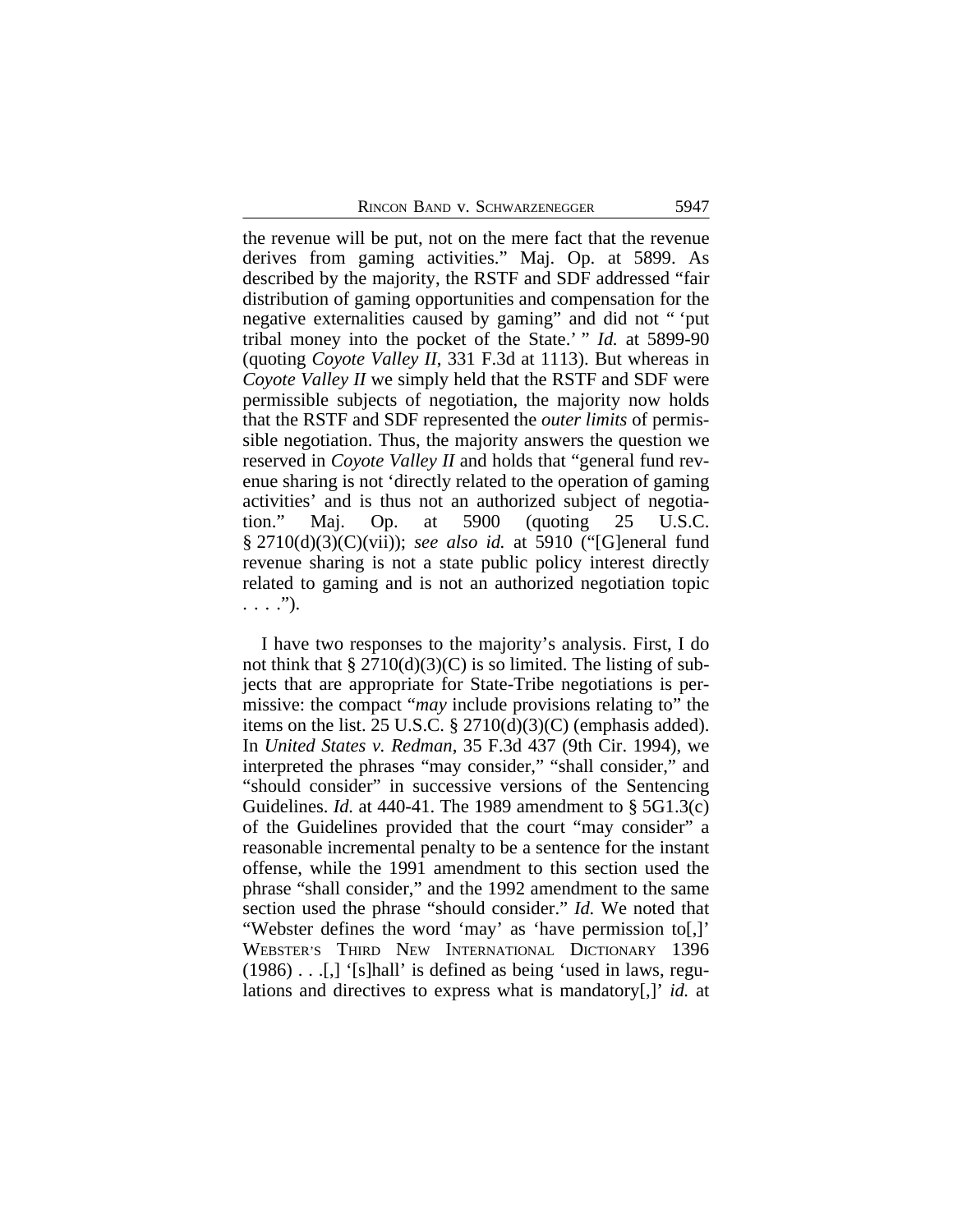the revenue will be put, not on the mere fact that the revenue derives from gaming activities." Maj. Op. at 5899. As described by the majority, the RSTF and SDF addressed "fair distribution of gaming opportunities and compensation for the negative externalities caused by gaming" and did not " 'put tribal money into the pocket of the State.' " *Id.* at 5899-90 (quoting *Coyote Valley II*, 331 F.3d at 1113). But whereas in *Coyote Valley II* we simply held that the RSTF and SDF were permissible subjects of negotiation, the majority now holds that the RSTF and SDF represented the *outer limits* of permissible negotiation. Thus, the majority answers the question we reserved in *Coyote Valley II* and holds that "general fund revenue sharing is not 'directly related to the operation of gaming activities' and is thus not an authorized subject of negotiation." Maj. Op. at 5900 (quoting 25 U.S.C. § 2710(d)(3)(C)(vii)); *see also id.* at 5910 ("[G]eneral fund revenue sharing is not a state public policy interest directly related to gaming and is not an authorized negotiation topic . . . .").

I have two responses to the majority's analysis. First, I do not think that § 2710(d)(3)(C) is so limited. The listing of subjects that are appropriate for State-Tribe negotiations is permissive: the compact "*may* include provisions relating to" the items on the list. 25 U.S.C. § 2710(d)(3)(C) (emphasis added). In *United States v. Redman*, 35 F.3d 437 (9th Cir. 1994), we interpreted the phrases "may consider," "shall consider," and "should consider" in successive versions of the Sentencing Guidelines. *Id.* at 440-41. The 1989 amendment to § 5G1.3(c) of the Guidelines provided that the court "may consider" a reasonable incremental penalty to be a sentence for the instant offense, while the 1991 amendment to this section used the phrase "shall consider," and the 1992 amendment to the same section used the phrase "should consider." *Id.* We noted that "Webster defines the word 'may' as 'have permission to[,]' WEBSTER'S THIRD NEW INTERNATIONAL DICTIONARY 1396 (1986) . . .[,] '[s]hall' is defined as being 'used in laws, regulations and directives to express what is mandatory[,]' *id.* at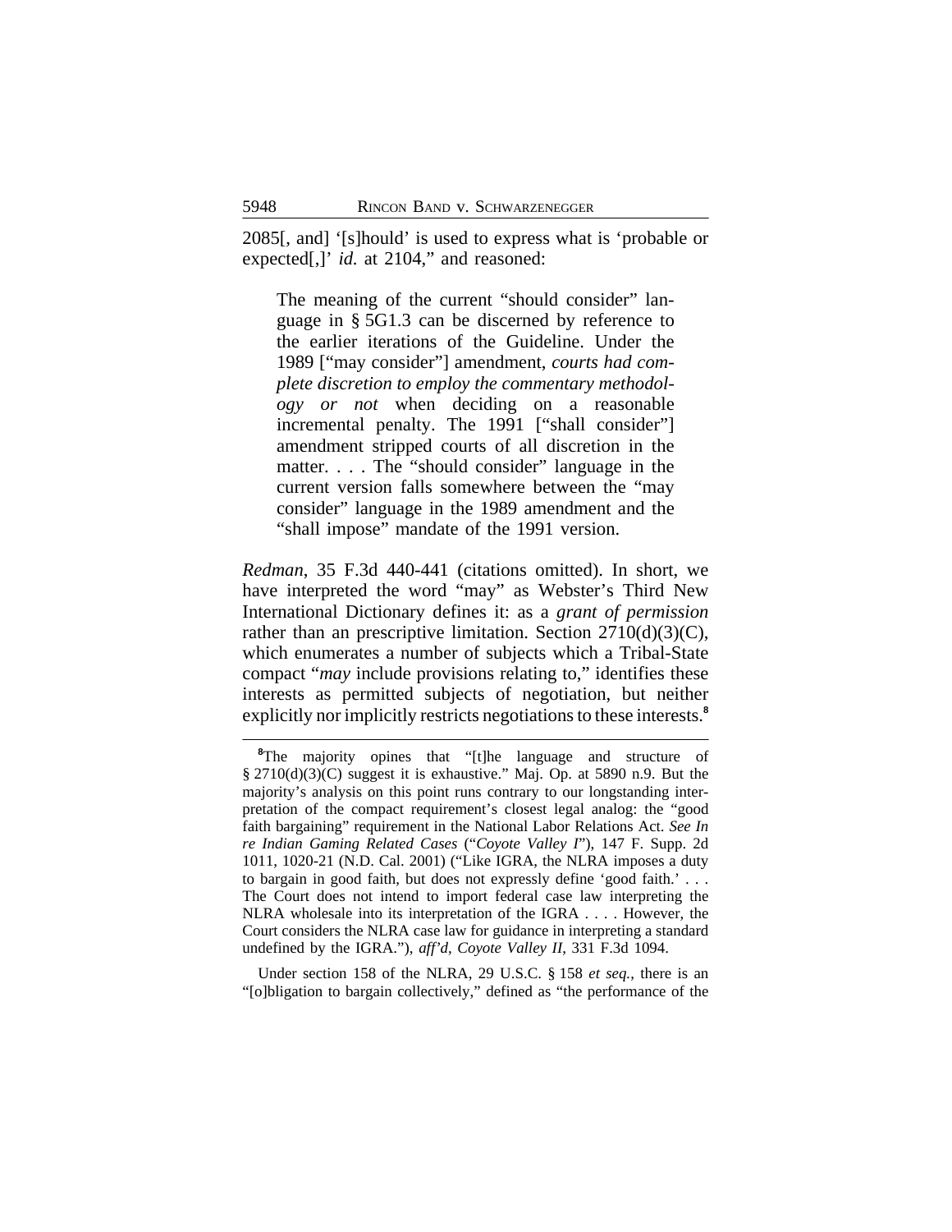2085[, and] '[s]hould' is used to express what is 'probable or expected[,]' *id.* at 2104," and reasoned:

> The meaning of the current "should consider" language in § 5G1.3 can be discerned by reference to the earlier iterations of the Guideline. Under the 1989 ["may consider"] amendment, *courts had complete discretion to employ the commentary methodology or not* when deciding on a reasonable incremental penalty. The 1991 ["shall consider"] amendment stripped courts of all discretion in the matter. . . . The "should consider" language in the current version falls somewhere between the "may consider" language in the 1989 amendment and the "shall impose" mandate of the 1991 version.

*Redman*, 35 F.3d 440-441 (citations omitted). In short, we have interpreted the word "may" as Webster's Third New International Dictionary defines it: as a *grant of permission* rather than an prescriptive limitation. Section 2710(d)(3)(C), which enumerates a number of subjects which a Tribal-State compact "*may* include provisions relating to," identifies these interests as permitted subjects of negotiation, but neither explicitly nor implicitly restricts negotiations to these interests.[8]

---

[8]The majority opines that "[t]he language and structure of § 2710(d)(3)(C) suggest it is exhaustive." Maj. Op. at 5890 n.9. But the majority's analysis on this point runs contrary to our longstanding interpretation of the compact requirement's closest legal analog: the "good faith bargaining" requirement in the National Labor Relations Act. *See In re Indian Gaming Related Cases* ("*Coyote Valley I*"), 147 F. Supp. 2d 1011, 1020-21 (N.D. Cal. 2001) ("Like IGRA, the NLRA imposes a duty to bargain in good faith, but does not expressly define 'good faith.' . . . The Court does not intend to import federal case law interpreting the NLRA wholesale into its interpretation of the IGRA . . . . However, the Court considers the NLRA case law for guidance in interpreting a standard undefined by the IGRA."), *aff'd*, *Coyote Valley II*, 331 F.3d 1094.

Under section 158 of the NLRA, 29 U.S.C. § 158 *et seq.*, there is an "[o]bligation to bargain collectively," defined as "the performance of the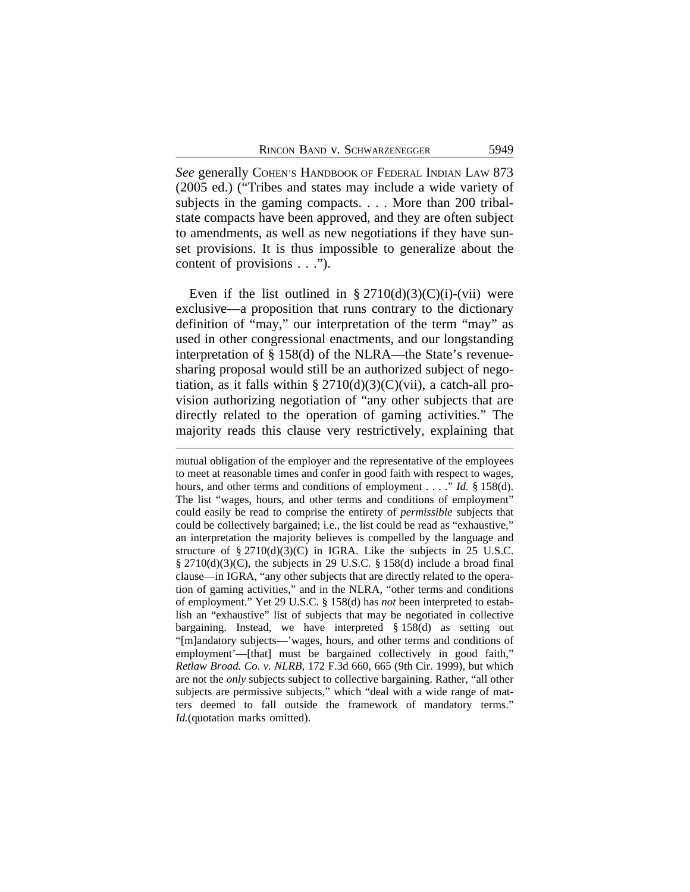*See* generally COHEN'S HANDBOOK OF FEDERAL INDIAN LAW 873 (2005 ed.) ("Tribes and states may include a wide variety of subjects in the gaming compacts. . . . More than 200 tribal-state compacts have been approved, and they are often subject to amendments, as well as new negotiations if they have sunset provisions. It is thus impossible to generalize about the content of provisions . . .").

Even if the list outlined in § 2710(d)(3)(C)(i)-(vii) were exclusive—a proposition that runs contrary to the dictionary definition of "may," our interpretation of the term "may" as used in other congressional enactments, and our longstanding interpretation of § 158(d) of the NLRA—the State's revenue-sharing proposal would still be an authorized subject of negotiation, as it falls within § 2710(d)(3)(C)(vii), a catch-all provision authorizing negotiation of "any other subjects that are directly related to the operation of gaming activities." The majority reads this clause very restrictively, explaining that

---

mutual obligation of the employer and the representative of the employees to meet at reasonable times and confer in good faith with respect to wages, hours, and other terms and conditions of employment . . . ." *Id.* § 158(d). The list "wages, hours, and other terms and conditions of employment" could easily be read to comprise the entirety of *permissible* subjects that could be collectively bargained; i.e., the list could be read as "exhaustive," an interpretation the majority believes is compelled by the language and structure of § 2710(d)(3)(C) in IGRA. Like the subjects in 25 U.S.C. § 2710(d)(3)(C), the subjects in 29 U.S.C. § 158(d) include a broad final clause—in IGRA, "any other subjects that are directly related to the operation of gaming activities," and in the NLRA, "other terms and conditions of employment." Yet 29 U.S.C. § 158(d) has *not* been interpreted to establish an "exhaustive" list of subjects that may be negotiated in collective bargaining. Instead, we have interpreted § 158(d) as setting out "[m]andatory subjects—'wages, hours, and other terms and conditions of employment'—[that] must be bargained collectively in good faith," *Retlaw Broad. Co. v. NLRB*, 172 F.3d 660, 665 (9th Cir. 1999), but which are not the *only* subjects subject to collective bargaining. Rather, "all other subjects are permissive subjects," which "deal with a wide range of matters deemed to fall outside the framework of mandatory terms." *Id.*(quotation marks omitted).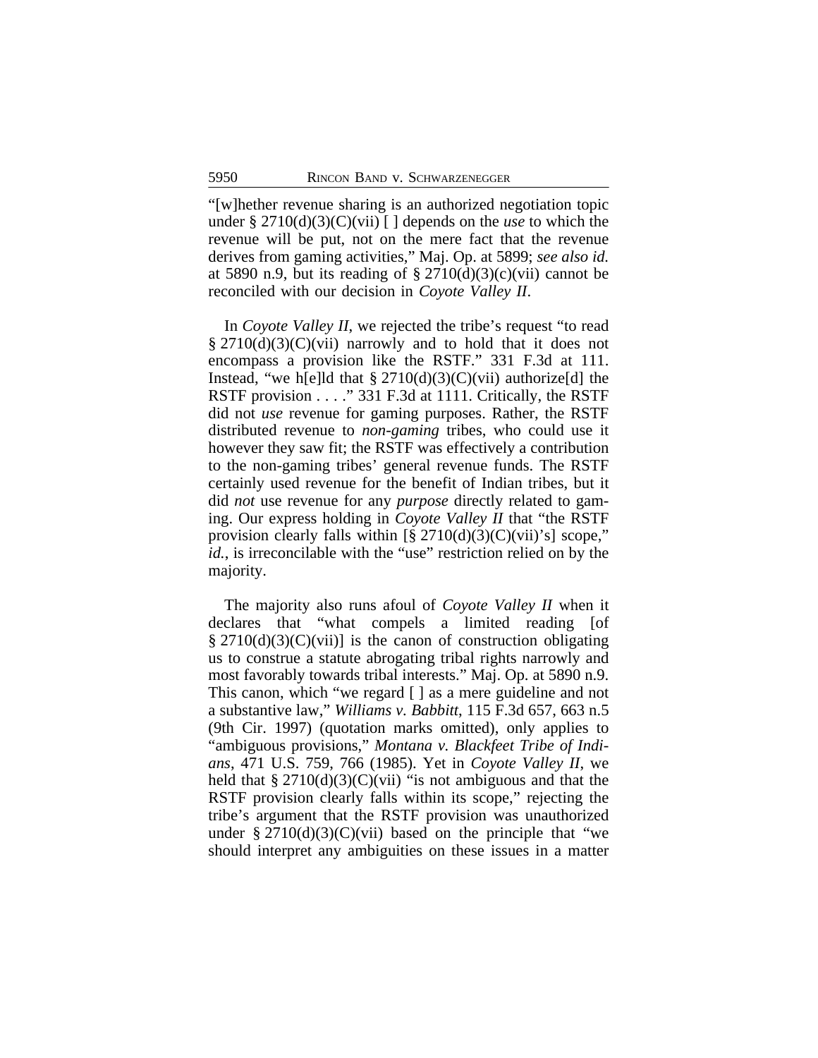"[w]hether revenue sharing is an authorized negotiation topic under § 2710(d)(3)(C)(vii) [ ] depends on the *use* to which the revenue will be put, not on the mere fact that the revenue derives from gaming activities," Maj. Op. at 5899; *see also id.* at 5890 n.9, but its reading of § 2710(d)(3)(c)(vii) cannot be reconciled with our decision in *Coyote Valley II*.

In *Coyote Valley II*, we rejected the tribe's request "to read § 2710(d)(3)(C)(vii) narrowly and to hold that it does not encompass a provision like the RSTF." 331 F.3d at 111. Instead, "we h[e]ld that § 2710(d)(3)(C)(vii) authorize[d] the RSTF provision . . . ." 331 F.3d at 1111. Critically, the RSTF did not *use* revenue for gaming purposes. Rather, the RSTF distributed revenue to *non-gaming* tribes, who could use it however they saw fit; the RSTF was effectively a contribution to the non-gaming tribes' general revenue funds. The RSTF certainly used revenue for the benefit of Indian tribes, but it did *not* use revenue for any *purpose* directly related to gaming. Our express holding in *Coyote Valley II* that "the RSTF provision clearly falls within [§ 2710(d)(3)(C)(vii)'s] scope," *id.*, is irreconcilable with the "use" restriction relied on by the majority.

The majority also runs afoul of *Coyote Valley II* when it declares that "what compels a limited reading [of § 2710(d)(3)(C)(vii)] is the canon of construction obligating us to construe a statute abrogating tribal rights narrowly and most favorably towards tribal interests." Maj. Op. at 5890 n.9. This canon, which "we regard [ ] as a mere guideline and not a substantive law," *Williams v. Babbitt*, 115 F.3d 657, 663 n.5 (9th Cir. 1997) (quotation marks omitted), only applies to "ambiguous provisions," *Montana v. Blackfeet Tribe of Indians*, 471 U.S. 759, 766 (1985). Yet in *Coyote Valley II*, we held that § 2710(d)(3)(C)(vii) "is not ambiguous and that the RSTF provision clearly falls within its scope," rejecting the tribe's argument that the RSTF provision was unauthorized under § 2710(d)(3)(C)(vii) based on the principle that "we should interpret any ambiguities on these issues in a matter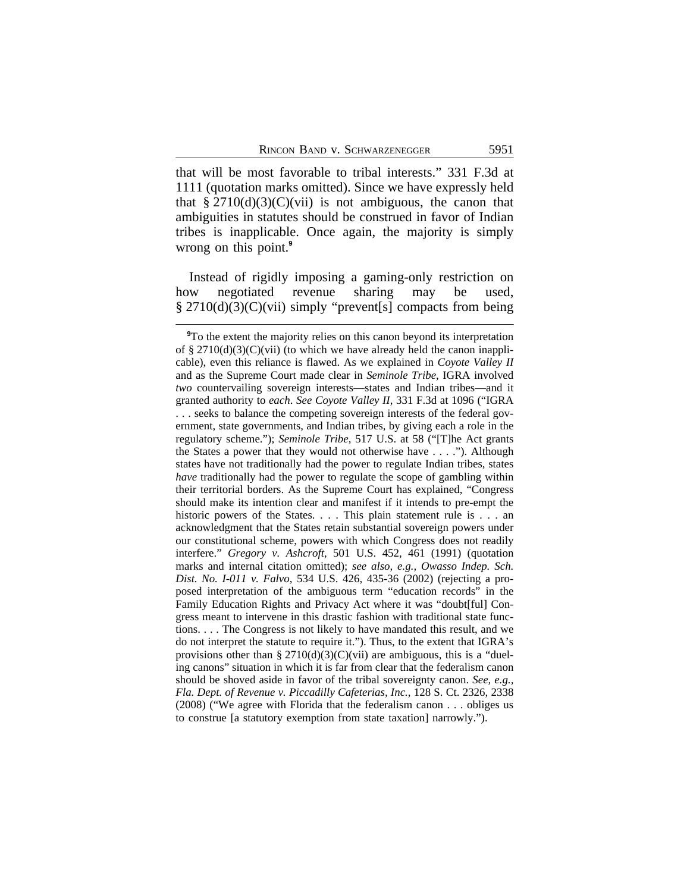that will be most favorable to tribal interests." 331 F.3d at 1111 (quotation marks omitted). Since we have expressly held that § 2710(d)(3)(C)(vii) is not ambiguous, the canon that ambiguities in statutes should be construed in favor of Indian tribes is inapplicable. Once again, the majority is simply wrong on this point.[9]

Instead of rigidly imposing a gaming-only restriction on how negotiated revenue sharing may be used, § 2710(d)(3)(C)(vii) simply "prevent[s] compacts from being

---

[9]To the extent the majority relies on this canon beyond its interpretation of § 2710(d)(3)(C)(vii) (to which we have already held the canon inapplicable), even this reliance is flawed. As we explained in *Coyote Valley II* and as the Supreme Court made clear in *Seminole Tribe*, IGRA involved *two* countervailing sovereign interests—states and Indian tribes—and it granted authority to *each*. *See Coyote Valley II*, 331 F.3d at 1096 ("IGRA . . . seeks to balance the competing sovereign interests of the federal government, state governments, and Indian tribes, by giving each a role in the regulatory scheme."); *Seminole Tribe*, 517 U.S. at 58 ("[T]he Act grants the States a power that they would not otherwise have . . . ."). Although states have not traditionally had the power to regulate Indian tribes, states *have* traditionally had the power to regulate the scope of gambling within their territorial borders. As the Supreme Court has explained, "Congress should make its intention clear and manifest if it intends to pre-empt the historic powers of the States. . . . This plain statement rule is . . . an acknowledgment that the States retain substantial sovereign powers under our constitutional scheme, powers with which Congress does not readily interfere." *Gregory v. Ashcroft*, 501 U.S. 452, 461 (1991) (quotation marks and internal citation omitted); *see also, e.g., Owasso Indep. Sch. Dist. No. I-011 v. Falvo*, 534 U.S. 426, 435-36 (2002) (rejecting a proposed interpretation of the ambiguous term "education records" in the Family Education Rights and Privacy Act where it was "doubt[ful] Congress meant to intervene in this drastic fashion with traditional state functions. . . . The Congress is not likely to have mandated this result, and we do not interpret the statute to require it."). Thus, to the extent that IGRA's provisions other than § 2710(d)(3)(C)(vii) are ambiguous, this is a "dueling canons" situation in which it is far from clear that the federalism canon should be shoved aside in favor of the tribal sovereignty canon. *See, e.g., Fla. Dept. of Revenue v. Piccadilly Cafeterias, Inc.*, 128 S. Ct. 2326, 2338 (2008) ("We agree with Florida that the federalism canon . . . obliges us to construe [a statutory exemption from state taxation] narrowly.").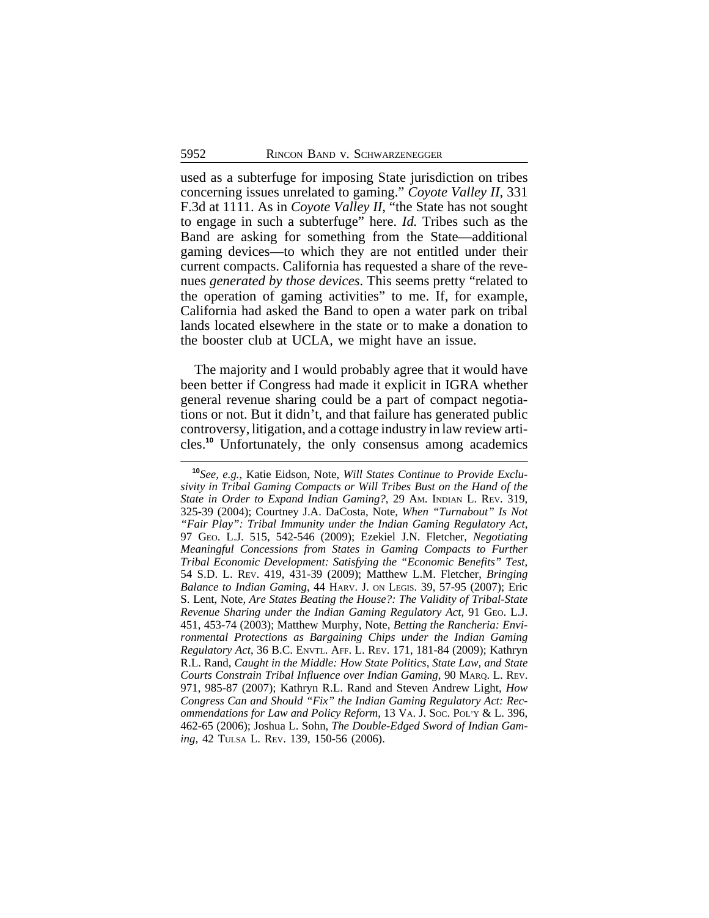used as a subterfuge for imposing State jurisdiction on tribes concerning issues unrelated to gaming." *Coyote Valley II*, 331 F.3d at 1111. As in *Coyote Valley II*, "the State has not sought to engage in such a subterfuge" here. *Id.* Tribes such as the Band are asking for something from the State—additional gaming devices—to which they are not entitled under their current compacts. California has requested a share of the revenues *generated by those devices*. This seems pretty "related to the operation of gaming activities" to me. If, for example, California had asked the Band to open a water park on tribal lands located elsewhere in the state or to make a donation to the booster club at UCLA, we might have an issue.

The majority and I would probably agree that it would have been better if Congress had made it explicit in IGRA whether general revenue sharing could be a part of compact negotiations or not. But it didn't, and that failure has generated public controversy, litigation, and a cottage industry in law review articles.[10] Unfortunately, the only consensus among academics

[10] *See, e.g.*, Katie Eidson, Note, *Will States Continue to Provide Exclusivity in Tribal Gaming Compacts or Will Tribes Bust on the Hand of the State in Order to Expand Indian Gaming?*, 29 AM. INDIAN L. REV. 319, 325-39 (2004); Courtney J.A. DaCosta, Note, *When "Turnabout" Is Not "Fair Play": Tribal Immunity under the Indian Gaming Regulatory Act*, 97 GEO. L.J. 515, 542-546 (2009); Ezekiel J.N. Fletcher, *Negotiating Meaningful Concessions from States in Gaming Compacts to Further Tribal Economic Development: Satisfying the "Economic Benefits" Test*, 54 S.D. L. REV. 419, 431-39 (2009); Matthew L.M. Fletcher, *Bringing Balance to Indian Gaming*, 44 HARV. J. ON LEGIS. 39, 57-95 (2007); Eric S. Lent, Note, *Are States Beating the House?: The Validity of Tribal-State Revenue Sharing under the Indian Gaming Regulatory Act*, 91 GEO. L.J. 451, 453-74 (2003); Matthew Murphy, Note, *Betting the Rancheria: Environmental Protections as Bargaining Chips under the Indian Gaming Regulatory Act*, 36 B.C. ENVTL. AFF. L. REV. 171, 181-84 (2009); Kathryn R.L. Rand, *Caught in the Middle: How State Politics, State Law, and State Courts Constrain Tribal Influence over Indian Gaming*, 90 MARQ. L. REV. 971, 985-87 (2007); Kathryn R.L. Rand and Steven Andrew Light, *How Congress Can and Should "Fix" the Indian Gaming Regulatory Act: Recommendations for Law and Policy Reform*, 13 VA. J. SOC. POL'Y & L. 396, 462-65 (2006); Joshua L. Sohn, *The Double-Edged Sword of Indian Gaming*, 42 TULSA L. REV. 139, 150-56 (2006).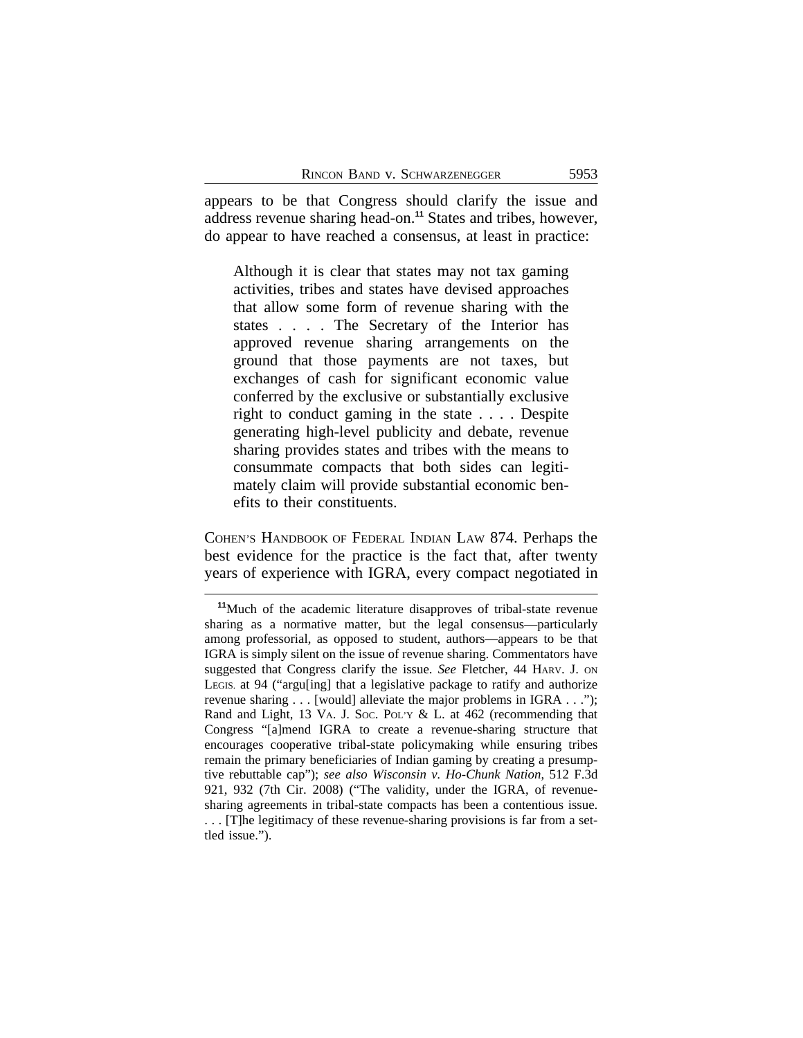appears to be that Congress should clarify the issue and address revenue sharing head-on.[11] States and tribes, however, do appear to have reached a consensus, at least in practice:

> Although it is clear that states may not tax gaming activities, tribes and states have devised approaches that allow some form of revenue sharing with the states . . . . The Secretary of the Interior has approved revenue sharing arrangements on the ground that those payments are not taxes, but exchanges of cash for significant economic value conferred by the exclusive or substantially exclusive right to conduct gaming in the state . . . . Despite generating high-level publicity and debate, revenue sharing provides states and tribes with the means to consummate compacts that both sides can legitimately claim will provide substantial economic benefits to their constituents.

COHEN'S HANDBOOK OF FEDERAL INDIAN LAW 874. Perhaps the best evidence for the practice is the fact that, after twenty years of experience with IGRA, every compact negotiated in

---

[11]Much of the academic literature disapproves of tribal-state revenue sharing as a normative matter, but the legal consensus—particularly among professorial, as opposed to student, authors—appears to be that IGRA is simply silent on the issue of revenue sharing. Commentators have suggested that Congress clarify the issue. *See* Fletcher, 44 HARV. J. ON LEGIS. at 94 ("argu[ing] that a legislative package to ratify and authorize revenue sharing . . . [would] alleviate the major problems in IGRA . . ."); Rand and Light, 13 VA. J. SOC. POL'Y & L. at 462 (recommending that Congress "[a]mend IGRA to create a revenue-sharing structure that encourages cooperative tribal-state policymaking while ensuring tribes remain the primary beneficiaries of Indian gaming by creating a presumptive rebuttable cap"); *see also Wisconsin v. Ho-Chunk Nation*, 512 F.3d 921, 932 (7th Cir. 2008) ("The validity, under the IGRA, of revenue-sharing agreements in tribal-state compacts has been a contentious issue. . . . [T]he legitimacy of these revenue-sharing provisions is far from a settled issue.").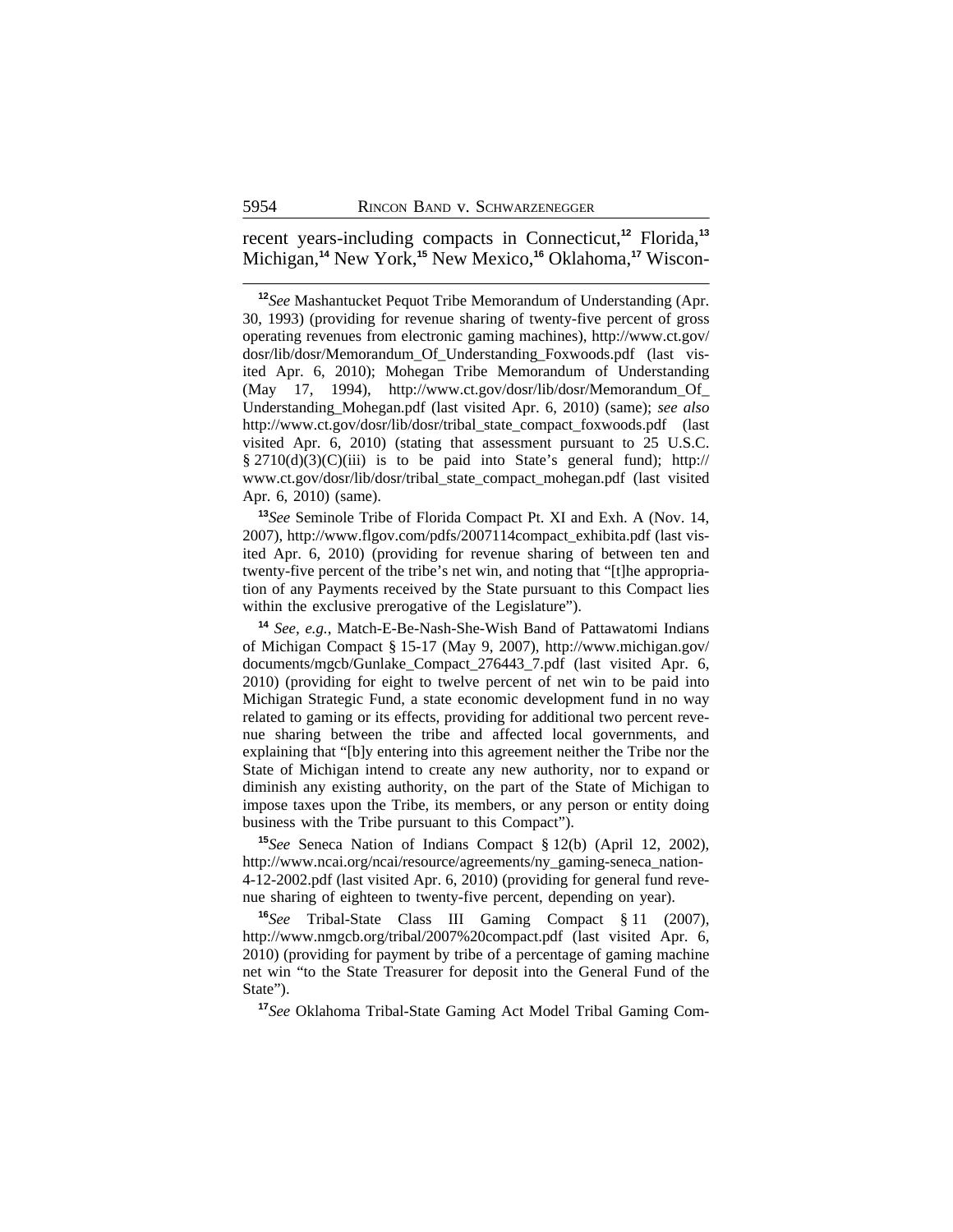recent years-including compacts in Connecticut,[12] Florida,[13] Michigan,[14] New York,[15] New Mexico,[16] Oklahoma,[17] Wiscon-

---

[12]*See* Mashantucket Pequot Tribe Memorandum of Understanding (Apr. 30, 1993) (providing for revenue sharing of twenty-five percent of gross operating revenues from electronic gaming machines), http://www.ct.gov/dosr/lib/dosr/Memorandum_Of_Understanding_Foxwoods.pdf (last visited Apr. 6, 2010); Mohegan Tribe Memorandum of Understanding (May 17, 1994), http://www.ct.gov/dosr/lib/dosr/Memorandum_Of_Understanding_Mohegan.pdf (last visited Apr. 6, 2010) (same); *see also* http://www.ct.gov/dosr/lib/dosr/tribal_state_compact_foxwoods.pdf (last visited Apr. 6, 2010) (stating that assessment pursuant to 25 U.S.C. § 2710(d)(3)(C)(iii) is to be paid into State's general fund); http://www.ct.gov/dosr/lib/dosr/tribal_state_compact_mohegan.pdf (last visited Apr. 6, 2010) (same).

[13]*See* Seminole Tribe of Florida Compact Pt. XI and Exh. A (Nov. 14, 2007), http://www.flgov.com/pdfs/2007114compact_exhibita.pdf (last visited Apr. 6, 2010) (providing for revenue sharing of between ten and twenty-five percent of the tribe's net win, and noting that "[t]he appropriation of any Payments received by the State pursuant to this Compact lies within the exclusive prerogative of the Legislature").

[14] *See, e.g.*, Match-E-Be-Nash-She-Wish Band of Pattawatomi Indians of Michigan Compact § 15-17 (May 9, 2007), http://www.michigan.gov/documents/mgcb/Gunlake_Compact_276443_7.pdf (last visited Apr. 6, 2010) (providing for eight to twelve percent of net win to be paid into Michigan Strategic Fund, a state economic development fund in no way related to gaming or its effects, providing for additional two percent revenue sharing between the tribe and affected local governments, and explaining that "[b]y entering into this agreement neither the Tribe nor the State of Michigan intend to create any new authority, nor to expand or diminish any existing authority, on the part of the State of Michigan to impose taxes upon the Tribe, its members, or any person or entity doing business with the Tribe pursuant to this Compact").

[15]*See* Seneca Nation of Indians Compact § 12(b) (April 12, 2002), http://www.ncai.org/ncai/resource/agreements/ny_gaming-seneca_nation-4-12-2002.pdf (last visited Apr. 6, 2010) (providing for general fund revenue sharing of eighteen to twenty-five percent, depending on year).

[16]*See* Tribal-State Class III Gaming Compact § 11 (2007), http://www.nmgcb.org/tribal/2007%20compact.pdf (last visited Apr. 6, 2010) (providing for payment by tribe of a percentage of gaming machine net win "to the State Treasurer for deposit into the General Fund of the State").

[17]*See* Oklahoma Tribal-State Gaming Act Model Tribal Gaming Com-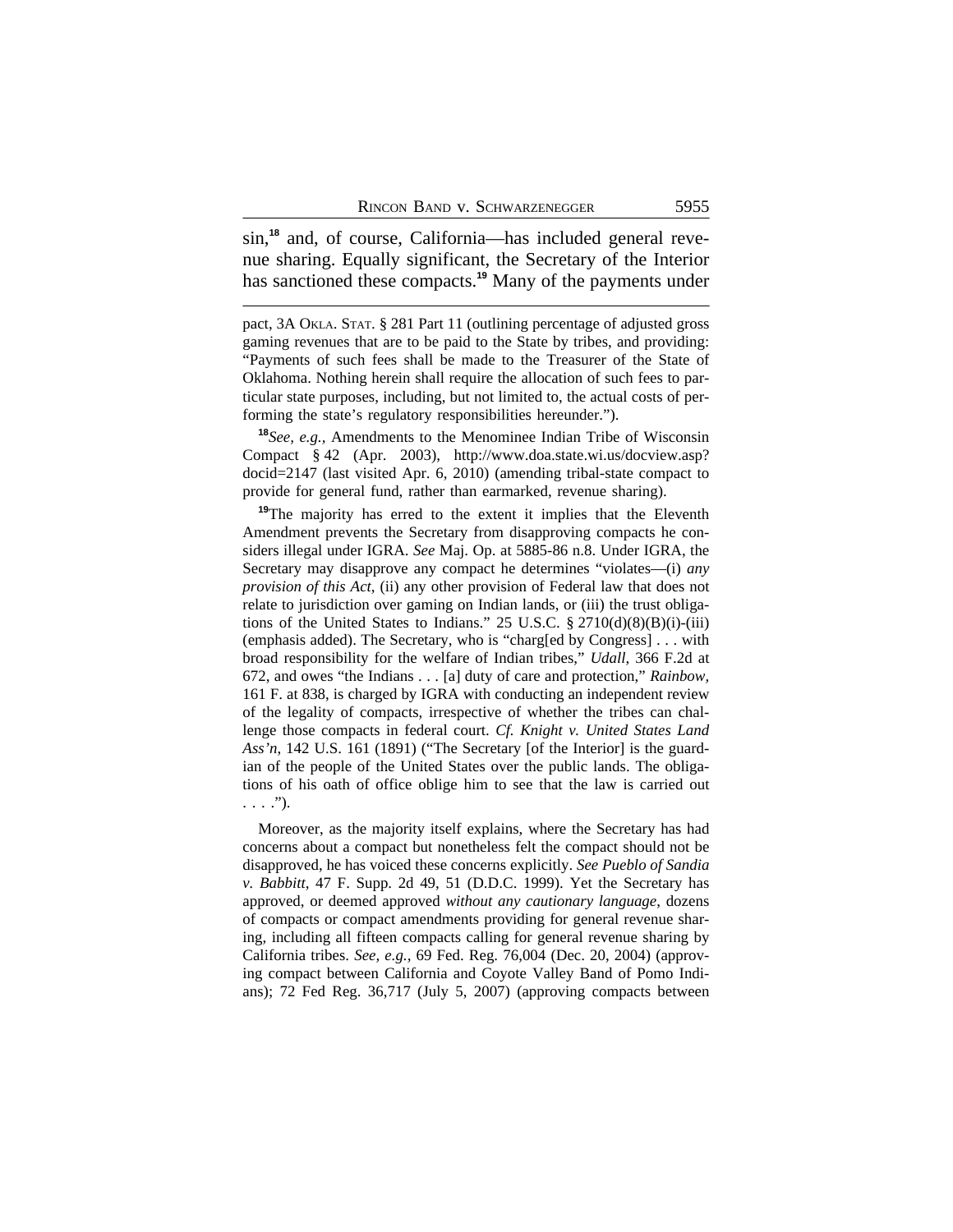sin,[18] and, of course, California—has included general revenue sharing. Equally significant, the Secretary of the Interior has sanctioned these compacts.[19] Many of the payments under

---

pact, 3A OKLA. STAT. § 281 Part 11 (outlining percentage of adjusted gross gaming revenues that are to be paid to the State by tribes, and providing: "Payments of such fees shall be made to the Treasurer of the State of Oklahoma. Nothing herein shall require the allocation of such fees to particular state purposes, including, but not limited to, the actual costs of performing the state's regulatory responsibilities hereunder.").

[18] *See, e.g.,* Amendments to the Menominee Indian Tribe of Wisconsin Compact § 42 (Apr. 2003), http://www.doa.state.wi.us/docview.asp?docid=2147 (last visited Apr. 6, 2010) (amending tribal-state compact to provide for general fund, rather than earmarked, revenue sharing).

[19] The majority has erred to the extent it implies that the Eleventh Amendment prevents the Secretary from disapproving compacts he considers illegal under IGRA. *See* Maj. Op. at 5885-86 n.8. Under IGRA, the Secretary may disapprove any compact he determines "violates—(i) *any provision of this Act*, (ii) any other provision of Federal law that does not relate to jurisdiction over gaming on Indian lands, or (iii) the trust obligations of the United States to Indians." 25 U.S.C. § 2710(d)(8)(B)(i)-(iii) (emphasis added). The Secretary, who is "charg[ed by Congress] . . . with broad responsibility for the welfare of Indian tribes," *Udall*, 366 F.2d at 672, and owes "the Indians . . . [a] duty of care and protection," *Rainbow*, 161 F. at 838, is charged by IGRA with conducting an independent review of the legality of compacts, irrespective of whether the tribes can challenge those compacts in federal court. *Cf. Knight v. United States Land Ass'n*, 142 U.S. 161 (1891) ("The Secretary [of the Interior] is the guardian of the people of the United States over the public lands. The obligations of his oath of office oblige him to see that the law is carried out . . . .").

Moreover, as the majority itself explains, where the Secretary has had concerns about a compact but nonetheless felt the compact should not be disapproved, he has voiced these concerns explicitly. *See Pueblo of Sandia v. Babbitt*, 47 F. Supp. 2d 49, 51 (D.D.C. 1999). Yet the Secretary has approved, or deemed approved *without any cautionary language*, dozens of compacts or compact amendments providing for general revenue sharing, including all fifteen compacts calling for general revenue sharing by California tribes. *See, e.g.,* 69 Fed. Reg. 76,004 (Dec. 20, 2004) (approving compact between California and Coyote Valley Band of Pomo Indians); 72 Fed Reg. 36,717 (July 5, 2007) (approving compacts between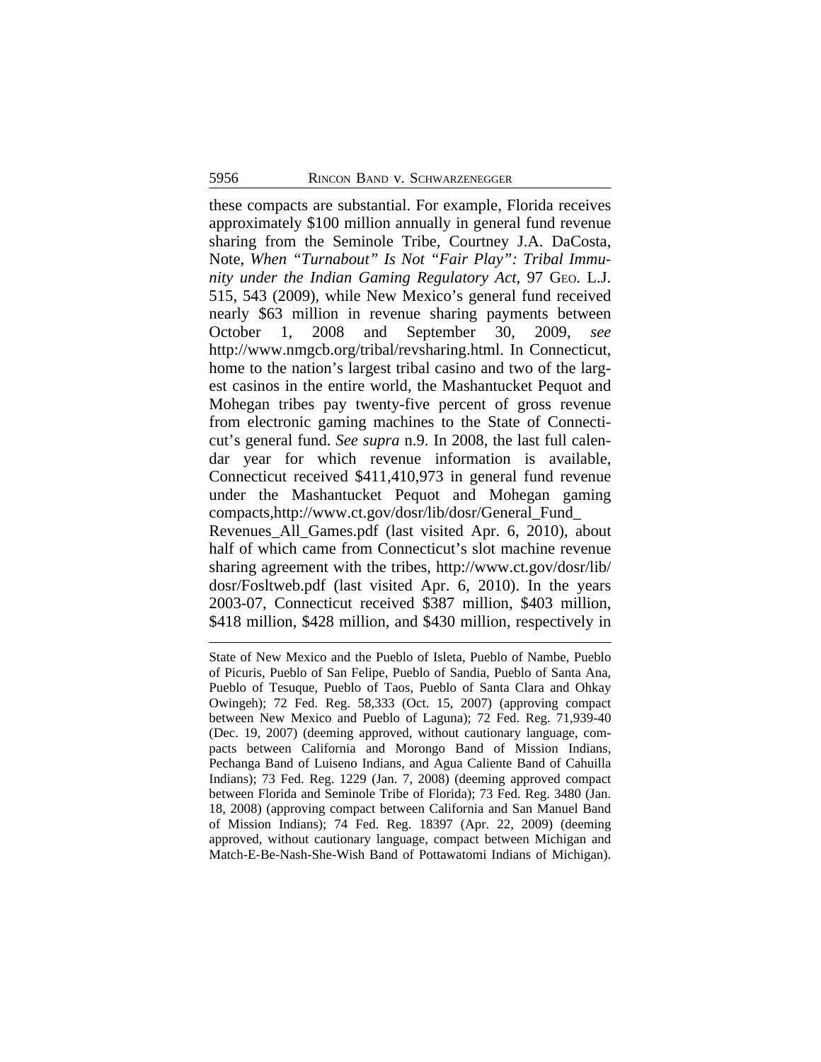these compacts are substantial. For example, Florida receives approximately $100 million annually in general fund revenue sharing from the Seminole Tribe, Courtney J.A. DaCosta, Note, *When "Turnabout" Is Not "Fair Play": Tribal Immunity under the Indian Gaming Regulatory Act*, 97 GEO. L.J. 515, 543 (2009), while New Mexico's general fund received nearly $63 million in revenue sharing payments between October 1, 2008 and September 30, 2009, *see* http://www.nmgcb.org/tribal/revsharing.html. In Connecticut, home to the nation's largest tribal casino and two of the largest casinos in the entire world, the Mashantucket Pequot and Mohegan tribes pay twenty-five percent of gross revenue from electronic gaming machines to the State of Connecticut's general fund. *See supra* n.9. In 2008, the last full calendar year for which revenue information is available, Connecticut received $411,410,973 in general fund revenue under the Mashantucket Pequot and Mohegan gaming compacts,http://www.ct.gov/dosr/lib/dosr/General_Fund_Revenues_All_Games.pdf (last visited Apr. 6, 2010), about half of which came from Connecticut's slot machine revenue sharing agreement with the tribes, http://www.ct.gov/dosr/lib/dosr/Fosltweb.pdf (last visited Apr. 6, 2010). In the years 2003-07, Connecticut received $387 million, $403 million, $418 million, $428 million, and $430 million, respectively in

---

State of New Mexico and the Pueblo of Isleta, Pueblo of Nambe, Pueblo of Picuris, Pueblo of San Felipe, Pueblo of Sandia, Pueblo of Santa Ana, Pueblo of Tesuque, Pueblo of Taos, Pueblo of Santa Clara and Ohkay Owingeh); 72 Fed. Reg. 58,333 (Oct. 15, 2007) (approving compact between New Mexico and Pueblo of Laguna); 72 Fed. Reg. 71,939-40 (Dec. 19, 2007) (deeming approved, without cautionary language, compacts between California and Morongo Band of Mission Indians, Pechanga Band of Luiseno Indians, and Agua Caliente Band of Cahuilla Indians); 73 Fed. Reg. 1229 (Jan. 7, 2008) (deeming approved compact between Florida and Seminole Tribe of Florida); 73 Fed. Reg. 3480 (Jan. 18, 2008) (approving compact between California and San Manuel Band of Mission Indians); 74 Fed. Reg. 18397 (Apr. 22, 2009) (deeming approved, without cautionary language, compact between Michigan and Match-E-Be-Nash-She-Wish Band of Pottawatomi Indians of Michigan).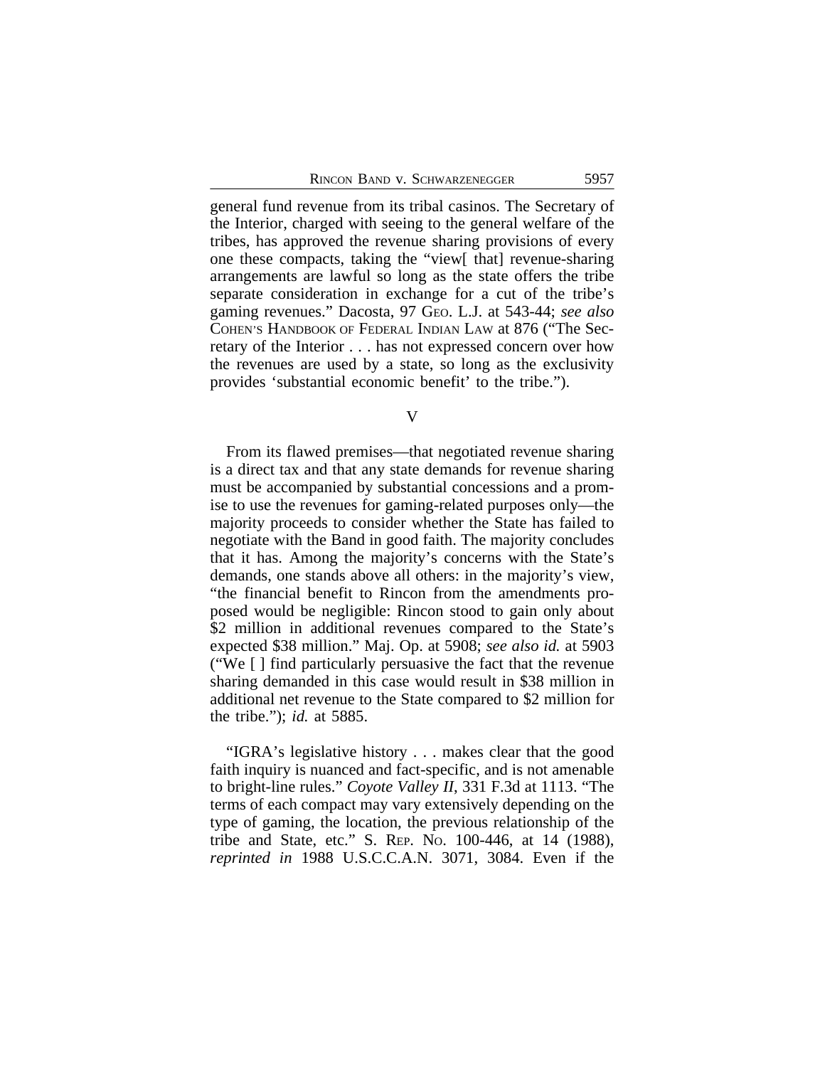general fund revenue from its tribal casinos. The Secretary of the Interior, charged with seeing to the general welfare of the tribes, has approved the revenue sharing provisions of every one these compacts, taking the "view[ that] revenue-sharing arrangements are lawful so long as the state offers the tribe separate consideration in exchange for a cut of the tribe's gaming revenues." Dacosta, 97 GEO. L.J. at 543-44; *see also* COHEN'S HANDBOOK OF FEDERAL INDIAN LAW at 876 ("The Secretary of the Interior . . . has not expressed concern over how the revenues are used by a state, so long as the exclusivity provides 'substantial economic benefit' to the tribe.").

## V

From its flawed premises—that negotiated revenue sharing is a direct tax and that any state demands for revenue sharing must be accompanied by substantial concessions and a promise to use the revenues for gaming-related purposes only—the majority proceeds to consider whether the State has failed to negotiate with the Band in good faith. The majority concludes that it has. Among the majority's concerns with the State's demands, one stands above all others: in the majority's view, "the financial benefit to Rincon from the amendments proposed would be negligible: Rincon stood to gain only about $2 million in additional revenues compared to the State's expected $38 million." Maj. Op. at 5908; *see also id.* at 5903 ("We [ ] find particularly persuasive the fact that the revenue sharing demanded in this case would result in $38 million in additional net revenue to the State compared to $2 million for the tribe."); *id.* at 5885.

"IGRA's legislative history . . . makes clear that the good faith inquiry is nuanced and fact-specific, and is not amenable to bright-line rules." *Coyote Valley II*, 331 F.3d at 1113. "The terms of each compact may vary extensively depending on the type of gaming, the location, the previous relationship of the tribe and State, etc." S. REP. NO. 100-446, at 14 (1988), *reprinted in* 1988 U.S.C.C.A.N. 3071, 3084. Even if the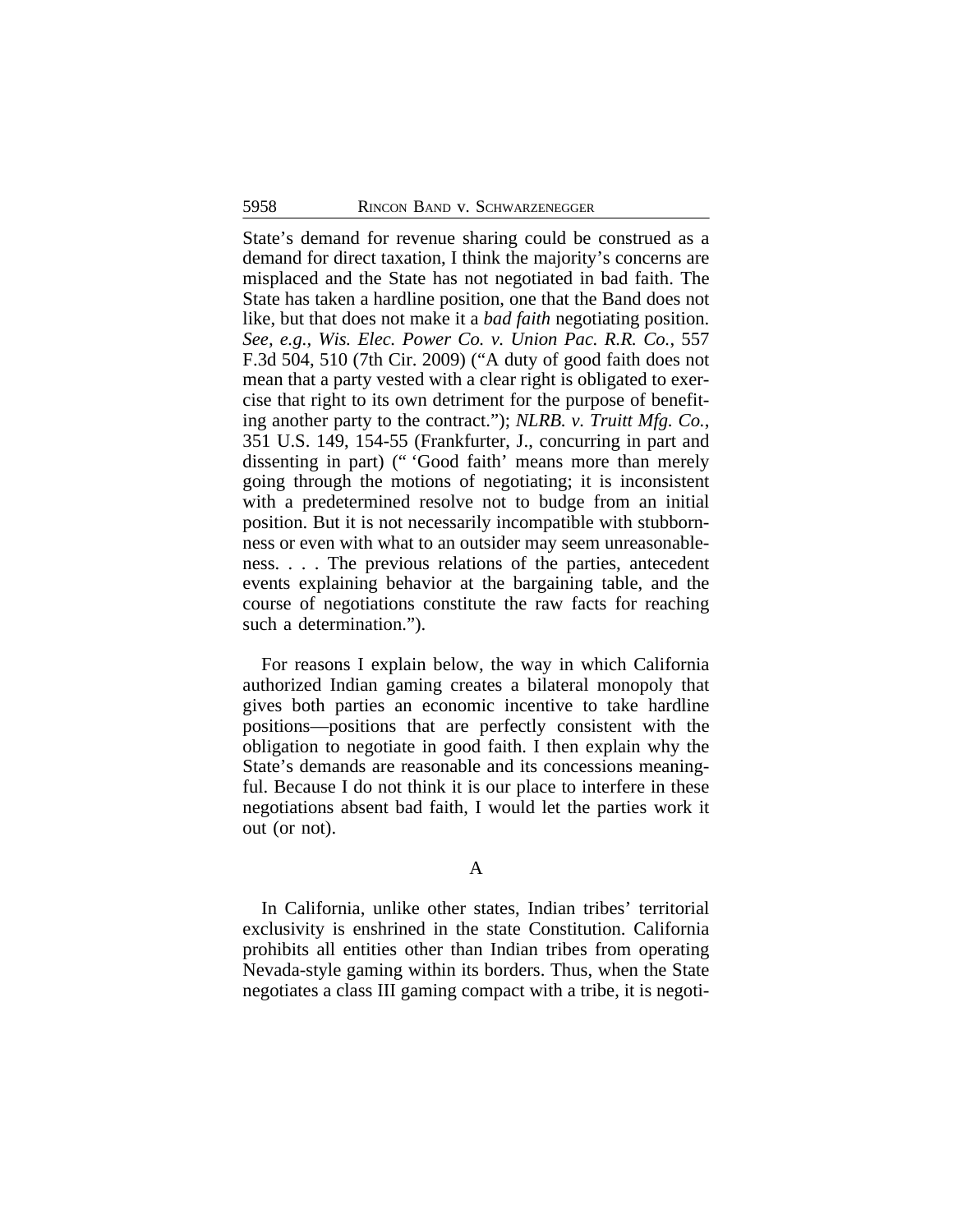State's demand for revenue sharing could be construed as a demand for direct taxation, I think the majority's concerns are misplaced and the State has not negotiated in bad faith. The State has taken a hardline position, one that the Band does not like, but that does not make it a *bad faith* negotiating position. *See, e.g.*, *Wis. Elec. Power Co. v. Union Pac. R.R. Co.*, 557 F.3d 504, 510 (7th Cir. 2009) ("A duty of good faith does not mean that a party vested with a clear right is obligated to exercise that right to its own detriment for the purpose of benefiting another party to the contract."); *NLRB. v. Truitt Mfg. Co.*, 351 U.S. 149, 154-55 (Frankfurter, J., concurring in part and dissenting in part) (" 'Good faith' means more than merely going through the motions of negotiating; it is inconsistent with a predetermined resolve not to budge from an initial position. But it is not necessarily incompatible with stubbornness or even with what to an outsider may seem unreasonableness. . . . The previous relations of the parties, antecedent events explaining behavior at the bargaining table, and the course of negotiations constitute the raw facts for reaching such a determination.").

For reasons I explain below, the way in which California authorized Indian gaming creates a bilateral monopoly that gives both parties an economic incentive to take hardline positions—positions that are perfectly consistent with the obligation to negotiate in good faith. I then explain why the State's demands are reasonable and its concessions meaningful. Because I do not think it is our place to interfere in these negotiations absent bad faith, I would let the parties work it out (or not).

A

In California, unlike other states, Indian tribes' territorial exclusivity is enshrined in the state Constitution. California prohibits all entities other than Indian tribes from operating Nevada-style gaming within its borders. Thus, when the State negotiates a class III gaming compact with a tribe, it is negoti-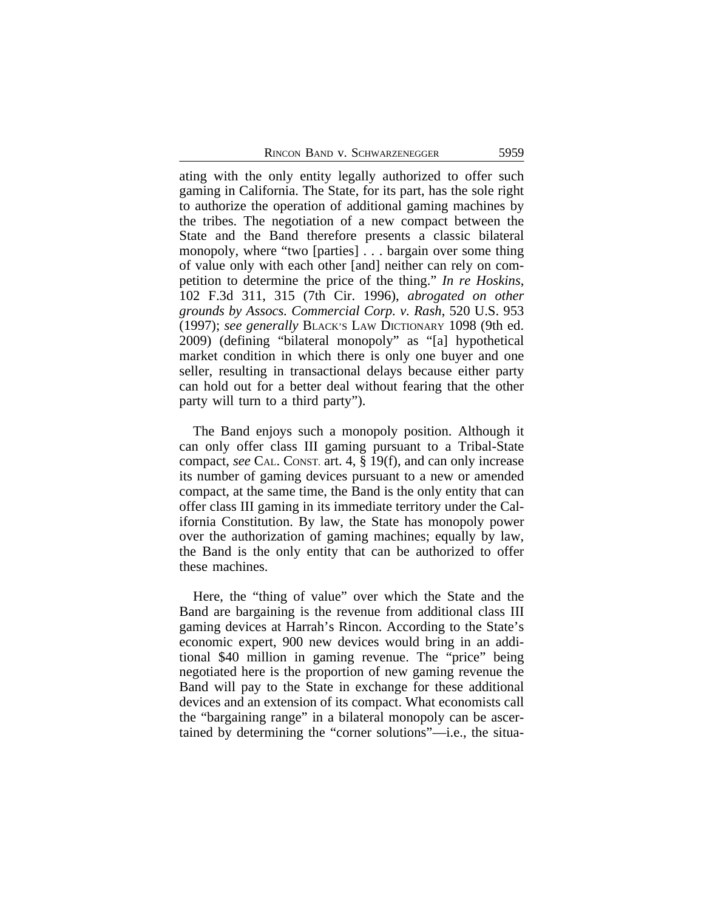ating with the only entity legally authorized to offer such gaming in California. The State, for its part, has the sole right to authorize the operation of additional gaming machines by the tribes. The negotiation of a new compact between the State and the Band therefore presents a classic bilateral monopoly, where "two [parties] . . . bargain over some thing of value only with each other [and] neither can rely on competition to determine the price of the thing." *In re Hoskins*, 102 F.3d 311, 315 (7th Cir. 1996), *abrogated on other grounds by Assocs. Commercial Corp. v. Rash*, 520 U.S. 953 (1997); *see generally* BLACK'S LAW DICTIONARY 1098 (9th ed. 2009) (defining "bilateral monopoly" as "[a] hypothetical market condition in which there is only one buyer and one seller, resulting in transactional delays because either party can hold out for a better deal without fearing that the other party will turn to a third party").

The Band enjoys such a monopoly position. Although it can only offer class III gaming pursuant to a Tribal-State compact, *see* CAL. CONST. art. 4, § 19(f), and can only increase its number of gaming devices pursuant to a new or amended compact, at the same time, the Band is the only entity that can offer class III gaming in its immediate territory under the California Constitution. By law, the State has monopoly power over the authorization of gaming machines; equally by law, the Band is the only entity that can be authorized to offer these machines.

Here, the "thing of value" over which the State and the Band are bargaining is the revenue from additional class III gaming devices at Harrah's Rincon. According to the State's economic expert, 900 new devices would bring in an additional $40 million in gaming revenue. The "price" being negotiated here is the proportion of new gaming revenue the Band will pay to the State in exchange for these additional devices and an extension of its compact. What economists call the "bargaining range" in a bilateral monopoly can be ascertained by determining the "corner solutions"—i.e., the situa-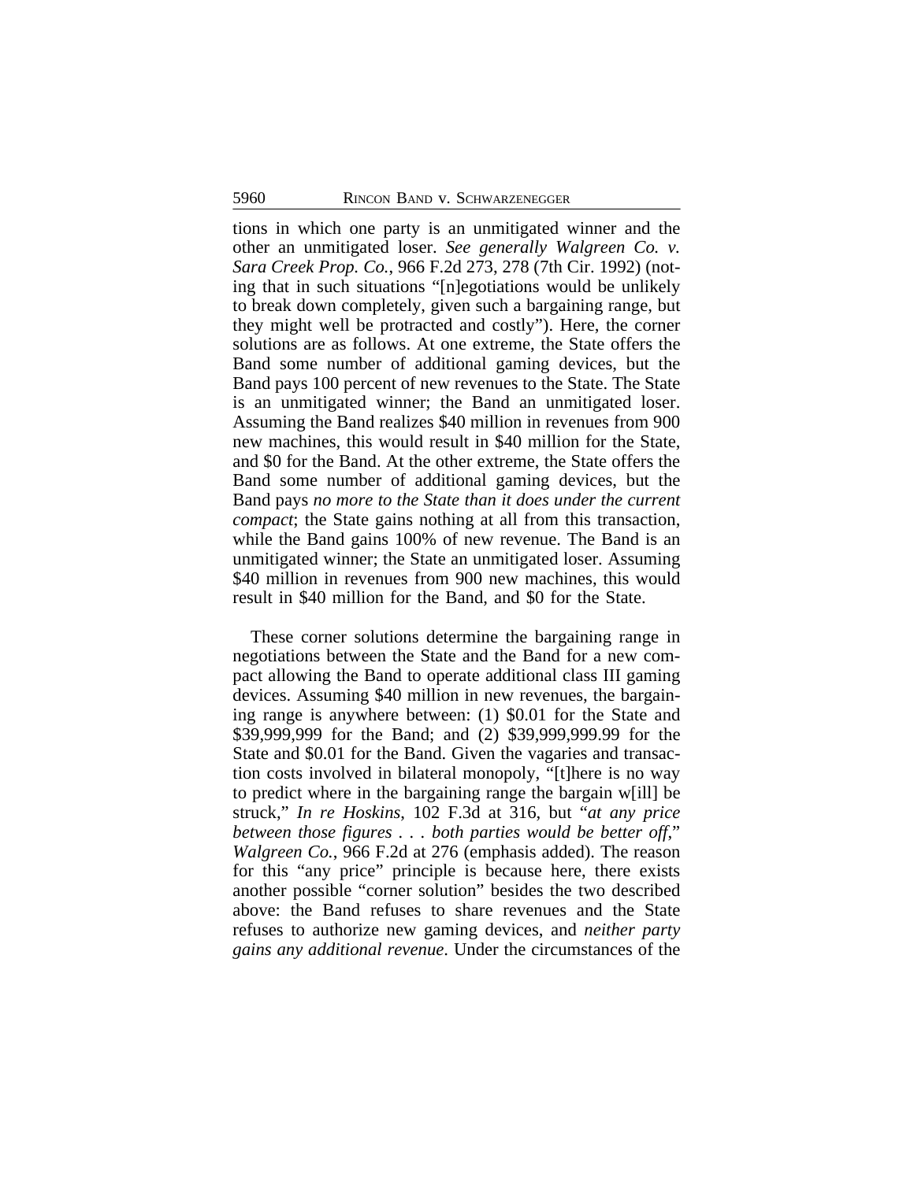tions in which one party is an unmitigated winner and the other an unmitigated loser. *See generally Walgreen Co. v. Sara Creek Prop. Co.*, 966 F.2d 273, 278 (7th Cir. 1992) (noting that in such situations "[n]egotiations would be unlikely to break down completely, given such a bargaining range, but they might well be protracted and costly"). Here, the corner solutions are as follows. At one extreme, the State offers the Band some number of additional gaming devices, but the Band pays 100 percent of new revenues to the State. The State is an unmitigated winner; the Band an unmitigated loser. Assuming the Band realizes $40 million in revenues from 900 new machines, this would result in $40 million for the State, and $0 for the Band. At the other extreme, the State offers the Band some number of additional gaming devices, but the Band pays *no more to the State than it does under the current compact*; the State gains nothing at all from this transaction, while the Band gains 100% of new revenue. The Band is an unmitigated winner; the State an unmitigated loser. Assuming $40 million in revenues from 900 new machines, this would result in $40 million for the Band, and $0 for the State.

These corner solutions determine the bargaining range in negotiations between the State and the Band for a new compact allowing the Band to operate additional class III gaming devices. Assuming $40 million in new revenues, the bargaining range is anywhere between: (1) $0.01 for the State and $39,999,999 for the Band; and (2) $39,999,999.99 for the State and $0.01 for the Band. Given the vagaries and transaction costs involved in bilateral monopoly, "[t]here is no way to predict where in the bargaining range the bargain w[ill] be struck," *In re Hoskins*, 102 F.3d at 316, but "*at any price between those figures . . . both parties would be better off*," *Walgreen Co.*, 966 F.2d at 276 (emphasis added). The reason for this "any price" principle is because here, there exists another possible "corner solution" besides the two described above: the Band refuses to share revenues and the State refuses to authorize new gaming devices, and *neither party gains any additional revenue*. Under the circumstances of the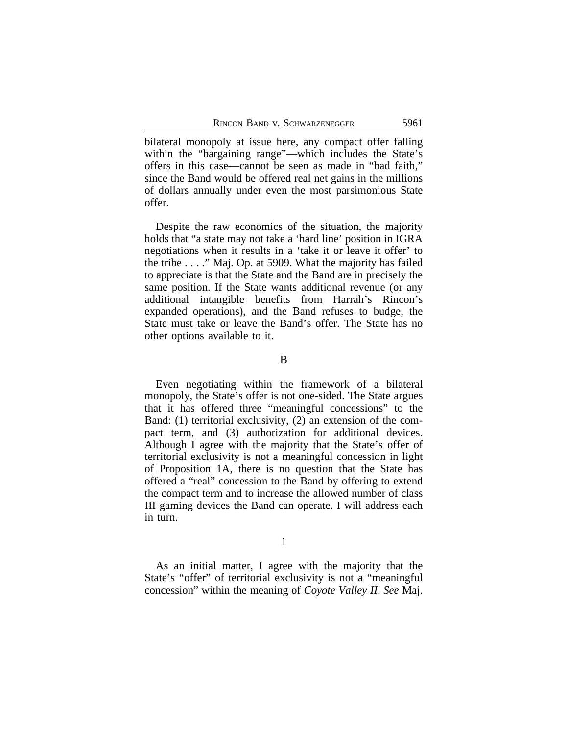bilateral monopoly at issue here, any compact offer falling within the "bargaining range"—which includes the State's offers in this case—cannot be seen as made in "bad faith," since the Band would be offered real net gains in the millions of dollars annually under even the most parsimonious State offer.

Despite the raw economics of the situation, the majority holds that "a state may not take a 'hard line' position in IGRA negotiations when it results in a 'take it or leave it offer' to the tribe . . . ." Maj. Op. at 5909. What the majority has failed to appreciate is that the State and the Band are in precisely the same position. If the State wants additional revenue (or any additional intangible benefits from Harrah's Rincon's expanded operations), and the Band refuses to budge, the State must take or leave the Band's offer. The State has no other options available to it.

## B

Even negotiating within the framework of a bilateral monopoly, the State's offer is not one-sided. The State argues that it has offered three "meaningful concessions" to the Band: (1) territorial exclusivity, (2) an extension of the compact term, and (3) authorization for additional devices. Although I agree with the majority that the State's offer of territorial exclusivity is not a meaningful concession in light of Proposition 1A, there is no question that the State has offered a "real" concession to the Band by offering to extend the compact term and to increase the allowed number of class III gaming devices the Band can operate. I will address each in turn.

### 1

As an initial matter, I agree with the majority that the State's "offer" of territorial exclusivity is not a "meaningful concession" within the meaning of *Coyote Valley II*. *See* Maj.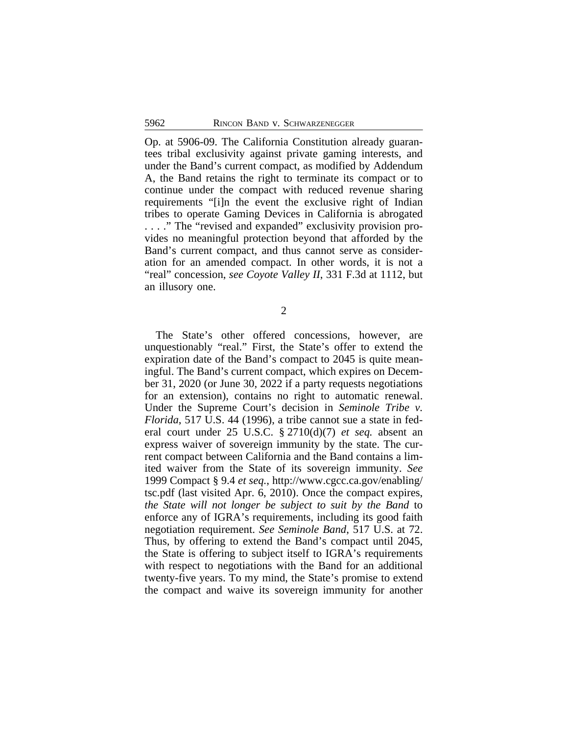Op. at 5906-09. The California Constitution already guarantees tribal exclusivity against private gaming interests, and under the Band's current compact, as modified by Addendum A, the Band retains the right to terminate its compact or to continue under the compact with reduced revenue sharing requirements "[i]n the event the exclusive right of Indian tribes to operate Gaming Devices in California is abrogated . . . ." The "revised and expanded" exclusivity provision provides no meaningful protection beyond that afforded by the Band's current compact, and thus cannot serve as consideration for an amended compact. In other words, it is not a "real" concession, *see Coyote Valley II*, 331 F.3d at 1112, but an illusory one.

2

The State's other offered concessions, however, are unquestionably "real." First, the State's offer to extend the expiration date of the Band's compact to 2045 is quite meaningful. The Band's current compact, which expires on December 31, 2020 (or June 30, 2022 if a party requests negotiations for an extension), contains no right to automatic renewal. Under the Supreme Court's decision in *Seminole Tribe v. Florida*, 517 U.S. 44 (1996), a tribe cannot sue a state in federal court under 25 U.S.C. § 2710(d)(7) *et seq.* absent an express waiver of sovereign immunity by the state. The current compact between California and the Band contains a limited waiver from the State of its sovereign immunity. *See* 1999 Compact § 9.4 *et seq.*, http://www.cgcc.ca.gov/enabling/tsc.pdf (last visited Apr. 6, 2010). Once the compact expires, *the State will not longer be subject to suit by the Band* to enforce any of IGRA's requirements, including its good faith negotiation requirement. *See Seminole Band*, 517 U.S. at 72. Thus, by offering to extend the Band's compact until 2045, the State is offering to subject itself to IGRA's requirements with respect to negotiations with the Band for an additional twenty-five years. To my mind, the State's promise to extend the compact and waive its sovereign immunity for another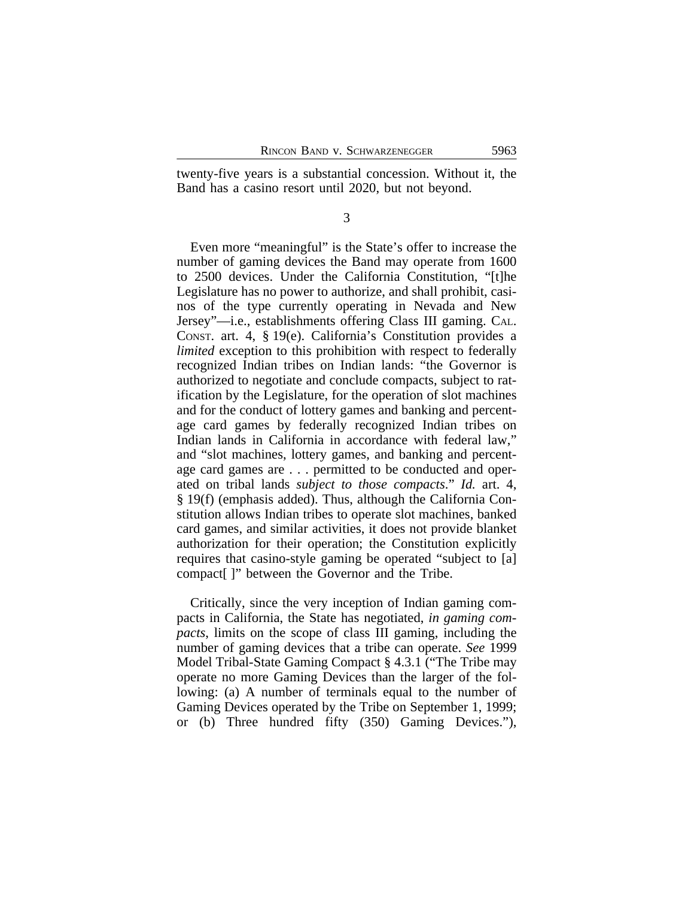twenty-five years is a substantial concession. Without it, the Band has a casino resort until 2020, but not beyond.

3

Even more "meaningful" is the State's offer to increase the number of gaming devices the Band may operate from 1600 to 2500 devices. Under the California Constitution, "[t]he Legislature has no power to authorize, and shall prohibit, casinos of the type currently operating in Nevada and New Jersey"—i.e., establishments offering Class III gaming. CAL. CONST. art. 4, § 19(e). California's Constitution provides a *limited* exception to this prohibition with respect to federally recognized Indian tribes on Indian lands: "the Governor is authorized to negotiate and conclude compacts, subject to ratification by the Legislature, for the operation of slot machines and for the conduct of lottery games and banking and percentage card games by federally recognized Indian tribes on Indian lands in California in accordance with federal law," and "slot machines, lottery games, and banking and percentage card games are . . . permitted to be conducted and operated on tribal lands *subject to those compacts*." *Id.* art. 4, § 19(f) (emphasis added). Thus, although the California Constitution allows Indian tribes to operate slot machines, banked card games, and similar activities, it does not provide blanket authorization for their operation; the Constitution explicitly requires that casino-style gaming be operated "subject to [a] compact[ ]" between the Governor and the Tribe.

Critically, since the very inception of Indian gaming compacts in California, the State has negotiated, *in gaming compacts*, limits on the scope of class III gaming, including the number of gaming devices that a tribe can operate. *See* 1999 Model Tribal-State Gaming Compact § 4.3.1 ("The Tribe may operate no more Gaming Devices than the larger of the following: (a) A number of terminals equal to the number of Gaming Devices operated by the Tribe on September 1, 1999; or (b) Three hundred fifty (350) Gaming Devices."),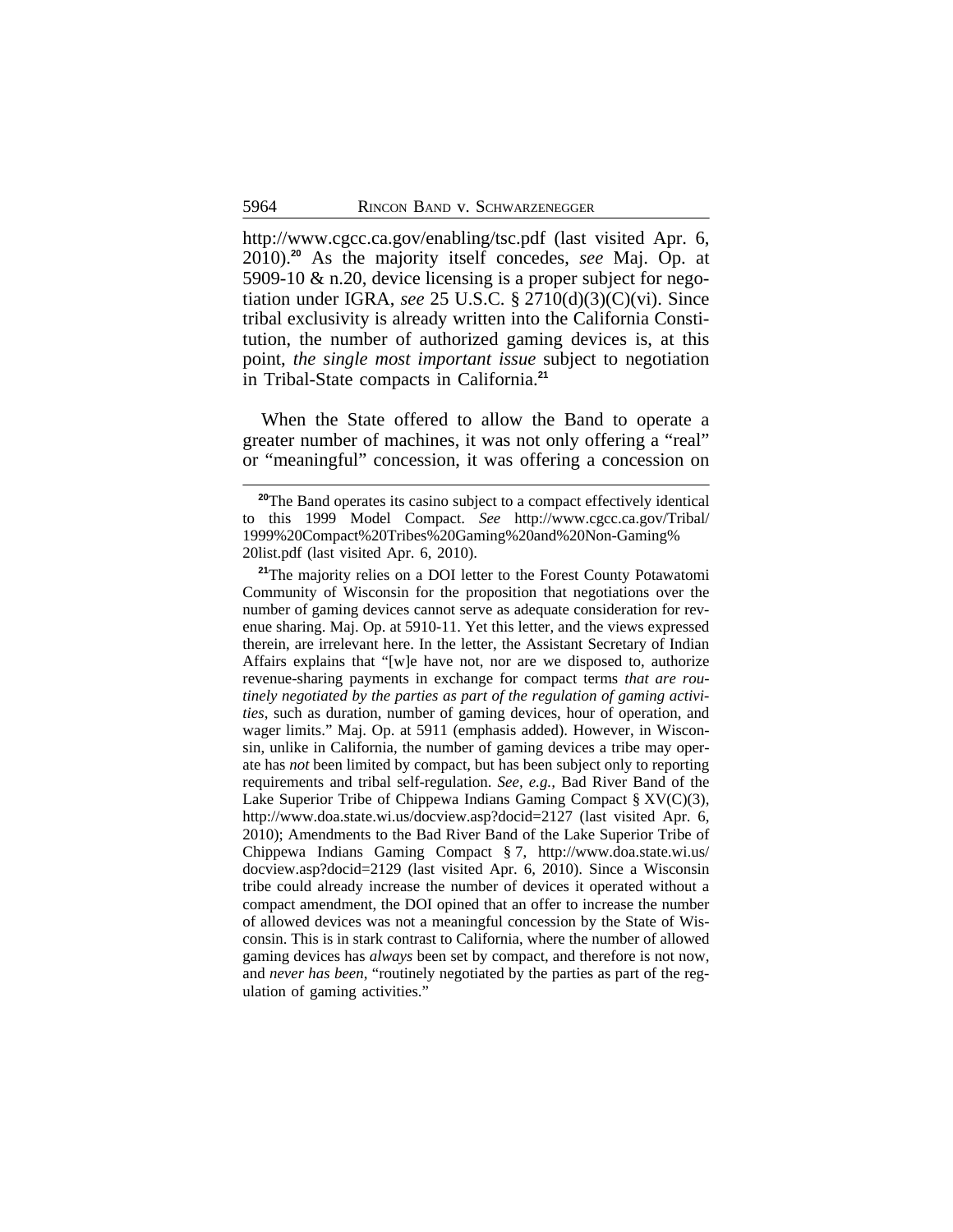http://www.cgcc.ca.gov/enabling/tsc.pdf (last visited Apr. 6, 2010).[20] As the majority itself concedes, *see* Maj. Op. at 5909-10 & n.20, device licensing is a proper subject for negotiation under IGRA, *see* 25 U.S.C. § 2710(d)(3)(C)(vi). Since tribal exclusivity is already written into the California Constitution, the number of authorized gaming devices is, at this point, *the single most important issue* subject to negotiation in Tribal-State compacts in California.[21]

When the State offered to allow the Band to operate a greater number of machines, it was not only offering a "real" or "meaningful" concession, it was offering a concession on

---

[20] The Band operates its casino subject to a compact effectively identical to this 1999 Model Compact. *See* http://www.cgcc.ca.gov/Tribal/1999%20Compact%20Tribes%20Gaming%20and%20Non-Gaming%20list.pdf (last visited Apr. 6, 2010).

[21] The majority relies on a DOI letter to the Forest County Potawatomi Community of Wisconsin for the proposition that negotiations over the number of gaming devices cannot serve as adequate consideration for revenue sharing. Maj. Op. at 5910-11. Yet this letter, and the views expressed therein, are irrelevant here. In the letter, the Assistant Secretary of Indian Affairs explains that "[w]e have not, nor are we disposed to, authorize revenue-sharing payments in exchange for compact terms *that are routinely negotiated by the parties as part of the regulation of gaming activities*, such as duration, number of gaming devices, hour of operation, and wager limits." Maj. Op. at 5911 (emphasis added). However, in Wisconsin, unlike in California, the number of gaming devices a tribe may operate has *not* been limited by compact, but has been subject only to reporting requirements and tribal self-regulation. *See, e.g.*, Bad River Band of the Lake Superior Tribe of Chippewa Indians Gaming Compact § XV(C)(3), http://www.doa.state.wi.us/docview.asp?docid=2127 (last visited Apr. 6, 2010); Amendments to the Bad River Band of the Lake Superior Tribe of Chippewa Indians Gaming Compact § 7, http://www.doa.state.wi.us/docview.asp?docid=2129 (last visited Apr. 6, 2010). Since a Wisconsin tribe could already increase the number of devices it operated without a compact amendment, the DOI opined that an offer to increase the number of allowed devices was not a meaningful concession by the State of Wisconsin. This is in stark contrast to California, where the number of allowed gaming devices has *always* been set by compact, and therefore is not now, and *never has been*, "routinely negotiated by the parties as part of the regulation of gaming activities."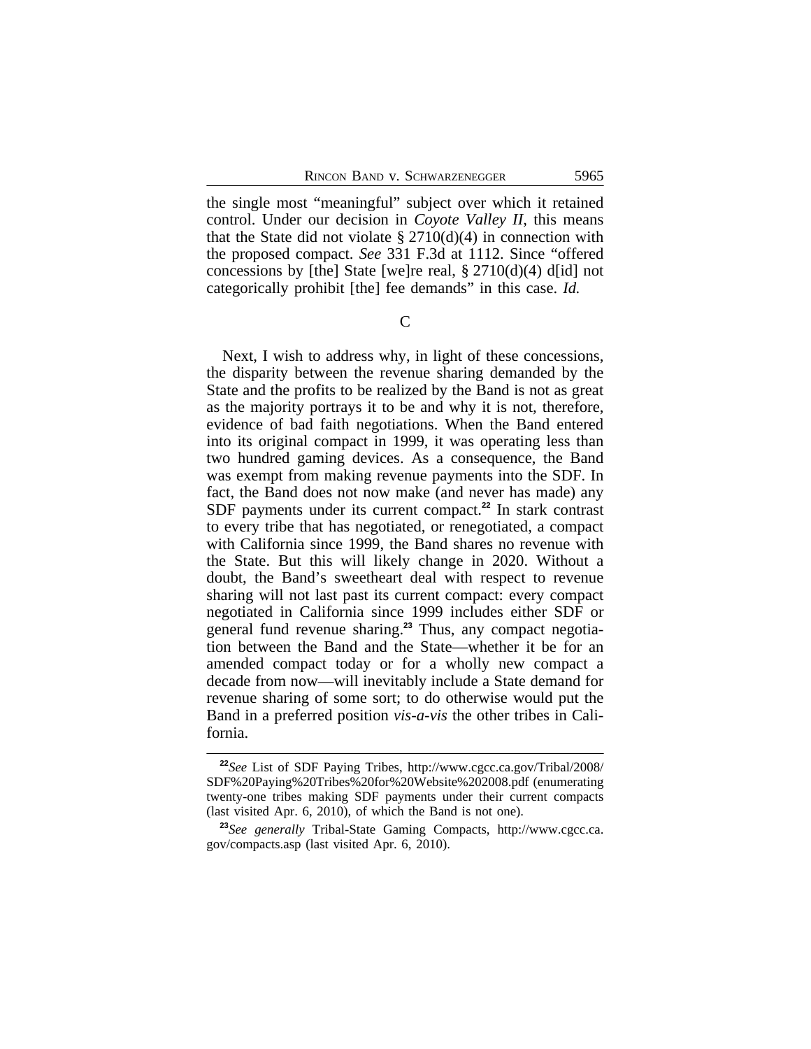the single most "meaningful" subject over which it retained control. Under our decision in *Coyote Valley II*, this means that the State did not violate § 2710(d)(4) in connection with the proposed compact. *See* 331 F.3d at 1112. Since "offered concessions by [the] State [we]re real, § 2710(d)(4) d[id] not categorically prohibit [the] fee demands" in this case. *Id.*

### C

Next, I wish to address why, in light of these concessions, the disparity between the revenue sharing demanded by the State and the profits to be realized by the Band is not as great as the majority portrays it to be and why it is not, therefore, evidence of bad faith negotiations. When the Band entered into its original compact in 1999, it was operating less than two hundred gaming devices. As a consequence, the Band was exempt from making revenue payments into the SDF. In fact, the Band does not now make (and never has made) any SDF payments under its current compact.[22] In stark contrast to every tribe that has negotiated, or renegotiated, a compact with California since 1999, the Band shares no revenue with the State. But this will likely change in 2020. Without a doubt, the Band's sweetheart deal with respect to revenue sharing will not last past its current compact: every compact negotiated in California since 1999 includes either SDF or general fund revenue sharing.[23] Thus, any compact negotiation between the Band and the State—whether it be for an amended compact today or for a wholly new compact a decade from now—will inevitably include a State demand for revenue sharing of some sort; to do otherwise would put the Band in a preferred position *vis-a-vis* the other tribes in California.

---

[22]*See* List of SDF Paying Tribes, http://www.cgcc.ca.gov/Tribal/2008/SDF%20Paying%20Tribes%20for%20Website%202008.pdf (enumerating twenty-one tribes making SDF payments under their current compacts (last visited Apr. 6, 2010), of which the Band is not one).

[23]*See generally* Tribal-State Gaming Compacts, http://www.cgcc.ca.gov/compacts.asp (last visited Apr. 6, 2010).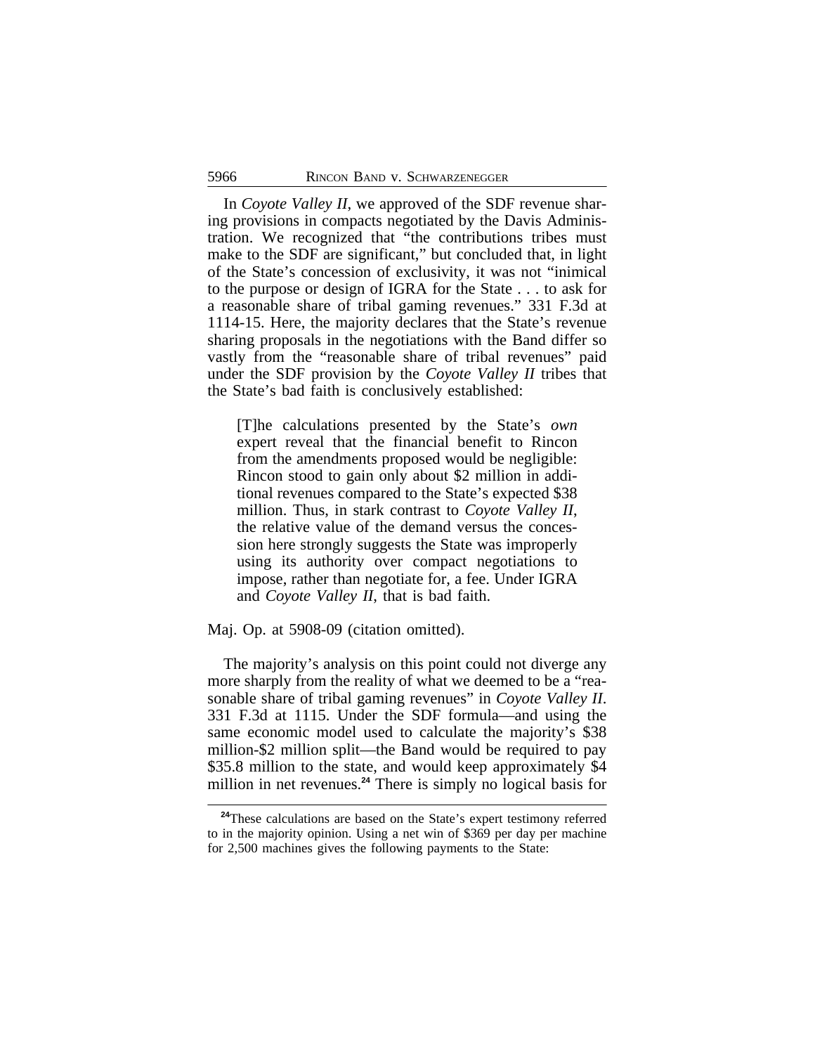In *Coyote Valley II*, we approved of the SDF revenue sharing provisions in compacts negotiated by the Davis Administration. We recognized that "the contributions tribes must make to the SDF are significant," but concluded that, in light of the State's concession of exclusivity, it was not "inimical to the purpose or design of IGRA for the State . . . to ask for a reasonable share of tribal gaming revenues." 331 F.3d at 1114-15. Here, the majority declares that the State's revenue sharing proposals in the negotiations with the Band differ so vastly from the "reasonable share of tribal revenues" paid under the SDF provision by the *Coyote Valley II* tribes that the State's bad faith is conclusively established:

> [T]he calculations presented by the State's *own* expert reveal that the financial benefit to Rincon from the amendments proposed would be negligible: Rincon stood to gain only about $2 million in additional revenues compared to the State's expected $38 million. Thus, in stark contrast to *Coyote Valley II*, the relative value of the demand versus the concession here strongly suggests the State was improperly using its authority over compact negotiations to impose, rather than negotiate for, a fee. Under IGRA and *Coyote Valley II*, that is bad faith.

Maj. Op. at 5908-09 (citation omitted).

The majority's analysis on this point could not diverge any more sharply from the reality of what we deemed to be a "reasonable share of tribal gaming revenues" in *Coyote Valley II*. 331 F.3d at 1115. Under the SDF formula—and using the same economic model used to calculate the majority's $38 million-$2 million split—the Band would be required to pay $35.8 million to the state, and would keep approximately $4 million in net revenues.[24] There is simply no logical basis for

[24] These calculations are based on the State's expert testimony referred to in the majority opinion. Using a net win of $369 per day per machine for 2,500 machines gives the following payments to the State: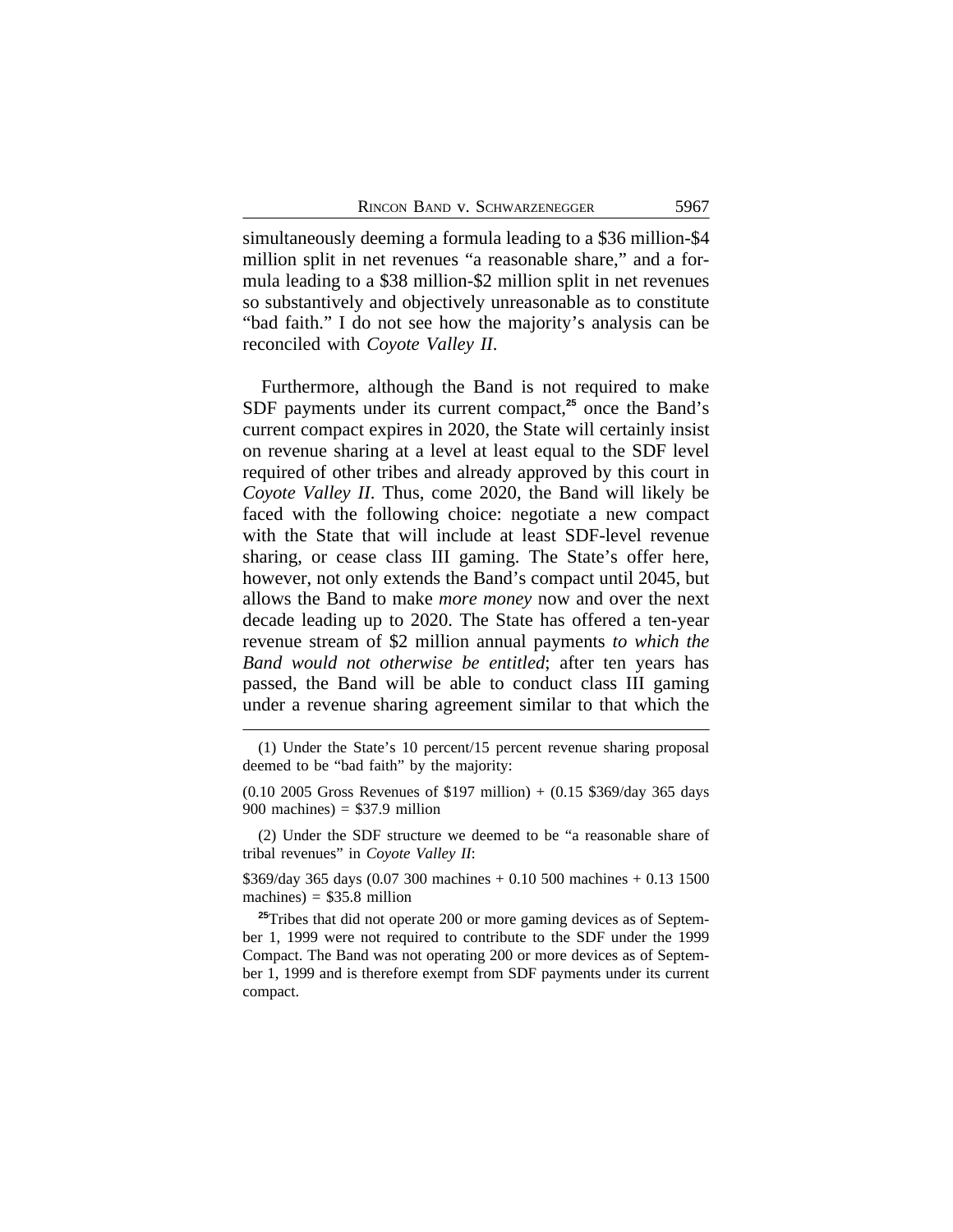simultaneously deeming a formula leading to a \$36 million-\$4 million split in net revenues "a reasonable share," and a formula leading to a \$38 million-\$2 million split in net revenues so substantively and objectively unreasonable as to constitute "bad faith." I do not see how the majority's analysis can be reconciled with *Coyote Valley II*.

Furthermore, although the Band is not required to make SDF payments under its current compact,[25] once the Band's current compact expires in 2020, the State will certainly insist on revenue sharing at a level at least equal to the SDF level required of other tribes and already approved by this court in *Coyote Valley II*. Thus, come 2020, the Band will likely be faced with the following choice: negotiate a new compact with the State that will include at least SDF-level revenue sharing, or cease class III gaming. The State's offer here, however, not only extends the Band's compact until 2045, but allows the Band to make *more money* now and over the next decade leading up to 2020. The State has offered a ten-year revenue stream of \$2 million annual payments *to which the Band would not otherwise be entitled*; after ten years has passed, the Band will be able to conduct class III gaming under a revenue sharing agreement similar to that which the

---

(1) Under the State's 10 percent/15 percent revenue sharing proposal deemed to be "bad faith" by the majority:

(0.10 2005 Gross Revenues of \$197 million) + (0.15 \$369/day 365 days 900 machines) = \$37.9 million

(2) Under the SDF structure we deemed to be "a reasonable share of tribal revenues" in *Coyote Valley II*:

\$369/day 365 days (0.07 300 machines + 0.10 500 machines + 0.13 1500 machines) = \$35.8 million

[25] Tribes that did not operate 200 or more gaming devices as of September 1, 1999 were not required to contribute to the SDF under the 1999 Compact. The Band was not operating 200 or more devices as of September 1, 1999 and is therefore exempt from SDF payments under its current compact.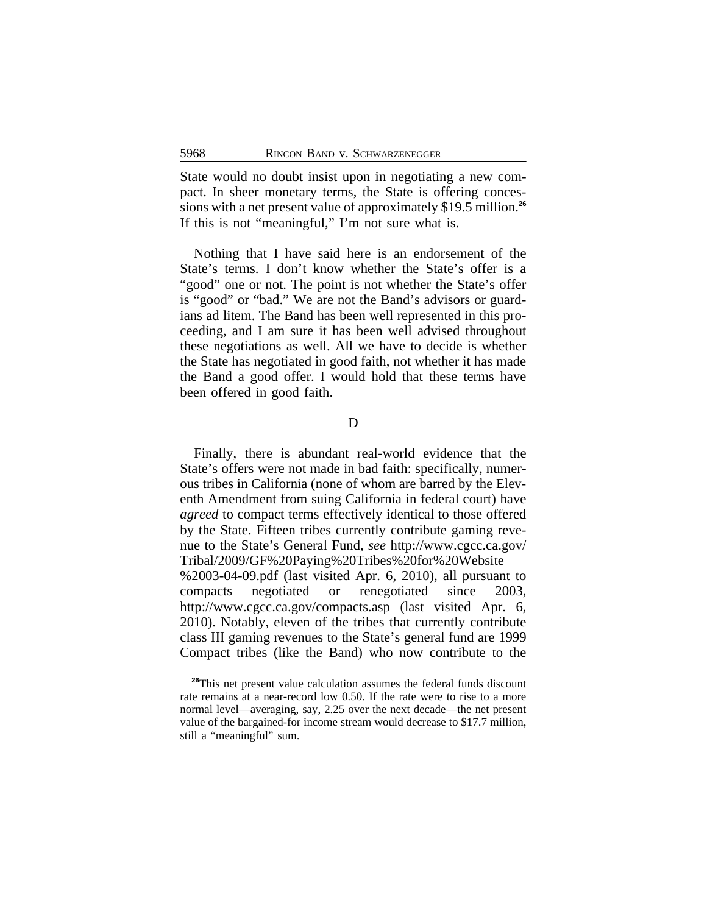State would no doubt insist upon in negotiating a new compact. In sheer monetary terms, the State is offering concessions with a net present value of approximately $19.5 million.[26] If this is not "meaningful," I'm not sure what is.

Nothing that I have said here is an endorsement of the State's terms. I don't know whether the State's offer is a "good" one or not. The point is not whether the State's offer is "good" or "bad." We are not the Band's advisors or guardians ad litem. The Band has been well represented in this proceeding, and I am sure it has been well advised throughout these negotiations as well. All we have to decide is whether the State has negotiated in good faith, not whether it has made the Band a good offer. I would hold that these terms have been offered in good faith.

D

Finally, there is abundant real-world evidence that the State's offers were not made in bad faith: specifically, numerous tribes in California (none of whom are barred by the Eleventh Amendment from suing California in federal court) have *agreed* to compact terms effectively identical to those offered by the State. Fifteen tribes currently contribute gaming revenue to the State's General Fund, *see* http://www.cgcc.ca.gov/Tribal/2009/GF%20Paying%20Tribes%20for%20Website%2003-04-09.pdf (last visited Apr. 6, 2010), all pursuant to compacts negotiated or renegotiated since 2003, http://www.cgcc.ca.gov/compacts.asp (last visited Apr. 6, 2010). Notably, eleven of the tribes that currently contribute class III gaming revenues to the State's general fund are 1999 Compact tribes (like the Band) who now contribute to the

[26] This net present value calculation assumes the federal funds discount rate remains at a near-record low 0.50. If the rate were to rise to a more normal level—averaging, say, 2.25 over the next decade—the net present value of the bargained-for income stream would decrease to $17.7 million, still a "meaningful" sum.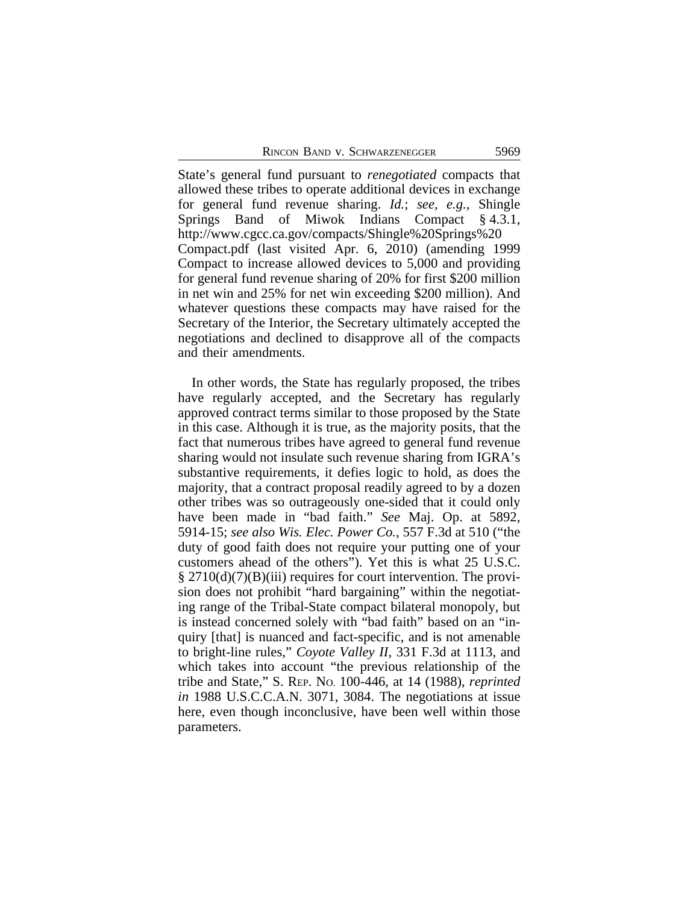State's general fund pursuant to *renegotiated* compacts that allowed these tribes to operate additional devices in exchange for general fund revenue sharing. *Id.*; *see, e.g.*, Shingle Springs Band of Miwok Indians Compact § 4.3.1, http://www.cgcc.ca.gov/compacts/Shingle%20Springs%20Compact.pdf (last visited Apr. 6, 2010) (amending 1999 Compact to increase allowed devices to 5,000 and providing for general fund revenue sharing of 20% for first $200 million in net win and 25% for net win exceeding $200 million). And whatever questions these compacts may have raised for the Secretary of the Interior, the Secretary ultimately accepted the negotiations and declined to disapprove all of the compacts and their amendments.

In other words, the State has regularly proposed, the tribes have regularly accepted, and the Secretary has regularly approved contract terms similar to those proposed by the State in this case. Although it is true, as the majority posits, that the fact that numerous tribes have agreed to general fund revenue sharing would not insulate such revenue sharing from IGRA's substantive requirements, it defies logic to hold, as does the majority, that a contract proposal readily agreed to by a dozen other tribes was so outrageously one-sided that it could only have been made in "bad faith." *See* Maj. Op. at 5892, 5914-15; *see also Wis. Elec. Power Co.*, 557 F.3d at 510 ("the duty of good faith does not require your putting one of your customers ahead of the others"). Yet this is what 25 U.S.C. § 2710(d)(7)(B)(iii) requires for court intervention. The provision does not prohibit "hard bargaining" within the negotiating range of the Tribal-State compact bilateral monopoly, but is instead concerned solely with "bad faith" based on an "inquiry [that] is nuanced and fact-specific, and is not amenable to bright-line rules," *Coyote Valley II*, 331 F.3d at 1113, and which takes into account "the previous relationship of the tribe and State," S. REP. NO. 100-446, at 14 (1988), *reprinted in* 1988 U.S.C.C.A.N. 3071, 3084. The negotiations at issue here, even though inconclusive, have been well within those parameters.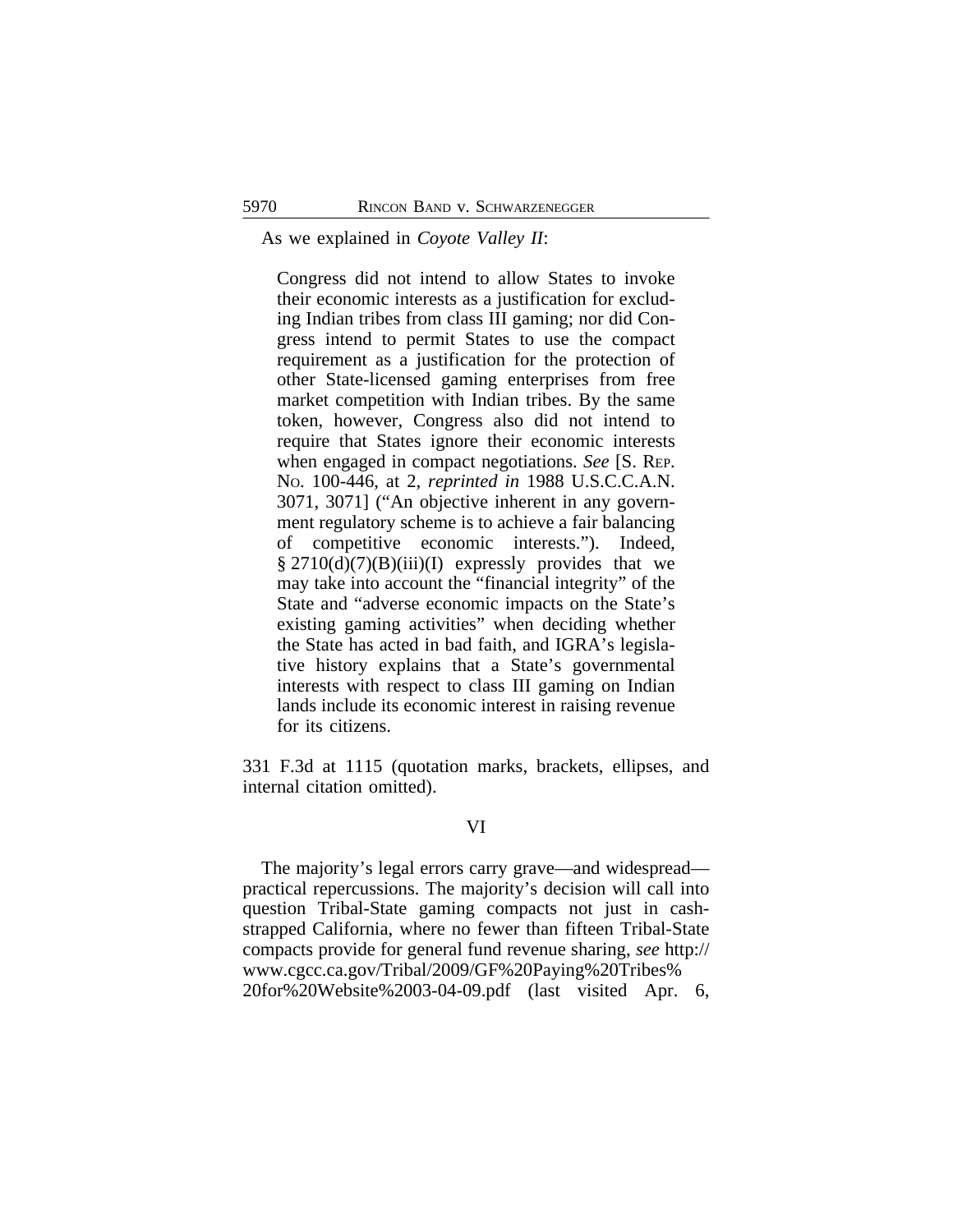As we explained in *Coyote Valley II*:

> Congress did not intend to allow States to invoke their economic interests as a justification for excluding Indian tribes from class III gaming; nor did Congress intend to permit States to use the compact requirement as a justification for the protection of other State-licensed gaming enterprises from free market competition with Indian tribes. By the same token, however, Congress also did not intend to require that States ignore their economic interests when engaged in compact negotiations. *See* [S. Rep. No. 100-446, at 2, *reprinted in* 1988 U.S.C.C.A.N. 3071, 3071] ("An objective inherent in any government regulatory scheme is to achieve a fair balancing of competitive economic interests."). Indeed, § 2710(d)(7)(B)(iii)(I) expressly provides that we may take into account the "financial integrity" of the State and "adverse economic impacts on the State's existing gaming activities" when deciding whether the State has acted in bad faith, and IGRA's legislative history explains that a State's governmental interests with respect to class III gaming on Indian lands include its economic interest in raising revenue for its citizens.

331 F.3d at 1115 (quotation marks, brackets, ellipses, and internal citation omitted).

## VI

The majority's legal errors carry grave—and widespread—practical repercussions. The majority's decision will call into question Tribal-State gaming compacts not just in cash-strapped California, where no fewer than fifteen Tribal-State compacts provide for general fund revenue sharing, *see* http://www.cgcc.ca.gov/Tribal/2009/GF%20Paying%20Tribes%20for%20Website%2003-04-09.pdf (last visited Apr. 6,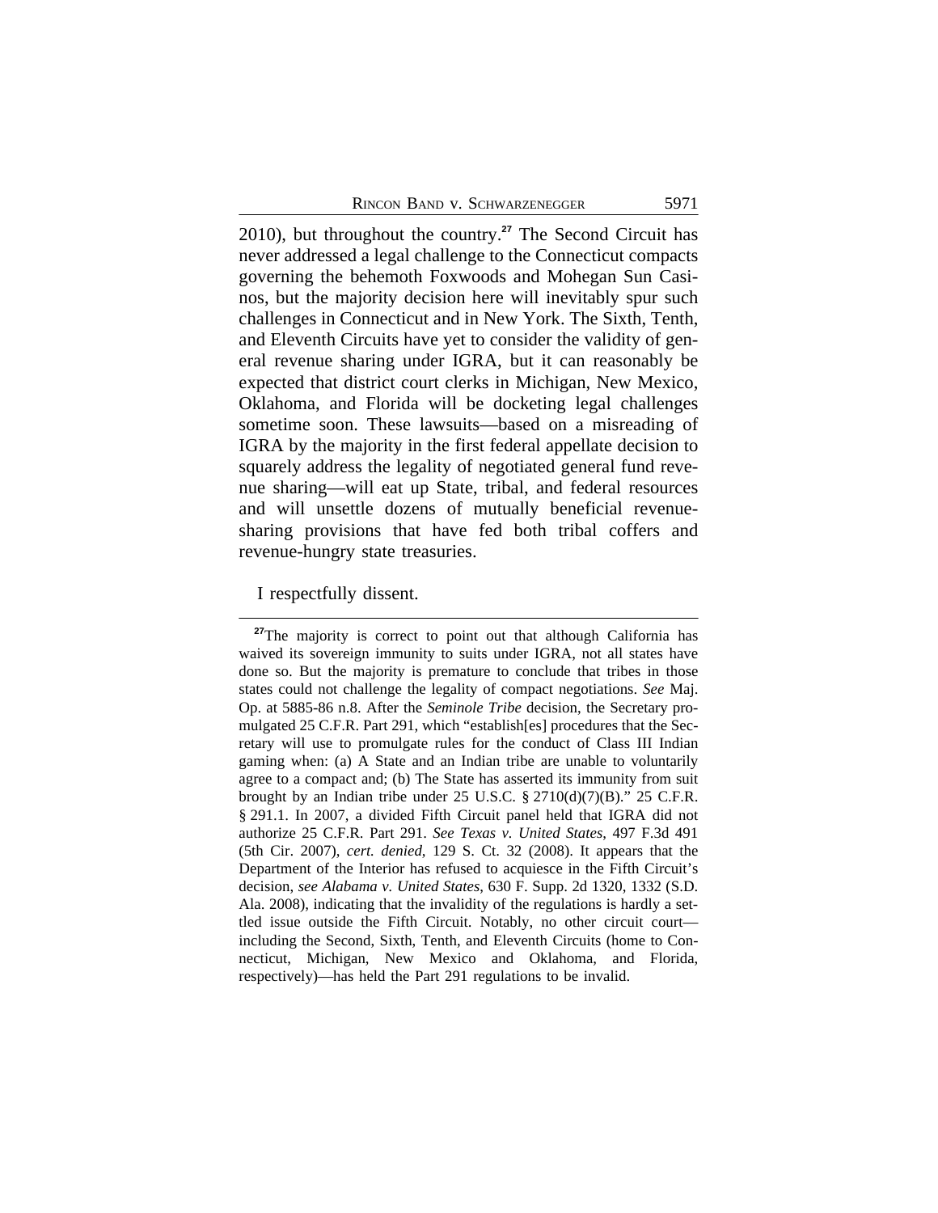2010), but throughout the country.[27] The Second Circuit has never addressed a legal challenge to the Connecticut compacts governing the behemoth Foxwoods and Mohegan Sun Casinos, but the majority decision here will inevitably spur such challenges in Connecticut and in New York. The Sixth, Tenth, and Eleventh Circuits have yet to consider the validity of general revenue sharing under IGRA, but it can reasonably be expected that district court clerks in Michigan, New Mexico, Oklahoma, and Florida will be docketing legal challenges sometime soon. These lawsuits—based on a misreading of IGRA by the majority in the first federal appellate decision to squarely address the legality of negotiated general fund revenue sharing—will eat up State, tribal, and federal resources and will unsettle dozens of mutually beneficial revenue-sharing provisions that have fed both tribal coffers and revenue-hungry state treasuries.

I respectfully dissent.

---

[27]The majority is correct to point out that although California has waived its sovereign immunity to suits under IGRA, not all states have done so. But the majority is premature to conclude that tribes in those states could not challenge the legality of compact negotiations. *See* Maj. Op. at 5885-86 n.8. After the *Seminole Tribe* decision, the Secretary promulgated 25 C.F.R. Part 291, which "establish[es] procedures that the Secretary will use to promulgate rules for the conduct of Class III Indian gaming when: (a) A State and an Indian tribe are unable to voluntarily agree to a compact and; (b) The State has asserted its immunity from suit brought by an Indian tribe under 25 U.S.C. § 2710(d)(7)(B)." 25 C.F.R. § 291.1. In 2007, a divided Fifth Circuit panel held that IGRA did not authorize 25 C.F.R. Part 291. *See Texas v. United States*, 497 F.3d 491 (5th Cir. 2007), *cert. denied*, 129 S. Ct. 32 (2008). It appears that the Department of the Interior has refused to acquiesce in the Fifth Circuit's decision, *see Alabama v. United States*, 630 F. Supp. 2d 1320, 1332 (S.D. Ala. 2008), indicating that the invalidity of the regulations is hardly a settled issue outside the Fifth Circuit. Notably, no other circuit court—including the Second, Sixth, Tenth, and Eleventh Circuits (home to Connecticut, Michigan, New Mexico and Oklahoma, and Florida, respectively)—has held the Part 291 regulations to be invalid.